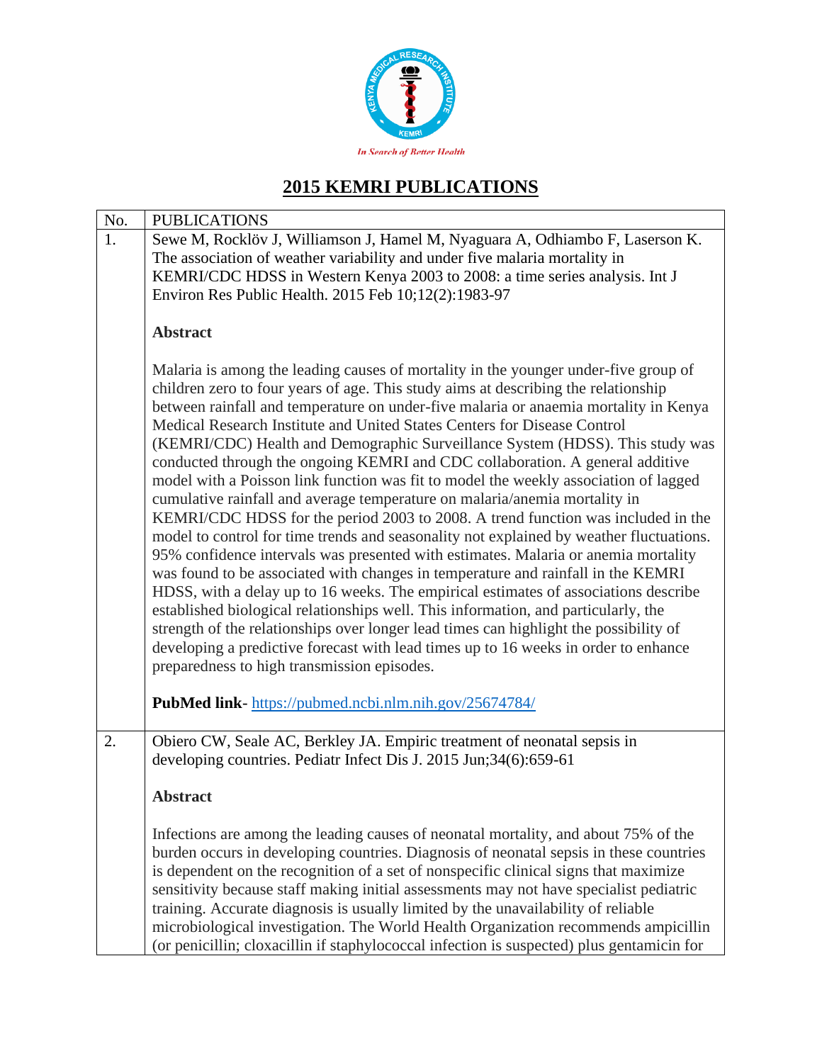In Search of Better Health

# 2015 KEMRI PUBLICATIONS

| No. | PUBLICATIONS |
|---|---|
| 1. | Sewe M, Rocklöv J, Williamson J, Hamel M, Nyaguara A, Odhiambo F, Laserson K. The association of weather variability and under five malaria mortality in KEMRI/CDC HDSS in Western Kenya 2003 to 2008: a time series analysis. Int J Environ Res Public Health. 2015 Feb 10;12(2):1983-97<br><br>**Abstract**<br><br>Malaria is among the leading causes of mortality in the younger under-five group of children zero to four years of age. This study aims at describing the relationship between rainfall and temperature on under-five malaria or anaemia mortality in Kenya Medical Research Institute and United States Centers for Disease Control (KEMRI/CDC) Health and Demographic Surveillance System (HDSS). This study was conducted through the ongoing KEMRI and CDC collaboration. A general additive model with a Poisson link function was fit to model the weekly association of lagged cumulative rainfall and average temperature on malaria/anemia mortality in KEMRI/CDC HDSS for the period 2003 to 2008. A trend function was included in the model to control for time trends and seasonality not explained by weather fluctuations. 95% confidence intervals was presented with estimates. Malaria or anemia mortality was found to be associated with changes in temperature and rainfall in the KEMRI HDSS, with a delay up to 16 weeks. The empirical estimates of associations describe established biological relationships well. This information, and particularly, the strength of the relationships over longer lead times can highlight the possibility of developing a predictive forecast with lead times up to 16 weeks in order to enhance preparedness to high transmission episodes.<br><br>**PubMed link**- https://pubmed.ncbi.nlm.nih.gov/25674784/ |
| 2. | Obiero CW, Seale AC, Berkley JA. Empiric treatment of neonatal sepsis in developing countries. Pediatr Infect Dis J. 2015 Jun;34(6):659-61<br><br>**Abstract**<br><br>Infections are among the leading causes of neonatal mortality, and about 75% of the burden occurs in developing countries. Diagnosis of neonatal sepsis in these countries is dependent on the recognition of a set of nonspecific clinical signs that maximize sensitivity because staff making initial assessments may not have specialist pediatric training. Accurate diagnosis is usually limited by the unavailability of reliable microbiological investigation. The World Health Organization recommends ampicillin (or penicillin; cloxacillin if staphylococcal infection is suspected) plus gentamicin for |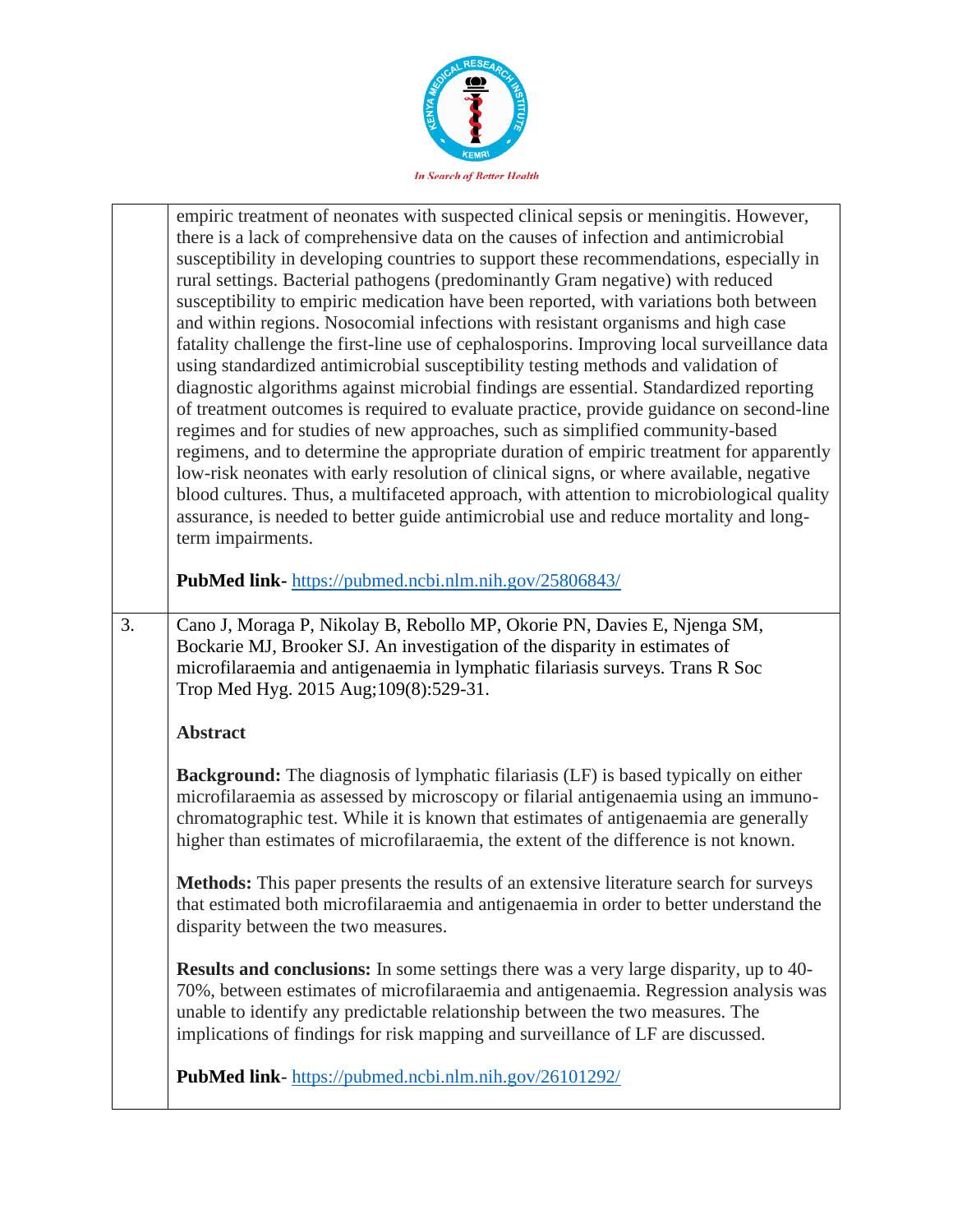| | |
|---|---|
| | empiric treatment of neonates with suspected clinical sepsis or meningitis. However, there is a lack of comprehensive data on the causes of infection and antimicrobial susceptibility in developing countries to support these recommendations, especially in rural settings. Bacterial pathogens (predominantly Gram negative) with reduced susceptibility to empiric medication have been reported, with variations both between and within regions. Nosocomial infections with resistant organisms and high case fatality challenge the first-line use of cephalosporins. Improving local surveillance data using standardized antimicrobial susceptibility testing methods and validation of diagnostic algorithms against microbial findings are essential. Standardized reporting of treatment outcomes is required to evaluate practice, provide guidance on second-line regimes and for studies of new approaches, such as simplified community-based regimens, and to determine the appropriate duration of empiric treatment for apparently low-risk neonates with early resolution of clinical signs, or where available, negative blood cultures. Thus, a multifaceted approach, with attention to microbiological quality assurance, is needed to better guide antimicrobial use and reduce mortality and long-term impairments.<br><br>**PubMed link-** https://pubmed.ncbi.nlm.nih.gov/25806843/ |
| 3. | Cano J, Moraga P, Nikolay B, Rebollo MP, Okorie PN, Davies E, Njenga SM, Bockarie MJ, Brooker SJ. An investigation of the disparity in estimates of microfilaraemia and antigenaemia in lymphatic filariasis surveys. Trans R Soc Trop Med Hyg. 2015 Aug;109(8):529-31.<br><br>**Abstract**<br><br>**Background:** The diagnosis of lymphatic filariasis (LF) is based typically on either microfilaraemia as assessed by microscopy or filarial antigenaemia using an immuno-chromatographic test. While it is known that estimates of antigenaemia are generally higher than estimates of microfilaraemia, the extent of the difference is not known.<br><br>**Methods:** This paper presents the results of an extensive literature search for surveys that estimated both microfilaraemia and antigenaemia in order to better understand the disparity between the two measures.<br><br>**Results and conclusions:** In some settings there was a very large disparity, up to 40-70%, between estimates of microfilaraemia and antigenaemia. Regression analysis was unable to identify any predictable relationship between the two measures. The implications of findings for risk mapping and surveillance of LF are discussed.<br><br>**PubMed link**- https://pubmed.ncbi.nlm.nih.gov/26101292/ |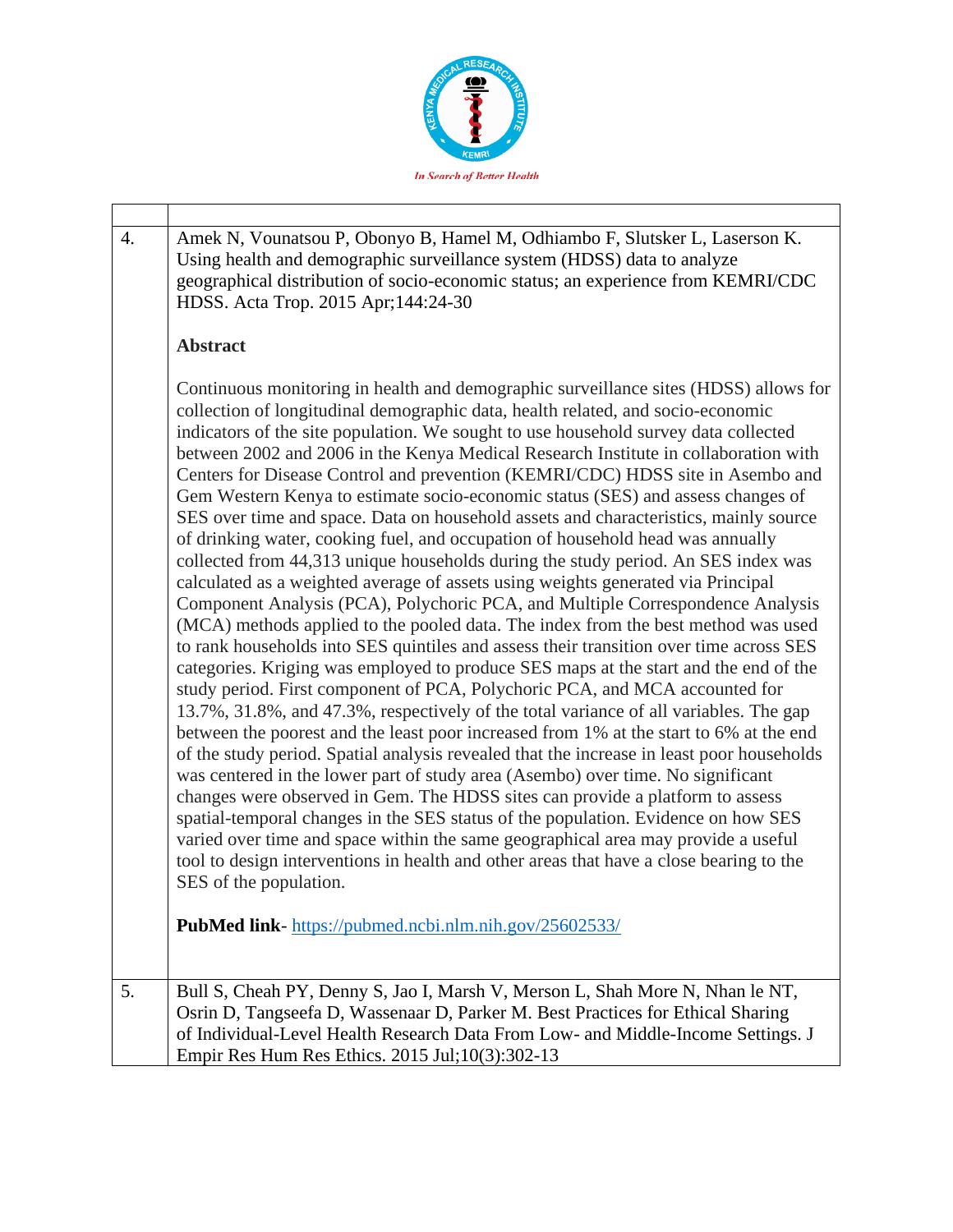| | |
|---|---|
| 4. | Amek N, Vounatsou P, Obonyo B, Hamel M, Odhiambo F, Slutsker L, Laserson K. Using health and demographic surveillance system (HDSS) data to analyze geographical distribution of socio-economic status; an experience from KEMRI/CDC HDSS. Acta Trop. 2015 Apr;144:24-30<br><br>**Abstract**<br><br>Continuous monitoring in health and demographic surveillance sites (HDSS) allows for collection of longitudinal demographic data, health related, and socio-economic indicators of the site population. We sought to use household survey data collected between 2002 and 2006 in the Kenya Medical Research Institute in collaboration with Centers for Disease Control and prevention (KEMRI/CDC) HDSS site in Asembo and Gem Western Kenya to estimate socio-economic status (SES) and assess changes of SES over time and space. Data on household assets and characteristics, mainly source of drinking water, cooking fuel, and occupation of household head was annually collected from 44,313 unique households during the study period. An SES index was calculated as a weighted average of assets using weights generated via Principal Component Analysis (PCA), Polychoric PCA, and Multiple Correspondence Analysis (MCA) methods applied to the pooled data. The index from the best method was used to rank households into SES quintiles and assess their transition over time across SES categories. Kriging was employed to produce SES maps at the start and the end of the study period. First component of PCA, Polychoric PCA, and MCA accounted for 13.7%, 31.8%, and 47.3%, respectively of the total variance of all variables. The gap between the poorest and the least poor increased from 1% at the start to 6% at the end of the study period. Spatial analysis revealed that the increase in least poor households was centered in the lower part of study area (Asembo) over time. No significant changes were observed in Gem. The HDSS sites can provide a platform to assess spatial-temporal changes in the SES status of the population. Evidence on how SES varied over time and space within the same geographical area may provide a useful tool to design interventions in health and other areas that have a close bearing to the SES of the population.<br><br>**PubMed link**- https://pubmed.ncbi.nlm.nih.gov/25602533/ |
| 5. | Bull S, Cheah PY, Denny S, Jao I, Marsh V, Merson L, Shah More N, Nhan le NT, Osrin D, Tangseefa D, Wassenaar D, Parker M. Best Practices for Ethical Sharing of Individual-Level Health Research Data From Low- and Middle-Income Settings. J Empir Res Hum Res Ethics. 2015 Jul;10(3):302-13 |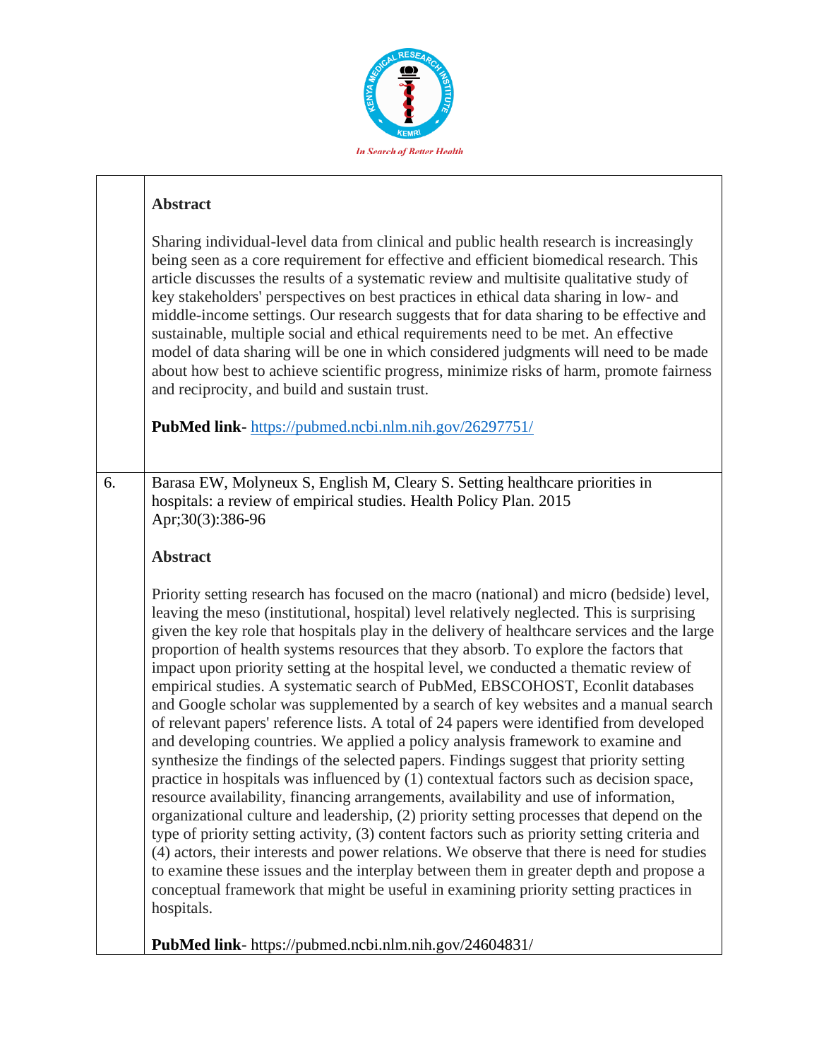| | |
|---|---|
| | **Abstract**<br><br>Sharing individual-level data from clinical and public health research is increasingly being seen as a core requirement for effective and efficient biomedical research. This article discusses the results of a systematic review and multisite qualitative study of key stakeholders' perspectives on best practices in ethical data sharing in low- and middle-income settings. Our research suggests that for data sharing to be effective and sustainable, multiple social and ethical requirements need to be met. An effective model of data sharing will be one in which considered judgments will need to be made about how best to achieve scientific progress, minimize risks of harm, promote fairness and reciprocity, and build and sustain trust.<br><br>**PubMed link-** https://pubmed.ncbi.nlm.nih.gov/26297751/ |
| 6. | Barasa EW, Molyneux S, English M, Cleary S. Setting healthcare priorities in hospitals: a review of empirical studies. Health Policy Plan. 2015 Apr;30(3):386-96<br><br>**Abstract**<br><br>Priority setting research has focused on the macro (national) and micro (bedside) level, leaving the meso (institutional, hospital) level relatively neglected. This is surprising given the key role that hospitals play in the delivery of healthcare services and the large proportion of health systems resources that they absorb. To explore the factors that impact upon priority setting at the hospital level, we conducted a thematic review of empirical studies. A systematic search of PubMed, EBSCOHOST, Econlit databases and Google scholar was supplemented by a search of key websites and a manual search of relevant papers' reference lists. A total of 24 papers were identified from developed and developing countries. We applied a policy analysis framework to examine and synthesize the findings of the selected papers. Findings suggest that priority setting practice in hospitals was influenced by (1) contextual factors such as decision space, resource availability, financing arrangements, availability and use of information, organizational culture and leadership, (2) priority setting processes that depend on the type of priority setting activity, (3) content factors such as priority setting criteria and (4) actors, their interests and power relations. We observe that there is need for studies to examine these issues and the interplay between them in greater depth and propose a conceptual framework that might be useful in examining priority setting practices in hospitals.<br><br>**PubMed link**- https://pubmed.ncbi.nlm.nih.gov/24604831/ |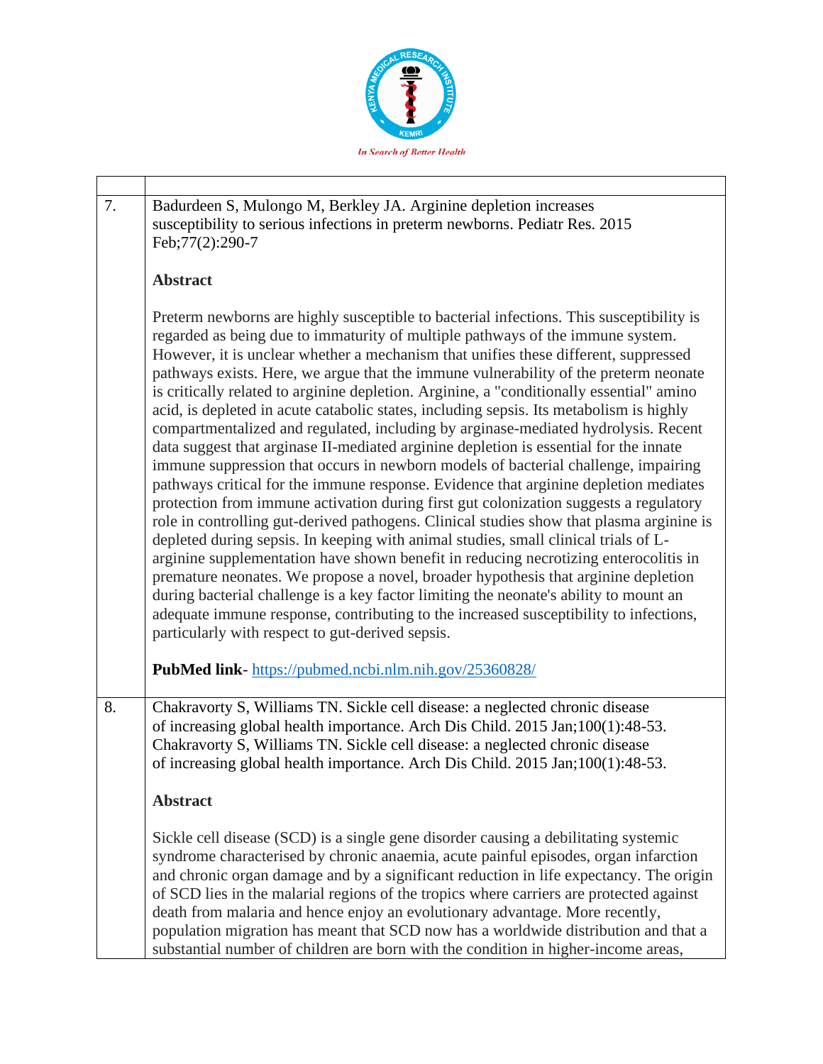| | |
|---|---|
| 7. | Badurdeen S, Mulongo M, Berkley JA. Arginine depletion increases susceptibility to serious infections in preterm newborns. Pediatr Res. 2015 Feb;77(2):290-7<br><br>**Abstract**<br><br>Preterm newborns are highly susceptible to bacterial infections. This susceptibility is regarded as being due to immaturity of multiple pathways of the immune system. However, it is unclear whether a mechanism that unifies these different, suppressed pathways exists. Here, we argue that the immune vulnerability of the preterm neonate is critically related to arginine depletion. Arginine, a "conditionally essential" amino acid, is depleted in acute catabolic states, including sepsis. Its metabolism is highly compartmentalized and regulated, including by arginase-mediated hydrolysis. Recent data suggest that arginase II-mediated arginine depletion is essential for the innate immune suppression that occurs in newborn models of bacterial challenge, impairing pathways critical for the immune response. Evidence that arginine depletion mediates protection from immune activation during first gut colonization suggests a regulatory role in controlling gut-derived pathogens. Clinical studies show that plasma arginine is depleted during sepsis. In keeping with animal studies, small clinical trials of L-arginine supplementation have shown benefit in reducing necrotizing enterocolitis in premature neonates. We propose a novel, broader hypothesis that arginine depletion during bacterial challenge is a key factor limiting the neonate's ability to mount an adequate immune response, contributing to the increased susceptibility to infections, particularly with respect to gut-derived sepsis.<br><br>**PubMed link**- https://pubmed.ncbi.nlm.nih.gov/25360828/ |
| 8. | Chakravorty S, Williams TN. Sickle cell disease: a neglected chronic disease of increasing global health importance. Arch Dis Child. 2015 Jan;100(1):48-53. Chakravorty S, Williams TN. Sickle cell disease: a neglected chronic disease of increasing global health importance. Arch Dis Child. 2015 Jan;100(1):48-53.<br><br>**Abstract**<br><br>Sickle cell disease (SCD) is a single gene disorder causing a debilitating systemic syndrome characterised by chronic anaemia, acute painful episodes, organ infarction and chronic organ damage and by a significant reduction in life expectancy. The origin of SCD lies in the malarial regions of the tropics where carriers are protected against death from malaria and hence enjoy an evolutionary advantage. More recently, population migration has meant that SCD now has a worldwide distribution and that a substantial number of children are born with the condition in higher-income areas, |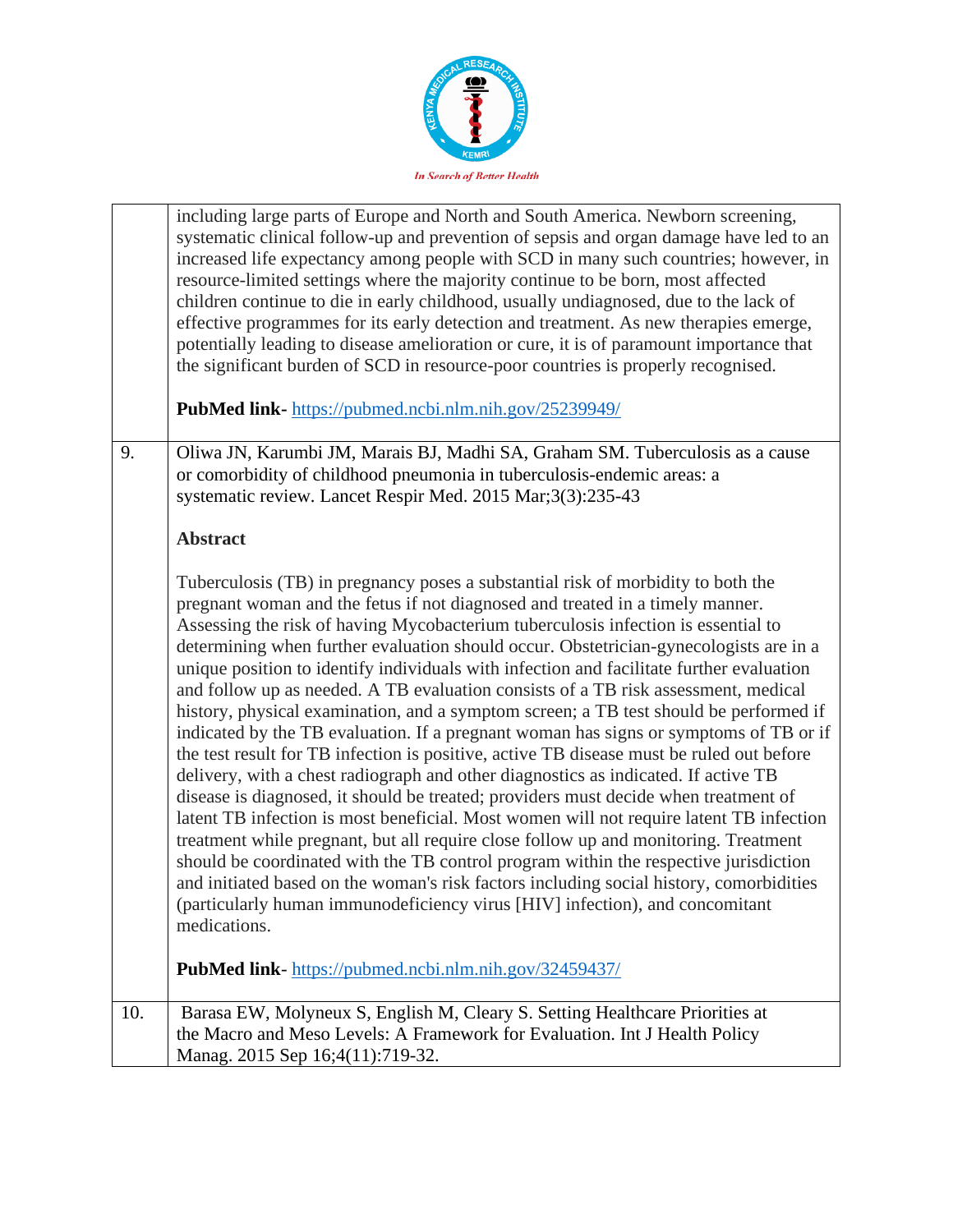| | |
|---|---|
| | including large parts of Europe and North and South America. Newborn screening, systematic clinical follow-up and prevention of sepsis and organ damage have led to an increased life expectancy among people with SCD in many such countries; however, in resource-limited settings where the majority continue to be born, most affected children continue to die in early childhood, usually undiagnosed, due to the lack of effective programmes for its early detection and treatment. As new therapies emerge, potentially leading to disease amelioration or cure, it is of paramount importance that the significant burden of SCD in resource-poor countries is properly recognised.<br><br>**PubMed link-** https://pubmed.ncbi.nlm.nih.gov/25239949/ |
| 9. | Oliwa JN, Karumbi JM, Marais BJ, Madhi SA, Graham SM. Tuberculosis as a cause or comorbidity of childhood pneumonia in tuberculosis-endemic areas: a systematic review. Lancet Respir Med. 2015 Mar;3(3):235-43<br><br>**Abstract**<br><br>Tuberculosis (TB) in pregnancy poses a substantial risk of morbidity to both the pregnant woman and the fetus if not diagnosed and treated in a timely manner. Assessing the risk of having Mycobacterium tuberculosis infection is essential to determining when further evaluation should occur. Obstetrician-gynecologists are in a unique position to identify individuals with infection and facilitate further evaluation and follow up as needed. A TB evaluation consists of a TB risk assessment, medical history, physical examination, and a symptom screen; a TB test should be performed if indicated by the TB evaluation. If a pregnant woman has signs or symptoms of TB or if the test result for TB infection is positive, active TB disease must be ruled out before delivery, with a chest radiograph and other diagnostics as indicated. If active TB disease is diagnosed, it should be treated; providers must decide when treatment of latent TB infection is most beneficial. Most women will not require latent TB infection treatment while pregnant, but all require close follow up and monitoring. Treatment should be coordinated with the TB control program within the respective jurisdiction and initiated based on the woman's risk factors including social history, comorbidities (particularly human immunodeficiency virus [HIV] infection), and concomitant medications.<br><br>**PubMed link**- https://pubmed.ncbi.nlm.nih.gov/32459437/ |
| 10. | Barasa EW, Molyneux S, English M, Cleary S. Setting Healthcare Priorities at the Macro and Meso Levels: A Framework for Evaluation. Int J Health Policy Manag. 2015 Sep 16;4(11):719-32. |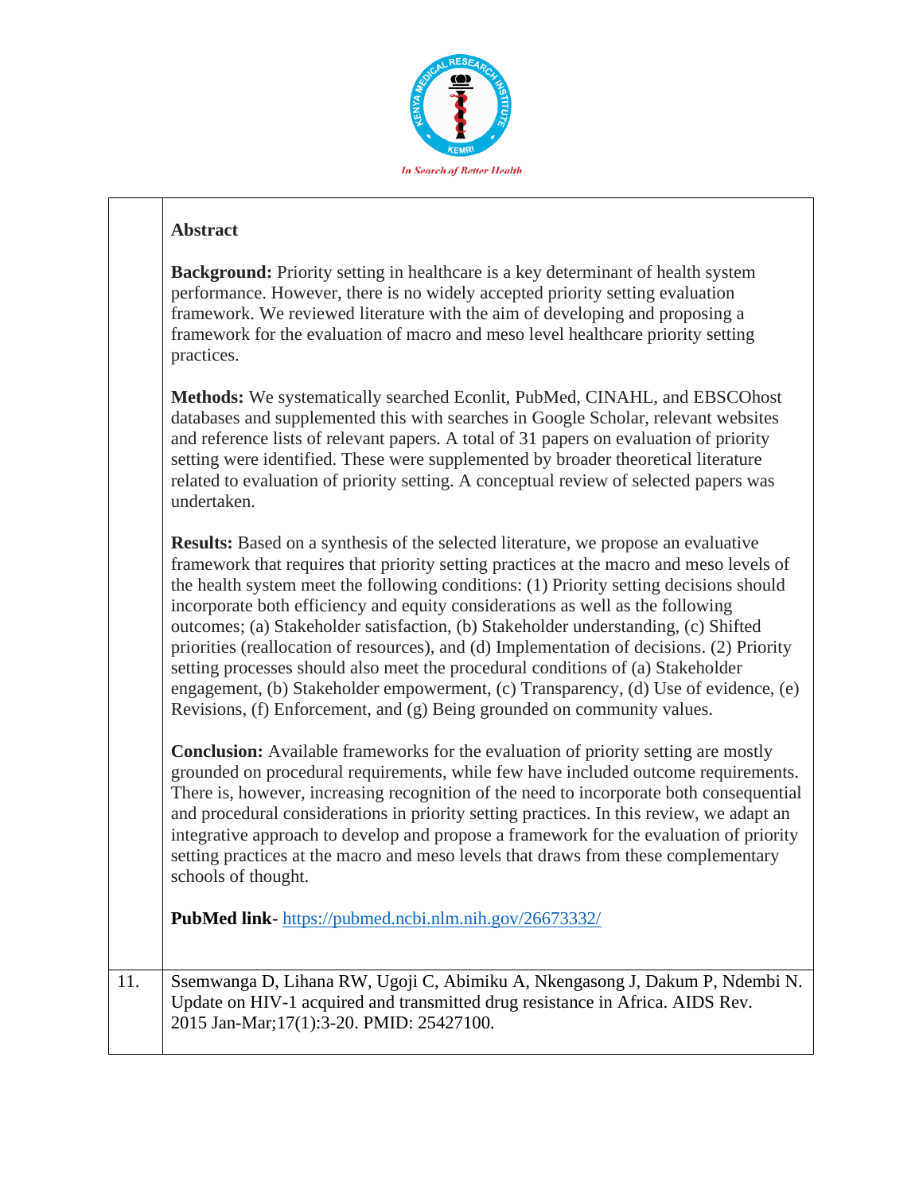| | |
|---|---|
| | **Abstract**<br><br>**Background:** Priority setting in healthcare is a key determinant of health system performance. However, there is no widely accepted priority setting evaluation framework. We reviewed literature with the aim of developing and proposing a framework for the evaluation of macro and meso level healthcare priority setting practices.<br><br>**Methods:** We systematically searched Econlit, PubMed, CINAHL, and EBSCOhost databases and supplemented this with searches in Google Scholar, relevant websites and reference lists of relevant papers. A total of 31 papers on evaluation of priority setting were identified. These were supplemented by broader theoretical literature related to evaluation of priority setting. A conceptual review of selected papers was undertaken.<br><br>**Results:** Based on a synthesis of the selected literature, we propose an evaluative framework that requires that priority setting practices at the macro and meso levels of the health system meet the following conditions: (1) Priority setting decisions should incorporate both efficiency and equity considerations as well as the following outcomes; (a) Stakeholder satisfaction, (b) Stakeholder understanding, (c) Shifted priorities (reallocation of resources), and (d) Implementation of decisions. (2) Priority setting processes should also meet the procedural conditions of (a) Stakeholder engagement, (b) Stakeholder empowerment, (c) Transparency, (d) Use of evidence, (e) Revisions, (f) Enforcement, and (g) Being grounded on community values.<br><br>**Conclusion:** Available frameworks for the evaluation of priority setting are mostly grounded on procedural requirements, while few have included outcome requirements. There is, however, increasing recognition of the need to incorporate both consequential and procedural considerations in priority setting practices. In this review, we adapt an integrative approach to develop and propose a framework for the evaluation of priority setting practices at the macro and meso levels that draws from these complementary schools of thought.<br><br>**PubMed link**- https://pubmed.ncbi.nlm.nih.gov/26673332/ |
| 11. | Ssemwanga D, Lihana RW, Ugoji C, Abimiku A, Nkengasong J, Dakum P, Ndembi N. Update on HIV-1 acquired and transmitted drug resistance in Africa. AIDS Rev. 2015 Jan-Mar;17(1):3-20. PMID: 25427100. |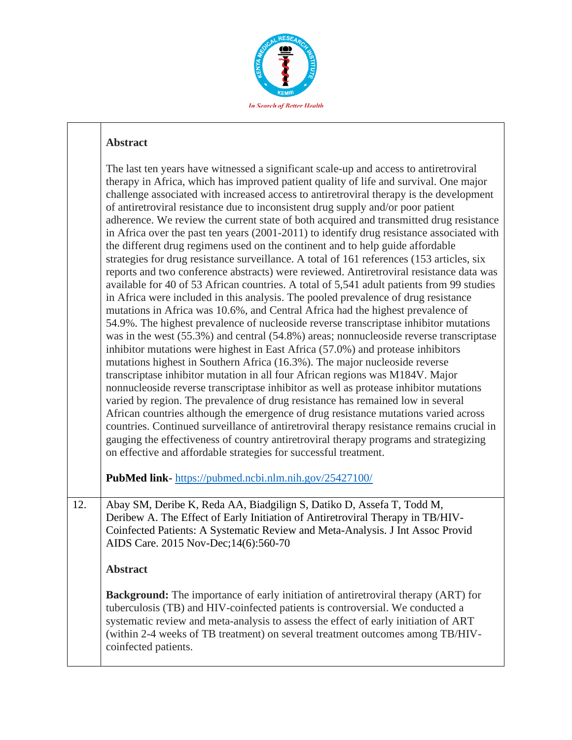| | |
|---|---|
| | **Abstract**<br><br>The last ten years have witnessed a significant scale-up and access to antiretroviral therapy in Africa, which has improved patient quality of life and survival. One major challenge associated with increased access to antiretroviral therapy is the development of antiretroviral resistance due to inconsistent drug supply and/or poor patient adherence. We review the current state of both acquired and transmitted drug resistance in Africa over the past ten years (2001-2011) to identify drug resistance associated with the different drug regimens used on the continent and to help guide affordable strategies for drug resistance surveillance. A total of 161 references (153 articles, six reports and two conference abstracts) were reviewed. Antiretroviral resistance data was available for 40 of 53 African countries. A total of 5,541 adult patients from 99 studies in Africa were included in this analysis. The pooled prevalence of drug resistance mutations in Africa was 10.6%, and Central Africa had the highest prevalence of 54.9%. The highest prevalence of nucleoside reverse transcriptase inhibitor mutations was in the west (55.3%) and central (54.8%) areas; nonnucleoside reverse transcriptase inhibitor mutations were highest in East Africa (57.0%) and protease inhibitors mutations highest in Southern Africa (16.3%). The major nucleoside reverse transcriptase inhibitor mutation in all four African regions was M184V. Major nonnucleoside reverse transcriptase inhibitor as well as protease inhibitor mutations varied by region. The prevalence of drug resistance has remained low in several African countries although the emergence of drug resistance mutations varied across countries. Continued surveillance of antiretroviral therapy resistance remains crucial in gauging the effectiveness of country antiretroviral therapy programs and strategizing on effective and affordable strategies for successful treatment.<br><br>**PubMed link**- https://pubmed.ncbi.nlm.nih.gov/25427100/ |
| 12. | Abay SM, Deribe K, Reda AA, Biadgilign S, Datiko D, Assefa T, Todd M, Deribew A. The Effect of Early Initiation of Antiretroviral Therapy in TB/HIV-Coinfected Patients: A Systematic Review and Meta-Analysis. J Int Assoc Provid AIDS Care. 2015 Nov-Dec;14(6):560-70<br><br>**Abstract**<br><br>**Background:** The importance of early initiation of antiretroviral therapy (ART) for tuberculosis (TB) and HIV-coinfected patients is controversial. We conducted a systematic review and meta-analysis to assess the effect of early initiation of ART (within 2-4 weeks of TB treatment) on several treatment outcomes among TB/HIV-coinfected patients. |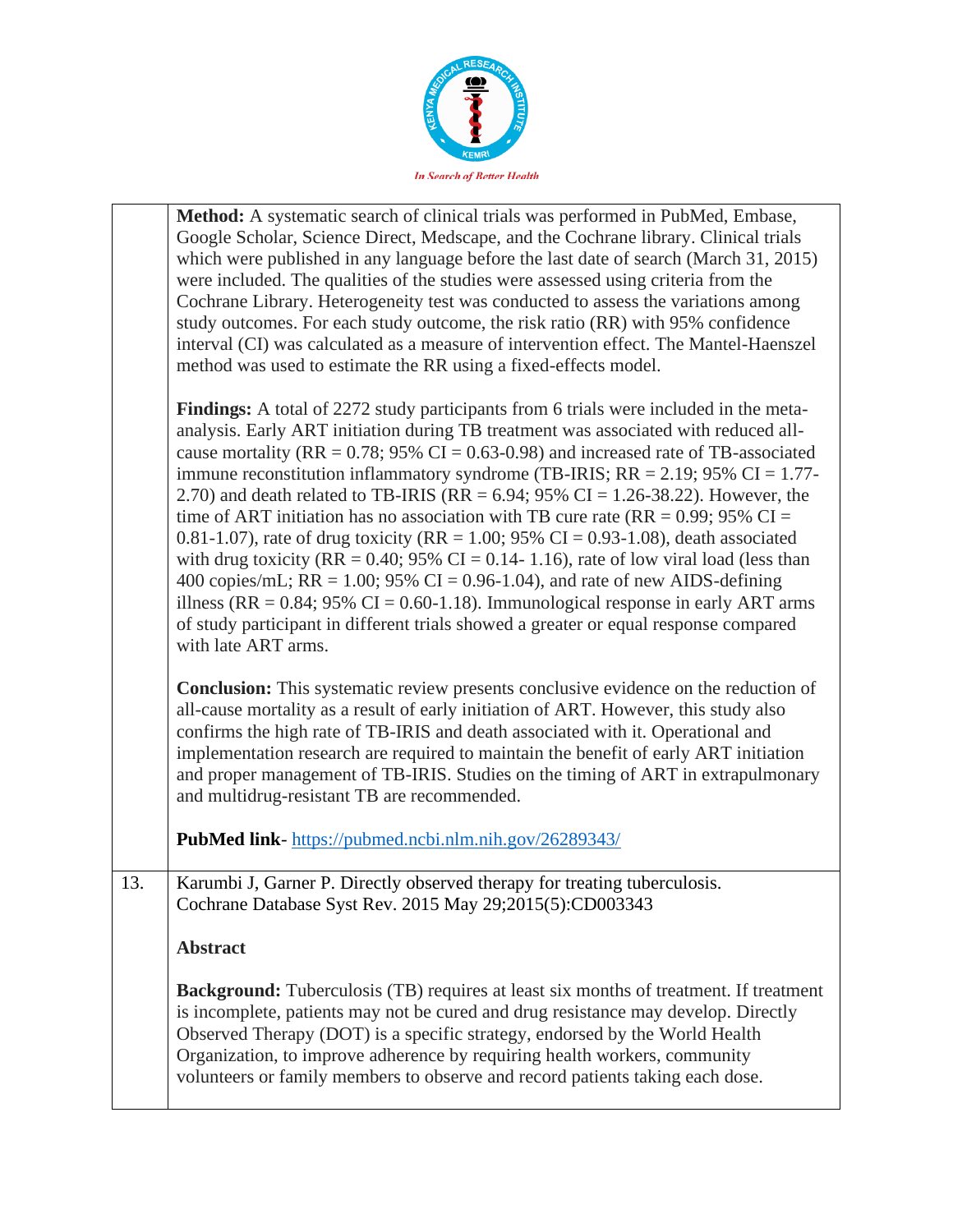| | |
|---|---|
| | **Method:** A systematic search of clinical trials was performed in PubMed, Embase, Google Scholar, Science Direct, Medscape, and the Cochrane library. Clinical trials which were published in any language before the last date of search (March 31, 2015) were included. The qualities of the studies were assessed using criteria from the Cochrane Library. Heterogeneity test was conducted to assess the variations among study outcomes. For each study outcome, the risk ratio (RR) with 95% confidence interval (CI) was calculated as a measure of intervention effect. The Mantel-Haenszel method was used to estimate the RR using a fixed-effects model.<br><br>**Findings:** A total of 2272 study participants from 6 trials were included in the meta-analysis. Early ART initiation during TB treatment was associated with reduced all-cause mortality (RR = 0.78; 95% CI = 0.63-0.98) and increased rate of TB-associated immune reconstitution inflammatory syndrome (TB-IRIS; RR = 2.19; 95% CI = 1.77-2.70) and death related to TB-IRIS (RR = 6.94; 95% CI = 1.26-38.22). However, the time of ART initiation has no association with TB cure rate (RR = 0.99; 95% CI = 0.81-1.07), rate of drug toxicity (RR = 1.00; 95% CI = 0.93-1.08), death associated with drug toxicity (RR = 0.40; 95% CI = 0.14- 1.16), rate of low viral load (less than 400 copies/mL; RR = 1.00; 95% CI = 0.96-1.04), and rate of new AIDS-defining illness (RR = 0.84; 95% CI = 0.60-1.18). Immunological response in early ART arms of study participant in different trials showed a greater or equal response compared with late ART arms.<br><br>**Conclusion:** This systematic review presents conclusive evidence on the reduction of all-cause mortality as a result of early initiation of ART. However, this study also confirms the high rate of TB-IRIS and death associated with it. Operational and implementation research are required to maintain the benefit of early ART initiation and proper management of TB-IRIS. Studies on the timing of ART in extrapulmonary and multidrug-resistant TB are recommended.<br><br>**PubMed link**- https://pubmed.ncbi.nlm.nih.gov/26289343/ |
| 13. | Karumbi J, Garner P. Directly observed therapy for treating tuberculosis. Cochrane Database Syst Rev. 2015 May 29;2015(5):CD003343<br><br>**Abstract**<br><br>**Background:** Tuberculosis (TB) requires at least six months of treatment. If treatment is incomplete, patients may not be cured and drug resistance may develop. Directly Observed Therapy (DOT) is a specific strategy, endorsed by the World Health Organization, to improve adherence by requiring health workers, community volunteers or family members to observe and record patients taking each dose. |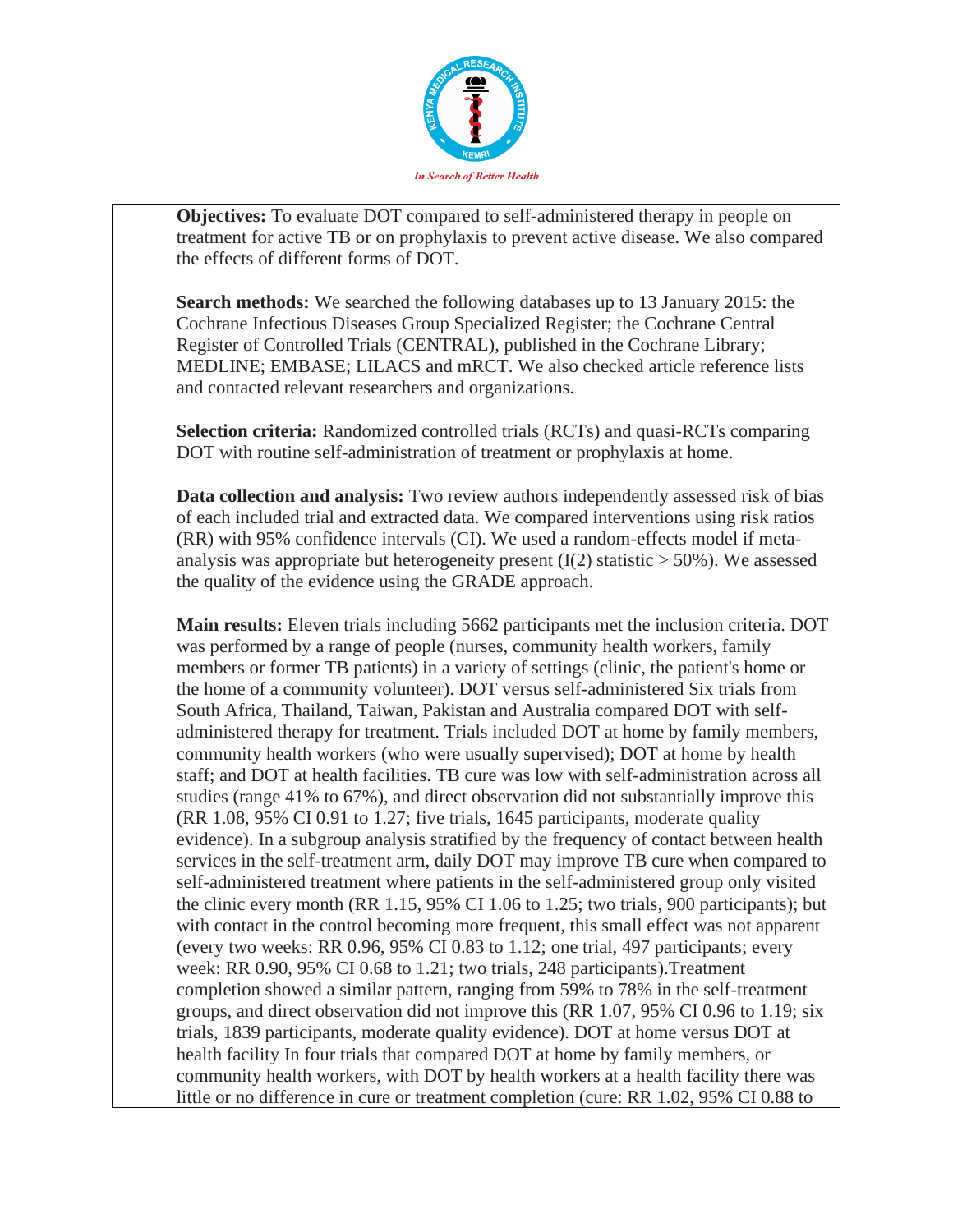**Objectives:** To evaluate DOT compared to self-administered therapy in people on treatment for active TB or on prophylaxis to prevent active disease. We also compared the effects of different forms of DOT.

**Search methods:** We searched the following databases up to 13 January 2015: the Cochrane Infectious Diseases Group Specialized Register; the Cochrane Central Register of Controlled Trials (CENTRAL), published in the Cochrane Library; MEDLINE; EMBASE; LILACS and mRCT. We also checked article reference lists and contacted relevant researchers and organizations.

**Selection criteria:** Randomized controlled trials (RCTs) and quasi-RCTs comparing DOT with routine self-administration of treatment or prophylaxis at home.

**Data collection and analysis:** Two review authors independently assessed risk of bias of each included trial and extracted data. We compared interventions using risk ratios (RR) with 95% confidence intervals (CI). We used a random-effects model if meta-analysis was appropriate but heterogeneity present (I(2) statistic > 50%). We assessed the quality of the evidence using the GRADE approach.

**Main results:** Eleven trials including 5662 participants met the inclusion criteria. DOT was performed by a range of people (nurses, community health workers, family members or former TB patients) in a variety of settings (clinic, the patient's home or the home of a community volunteer). DOT versus self-administered Six trials from South Africa, Thailand, Taiwan, Pakistan and Australia compared DOT with self-administered therapy for treatment. Trials included DOT at home by family members, community health workers (who were usually supervised); DOT at home by health staff; and DOT at health facilities. TB cure was low with self-administration across all studies (range 41% to 67%), and direct observation did not substantially improve this (RR 1.08, 95% CI 0.91 to 1.27; five trials, 1645 participants, moderate quality evidence). In a subgroup analysis stratified by the frequency of contact between health services in the self-treatment arm, daily DOT may improve TB cure when compared to self-administered treatment where patients in the self-administered group only visited the clinic every month (RR 1.15, 95% CI 1.06 to 1.25; two trials, 900 participants); but with contact in the control becoming more frequent, this small effect was not apparent (every two weeks: RR 0.96, 95% CI 0.83 to 1.12; one trial, 497 participants; every week: RR 0.90, 95% CI 0.68 to 1.21; two trials, 248 participants).Treatment completion showed a similar pattern, ranging from 59% to 78% in the self-treatment groups, and direct observation did not improve this (RR 1.07, 95% CI 0.96 to 1.19; six trials, 1839 participants, moderate quality evidence). DOT at home versus DOT at health facility In four trials that compared DOT at home by family members, or community health workers, with DOT by health workers at a health facility there was little or no difference in cure or treatment completion (cure: RR 1.02, 95% CI 0.88 to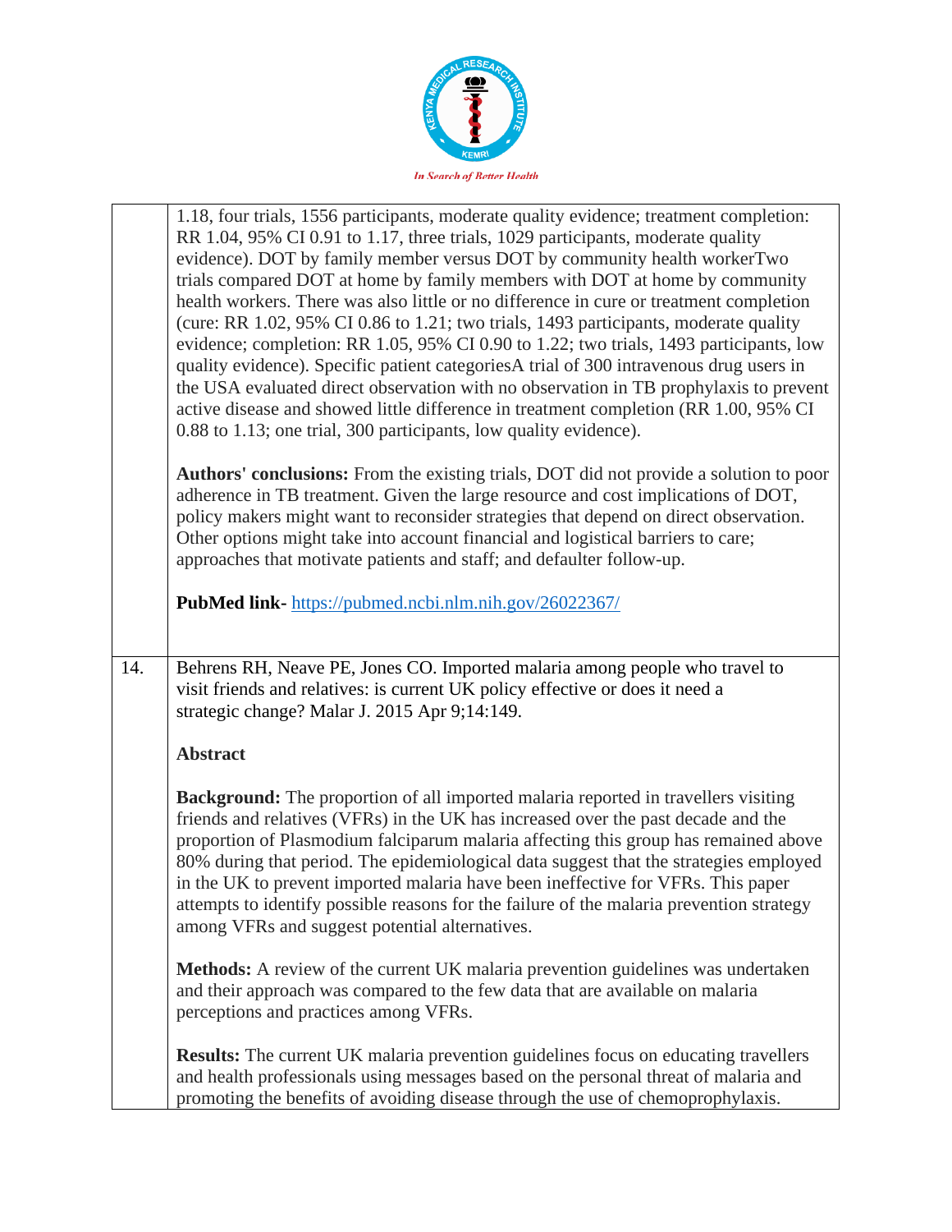| | |
|---|---|
| | 1.18, four trials, 1556 participants, moderate quality evidence; treatment completion: RR 1.04, 95% CI 0.91 to 1.17, three trials, 1029 participants, moderate quality evidence). DOT by family member versus DOT by community health workerTwo trials compared DOT at home by family members with DOT at home by community health workers. There was also little or no difference in cure or treatment completion (cure: RR 1.02, 95% CI 0.86 to 1.21; two trials, 1493 participants, moderate quality evidence; completion: RR 1.05, 95% CI 0.90 to 1.22; two trials, 1493 participants, low quality evidence). Specific patient categoriesA trial of 300 intravenous drug users in the USA evaluated direct observation with no observation in TB prophylaxis to prevent active disease and showed little difference in treatment completion (RR 1.00, 95% CI 0.88 to 1.13; one trial, 300 participants, low quality evidence).<br><br>**Authors' conclusions:** From the existing trials, DOT did not provide a solution to poor adherence in TB treatment. Given the large resource and cost implications of DOT, policy makers might want to reconsider strategies that depend on direct observation. Other options might take into account financial and logistical barriers to care; approaches that motivate patients and staff; and defaulter follow-up.<br><br>**PubMed link-** https://pubmed.ncbi.nlm.nih.gov/26022367/ |
| 14. | Behrens RH, Neave PE, Jones CO. Imported malaria among people who travel to visit friends and relatives: is current UK policy effective or does it need a strategic change? Malar J. 2015 Apr 9;14:149.<br><br>**Abstract**<br><br>**Background:** The proportion of all imported malaria reported in travellers visiting friends and relatives (VFRs) in the UK has increased over the past decade and the proportion of Plasmodium falciparum malaria affecting this group has remained above 80% during that period. The epidemiological data suggest that the strategies employed in the UK to prevent imported malaria have been ineffective for VFRs. This paper attempts to identify possible reasons for the failure of the malaria prevention strategy among VFRs and suggest potential alternatives.<br><br>**Methods:** A review of the current UK malaria prevention guidelines was undertaken and their approach was compared to the few data that are available on malaria perceptions and practices among VFRs.<br><br>**Results:** The current UK malaria prevention guidelines focus on educating travellers and health professionals using messages based on the personal threat of malaria and promoting the benefits of avoiding disease through the use of chemoprophylaxis. |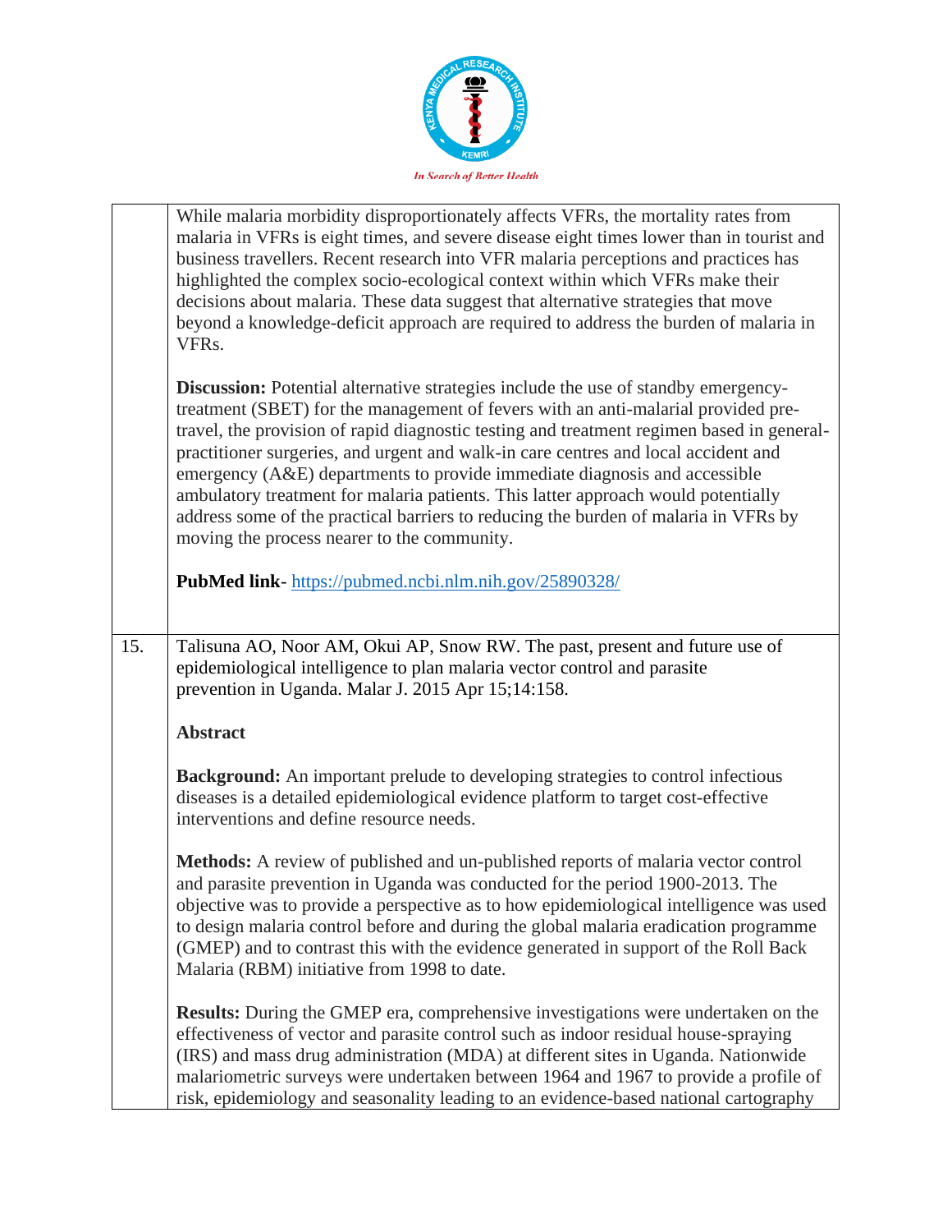| | |
|---|---|
| | While malaria morbidity disproportionately affects VFRs, the mortality rates from malaria in VFRs is eight times, and severe disease eight times lower than in tourist and business travellers. Recent research into VFR malaria perceptions and practices has highlighted the complex socio-ecological context within which VFRs make their decisions about malaria. These data suggest that alternative strategies that move beyond a knowledge-deficit approach are required to address the burden of malaria in VFRs.<br><br>**Discussion:** Potential alternative strategies include the use of standby emergency-treatment (SBET) for the management of fevers with an anti-malarial provided pre-travel, the provision of rapid diagnostic testing and treatment regimen based in general-practitioner surgeries, and urgent and walk-in care centres and local accident and emergency (A&E) departments to provide immediate diagnosis and accessible ambulatory treatment for malaria patients. This latter approach would potentially address some of the practical barriers to reducing the burden of malaria in VFRs by moving the process nearer to the community.<br><br>**PubMed link**- https://pubmed.ncbi.nlm.nih.gov/25890328/ |
| 15. | Talisuna AO, Noor AM, Okui AP, Snow RW. The past, present and future use of epidemiological intelligence to plan malaria vector control and parasite prevention in Uganda. Malar J. 2015 Apr 15;14:158.<br><br>**Abstract**<br><br>**Background:** An important prelude to developing strategies to control infectious diseases is a detailed epidemiological evidence platform to target cost-effective interventions and define resource needs.<br><br>**Methods:** A review of published and un-published reports of malaria vector control and parasite prevention in Uganda was conducted for the period 1900-2013. The objective was to provide a perspective as to how epidemiological intelligence was used to design malaria control before and during the global malaria eradication programme (GMEP) and to contrast this with the evidence generated in support of the Roll Back Malaria (RBM) initiative from 1998 to date.<br><br>**Results:** During the GMEP era, comprehensive investigations were undertaken on the effectiveness of vector and parasite control such as indoor residual house-spraying (IRS) and mass drug administration (MDA) at different sites in Uganda. Nationwide malariometric surveys were undertaken between 1964 and 1967 to provide a profile of risk, epidemiology and seasonality leading to an evidence-based national cartography |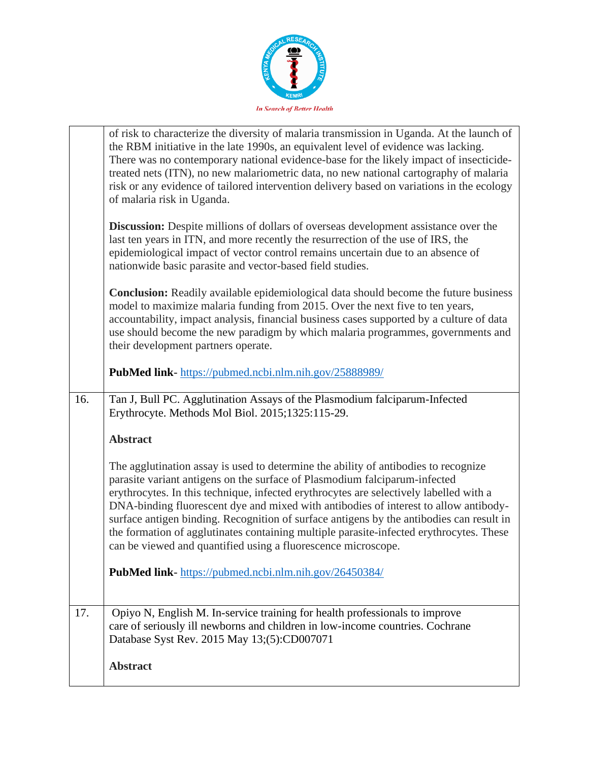| | |
|---|---|
| | of risk to characterize the diversity of malaria transmission in Uganda. At the launch of the RBM initiative in the late 1990s, an equivalent level of evidence was lacking. There was no contemporary national evidence-base for the likely impact of insecticide-treated nets (ITN), no new malariometric data, no new national cartography of malaria risk or any evidence of tailored intervention delivery based on variations in the ecology of malaria risk in Uganda.<br><br>**Discussion:** Despite millions of dollars of overseas development assistance over the last ten years in ITN, and more recently the resurrection of the use of IRS, the epidemiological impact of vector control remains uncertain due to an absence of nationwide basic parasite and vector-based field studies.<br><br>**Conclusion:** Readily available epidemiological data should become the future business model to maximize malaria funding from 2015. Over the next five to ten years, accountability, impact analysis, financial business cases supported by a culture of data use should become the new paradigm by which malaria programmes, governments and their development partners operate.<br><br>**PubMed link**- https://pubmed.ncbi.nlm.nih.gov/25888989/ |
| 16. | Tan J, Bull PC. Agglutination Assays of the Plasmodium falciparum-Infected Erythrocyte. Methods Mol Biol. 2015;1325:115-29.<br><br>**Abstract**<br><br>The agglutination assay is used to determine the ability of antibodies to recognize parasite variant antigens on the surface of Plasmodium falciparum-infected erythrocytes. In this technique, infected erythrocytes are selectively labelled with a DNA-binding fluorescent dye and mixed with antibodies of interest to allow antibody-surface antigen binding. Recognition of surface antigens by the antibodies can result in the formation of agglutinates containing multiple parasite-infected erythrocytes. These can be viewed and quantified using a fluorescence microscope.<br><br>**PubMed link**- https://pubmed.ncbi.nlm.nih.gov/26450384/ |
| 17. | Opiyo N, English M. In-service training for health professionals to improve care of seriously ill newborns and children in low-income countries. Cochrane Database Syst Rev. 2015 May 13;(5):CD007071<br><br>**Abstract** |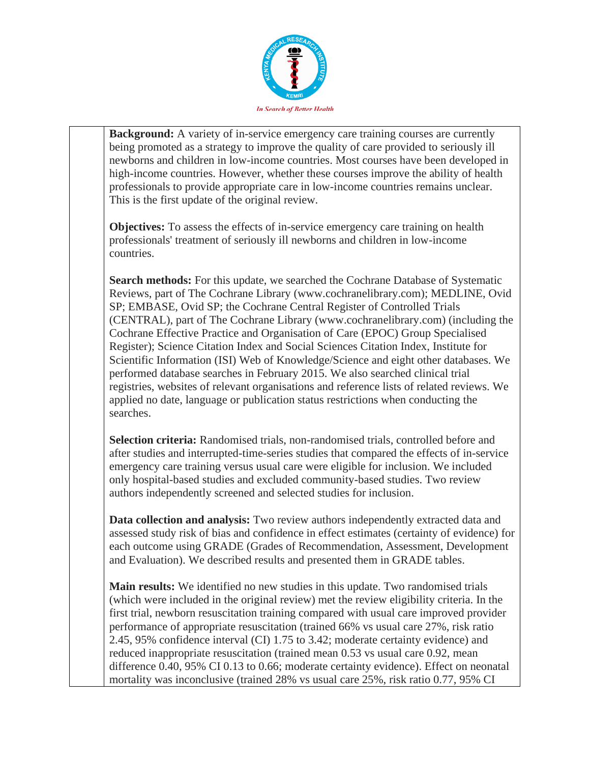**Background:** A variety of in-service emergency care training courses are currently being promoted as a strategy to improve the quality of care provided to seriously ill newborns and children in low-income countries. Most courses have been developed in high-income countries. However, whether these courses improve the ability of health professionals to provide appropriate care in low-income countries remains unclear. This is the first update of the original review.

**Objectives:** To assess the effects of in-service emergency care training on health professionals' treatment of seriously ill newborns and children in low-income countries.

**Search methods:** For this update, we searched the Cochrane Database of Systematic Reviews, part of The Cochrane Library (www.cochranelibrary.com); MEDLINE, Ovid SP; EMBASE, Ovid SP; the Cochrane Central Register of Controlled Trials (CENTRAL), part of The Cochrane Library (www.cochranelibrary.com) (including the Cochrane Effective Practice and Organisation of Care (EPOC) Group Specialised Register); Science Citation Index and Social Sciences Citation Index, Institute for Scientific Information (ISI) Web of Knowledge/Science and eight other databases. We performed database searches in February 2015. We also searched clinical trial registries, websites of relevant organisations and reference lists of related reviews. We applied no date, language or publication status restrictions when conducting the searches.

**Selection criteria:** Randomised trials, non-randomised trials, controlled before and after studies and interrupted-time-series studies that compared the effects of in-service emergency care training versus usual care were eligible for inclusion. We included only hospital-based studies and excluded community-based studies. Two review authors independently screened and selected studies for inclusion.

**Data collection and analysis:** Two review authors independently extracted data and assessed study risk of bias and confidence in effect estimates (certainty of evidence) for each outcome using GRADE (Grades of Recommendation, Assessment, Development and Evaluation). We described results and presented them in GRADE tables.

**Main results:** We identified no new studies in this update. Two randomised trials (which were included in the original review) met the review eligibility criteria. In the first trial, newborn resuscitation training compared with usual care improved provider performance of appropriate resuscitation (trained 66% vs usual care 27%, risk ratio 2.45, 95% confidence interval (CI) 1.75 to 3.42; moderate certainty evidence) and reduced inappropriate resuscitation (trained mean 0.53 vs usual care 0.92, mean difference 0.40, 95% CI 0.13 to 0.66; moderate certainty evidence). Effect on neonatal mortality was inconclusive (trained 28% vs usual care 25%, risk ratio 0.77, 95% CI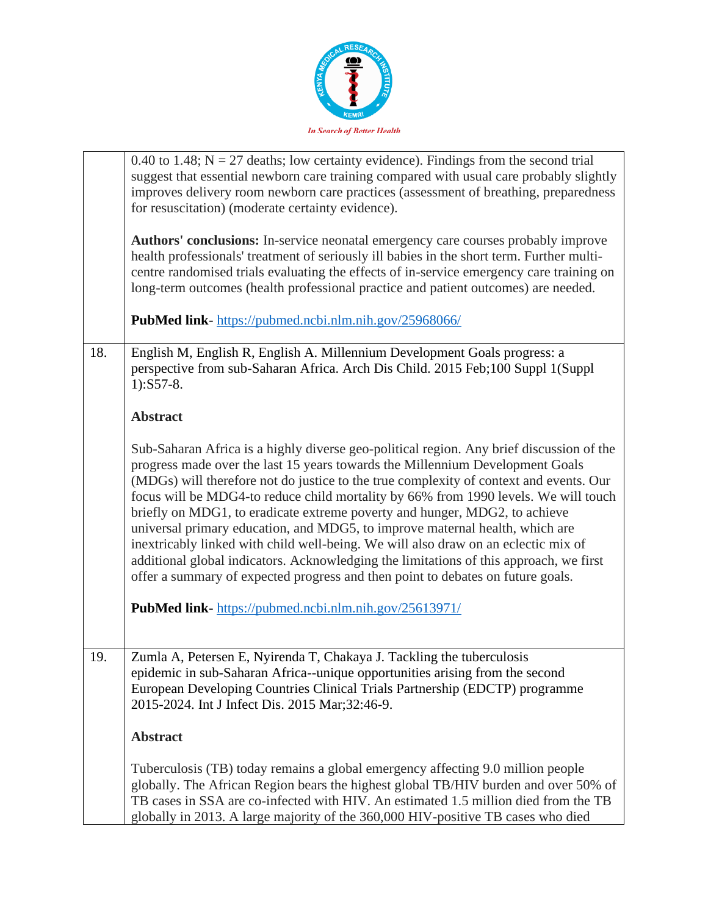| | |
|---|---|
| | 0.40 to 1.48; N = 27 deaths; low certainty evidence). Findings from the second trial suggest that essential newborn care training compared with usual care probably slightly improves delivery room newborn care practices (assessment of breathing, preparedness for resuscitation) (moderate certainty evidence).<br><br>**Authors' conclusions:** In-service neonatal emergency care courses probably improve health professionals' treatment of seriously ill babies in the short term. Further multi-centre randomised trials evaluating the effects of in-service emergency care training on long-term outcomes (health professional practice and patient outcomes) are needed.<br><br>**PubMed link**- https://pubmed.ncbi.nlm.nih.gov/25968066/ |
| 18. | English M, English R, English A. Millennium Development Goals progress: a perspective from sub-Saharan Africa. Arch Dis Child. 2015 Feb;100 Suppl 1(Suppl 1):S57-8.<br><br>**Abstract**<br><br>Sub-Saharan Africa is a highly diverse geo-political region. Any brief discussion of the progress made over the last 15 years towards the Millennium Development Goals (MDGs) will therefore not do justice to the true complexity of context and events. Our focus will be MDG4-to reduce child mortality by 66% from 1990 levels. We will touch briefly on MDG1, to eradicate extreme poverty and hunger, MDG2, to achieve universal primary education, and MDG5, to improve maternal health, which are inextricably linked with child well-being. We will also draw on an eclectic mix of additional global indicators. Acknowledging the limitations of this approach, we first offer a summary of expected progress and then point to debates on future goals.<br><br>**PubMed link**- https://pubmed.ncbi.nlm.nih.gov/25613971/ |
| 19. | Zumla A, Petersen E, Nyirenda T, Chakaya J. Tackling the tuberculosis epidemic in sub-Saharan Africa--unique opportunities arising from the second European Developing Countries Clinical Trials Partnership (EDCTP) programme 2015-2024. Int J Infect Dis. 2015 Mar;32:46-9.<br><br>**Abstract**<br><br>Tuberculosis (TB) today remains a global emergency affecting 9.0 million people globally. The African Region bears the highest global TB/HIV burden and over 50% of TB cases in SSA are co-infected with HIV. An estimated 1.5 million died from the TB globally in 2013. A large majority of the 360,000 HIV-positive TB cases who died |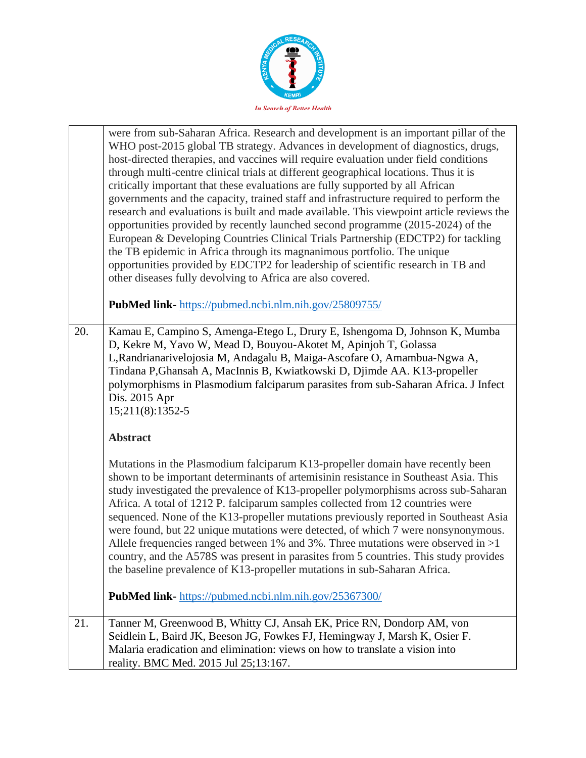| | |
|---|---|
| | were from sub-Saharan Africa. Research and development is an important pillar of the WHO post-2015 global TB strategy. Advances in development of diagnostics, drugs, host-directed therapies, and vaccines will require evaluation under field conditions through multi-centre clinical trials at different geographical locations. Thus it is critically important that these evaluations are fully supported by all African governments and the capacity, trained staff and infrastructure required to perform the research and evaluations is built and made available. This viewpoint article reviews the opportunities provided by recently launched second programme (2015-2024) of the European & Developing Countries Clinical Trials Partnership (EDCTP2) for tackling the TB epidemic in Africa through its magnanimous portfolio. The unique opportunities provided by EDCTP2 for leadership of scientific research in TB and other diseases fully devolving to Africa are also covered.<br><br>**PubMed link-** https://pubmed.ncbi.nlm.nih.gov/25809755/ |
| 20. | Kamau E, Campino S, Amenga-Etego L, Drury E, Ishengoma D, Johnson K, Mumba D, Kekre M, Yavo W, Mead D, Bouyou-Akotet M, Apinjoh T, Golassa L,Randrianarivelojosia M, Andagalu B, Maiga-Ascofare O, Amambua-Ngwa A, Tindana P,Ghansah A, MacInnis B, Kwiatkowski D, Djimde AA. K13-propeller polymorphisms in Plasmodium falciparum parasites from sub-Saharan Africa. J Infect Dis. 2015 Apr 15;211(8):1352-5<br><br>**Abstract**<br><br>Mutations in the Plasmodium falciparum K13-propeller domain have recently been shown to be important determinants of artemisinin resistance in Southeast Asia. This study investigated the prevalence of K13-propeller polymorphisms across sub-Saharan Africa. A total of 1212 P. falciparum samples collected from 12 countries were sequenced. None of the K13-propeller mutations previously reported in Southeast Asia were found, but 22 unique mutations were detected, of which 7 were nonsynonymous. Allele frequencies ranged between 1% and 3%. Three mutations were observed in >1 country, and the A578S was present in parasites from 5 countries. This study provides the baseline prevalence of K13-propeller mutations in sub-Saharan Africa.<br><br>**PubMed link-** https://pubmed.ncbi.nlm.nih.gov/25367300/ |
| 21. | Tanner M, Greenwood B, Whitty CJ, Ansah EK, Price RN, Dondorp AM, von Seidlein L, Baird JK, Beeson JG, Fowkes FJ, Hemingway J, Marsh K, Osier F. Malaria eradication and elimination: views on how to translate a vision into reality. BMC Med. 2015 Jul 25;13:167. |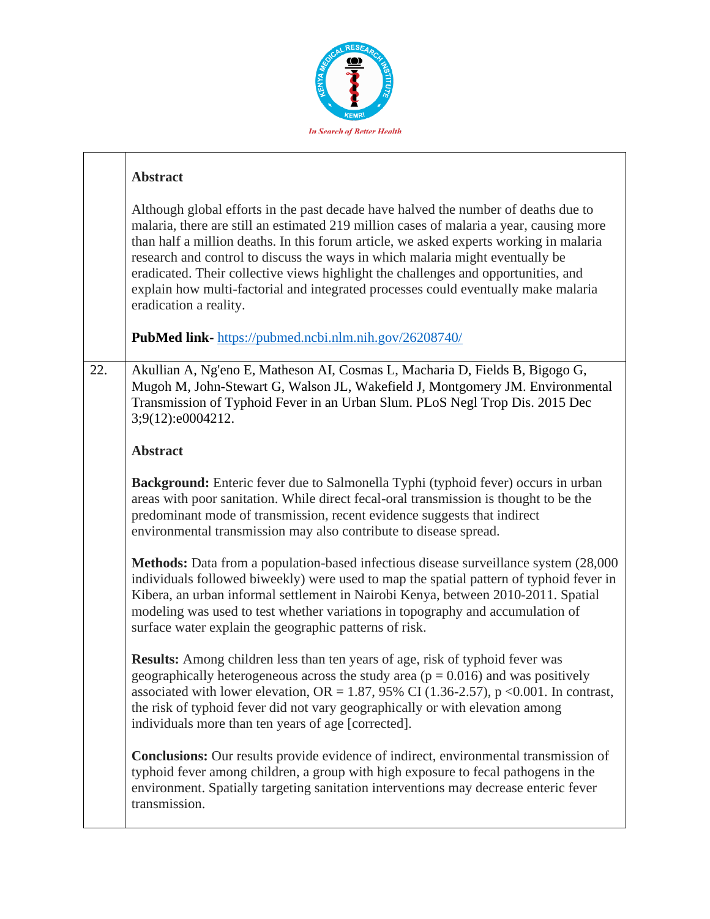| | |
|---|---|
| | **Abstract**<br><br>Although global efforts in the past decade have halved the number of deaths due to malaria, there are still an estimated 219 million cases of malaria a year, causing more than half a million deaths. In this forum article, we asked experts working in malaria research and control to discuss the ways in which malaria might eventually be eradicated. Their collective views highlight the challenges and opportunities, and explain how multi-factorial and integrated processes could eventually make malaria eradication a reality.<br><br>**PubMed link-** https://pubmed.ncbi.nlm.nih.gov/26208740/ |
| 22. | Akullian A, Ng'eno E, Matheson AI, Cosmas L, Macharia D, Fields B, Bigogo G, Mugoh M, John-Stewart G, Walson JL, Wakefield J, Montgomery JM. Environmental Transmission of Typhoid Fever in an Urban Slum. PLoS Negl Trop Dis. 2015 Dec 3;9(12):e0004212.<br><br>**Abstract**<br><br>**Background:** Enteric fever due to Salmonella Typhi (typhoid fever) occurs in urban areas with poor sanitation. While direct fecal-oral transmission is thought to be the predominant mode of transmission, recent evidence suggests that indirect environmental transmission may also contribute to disease spread.<br><br>**Methods:** Data from a population-based infectious disease surveillance system (28,000 individuals followed biweekly) were used to map the spatial pattern of typhoid fever in Kibera, an urban informal settlement in Nairobi Kenya, between 2010-2011. Spatial modeling was used to test whether variations in topography and accumulation of surface water explain the geographic patterns of risk.<br><br>**Results:** Among children less than ten years of age, risk of typhoid fever was geographically heterogeneous across the study area ($p = 0.016$) and was positively associated with lower elevation, OR = 1.87, 95% CI (1.36-2.57), $p < 0.001$. In contrast, the risk of typhoid fever did not vary geographically or with elevation among individuals more than ten years of age [corrected].<br><br>**Conclusions:** Our results provide evidence of indirect, environmental transmission of typhoid fever among children, a group with high exposure to fecal pathogens in the environment. Spatially targeting sanitation interventions may decrease enteric fever transmission. |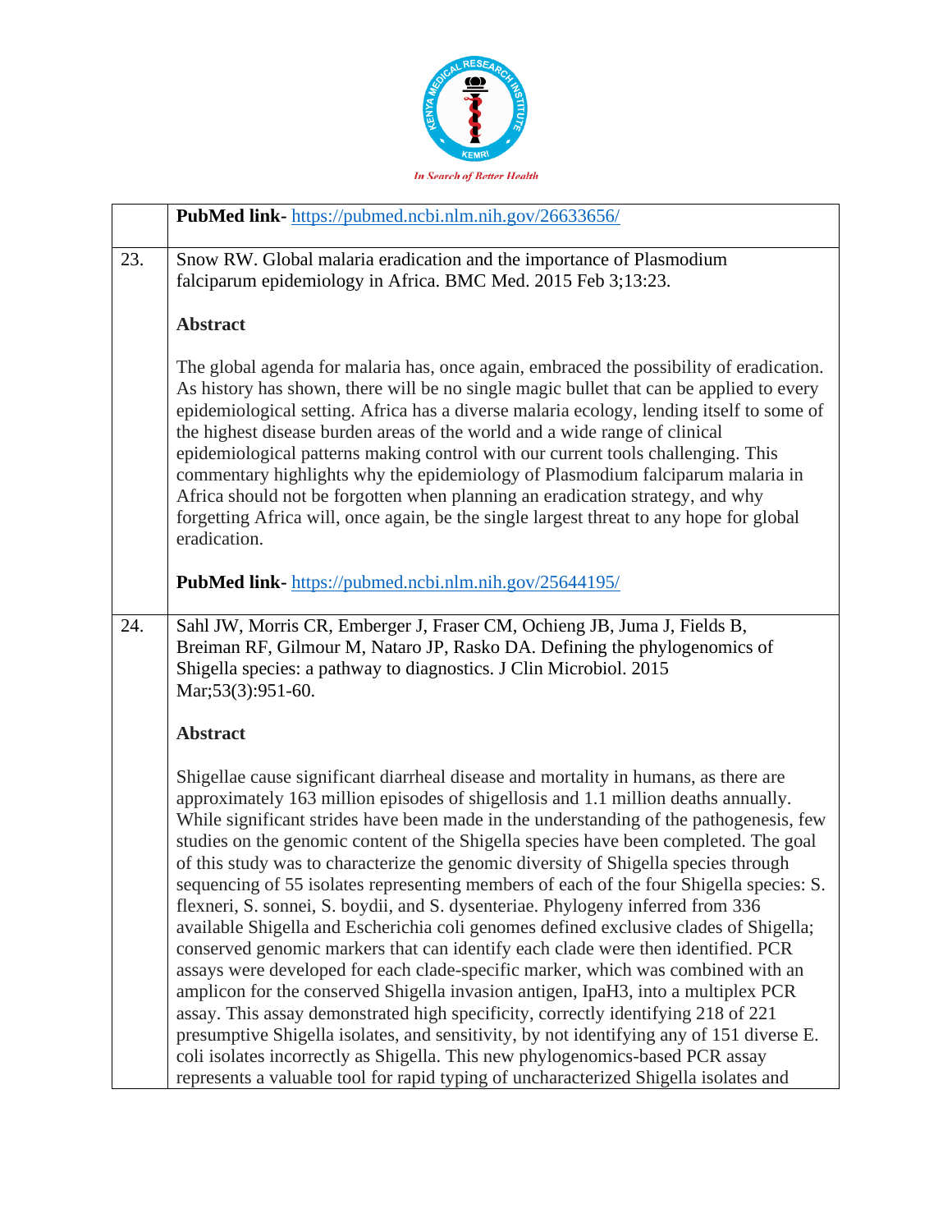| | |
|---|---|
| | **PubMed link-** https://pubmed.ncbi.nlm.nih.gov/26633656/ |
| 23. | Snow RW. Global malaria eradication and the importance of Plasmodium falciparum epidemiology in Africa. BMC Med. 2015 Feb 3;13:23.<br><br>**Abstract**<br><br>The global agenda for malaria has, once again, embraced the possibility of eradication. As history has shown, there will be no single magic bullet that can be applied to every epidemiological setting. Africa has a diverse malaria ecology, lending itself to some of the highest disease burden areas of the world and a wide range of clinical epidemiological patterns making control with our current tools challenging. This commentary highlights why the epidemiology of Plasmodium falciparum malaria in Africa should not be forgotten when planning an eradication strategy, and why forgetting Africa will, once again, be the single largest threat to any hope for global eradication.<br><br>**PubMed link-** https://pubmed.ncbi.nlm.nih.gov/25644195/ |
| 24. | Sahl JW, Morris CR, Emberger J, Fraser CM, Ochieng JB, Juma J, Fields B, Breiman RF, Gilmour M, Nataro JP, Rasko DA. Defining the phylogenomics of Shigella species: a pathway to diagnostics. J Clin Microbiol. 2015 Mar;53(3):951-60.<br><br>**Abstract**<br><br>Shigellae cause significant diarrheal disease and mortality in humans, as there are approximately 163 million episodes of shigellosis and 1.1 million deaths annually. While significant strides have been made in the understanding of the pathogenesis, few studies on the genomic content of the Shigella species have been completed. The goal of this study was to characterize the genomic diversity of Shigella species through sequencing of 55 isolates representing members of each of the four Shigella species: S. flexneri, S. sonnei, S. boydii, and S. dysenteriae. Phylogeny inferred from 336 available Shigella and Escherichia coli genomes defined exclusive clades of Shigella; conserved genomic markers that can identify each clade were then identified. PCR assays were developed for each clade-specific marker, which was combined with an amplicon for the conserved Shigella invasion antigen, IpaH3, into a multiplex PCR assay. This assay demonstrated high specificity, correctly identifying 218 of 221 presumptive Shigella isolates, and sensitivity, by not identifying any of 151 diverse E. coli isolates incorrectly as Shigella. This new phylogenomics-based PCR assay represents a valuable tool for rapid typing of uncharacterized Shigella isolates and |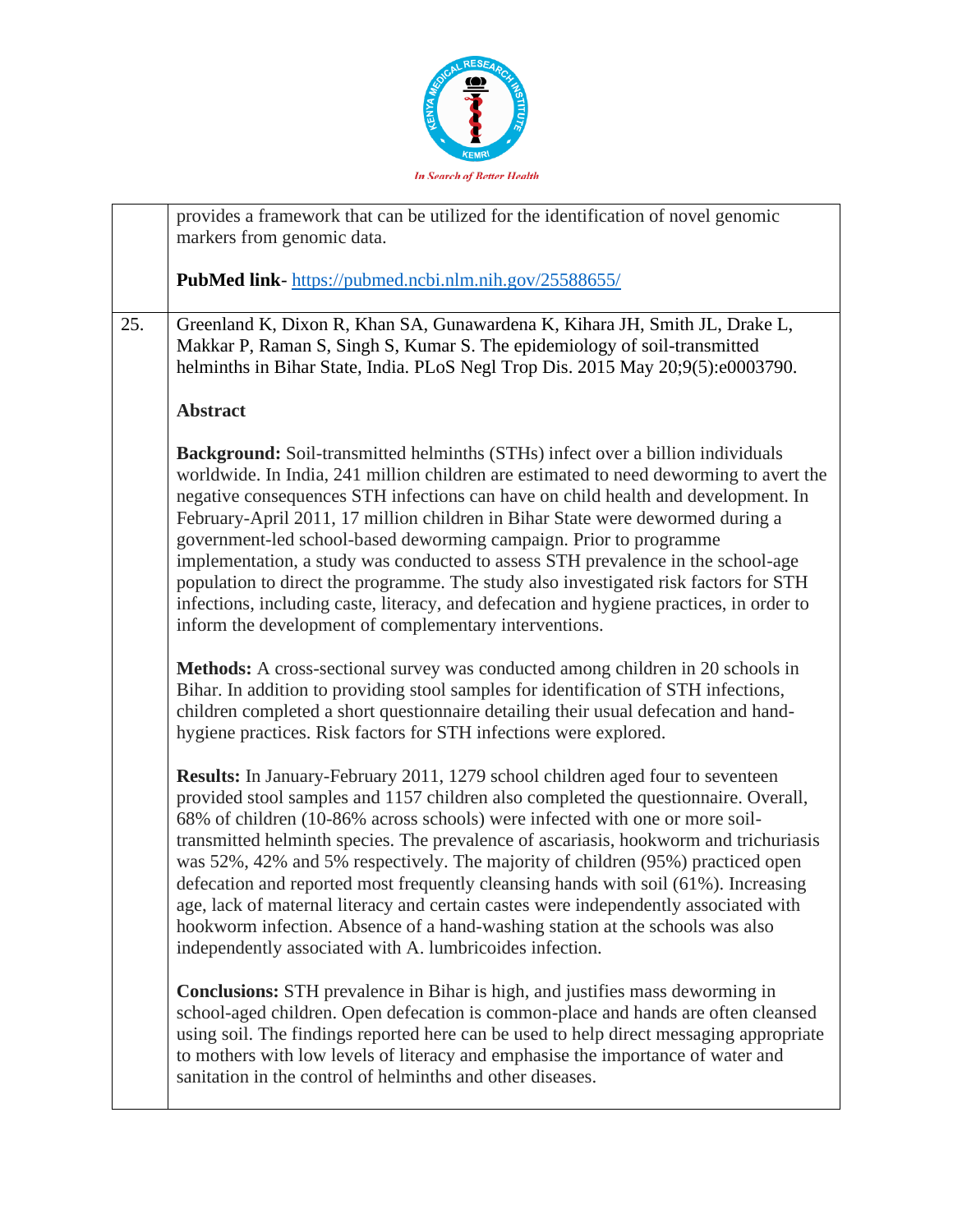| | |
|---|---|
| | provides a framework that can be utilized for the identification of novel genomic markers from genomic data.<br><br>**PubMed link**- https://pubmed.ncbi.nlm.nih.gov/25588655/ |
| 25. | Greenland K, Dixon R, Khan SA, Gunawardena K, Kihara JH, Smith JL, Drake L, Makkar P, Raman S, Singh S, Kumar S. The epidemiology of soil-transmitted helminths in Bihar State, India. PLoS Negl Trop Dis. 2015 May 20;9(5):e0003790.<br><br>**Abstract**<br><br>**Background:** Soil-transmitted helminths (STHs) infect over a billion individuals worldwide. In India, 241 million children are estimated to need deworming to avert the negative consequences STH infections can have on child health and development. In February-April 2011, 17 million children in Bihar State were dewormed during a government-led school-based deworming campaign. Prior to programme implementation, a study was conducted to assess STH prevalence in the school-age population to direct the programme. The study also investigated risk factors for STH infections, including caste, literacy, and defecation and hygiene practices, in order to inform the development of complementary interventions.<br><br>**Methods:** A cross-sectional survey was conducted among children in 20 schools in Bihar. In addition to providing stool samples for identification of STH infections, children completed a short questionnaire detailing their usual defecation and hand-hygiene practices. Risk factors for STH infections were explored.<br><br>**Results:** In January-February 2011, 1279 school children aged four to seventeen provided stool samples and 1157 children also completed the questionnaire. Overall, 68% of children (10-86% across schools) were infected with one or more soil-transmitted helminth species. The prevalence of ascariasis, hookworm and trichuriasis was 52%, 42% and 5% respectively. The majority of children (95%) practiced open defecation and reported most frequently cleansing hands with soil (61%). Increasing age, lack of maternal literacy and certain castes were independently associated with hookworm infection. Absence of a hand-washing station at the schools was also independently associated with A. lumbricoides infection.<br><br>**Conclusions:** STH prevalence in Bihar is high, and justifies mass deworming in school-aged children. Open defecation is common-place and hands are often cleansed using soil. The findings reported here can be used to help direct messaging appropriate to mothers with low levels of literacy and emphasise the importance of water and sanitation in the control of helminths and other diseases. |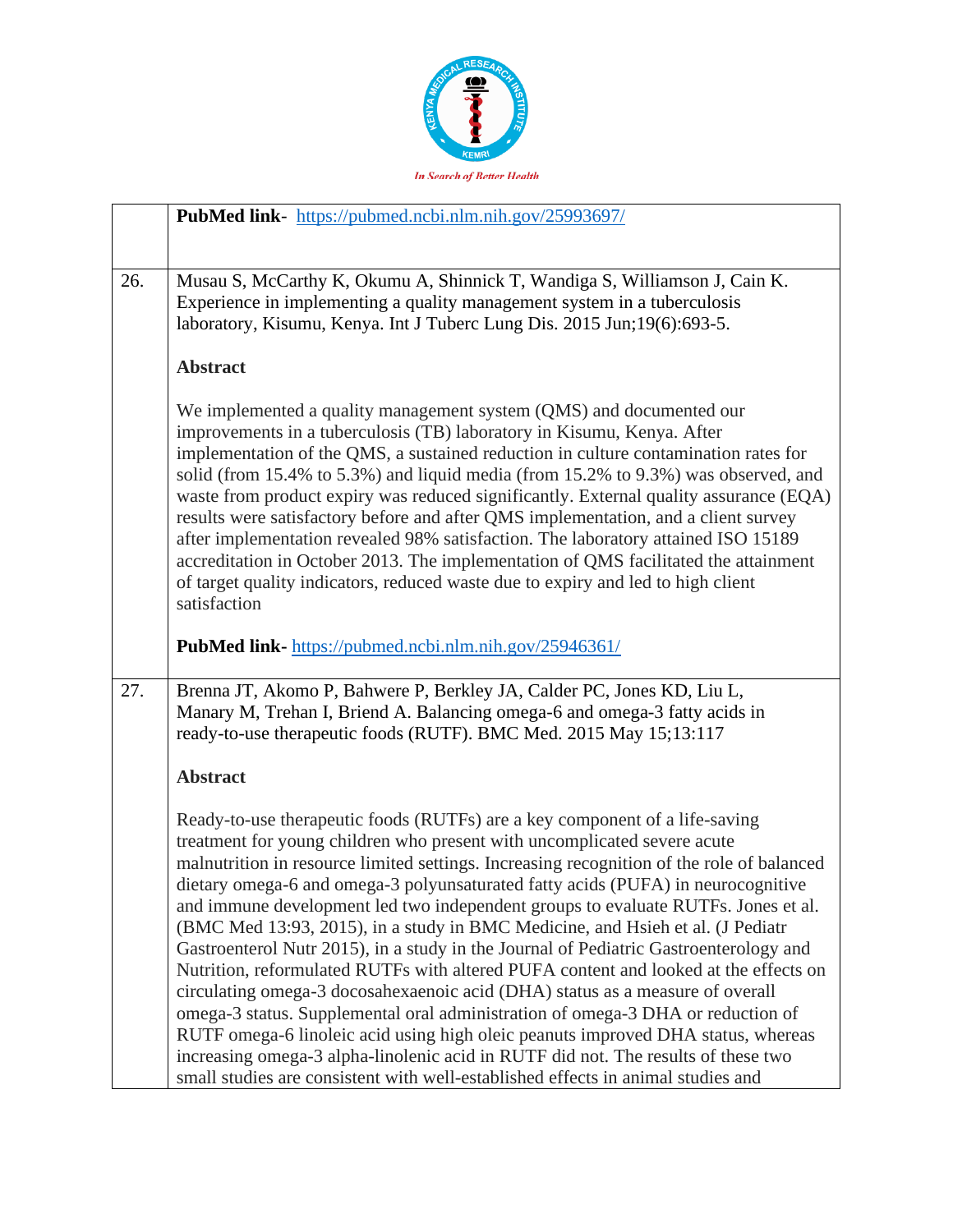| | |
|---|---|
| | **PubMed link**- https://pubmed.ncbi.nlm.nih.gov/25993697/ |
| 26. | Musau S, McCarthy K, Okumu A, Shinnick T, Wandiga S, Williamson J, Cain K. Experience in implementing a quality management system in a tuberculosis laboratory, Kisumu, Kenya. Int J Tuberc Lung Dis. 2015 Jun;19(6):693-5.<br><br>**Abstract**<br><br>We implemented a quality management system (QMS) and documented our improvements in a tuberculosis (TB) laboratory in Kisumu, Kenya. After implementation of the QMS, a sustained reduction in culture contamination rates for solid (from 15.4% to 5.3%) and liquid media (from 15.2% to 9.3%) was observed, and waste from product expiry was reduced significantly. External quality assurance (EQA) results were satisfactory before and after QMS implementation, and a client survey after implementation revealed 98% satisfaction. The laboratory attained ISO 15189 accreditation in October 2013. The implementation of QMS facilitated the attainment of target quality indicators, reduced waste due to expiry and led to high client satisfaction<br><br>**PubMed link**- https://pubmed.ncbi.nlm.nih.gov/25946361/ |
| 27. | Brenna JT, Akomo P, Bahwere P, Berkley JA, Calder PC, Jones KD, Liu L, Manary M, Trehan I, Briend A. Balancing omega-6 and omega-3 fatty acids in ready-to-use therapeutic foods (RUTF). BMC Med. 2015 May 15;13:117<br><br>**Abstract**<br><br>Ready-to-use therapeutic foods (RUTFs) are a key component of a life-saving treatment for young children who present with uncomplicated severe acute malnutrition in resource limited settings. Increasing recognition of the role of balanced dietary omega-6 and omega-3 polyunsaturated fatty acids (PUFA) in neurocognitive and immune development led two independent groups to evaluate RUTFs. Jones et al. (BMC Med 13:93, 2015), in a study in BMC Medicine, and Hsieh et al. (J Pediatr Gastroenterol Nutr 2015), in a study in the Journal of Pediatric Gastroenterology and Nutrition, reformulated RUTFs with altered PUFA content and looked at the effects on circulating omega-3 docosahexaenoic acid (DHA) status as a measure of overall omega-3 status. Supplemental oral administration of omega-3 DHA or reduction of RUTF omega-6 linoleic acid using high oleic peanuts improved DHA status, whereas increasing omega-3 alpha-linolenic acid in RUTF did not. The results of these two small studies are consistent with well-established effects in animal studies and |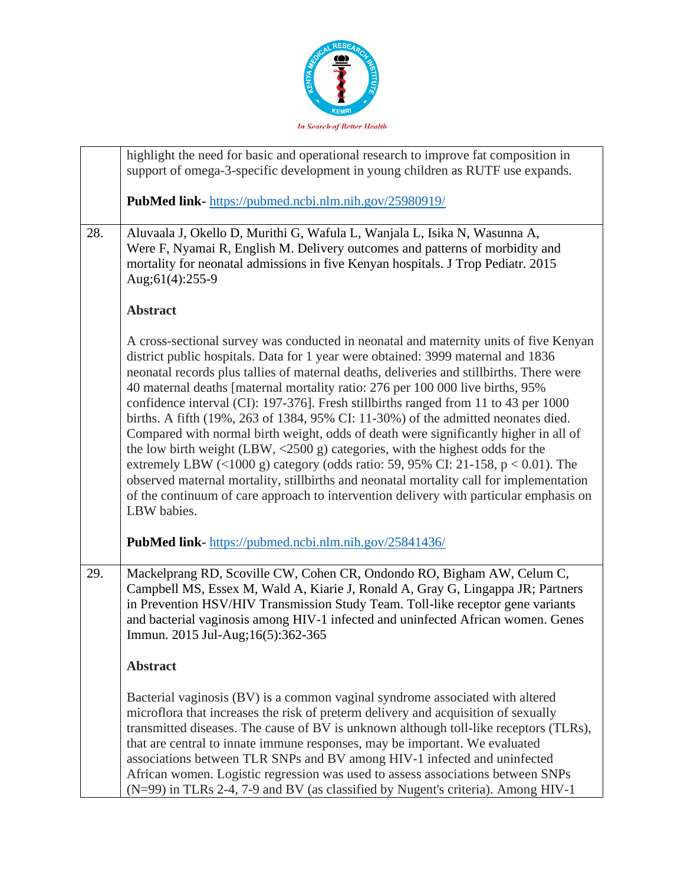| | |
|---|---|
| | highlight the need for basic and operational research to improve fat composition in support of omega-3-specific development in young children as RUTF use expands.<br><br>**PubMed link**- https://pubmed.ncbi.nlm.nih.gov/25980919/ |
| 28. | Aluvaala J, Okello D, Murithi G, Wafula L, Wanjala L, Isika N, Wasunna A, Were F, Nyamai R, English M. Delivery outcomes and patterns of morbidity and mortality for neonatal admissions in five Kenyan hospitals. J Trop Pediatr. 2015 Aug;61(4):255-9<br><br>**Abstract**<br><br>A cross-sectional survey was conducted in neonatal and maternity units of five Kenyan district public hospitals. Data for 1 year were obtained: 3999 maternal and 1836 neonatal records plus tallies of maternal deaths, deliveries and stillbirths. There were 40 maternal deaths [maternal mortality ratio: 276 per 100 000 live births, 95% confidence interval (CI): 197-376]. Fresh stillbirths ranged from 11 to 43 per 1000 births. A fifth (19%, 263 of 1384, 95% CI: 11-30%) of the admitted neonates died. Compared with normal birth weight, odds of death were significantly higher in all of the low birth weight (LBW, <2500 g) categories, with the highest odds for the extremely LBW (<1000 g) category (odds ratio: 59, 95% CI: 21-158, $p < 0.01$). The observed maternal mortality, stillbirths and neonatal mortality call for implementation of the continuum of care approach to intervention delivery with particular emphasis on LBW babies.<br><br>**PubMed link**- https://pubmed.ncbi.nlm.nih.gov/25841436/ |
| 29. | Mackelprang RD, Scoville CW, Cohen CR, Ondondo RO, Bigham AW, Celum C, Campbell MS, Essex M, Wald A, Kiarie J, Ronald A, Gray G, Lingappa JR; Partners in Prevention HSV/HIV Transmission Study Team. Toll-like receptor gene variants and bacterial vaginosis among HIV-1 infected and uninfected African women. Genes Immun. 2015 Jul-Aug;16(5):362-365<br><br>**Abstract**<br><br>Bacterial vaginosis (BV) is a common vaginal syndrome associated with altered microflora that increases the risk of preterm delivery and acquisition of sexually transmitted diseases. The cause of BV is unknown although toll-like receptors (TLRs), that are central to innate immune responses, may be important. We evaluated associations between TLR SNPs and BV among HIV-1 infected and uninfected African women. Logistic regression was used to assess associations between SNPs (N=99) in TLRs 2-4, 7-9 and BV (as classified by Nugent's criteria). Among HIV-1 |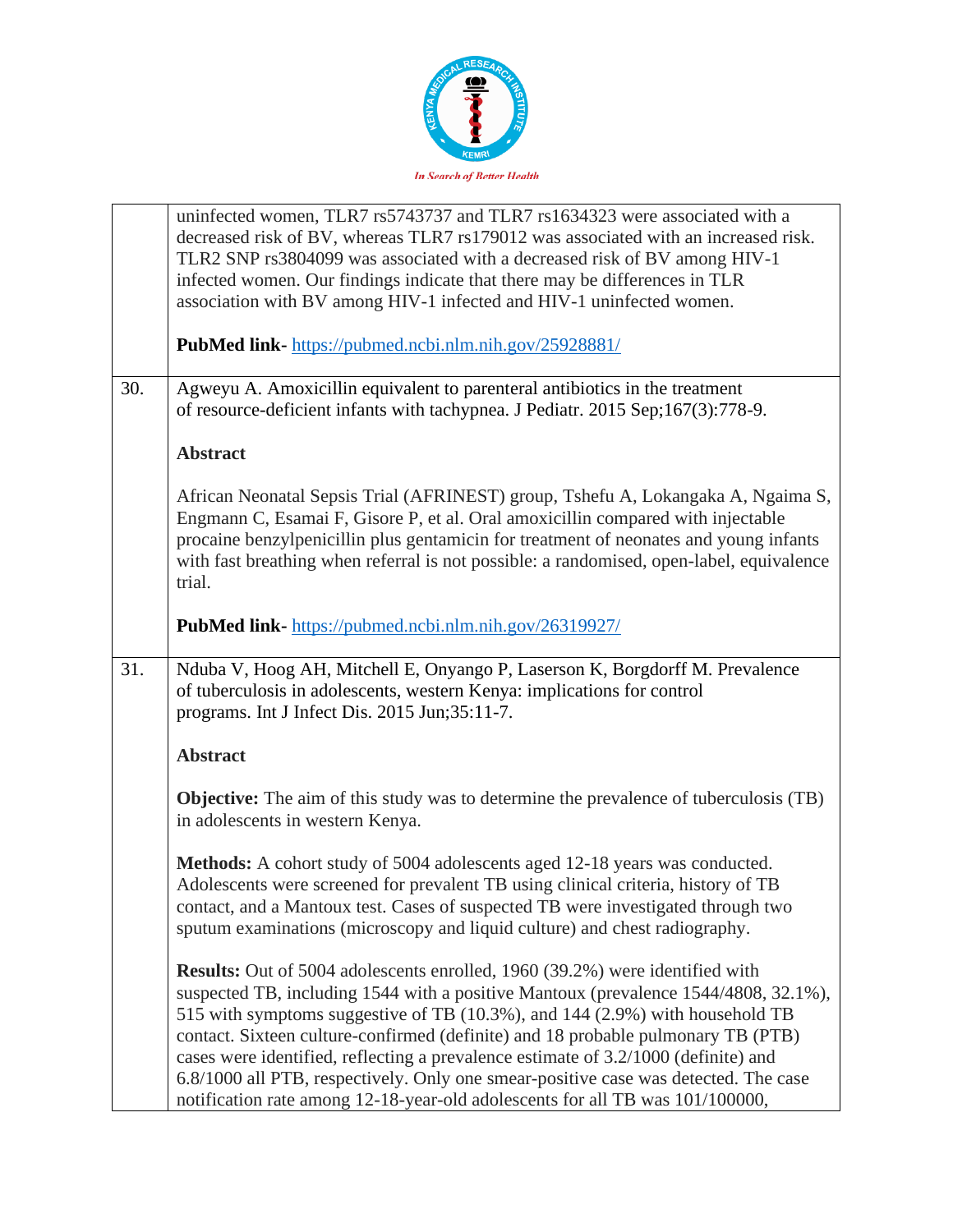| | |
|---|---|
| | uninfected women, TLR7 rs5743737 and TLR7 rs1634323 were associated with a decreased risk of BV, whereas TLR7 rs179012 was associated with an increased risk. TLR2 SNP rs3804099 was associated with a decreased risk of BV among HIV-1 infected women. Our findings indicate that there may be differences in TLR association with BV among HIV-1 infected and HIV-1 uninfected women.<br><br>**PubMed link-** https://pubmed.ncbi.nlm.nih.gov/25928881/ |
| 30. | Agweyu A. Amoxicillin equivalent to parenteral antibiotics in the treatment of resource-deficient infants with tachypnea. J Pediatr. 2015 Sep;167(3):778-9.<br><br>**Abstract**<br><br>African Neonatal Sepsis Trial (AFRINEST) group, Tshefu A, Lokangaka A, Ngaima S, Engmann C, Esamai F, Gisore P, et al. Oral amoxicillin compared with injectable procaine benzylpenicillin plus gentamicin for treatment of neonates and young infants with fast breathing when referral is not possible: a randomised, open-label, equivalence trial.<br><br>**PubMed link-** https://pubmed.ncbi.nlm.nih.gov/26319927/ |
| 31. | Nduba V, Hoog AH, Mitchell E, Onyango P, Laserson K, Borgdorff M. Prevalence of tuberculosis in adolescents, western Kenya: implications for control programs. Int J Infect Dis. 2015 Jun;35:11-7.<br><br>**Abstract**<br><br>**Objective:** The aim of this study was to determine the prevalence of tuberculosis (TB) in adolescents in western Kenya.<br><br>**Methods:** A cohort study of 5004 adolescents aged 12-18 years was conducted. Adolescents were screened for prevalent TB using clinical criteria, history of TB contact, and a Mantoux test. Cases of suspected TB were investigated through two sputum examinations (microscopy and liquid culture) and chest radiography.<br><br>**Results:** Out of 5004 adolescents enrolled, 1960 (39.2%) were identified with suspected TB, including 1544 with a positive Mantoux (prevalence 1544/4808, 32.1%), 515 with symptoms suggestive of TB (10.3%), and 144 (2.9%) with household TB contact. Sixteen culture-confirmed (definite) and 18 probable pulmonary TB (PTB) cases were identified, reflecting a prevalence estimate of 3.2/1000 (definite) and 6.8/1000 all PTB, respectively. Only one smear-positive case was detected. The case notification rate among 12-18-year-old adolescents for all TB was 101/100000, |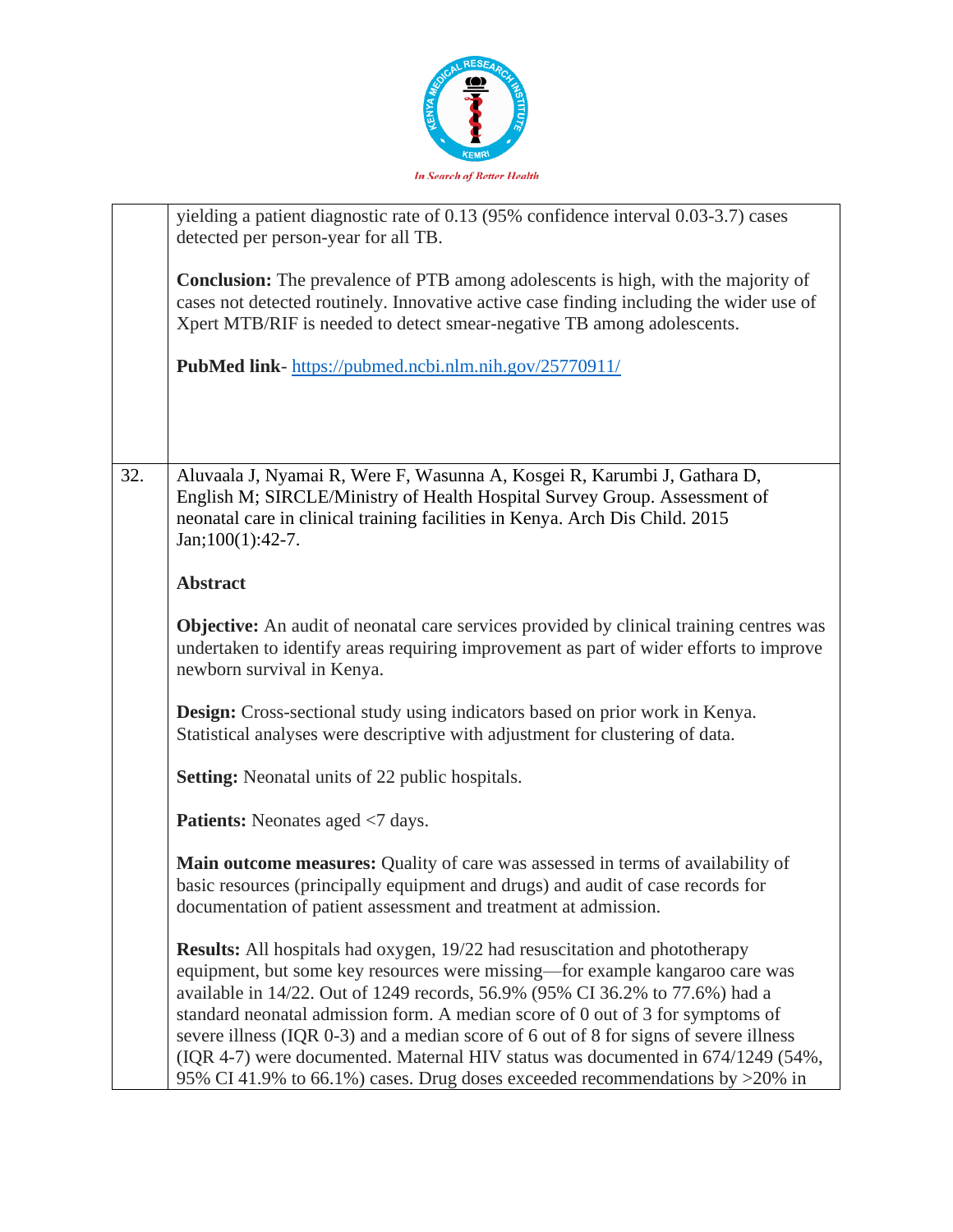| | |
|---|---|
| | yielding a patient diagnostic rate of 0.13 (95% confidence interval 0.03-3.7) cases detected per person-year for all TB.<br><br>**Conclusion:** The prevalence of PTB among adolescents is high, with the majority of cases not detected routinely. Innovative active case finding including the wider use of Xpert MTB/RIF is needed to detect smear-negative TB among adolescents.<br><br>**PubMed link**- https://pubmed.ncbi.nlm.nih.gov/25770911/ |
| 32. | Aluvaala J, Nyamai R, Were F, Wasunna A, Kosgei R, Karumbi J, Gathara D, English M; SIRCLE/Ministry of Health Hospital Survey Group. Assessment of neonatal care in clinical training facilities in Kenya. Arch Dis Child. 2015 Jan;100(1):42-7.<br><br>**Abstract**<br><br>**Objective:** An audit of neonatal care services provided by clinical training centres was undertaken to identify areas requiring improvement as part of wider efforts to improve newborn survival in Kenya.<br><br>**Design:** Cross-sectional study using indicators based on prior work in Kenya. Statistical analyses were descriptive with adjustment for clustering of data.<br><br>**Setting:** Neonatal units of 22 public hospitals.<br><br>**Patients:** Neonates aged <7 days.<br><br>**Main outcome measures:** Quality of care was assessed in terms of availability of basic resources (principally equipment and drugs) and audit of case records for documentation of patient assessment and treatment at admission.<br><br>**Results:** All hospitals had oxygen, 19/22 had resuscitation and phototherapy equipment, but some key resources were missing—for example kangaroo care was available in 14/22. Out of 1249 records, 56.9% (95% CI 36.2% to 77.6%) had a standard neonatal admission form. A median score of 0 out of 3 for symptoms of severe illness (IQR 0-3) and a median score of 6 out of 8 for signs of severe illness (IQR 4-7) were documented. Maternal HIV status was documented in 674/1249 (54%, 95% CI 41.9% to 66.1%) cases. Drug doses exceeded recommendations by >20% in |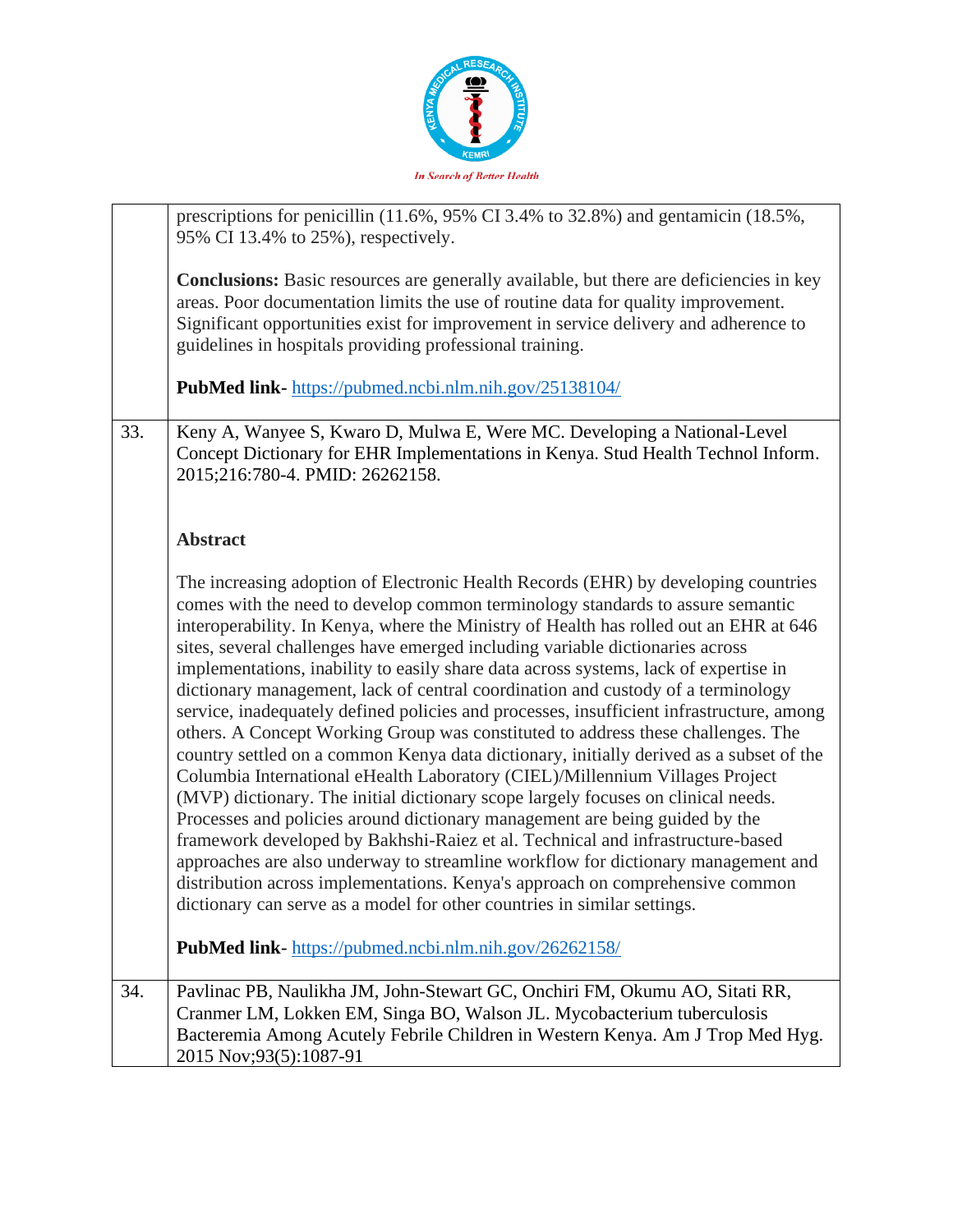| | |
|---|---|
| | prescriptions for penicillin (11.6%, 95% CI 3.4% to 32.8%) and gentamicin (18.5%, 95% CI 13.4% to 25%), respectively.<br><br>**Conclusions:** Basic resources are generally available, but there are deficiencies in key areas. Poor documentation limits the use of routine data for quality improvement. Significant opportunities exist for improvement in service delivery and adherence to guidelines in hospitals providing professional training.<br><br>**PubMed link-** https://pubmed.ncbi.nlm.nih.gov/25138104/ |
| 33. | Keny A, Wanyee S, Kwaro D, Mulwa E, Were MC. Developing a National-Level Concept Dictionary for EHR Implementations in Kenya. Stud Health Technol Inform. 2015;216:780-4. PMID: 26262158.<br><br>**Abstract**<br><br>The increasing adoption of Electronic Health Records (EHR) by developing countries comes with the need to develop common terminology standards to assure semantic interoperability. In Kenya, where the Ministry of Health has rolled out an EHR at 646 sites, several challenges have emerged including variable dictionaries across implementations, inability to easily share data across systems, lack of expertise in dictionary management, lack of central coordination and custody of a terminology service, inadequately defined policies and processes, insufficient infrastructure, among others. A Concept Working Group was constituted to address these challenges. The country settled on a common Kenya data dictionary, initially derived as a subset of the Columbia International eHealth Laboratory (CIEL)/Millennium Villages Project (MVP) dictionary. The initial dictionary scope largely focuses on clinical needs. Processes and policies around dictionary management are being guided by the framework developed by Bakhshi-Raiez et al. Technical and infrastructure-based approaches are also underway to streamline workflow for dictionary management and distribution across implementations. Kenya's approach on comprehensive common dictionary can serve as a model for other countries in similar settings.<br><br>**PubMed link**- https://pubmed.ncbi.nlm.nih.gov/26262158/ |
| 34. | Pavlinac PB, Naulikha JM, John-Stewart GC, Onchiri FM, Okumu AO, Sitati RR, Cranmer LM, Lokken EM, Singa BO, Walson JL. Mycobacterium tuberculosis Bacteremia Among Acutely Febrile Children in Western Kenya. Am J Trop Med Hyg. 2015 Nov;93(5):1087-91 |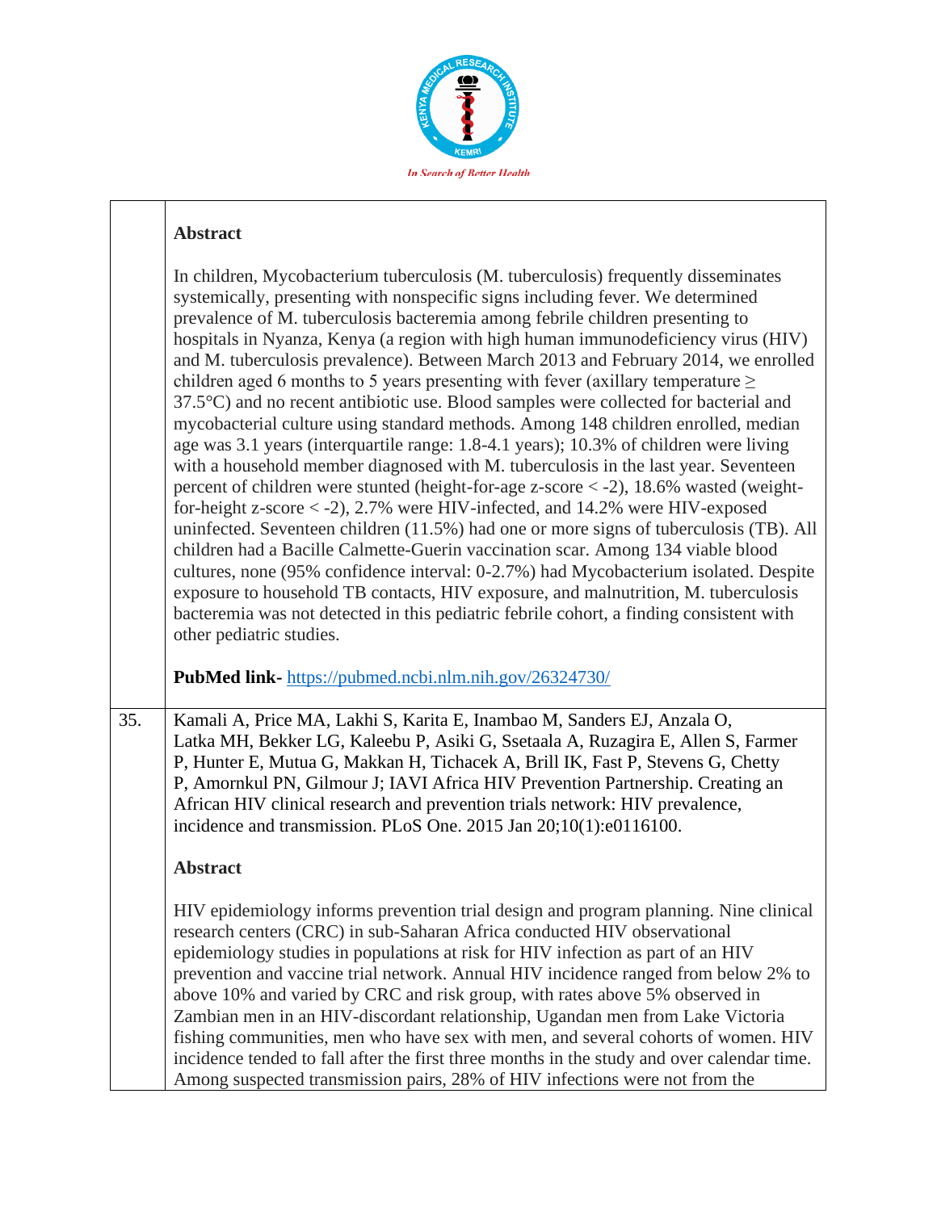**Abstract**

In children, Mycobacterium tuberculosis (M. tuberculosis) frequently disseminates systemically, presenting with nonspecific signs including fever. We determined prevalence of M. tuberculosis bacteremia among febrile children presenting to hospitals in Nyanza, Kenya (a region with high human immunodeficiency virus (HIV) and M. tuberculosis prevalence). Between March 2013 and February 2014, we enrolled children aged 6 months to 5 years presenting with fever (axillary temperature ≥ 37.5°C) and no recent antibiotic use. Blood samples were collected for bacterial and mycobacterial culture using standard methods. Among 148 children enrolled, median age was 3.1 years (interquartile range: 1.8-4.1 years); 10.3% of children were living with a household member diagnosed with M. tuberculosis in the last year. Seventeen percent of children were stunted (height-for-age z-score < -2), 18.6% wasted (weight-for-height z-score < -2), 2.7% were HIV-infected, and 14.2% were HIV-exposed uninfected. Seventeen children (11.5%) had one or more signs of tuberculosis (TB). All children had a Bacille Calmette-Guerin vaccination scar. Among 134 viable blood cultures, none (95% confidence interval: 0-2.7%) had Mycobacterium isolated. Despite exposure to household TB contacts, HIV exposure, and malnutrition, M. tuberculosis bacteremia was not detected in this pediatric febrile cohort, a finding consistent with other pediatric studies.

**PubMed link-** https://pubmed.ncbi.nlm.nih.gov/26324730/

35. Kamali A, Price MA, Lakhi S, Karita E, Inambao M, Sanders EJ, Anzala O, Latka MH, Bekker LG, Kaleebu P, Asiki G, Ssetaala A, Ruzagira E, Allen S, Farmer P, Hunter E, Mutua G, Makkan H, Tichacek A, Brill IK, Fast P, Stevens G, Chetty P, Amornkul PN, Gilmour J; IAVI Africa HIV Prevention Partnership. Creating an African HIV clinical research and prevention trials network: HIV prevalence, incidence and transmission. PLoS One. 2015 Jan 20;10(1):e0116100.

**Abstract**

HIV epidemiology informs prevention trial design and program planning. Nine clinical research centers (CRC) in sub-Saharan Africa conducted HIV observational epidemiology studies in populations at risk for HIV infection as part of an HIV prevention and vaccine trial network. Annual HIV incidence ranged from below 2% to above 10% and varied by CRC and risk group, with rates above 5% observed in Zambian men in an HIV-discordant relationship, Ugandan men from Lake Victoria fishing communities, men who have sex with men, and several cohorts of women. HIV incidence tended to fall after the first three months in the study and over calendar time. Among suspected transmission pairs, 28% of HIV infections were not from the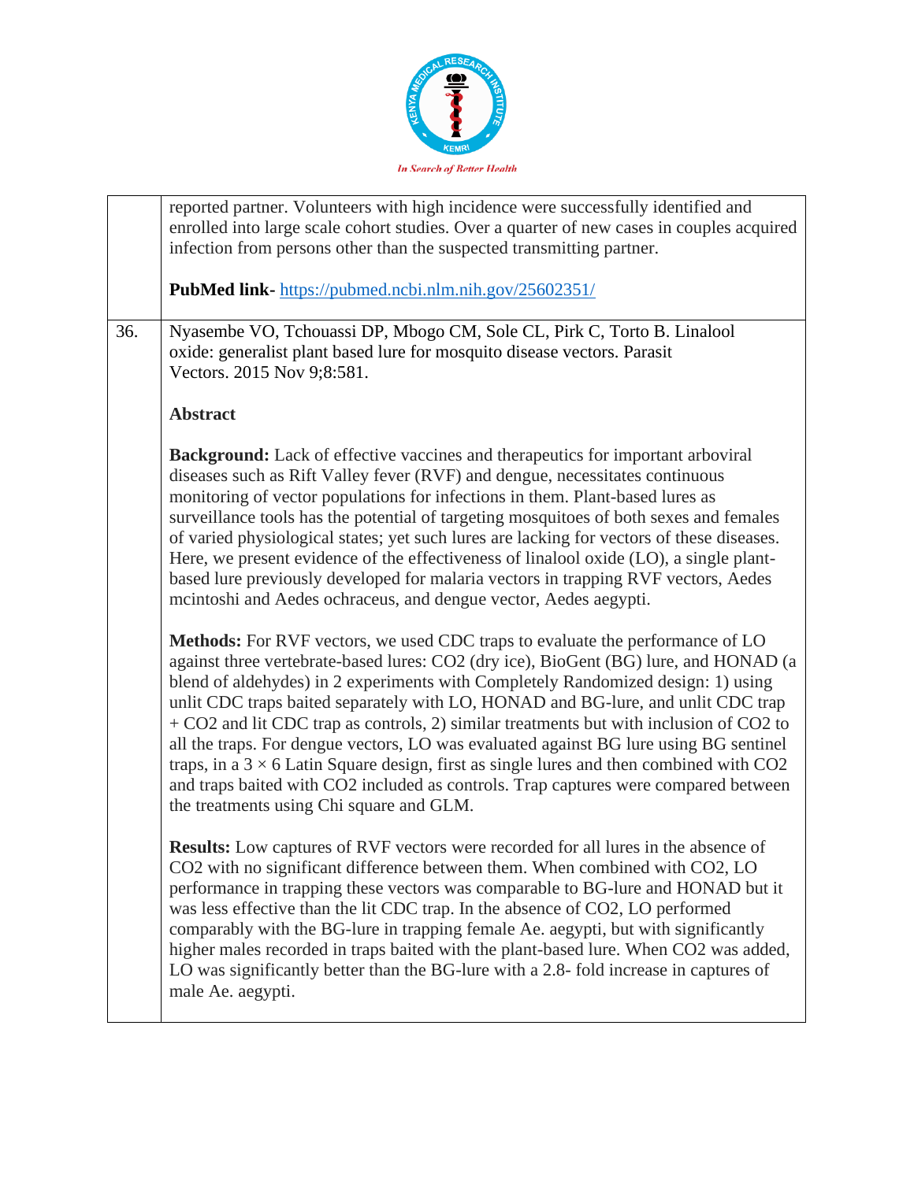| | |
|---|---|
| | reported partner. Volunteers with high incidence were successfully identified and enrolled into large scale cohort studies. Over a quarter of new cases in couples acquired infection from persons other than the suspected transmitting partner.<br><br>**PubMed link-** https://pubmed.ncbi.nlm.nih.gov/25602351/ |
| 36. | Nyasembe VO, Tchouassi DP, Mbogo CM, Sole CL, Pirk C, Torto B. Linalool oxide: generalist plant based lure for mosquito disease vectors. Parasit Vectors. 2015 Nov 9;8:581.<br><br>**Abstract**<br><br>**Background:** Lack of effective vaccines and therapeutics for important arboviral diseases such as Rift Valley fever (RVF) and dengue, necessitates continuous monitoring of vector populations for infections in them. Plant-based lures as surveillance tools has the potential of targeting mosquitoes of both sexes and females of varied physiological states; yet such lures are lacking for vectors of these diseases. Here, we present evidence of the effectiveness of linalool oxide (LO), a single plant-based lure previously developed for malaria vectors in trapping RVF vectors, Aedes mcintoshi and Aedes ochraceus, and dengue vector, Aedes aegypti.<br><br>**Methods:** For RVF vectors, we used CDC traps to evaluate the performance of LO against three vertebrate-based lures: $CO_2$ (dry ice), BioGent (BG) lure, and HONAD (a blend of aldehydes) in 2 experiments with Completely Randomized design: 1) using unlit CDC traps baited separately with LO, HONAD and BG-lure, and unlit CDC trap + $CO_2$ and lit CDC trap as controls, 2) similar treatments but with inclusion of $CO_2$ to all the traps. For dengue vectors, LO was evaluated against BG lure using BG sentinel traps, in a $3 \times 6$ Latin Square design, first as single lures and then combined with $CO_2$ and traps baited with $CO_2$ included as controls. Trap captures were compared between the treatments using Chi square and GLM.<br><br>**Results:** Low captures of RVF vectors were recorded for all lures in the absence of $CO_2$ with no significant difference between them. When combined with $CO_2$, LO performance in trapping these vectors was comparable to BG-lure and HONAD but it was less effective than the lit CDC trap. In the absence of $CO_2$, LO performed comparably with the BG-lure in trapping female Ae. aegypti, but with significantly higher males recorded in traps baited with the plant-based lure. When $CO_2$ was added, LO was significantly better than the BG-lure with a 2.8- fold increase in captures of male Ae. aegypti. |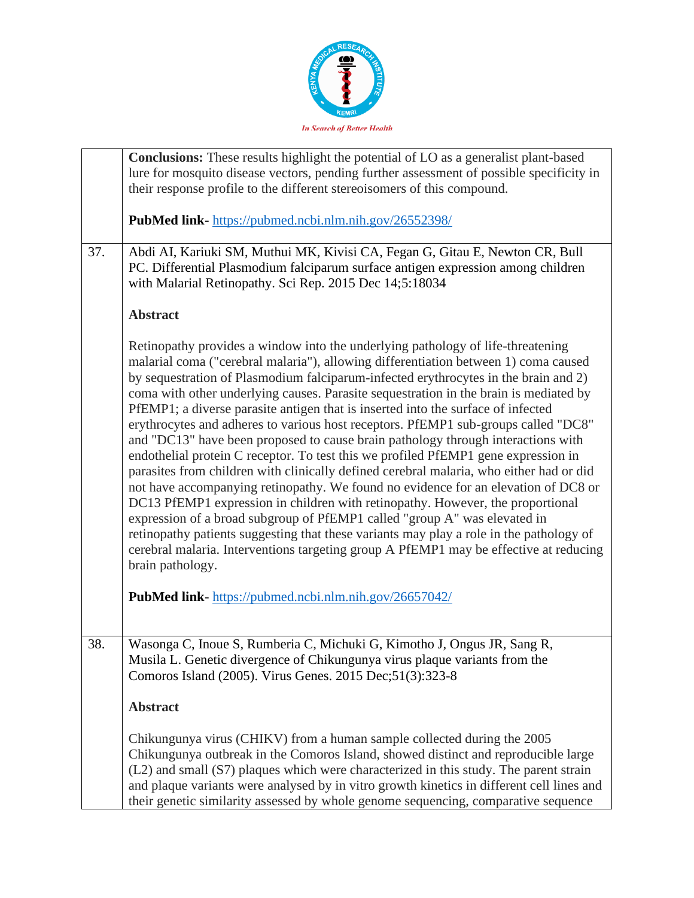| | |
|---|---|
| | **Conclusions:** These results highlight the potential of LO as a generalist plant-based lure for mosquito disease vectors, pending further assessment of possible specificity in their response profile to the different stereoisomers of this compound.<br><br>**PubMed link-** https://pubmed.ncbi.nlm.nih.gov/26552398/ |
| 37. | Abdi AI, Kariuki SM, Muthui MK, Kivisi CA, Fegan G, Gitau E, Newton CR, Bull PC. Differential Plasmodium falciparum surface antigen expression among children with Malarial Retinopathy. Sci Rep. 2015 Dec 14;5:18034<br><br>**Abstract**<br><br>Retinopathy provides a window into the underlying pathology of life-threatening malarial coma ("cerebral malaria"), allowing differentiation between 1) coma caused by sequestration of Plasmodium falciparum-infected erythrocytes in the brain and 2) coma with other underlying causes. Parasite sequestration in the brain is mediated by PfEMP1; a diverse parasite antigen that is inserted into the surface of infected erythrocytes and adheres to various host receptors. PfEMP1 sub-groups called "DC8" and "DC13" have been proposed to cause brain pathology through interactions with endothelial protein C receptor. To test this we profiled PfEMP1 gene expression in parasites from children with clinically defined cerebral malaria, who either had or did not have accompanying retinopathy. We found no evidence for an elevation of DC8 or DC13 PfEMP1 expression in children with retinopathy. However, the proportional expression of a broad subgroup of PfEMP1 called "group A" was elevated in retinopathy patients suggesting that these variants may play a role in the pathology of cerebral malaria. Interventions targeting group A PfEMP1 may be effective at reducing brain pathology.<br><br>**PubMed link**- https://pubmed.ncbi.nlm.nih.gov/26657042/ |
| 38. | Wasonga C, Inoue S, Rumberia C, Michuki G, Kimotho J, Ongus JR, Sang R, Musila L. Genetic divergence of Chikungunya virus plaque variants from the Comoros Island (2005). Virus Genes. 2015 Dec;51(3):323-8<br><br>**Abstract**<br><br>Chikungunya virus (CHIKV) from a human sample collected during the 2005 Chikungunya outbreak in the Comoros Island, showed distinct and reproducible large (L2) and small (S7) plaques which were characterized in this study. The parent strain and plaque variants were analysed by in vitro growth kinetics in different cell lines and their genetic similarity assessed by whole genome sequencing, comparative sequence |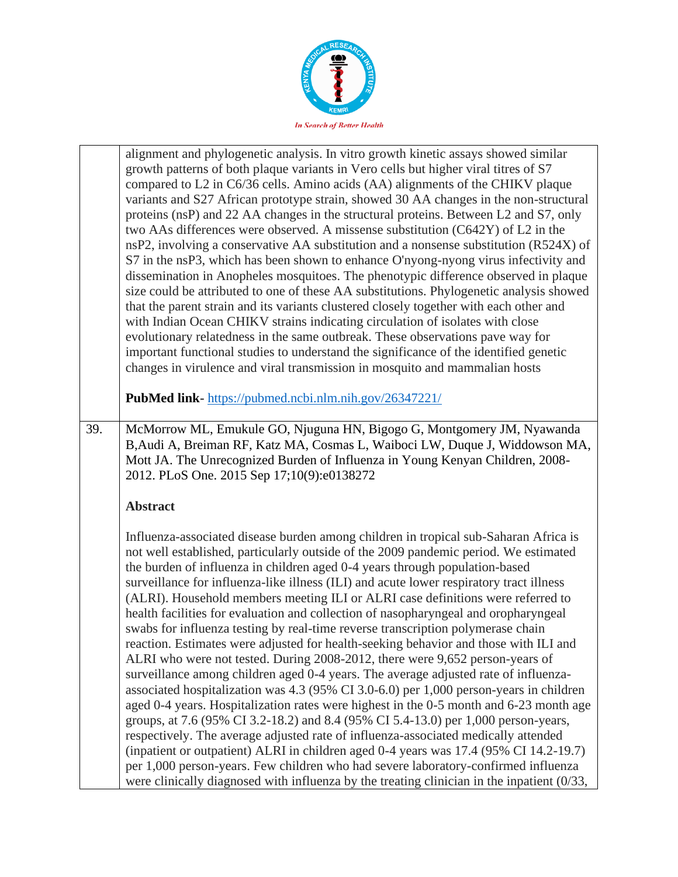| | |
|---|---|
| | alignment and phylogenetic analysis. In vitro growth kinetic assays showed similar growth patterns of both plaque variants in Vero cells but higher viral titres of S7 compared to L2 in C6/36 cells. Amino acids (AA) alignments of the CHIKV plaque variants and S27 African prototype strain, showed 30 AA changes in the non-structural proteins (nsP) and 22 AA changes in the structural proteins. Between L2 and S7, only two AAs differences were observed. A missense substitution (C642Y) of L2 in the nsP2, involving a conservative AA substitution and a nonsense substitution (R524X) of S7 in the nsP3, which has been shown to enhance O'nyong-nyong virus infectivity and dissemination in Anopheles mosquitoes. The phenotypic difference observed in plaque size could be attributed to one of these AA substitutions. Phylogenetic analysis showed that the parent strain and its variants clustered closely together with each other and with Indian Ocean CHIKV strains indicating circulation of isolates with close evolutionary relatedness in the same outbreak. These observations pave way for important functional studies to understand the significance of the identified genetic changes in virulence and viral transmission in mosquito and mammalian hosts<br><br>**PubMed link**- https://pubmed.ncbi.nlm.nih.gov/26347221/ |
| 39. | McMorrow ML, Emukule GO, Njuguna HN, Bigogo G, Montgomery JM, Nyawanda B,Audi A, Breiman RF, Katz MA, Cosmas L, Waiboci LW, Duque J, Widdowson MA, Mott JA. The Unrecognized Burden of Influenza in Young Kenyan Children, 2008-2012. PLoS One. 2015 Sep 17;10(9):e0138272<br><br>**Abstract**<br><br>Influenza-associated disease burden among children in tropical sub-Saharan Africa is not well established, particularly outside of the 2009 pandemic period. We estimated the burden of influenza in children aged 0-4 years through population-based surveillance for influenza-like illness (ILI) and acute lower respiratory tract illness (ALRI). Household members meeting ILI or ALRI case definitions were referred to health facilities for evaluation and collection of nasopharyngeal and oropharyngeal swabs for influenza testing by real-time reverse transcription polymerase chain reaction. Estimates were adjusted for health-seeking behavior and those with ILI and ALRI who were not tested. During 2008-2012, there were 9,652 person-years of surveillance among children aged 0-4 years. The average adjusted rate of influenza-associated hospitalization was 4.3 (95% CI 3.0-6.0) per 1,000 person-years in children aged 0-4 years. Hospitalization rates were highest in the 0-5 month and 6-23 month age groups, at 7.6 (95% CI 3.2-18.2) and 8.4 (95% CI 5.4-13.0) per 1,000 person-years, respectively. The average adjusted rate of influenza-associated medically attended (inpatient or outpatient) ALRI in children aged 0-4 years was 17.4 (95% CI 14.2-19.7) per 1,000 person-years. Few children who had severe laboratory-confirmed influenza were clinically diagnosed with influenza by the treating clinician in the inpatient (0/33, |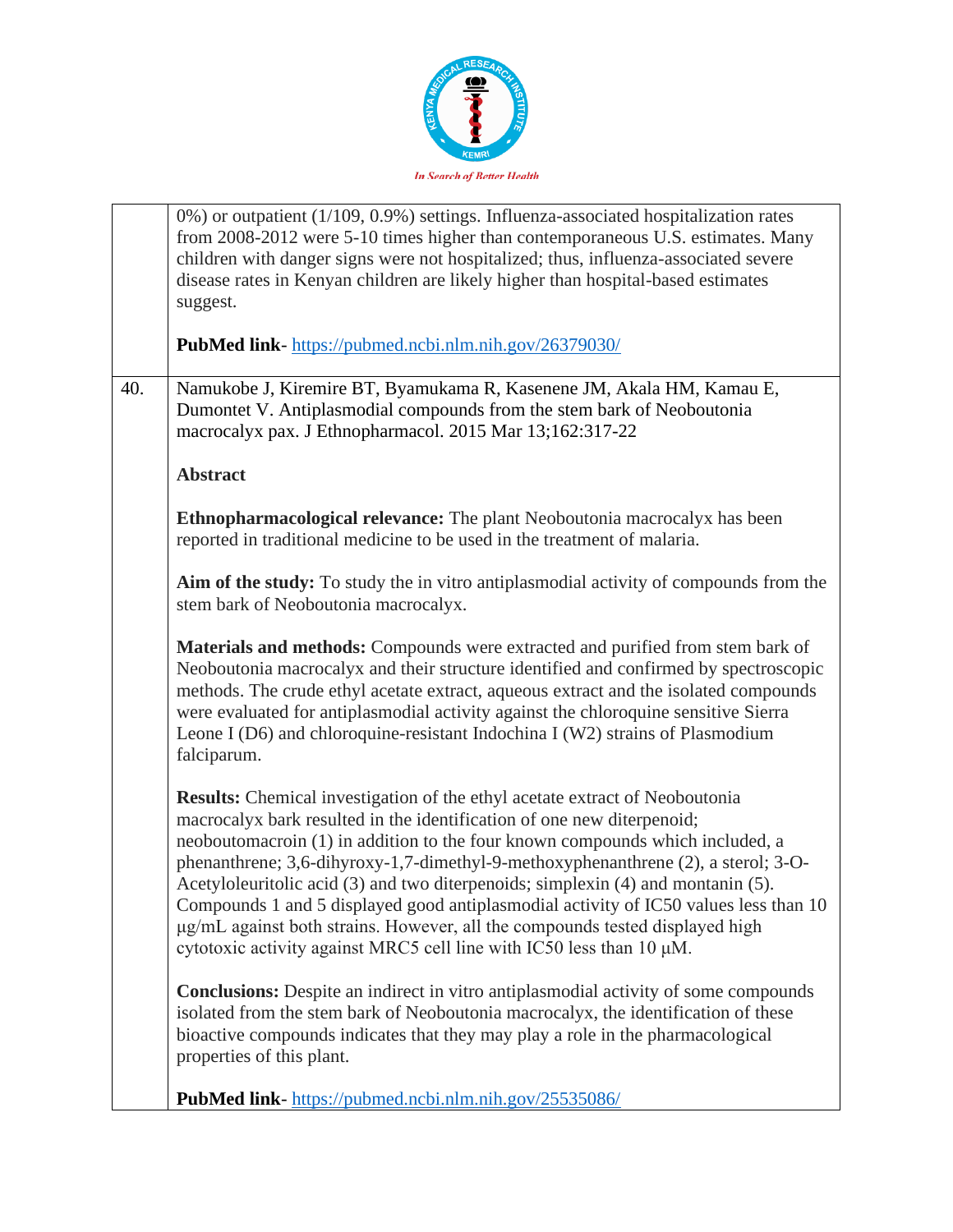| | |
|---|---|
| | 0%) or outpatient (1/109, 0.9%) settings. Influenza-associated hospitalization rates from 2008-2012 were 5-10 times higher than contemporaneous U.S. estimates. Many children with danger signs were not hospitalized; thus, influenza-associated severe disease rates in Kenyan children are likely higher than hospital-based estimates suggest.<br><br>**PubMed link**- https://pubmed.ncbi.nlm.nih.gov/26379030/ |
| 40. | Namukobe J, Kiremire BT, Byamukama R, Kasenene JM, Akala HM, Kamau E, Dumontet V. Antiplasmodial compounds from the stem bark of Neoboutonia macrocalyx pax. J Ethnopharmacol. 2015 Mar 13;162:317-22<br><br>**Abstract**<br><br>**Ethnopharmacological relevance:** The plant Neoboutonia macrocalyx has been reported in traditional medicine to be used in the treatment of malaria.<br><br>**Aim of the study:** To study the in vitro antiplasmodial activity of compounds from the stem bark of Neoboutonia macrocalyx.<br><br>**Materials and methods:** Compounds were extracted and purified from stem bark of Neoboutonia macrocalyx and their structure identified and confirmed by spectroscopic methods. The crude ethyl acetate extract, aqueous extract and the isolated compounds were evaluated for antiplasmodial activity against the chloroquine sensitive Sierra Leone I (D6) and chloroquine-resistant Indochina I (W2) strains of Plasmodium falciparum.<br><br>**Results:** Chemical investigation of the ethyl acetate extract of Neoboutonia macrocalyx bark resulted in the identification of one new diterpenoid; neoboutomacroin (1) in addition to the four known compounds which included, a phenanthrene; 3,6-dihyroxy-1,7-dimethyl-9-methoxyphenanthrene (2), a sterol; 3-O-Acetyloleuritolic acid (3) and two diterpenoids; simplexin (4) and montanin (5). Compounds 1 and 5 displayed good antiplasmodial activity of IC50 values less than 10 μg/mL against both strains. However, all the compounds tested displayed high cytotoxic activity against MRC5 cell line with IC50 less than 10 μM.<br><br>**Conclusions:** Despite an indirect in vitro antiplasmodial activity of some compounds isolated from the stem bark of Neoboutonia macrocalyx, the identification of these bioactive compounds indicates that they may play a role in the pharmacological properties of this plant.<br><br>**PubMed link**- https://pubmed.ncbi.nlm.nih.gov/25535086/ |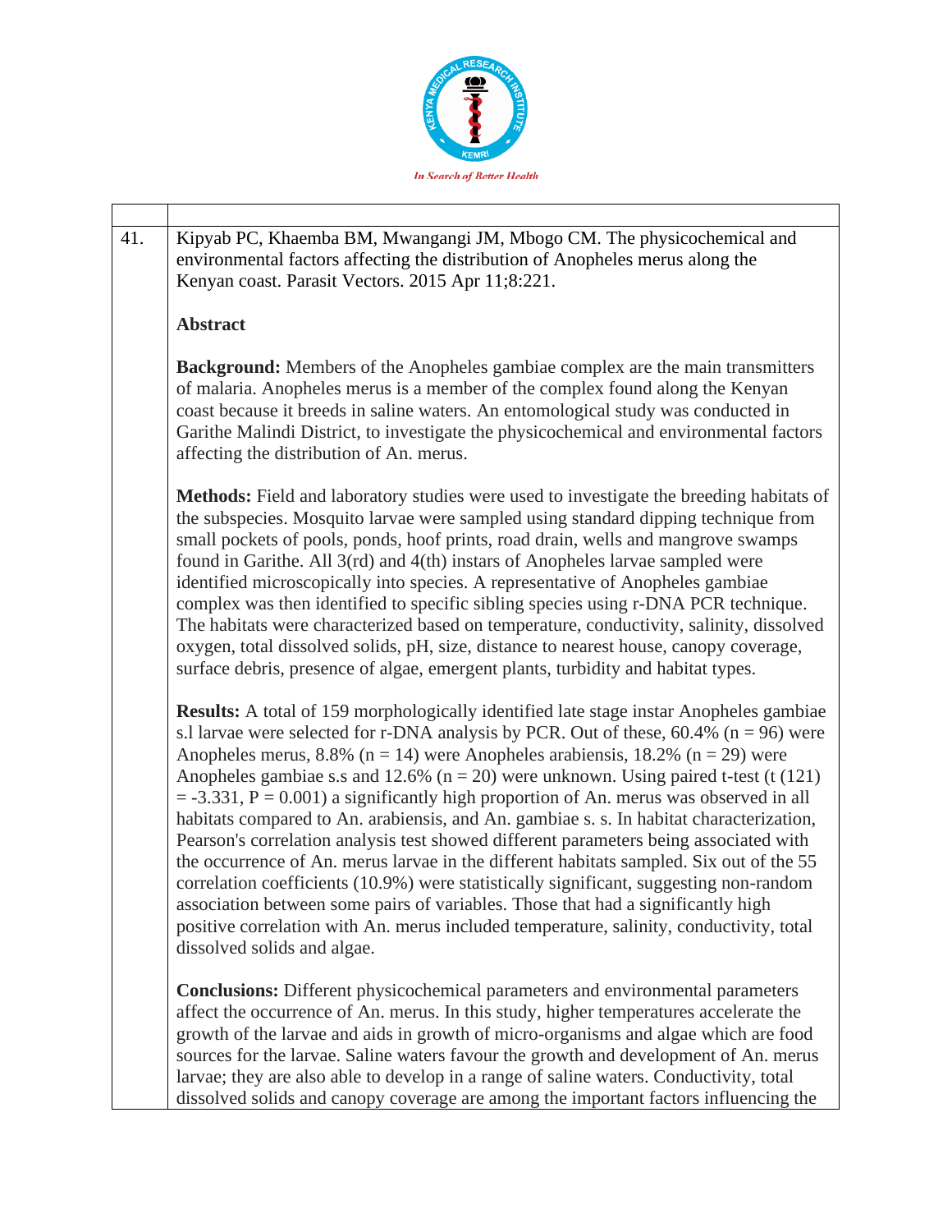| | |
|---|---|
| 41. | Kipyab PC, Khaemba BM, Mwangangi JM, Mbogo CM. The physicochemical and environmental factors affecting the distribution of Anopheles merus along the Kenyan coast. Parasit Vectors. 2015 Apr 11;8:221.<br><br>**Abstract**<br><br>**Background:** Members of the Anopheles gambiae complex are the main transmitters of malaria. Anopheles merus is a member of the complex found along the Kenyan coast because it breeds in saline waters. An entomological study was conducted in Garithe Malindi District, to investigate the physicochemical and environmental factors affecting the distribution of An. merus.<br><br>**Methods:** Field and laboratory studies were used to investigate the breeding habitats of the subspecies. Mosquito larvae were sampled using standard dipping technique from small pockets of pools, ponds, hoof prints, road drain, wells and mangrove swamps found in Garithe. All 3(rd) and 4(th) instars of Anopheles larvae sampled were identified microscopically into species. A representative of Anopheles gambiae complex was then identified to specific sibling species using r-DNA PCR technique. The habitats were characterized based on temperature, conductivity, salinity, dissolved oxygen, total dissolved solids, pH, size, distance to nearest house, canopy coverage, surface debris, presence of algae, emergent plants, turbidity and habitat types.<br><br>**Results:** A total of 159 morphologically identified late stage instar Anopheles gambiae s.l larvae were selected for r-DNA analysis by PCR. Out of these, 60.4% ($n = 96$) were Anopheles merus, 8.8% ($n = 14$) were Anopheles arabiensis, 18.2% ($n = 29$) were Anopheles gambiae s.s and 12.6% ($n = 20$) were unknown. Using paired t-test ($t(121) = -3.331$, $P = 0.001$) a significantly high proportion of An. merus was observed in all habitats compared to An. arabiensis, and An. gambiae s. s. In habitat characterization, Pearson's correlation analysis test showed different parameters being associated with the occurrence of An. merus larvae in the different habitats sampled. Six out of the 55 correlation coefficients (10.9%) were statistically significant, suggesting non-random association between some pairs of variables. Those that had a significantly high positive correlation with An. merus included temperature, salinity, conductivity, total dissolved solids and algae.<br><br>**Conclusions:** Different physicochemical parameters and environmental parameters affect the occurrence of An. merus. In this study, higher temperatures accelerate the growth of the larvae and aids in growth of micro-organisms and algae which are food sources for the larvae. Saline waters favour the growth and development of An. merus larvae; they are also able to develop in a range of saline waters. Conductivity, total dissolved solids and canopy coverage are among the important factors influencing the |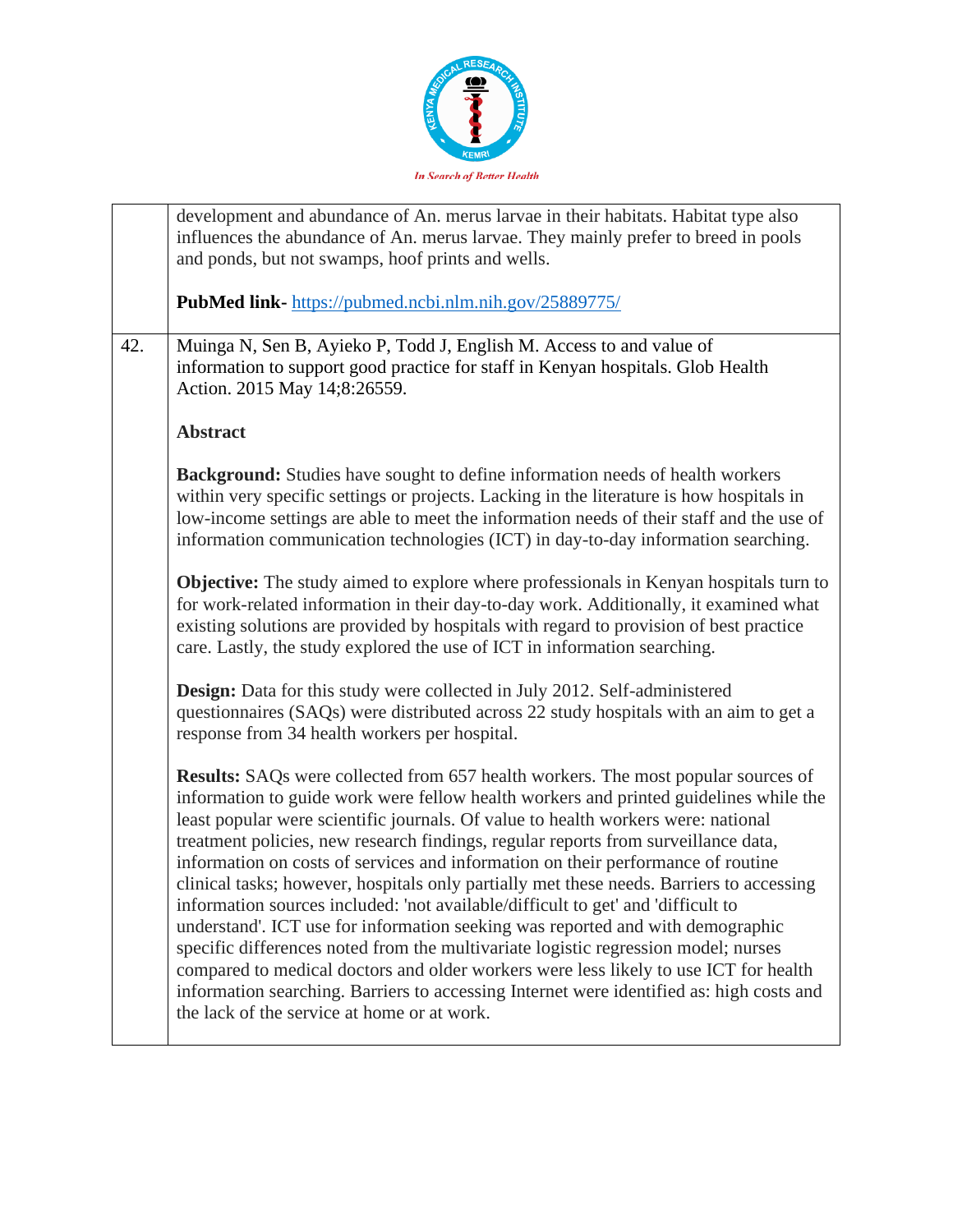| | |
|---|---|
| | development and abundance of An. merus larvae in their habitats. Habitat type also influences the abundance of An. merus larvae. They mainly prefer to breed in pools and ponds, but not swamps, hoof prints and wells.<br><br>**PubMed link-** https://pubmed.ncbi.nlm.nih.gov/25889775/ |
| 42. | Muinga N, Sen B, Ayieko P, Todd J, English M. Access to and value of information to support good practice for staff in Kenyan hospitals. Glob Health Action. 2015 May 14;8:26559.<br><br>**Abstract**<br><br>**Background:** Studies have sought to define information needs of health workers within very specific settings or projects. Lacking in the literature is how hospitals in low-income settings are able to meet the information needs of their staff and the use of information communication technologies (ICT) in day-to-day information searching.<br><br>**Objective:** The study aimed to explore where professionals in Kenyan hospitals turn to for work-related information in their day-to-day work. Additionally, it examined what existing solutions are provided by hospitals with regard to provision of best practice care. Lastly, the study explored the use of ICT in information searching.<br><br>**Design:** Data for this study were collected in July 2012. Self-administered questionnaires (SAQs) were distributed across 22 study hospitals with an aim to get a response from 34 health workers per hospital.<br><br>**Results:** SAQs were collected from 657 health workers. The most popular sources of information to guide work were fellow health workers and printed guidelines while the least popular were scientific journals. Of value to health workers were: national treatment policies, new research findings, regular reports from surveillance data, information on costs of services and information on their performance of routine clinical tasks; however, hospitals only partially met these needs. Barriers to accessing information sources included: 'not available/difficult to get' and 'difficult to understand'. ICT use for information seeking was reported and with demographic specific differences noted from the multivariate logistic regression model; nurses compared to medical doctors and older workers were less likely to use ICT for health information searching. Barriers to accessing Internet were identified as: high costs and the lack of the service at home or at work. |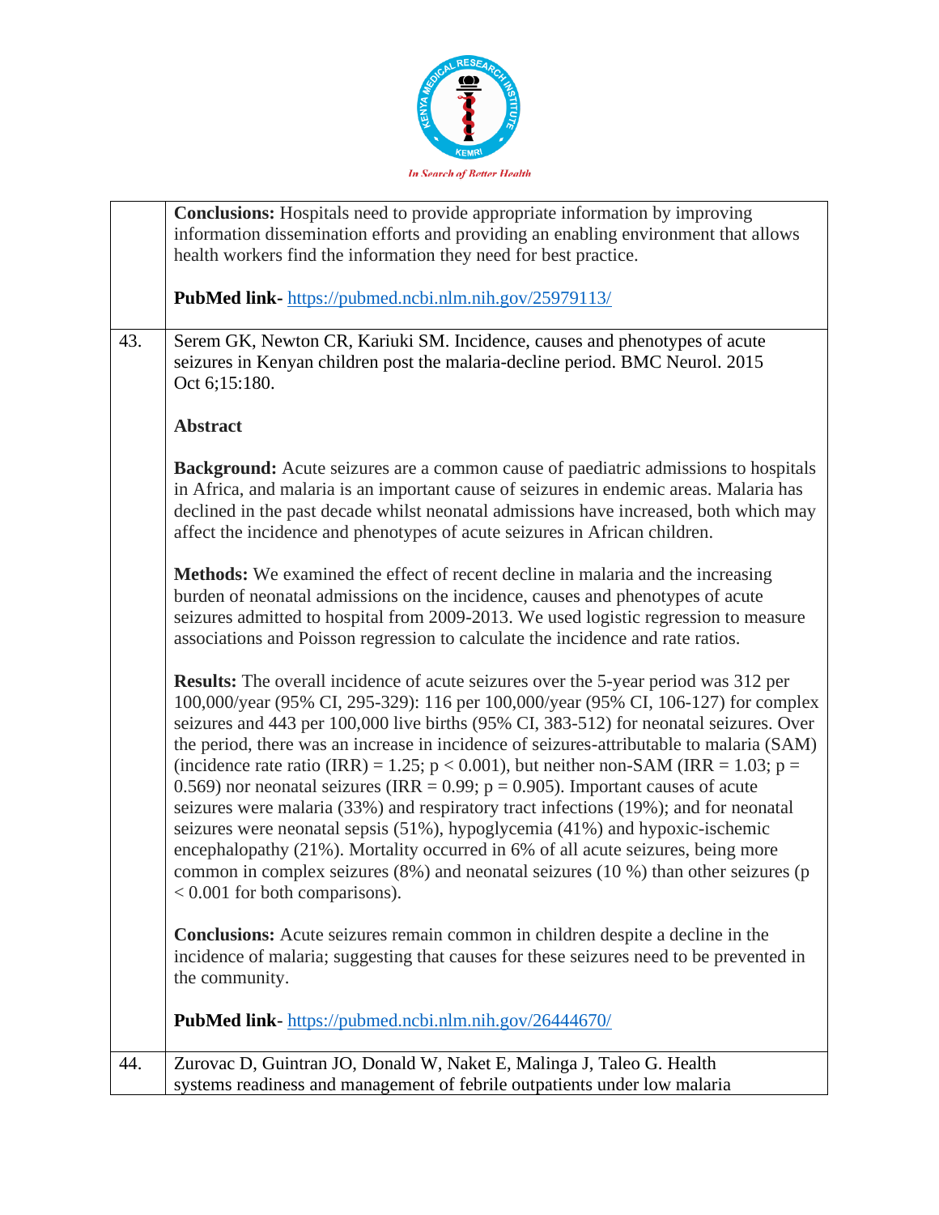| | |
|---|---|
| | **Conclusions:** Hospitals need to provide appropriate information by improving information dissemination efforts and providing an enabling environment that allows health workers find the information they need for best practice.<br><br>**PubMed link-** https://pubmed.ncbi.nlm.nih.gov/25979113/ |
| 43. | Serem GK, Newton CR, Kariuki SM. Incidence, causes and phenotypes of acute seizures in Kenyan children post the malaria-decline period. BMC Neurol. 2015 Oct 6;15:180.<br><br>**Abstract**<br><br>**Background:** Acute seizures are a common cause of paediatric admissions to hospitals in Africa, and malaria is an important cause of seizures in endemic areas. Malaria has declined in the past decade whilst neonatal admissions have increased, both which may affect the incidence and phenotypes of acute seizures in African children.<br><br>**Methods:** We examined the effect of recent decline in malaria and the increasing burden of neonatal admissions on the incidence, causes and phenotypes of acute seizures admitted to hospital from 2009-2013. We used logistic regression to measure associations and Poisson regression to calculate the incidence and rate ratios.<br><br>**Results:** The overall incidence of acute seizures over the 5-year period was 312 per 100,000/year (95% CI, 295-329): 116 per 100,000/year (95% CI, 106-127) for complex seizures and 443 per 100,000 live births (95% CI, 383-512) for neonatal seizures. Over the period, there was an increase in incidence of seizures-attributable to malaria (SAM) (incidence rate ratio (IRR) = 1.25; $p < 0.001$), but neither non-SAM (IRR = 1.03; $p = 0.569$) nor neonatal seizures (IRR = 0.99; $p = 0.905$). Important causes of acute seizures were malaria (33%) and respiratory tract infections (19%); and for neonatal seizures were neonatal sepsis (51%), hypoglycemia (41%) and hypoxic-ischemic encephalopathy (21%). Mortality occurred in 6% of all acute seizures, being more common in complex seizures (8%) and neonatal seizures (10 %) than other seizures ($p < 0.001$ for both comparisons).<br><br>**Conclusions:** Acute seizures remain common in children despite a decline in the incidence of malaria; suggesting that causes for these seizures need to be prevented in the community.<br><br>**PubMed link**- https://pubmed.ncbi.nlm.nih.gov/26444670/ |
| 44. | Zurovac D, Guintran JO, Donald W, Naket E, Malinga J, Taleo G. Health systems readiness and management of febrile outpatients under low malaria |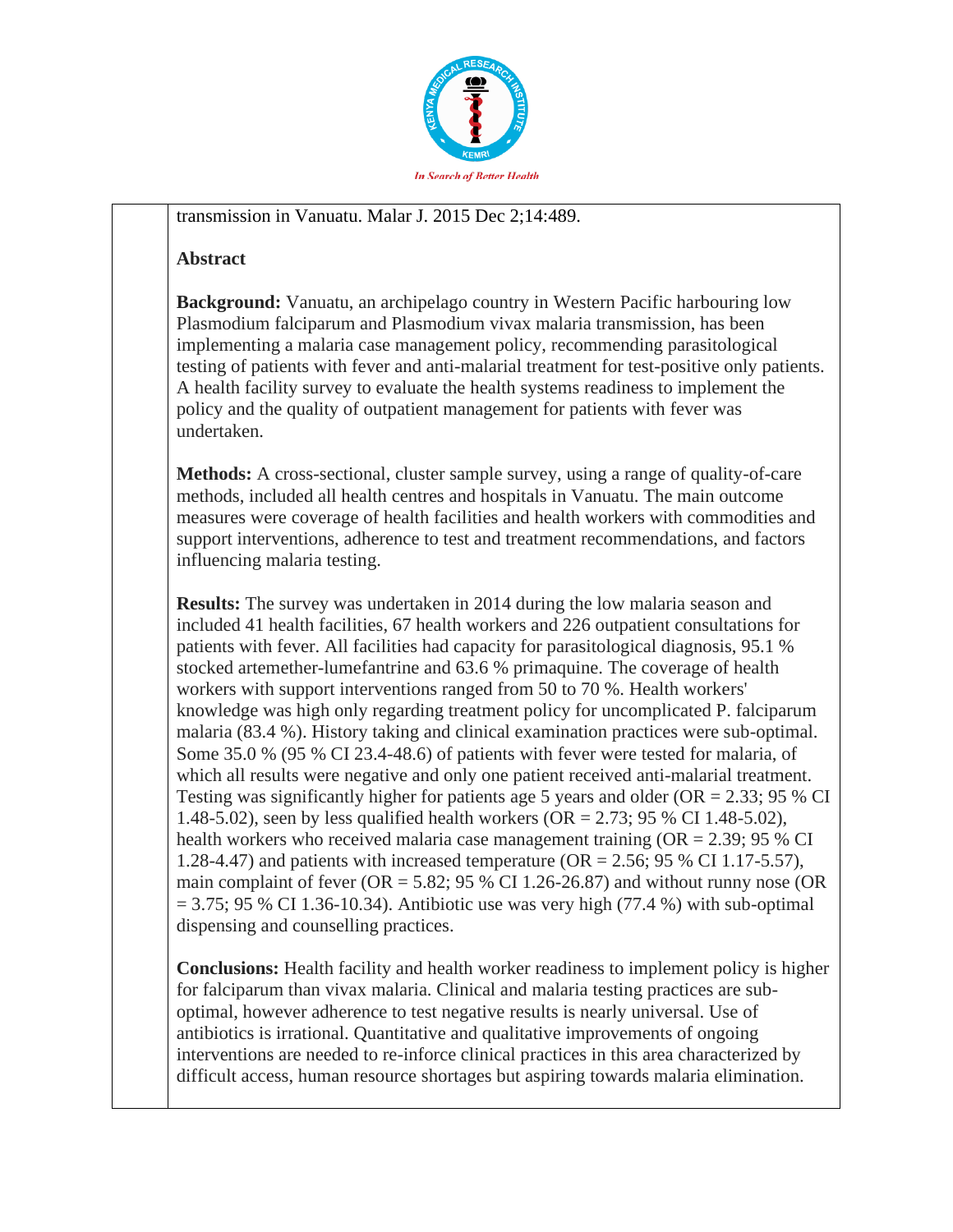transmission in Vanuatu. Malar J. 2015 Dec 2;14:489.

**Abstract**

**Background:** Vanuatu, an archipelago country in Western Pacific harbouring low Plasmodium falciparum and Plasmodium vivax malaria transmission, has been implementing a malaria case management policy, recommending parasitological testing of patients with fever and anti-malarial treatment for test-positive only patients. A health facility survey to evaluate the health systems readiness to implement the policy and the quality of outpatient management for patients with fever was undertaken.

**Methods:** A cross-sectional, cluster sample survey, using a range of quality-of-care methods, included all health centres and hospitals in Vanuatu. The main outcome measures were coverage of health facilities and health workers with commodities and support interventions, adherence to test and treatment recommendations, and factors influencing malaria testing.

**Results:** The survey was undertaken in 2014 during the low malaria season and included 41 health facilities, 67 health workers and 226 outpatient consultations for patients with fever. All facilities had capacity for parasitological diagnosis, 95.1 % stocked artemether-lumefantrine and 63.6 % primaquine. The coverage of health workers with support interventions ranged from 50 to 70 %. Health workers' knowledge was high only regarding treatment policy for uncomplicated P. falciparum malaria (83.4 %). History taking and clinical examination practices were sub-optimal. Some 35.0 % (95 % CI 23.4-48.6) of patients with fever were tested for malaria, of which all results were negative and only one patient received anti-malarial treatment. Testing was significantly higher for patients age 5 years and older (OR = 2.33; 95 % CI 1.48-5.02), seen by less qualified health workers (OR = 2.73; 95 % CI 1.48-5.02), health workers who received malaria case management training (OR = 2.39; 95 % CI 1.28-4.47) and patients with increased temperature (OR = 2.56; 95 % CI 1.17-5.57), main complaint of fever (OR = 5.82; 95 % CI 1.26-26.87) and without runny nose (OR = 3.75; 95 % CI 1.36-10.34). Antibiotic use was very high (77.4 %) with sub-optimal dispensing and counselling practices.

**Conclusions:** Health facility and health worker readiness to implement policy is higher for falciparum than vivax malaria. Clinical and malaria testing practices are sub-optimal, however adherence to test negative results is nearly universal. Use of antibiotics is irrational. Quantitative and qualitative improvements of ongoing interventions are needed to re-inforce clinical practices in this area characterized by difficult access, human resource shortages but aspiring towards malaria elimination.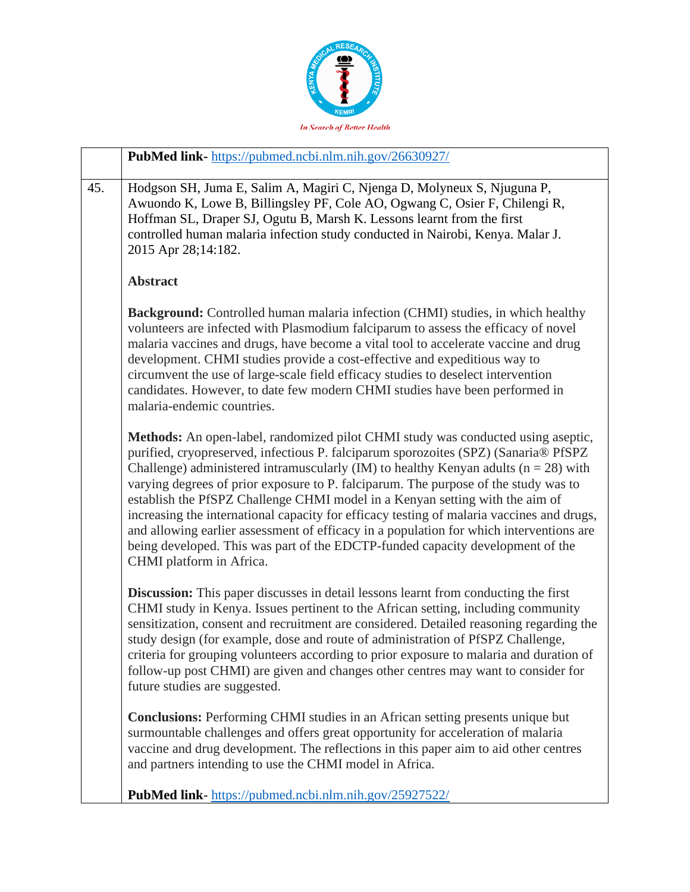| | |
|---|---|
| | **PubMed link**- https://pubmed.ncbi.nlm.nih.gov/26630927/ |
| 45. | Hodgson SH, Juma E, Salim A, Magiri C, Njenga D, Molyneux S, Njuguna P, Awuondo K, Lowe B, Billingsley PF, Cole AO, Ogwang C, Osier F, Chilengi R, Hoffman SL, Draper SJ, Ogutu B, Marsh K. Lessons learnt from the first controlled human malaria infection study conducted in Nairobi, Kenya. Malar J. 2015 Apr 28;14:182.<br><br>**Abstract**<br><br>**Background:** Controlled human malaria infection (CHMI) studies, in which healthy volunteers are infected with Plasmodium falciparum to assess the efficacy of novel malaria vaccines and drugs, have become a vital tool to accelerate vaccine and drug development. CHMI studies provide a cost-effective and expeditious way to circumvent the use of large-scale field efficacy studies to deselect intervention candidates. However, to date few modern CHMI studies have been performed in malaria-endemic countries.<br><br>**Methods:** An open-label, randomized pilot CHMI study was conducted using aseptic, purified, cryopreserved, infectious P. falciparum sporozoites (SPZ) (Sanaria® PfSPZ Challenge) administered intramuscularly (IM) to healthy Kenyan adults (n = 28) with varying degrees of prior exposure to P. falciparum. The purpose of the study was to establish the PfSPZ Challenge CHMI model in a Kenyan setting with the aim of increasing the international capacity for efficacy testing of malaria vaccines and drugs, and allowing earlier assessment of efficacy in a population for which interventions are being developed. This was part of the EDCTP-funded capacity development of the CHMI platform in Africa.<br><br>**Discussion:** This paper discusses in detail lessons learnt from conducting the first CHMI study in Kenya. Issues pertinent to the African setting, including community sensitization, consent and recruitment are considered. Detailed reasoning regarding the study design (for example, dose and route of administration of PfSPZ Challenge, criteria for grouping volunteers according to prior exposure to malaria and duration of follow-up post CHMI) are given and changes other centres may want to consider for future studies are suggested.<br><br>**Conclusions:** Performing CHMI studies in an African setting presents unique but surmountable challenges and offers great opportunity for acceleration of malaria vaccine and drug development. The reflections in this paper aim to aid other centres and partners intending to use the CHMI model in Africa.<br><br>**PubMed link**- https://pubmed.ncbi.nlm.nih.gov/25927522/ |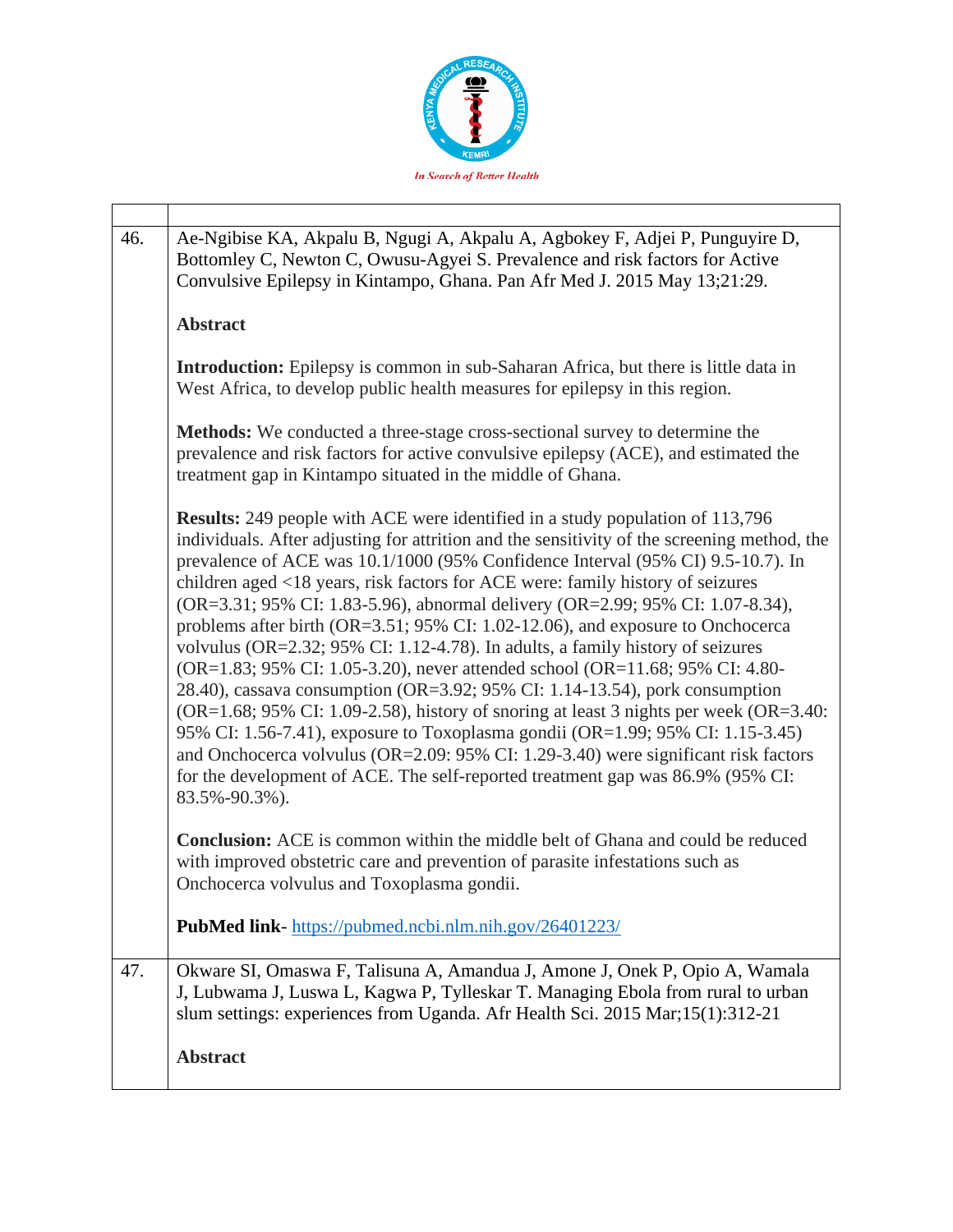| | |
|---|---|
| 46. | Ae-Ngibise KA, Akpalu B, Ngugi A, Akpalu A, Agbokey F, Adjei P, Punguyire D, Bottomley C, Newton C, Owusu-Agyei S. Prevalence and risk factors for Active Convulsive Epilepsy in Kintampo, Ghana. Pan Afr Med J. 2015 May 13;21:29.<br><br>**Abstract**<br><br>**Introduction:** Epilepsy is common in sub-Saharan Africa, but there is little data in West Africa, to develop public health measures for epilepsy in this region.<br><br>**Methods:** We conducted a three-stage cross-sectional survey to determine the prevalence and risk factors for active convulsive epilepsy (ACE), and estimated the treatment gap in Kintampo situated in the middle of Ghana.<br><br>**Results:** 249 people with ACE were identified in a study population of 113,796 individuals. After adjusting for attrition and the sensitivity of the screening method, the prevalence of ACE was 10.1/1000 (95% Confidence Interval (95% CI) 9.5-10.7). In children aged <18 years, risk factors for ACE were: family history of seizures (OR=3.31; 95% CI: 1.83-5.96), abnormal delivery (OR=2.99; 95% CI: 1.07-8.34), problems after birth (OR=3.51; 95% CI: 1.02-12.06), and exposure to Onchocerca volvulus (OR=2.32; 95% CI: 1.12-4.78). In adults, a family history of seizures (OR=1.83; 95% CI: 1.05-3.20), never attended school (OR=11.68; 95% CI: 4.80-28.40), cassava consumption (OR=3.92; 95% CI: 1.14-13.54), pork consumption (OR=1.68; 95% CI: 1.09-2.58), history of snoring at least 3 nights per week (OR=3.40: 95% CI: 1.56-7.41), exposure to Toxoplasma gondii (OR=1.99; 95% CI: 1.15-3.45) and Onchocerca volvulus (OR=2.09: 95% CI: 1.29-3.40) were significant risk factors for the development of ACE. The self-reported treatment gap was 86.9% (95% CI: 83.5%-90.3%).<br><br>**Conclusion:** ACE is common within the middle belt of Ghana and could be reduced with improved obstetric care and prevention of parasite infestations such as Onchocerca volvulus and Toxoplasma gondii.<br><br>**PubMed link**- https://pubmed.ncbi.nlm.nih.gov/26401223/ |
| 47. | Okware SI, Omaswa F, Talisuna A, Amandua J, Amone J, Onek P, Opio A, Wamala J, Lubwama J, Luswa L, Kagwa P, Tylleskar T. Managing Ebola from rural to urban slum settings: experiences from Uganda. Afr Health Sci. 2015 Mar;15(1):312-21<br><br>**Abstract** |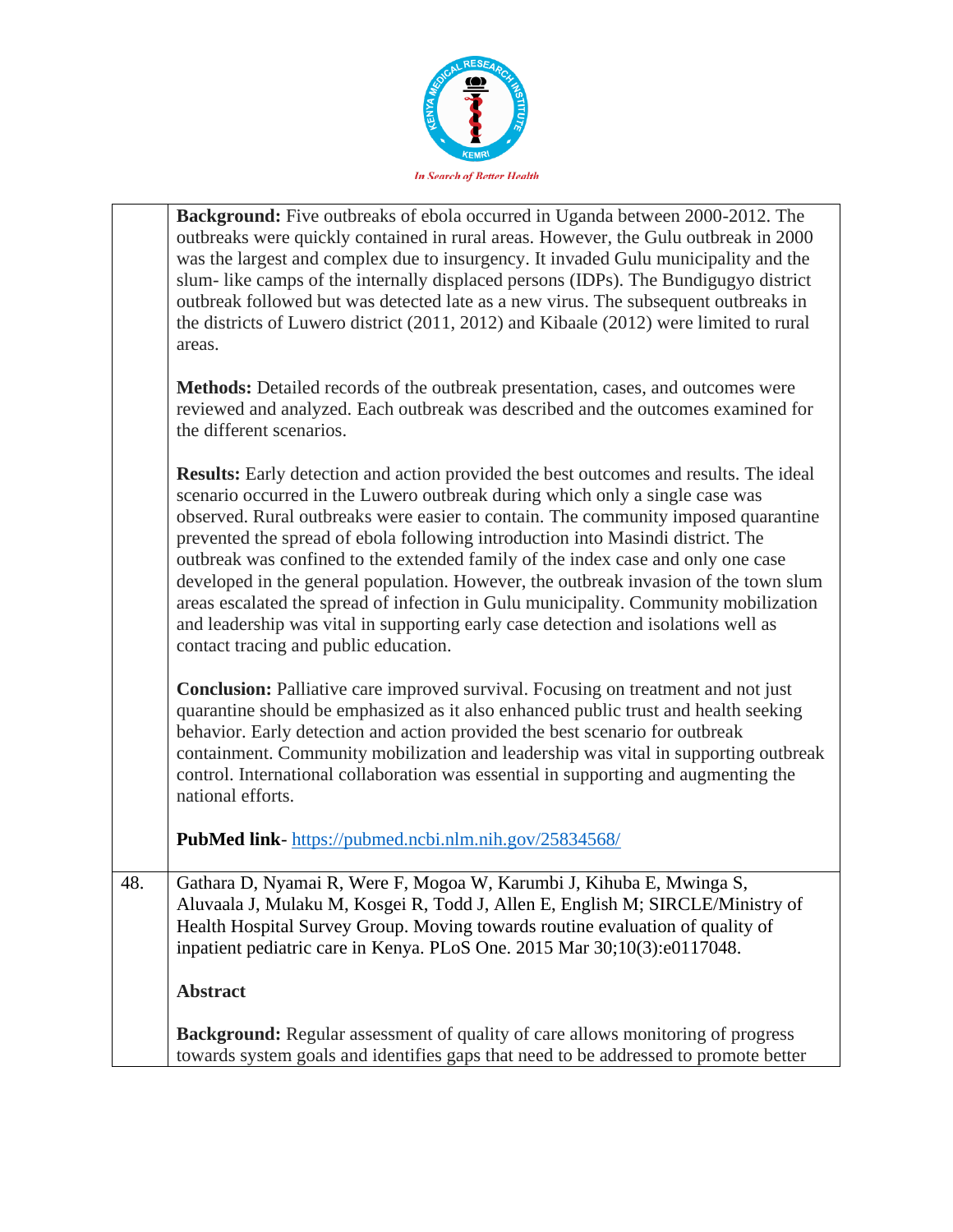| | |
|---|---|
| | **Background:** Five outbreaks of ebola occurred in Uganda between 2000-2012. The outbreaks were quickly contained in rural areas. However, the Gulu outbreak in 2000 was the largest and complex due to insurgency. It invaded Gulu municipality and the slum- like camps of the internally displaced persons (IDPs). The Bundigugyo district outbreak followed but was detected late as a new virus. The subsequent outbreaks in the districts of Luwero district (2011, 2012) and Kibaale (2012) were limited to rural areas.<br><br>**Methods:** Detailed records of the outbreak presentation, cases, and outcomes were reviewed and analyzed. Each outbreak was described and the outcomes examined for the different scenarios.<br><br>**Results:** Early detection and action provided the best outcomes and results. The ideal scenario occurred in the Luwero outbreak during which only a single case was observed. Rural outbreaks were easier to contain. The community imposed quarantine prevented the spread of ebola following introduction into Masindi district. The outbreak was confined to the extended family of the index case and only one case developed in the general population. However, the outbreak invasion of the town slum areas escalated the spread of infection in Gulu municipality. Community mobilization and leadership was vital in supporting early case detection and isolations well as contact tracing and public education.<br><br>**Conclusion:** Palliative care improved survival. Focusing on treatment and not just quarantine should be emphasized as it also enhanced public trust and health seeking behavior. Early detection and action provided the best scenario for outbreak containment. Community mobilization and leadership was vital in supporting outbreak control. International collaboration was essential in supporting and augmenting the national efforts.<br><br>**PubMed link**- https://pubmed.ncbi.nlm.nih.gov/25834568/ |
| 48. | Gathara D, Nyamai R, Were F, Mogoa W, Karumbi J, Kihuba E, Mwinga S, Aluvaala J, Mulaku M, Kosgei R, Todd J, Allen E, English M; SIRCLE/Ministry of Health Hospital Survey Group. Moving towards routine evaluation of quality of inpatient pediatric care in Kenya. PLoS One. 2015 Mar 30;10(3):e0117048.<br><br>**Abstract**<br><br>**Background:** Regular assessment of quality of care allows monitoring of progress towards system goals and identifies gaps that need to be addressed to promote better |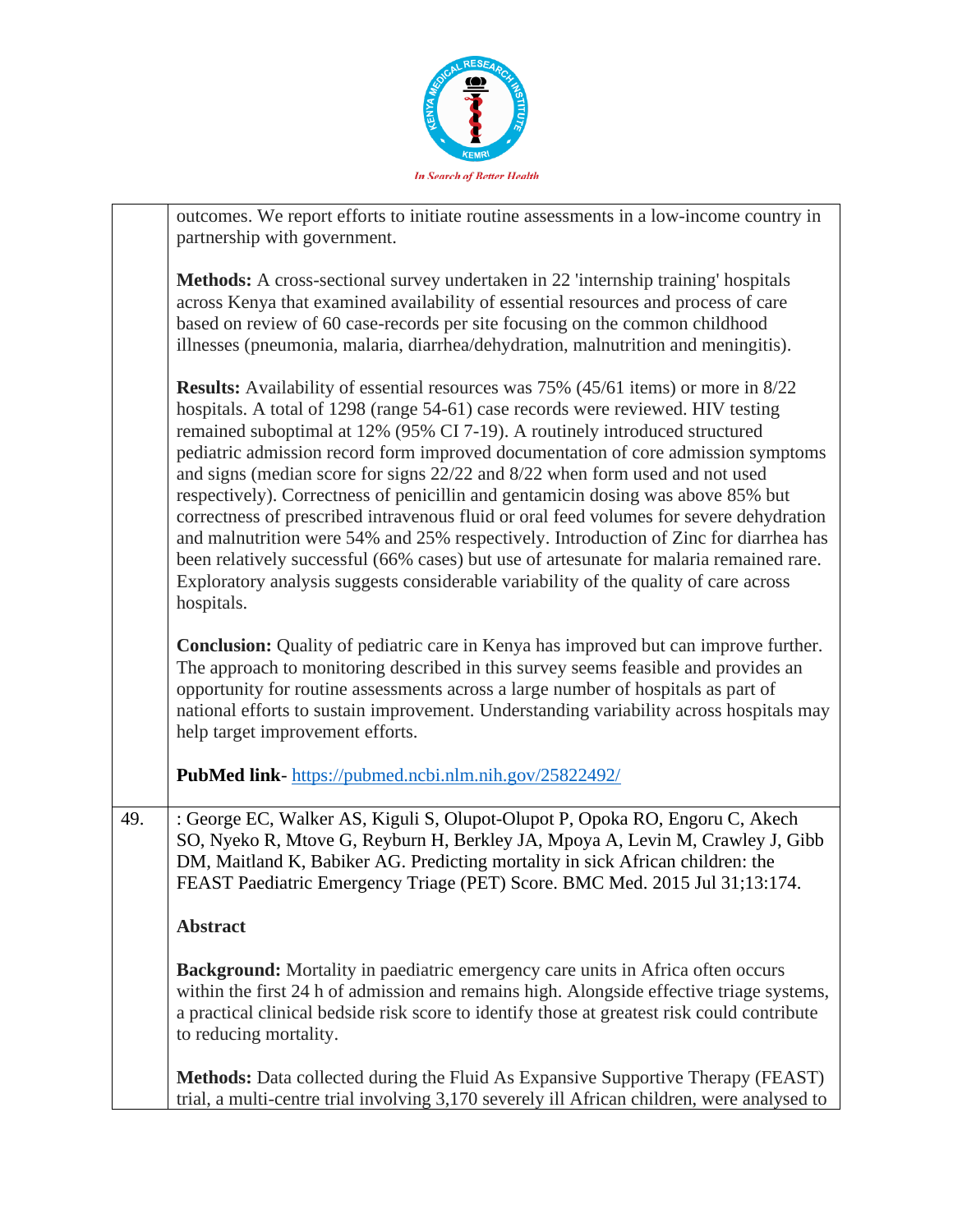| | |
|---|---|
| | outcomes. We report efforts to initiate routine assessments in a low-income country in partnership with government.<br><br>**Methods:** A cross-sectional survey undertaken in 22 'internship training' hospitals across Kenya that examined availability of essential resources and process of care based on review of 60 case-records per site focusing on the common childhood illnesses (pneumonia, malaria, diarrhea/dehydration, malnutrition and meningitis).<br><br>**Results:** Availability of essential resources was 75% (45/61 items) or more in 8/22 hospitals. A total of 1298 (range 54-61) case records were reviewed. HIV testing remained suboptimal at 12% (95% CI 7-19). A routinely introduced structured pediatric admission record form improved documentation of core admission symptoms and signs (median score for signs 22/22 and 8/22 when form used and not used respectively). Correctness of penicillin and gentamicin dosing was above 85% but correctness of prescribed intravenous fluid or oral feed volumes for severe dehydration and malnutrition were 54% and 25% respectively. Introduction of Zinc for diarrhea has been relatively successful (66% cases) but use of artesunate for malaria remained rare. Exploratory analysis suggests considerable variability of the quality of care across hospitals.<br><br>**Conclusion:** Quality of pediatric care in Kenya has improved but can improve further. The approach to monitoring described in this survey seems feasible and provides an opportunity for routine assessments across a large number of hospitals as part of national efforts to sustain improvement. Understanding variability across hospitals may help target improvement efforts.<br><br>**PubMed link**- https://pubmed.ncbi.nlm.nih.gov/25822492/ |
| 49. | : George EC, Walker AS, Kiguli S, Olupot-Olupot P, Opoka RO, Engoru C, Akech SO, Nyeko R, Mtove G, Reyburn H, Berkley JA, Mpoya A, Levin M, Crawley J, Gibb DM, Maitland K, Babiker AG. Predicting mortality in sick African children: the FEAST Paediatric Emergency Triage (PET) Score. BMC Med. 2015 Jul 31;13:174.<br><br>**Abstract**<br><br>**Background:** Mortality in paediatric emergency care units in Africa often occurs within the first 24 h of admission and remains high. Alongside effective triage systems, a practical clinical bedside risk score to identify those at greatest risk could contribute to reducing mortality.<br><br>**Methods:** Data collected during the Fluid As Expansive Supportive Therapy (FEAST) trial, a multi-centre trial involving 3,170 severely ill African children, were analysed to |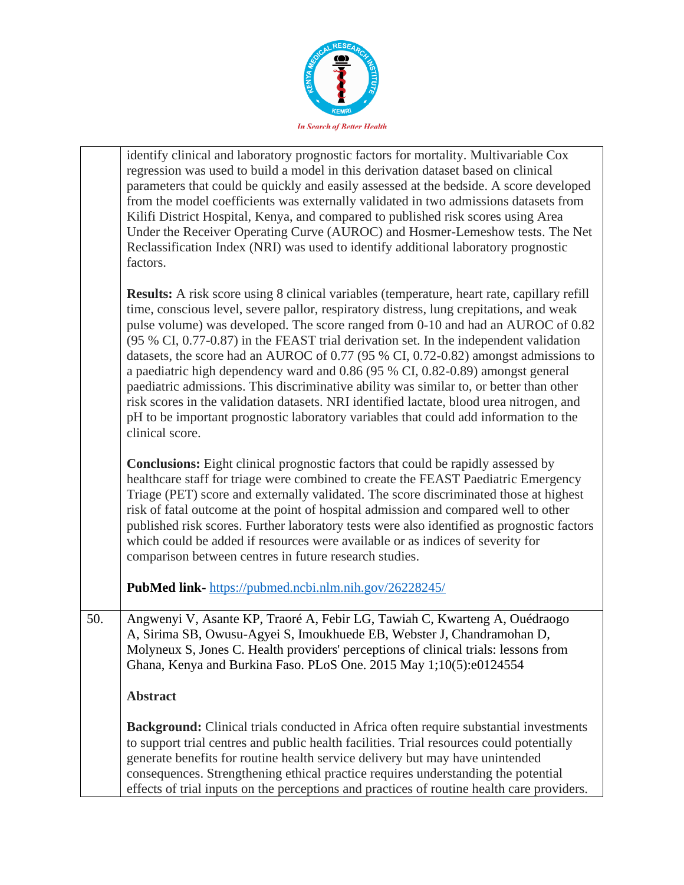identify clinical and laboratory prognostic factors for mortality. Multivariable Cox regression was used to build a model in this derivation dataset based on clinical parameters that could be quickly and easily assessed at the bedside. A score developed from the model coefficients was externally validated in two admissions datasets from Kilifi District Hospital, Kenya, and compared to published risk scores using Area Under the Receiver Operating Curve (AUROC) and Hosmer-Lemeshow tests. The Net Reclassification Index (NRI) was used to identify additional laboratory prognostic factors.

**Results:** A risk score using 8 clinical variables (temperature, heart rate, capillary refill time, conscious level, severe pallor, respiratory distress, lung crepitations, and weak pulse volume) was developed. The score ranged from 0-10 and had an AUROC of 0.82 (95 % CI, 0.77-0.87) in the FEAST trial derivation set. In the independent validation datasets, the score had an AUROC of 0.77 (95 % CI, 0.72-0.82) amongst admissions to a paediatric high dependency ward and 0.86 (95 % CI, 0.82-0.89) amongst general paediatric admissions. This discriminative ability was similar to, or better than other risk scores in the validation datasets. NRI identified lactate, blood urea nitrogen, and pH to be important prognostic laboratory variables that could add information to the clinical score.

**Conclusions:** Eight clinical prognostic factors that could be rapidly assessed by healthcare staff for triage were combined to create the FEAST Paediatric Emergency Triage (PET) score and externally validated. The score discriminated those at highest risk of fatal outcome at the point of hospital admission and compared well to other published risk scores. Further laboratory tests were also identified as prognostic factors which could be added if resources were available or as indices of severity for comparison between centres in future research studies.

**PubMed link-** https://pubmed.ncbi.nlm.nih.gov/26228245/

50. Angwenyi V, Asante KP, Traoré A, Febir LG, Tawiah C, Kwarteng A, Ouédraogo A, Sirima SB, Owusu-Agyei S, Imoukhuede EB, Webster J, Chandramohan D, Molyneux S, Jones C. Health providers' perceptions of clinical trials: lessons from Ghana, Kenya and Burkina Faso. PLoS One. 2015 May 1;10(5):e0124554

**Abstract**

**Background:** Clinical trials conducted in Africa often require substantial investments to support trial centres and public health facilities. Trial resources could potentially generate benefits for routine health service delivery but may have unintended consequences. Strengthening ethical practice requires understanding the potential effects of trial inputs on the perceptions and practices of routine health care providers.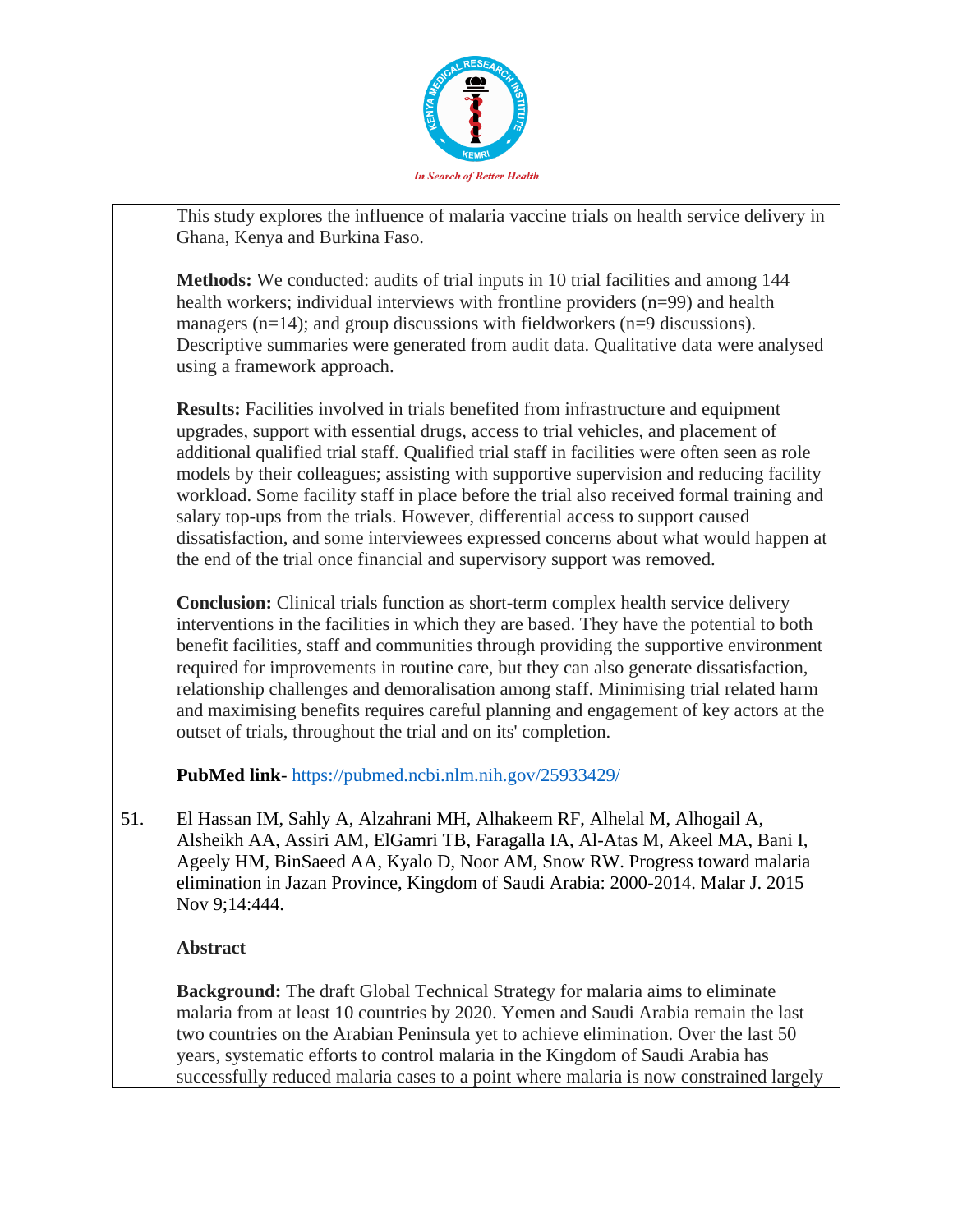| | |
|---|---|
| | This study explores the influence of malaria vaccine trials on health service delivery in Ghana, Kenya and Burkina Faso.<br><br>**Methods:** We conducted: audits of trial inputs in 10 trial facilities and among 144 health workers; individual interviews with frontline providers (n=99) and health managers (n=14); and group discussions with fieldworkers (n=9 discussions). Descriptive summaries were generated from audit data. Qualitative data were analysed using a framework approach.<br><br>**Results:** Facilities involved in trials benefited from infrastructure and equipment upgrades, support with essential drugs, access to trial vehicles, and placement of additional qualified trial staff. Qualified trial staff in facilities were often seen as role models by their colleagues; assisting with supportive supervision and reducing facility workload. Some facility staff in place before the trial also received formal training and salary top-ups from the trials. However, differential access to support caused dissatisfaction, and some interviewees expressed concerns about what would happen at the end of the trial once financial and supervisory support was removed.<br><br>**Conclusion:** Clinical trials function as short-term complex health service delivery interventions in the facilities in which they are based. They have the potential to both benefit facilities, staff and communities through providing the supportive environment required for improvements in routine care, but they can also generate dissatisfaction, relationship challenges and demoralisation among staff. Minimising trial related harm and maximising benefits requires careful planning and engagement of key actors at the outset of trials, throughout the trial and on its' completion.<br><br>**PubMed link**- https://pubmed.ncbi.nlm.nih.gov/25933429/ |
| 51. | El Hassan IM, Sahly A, Alzahrani MH, Alhakeem RF, Alhelal M, Alhogail A, Alsheikh AA, Assiri AM, ElGamri TB, Faragalla IA, Al-Atas M, Akeel MA, Bani I, Ageely HM, BinSaeed AA, Kyalo D, Noor AM, Snow RW. Progress toward malaria elimination in Jazan Province, Kingdom of Saudi Arabia: 2000-2014. Malar J. 2015 Nov 9;14:444.<br><br>**Abstract**<br><br>**Background:** The draft Global Technical Strategy for malaria aims to eliminate malaria from at least 10 countries by 2020. Yemen and Saudi Arabia remain the last two countries on the Arabian Peninsula yet to achieve elimination. Over the last 50 years, systematic efforts to control malaria in the Kingdom of Saudi Arabia has successfully reduced malaria cases to a point where malaria is now constrained largely |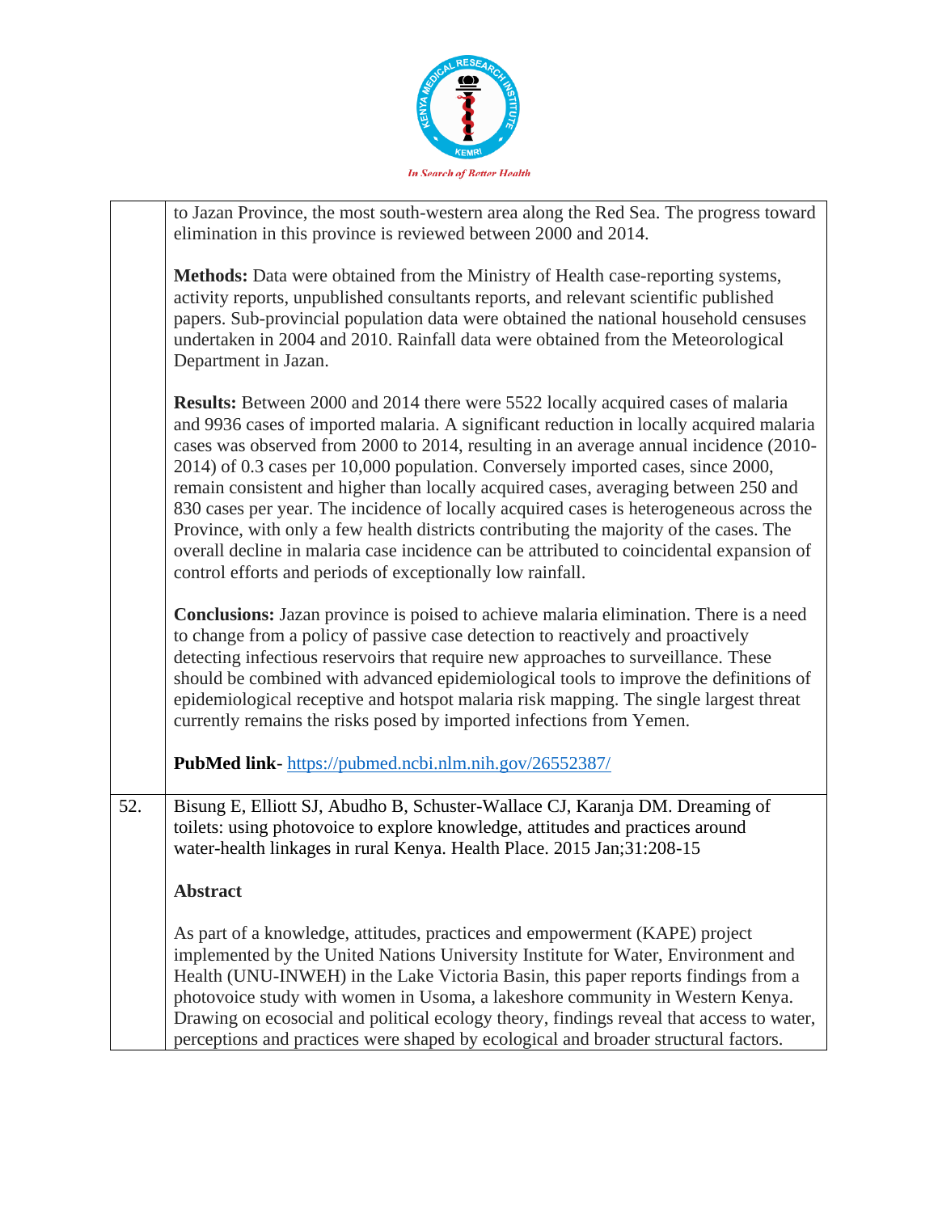|  | to Jazan Province, the most south-western area along the Red Sea. The progress toward elimination in this province is reviewed between 2000 and 2014.<br><br>**Methods:** Data were obtained from the Ministry of Health case-reporting systems, activity reports, unpublished consultants reports, and relevant scientific published papers. Sub-provincial population data were obtained the national household censuses undertaken in 2004 and 2010. Rainfall data were obtained from the Meteorological Department in Jazan.<br><br>**Results:** Between 2000 and 2014 there were 5522 locally acquired cases of malaria and 9936 cases of imported malaria. A significant reduction in locally acquired malaria cases was observed from 2000 to 2014, resulting in an average annual incidence (2010-2014) of 0.3 cases per 10,000 population. Conversely imported cases, since 2000, remain consistent and higher than locally acquired cases, averaging between 250 and 830 cases per year. The incidence of locally acquired cases is heterogeneous across the Province, with only a few health districts contributing the majority of the cases. The overall decline in malaria case incidence can be attributed to coincidental expansion of control efforts and periods of exceptionally low rainfall.<br><br>**Conclusions:** Jazan province is poised to achieve malaria elimination. There is a need to change from a policy of passive case detection to reactively and proactively detecting infectious reservoirs that require new approaches to surveillance. These should be combined with advanced epidemiological tools to improve the definitions of epidemiological receptive and hotspot malaria risk mapping. The single largest threat currently remains the risks posed by imported infections from Yemen.<br><br>**PubMed link**- https://pubmed.ncbi.nlm.nih.gov/26552387/ |
|---|---|
| 52. | Bisung E, Elliott SJ, Abudho B, Schuster-Wallace CJ, Karanja DM. Dreaming of toilets: using photovoice to explore knowledge, attitudes and practices around water-health linkages in rural Kenya. Health Place. 2015 Jan;31:208-15<br><br>**Abstract**<br><br>As part of a knowledge, attitudes, practices and empowerment (KAPE) project implemented by the United Nations University Institute for Water, Environment and Health (UNU-INWEH) in the Lake Victoria Basin, this paper reports findings from a photovoice study with women in Usoma, a lakeshore community in Western Kenya. Drawing on ecosocial and political ecology theory, findings reveal that access to water, perceptions and practices were shaped by ecological and broader structural factors. |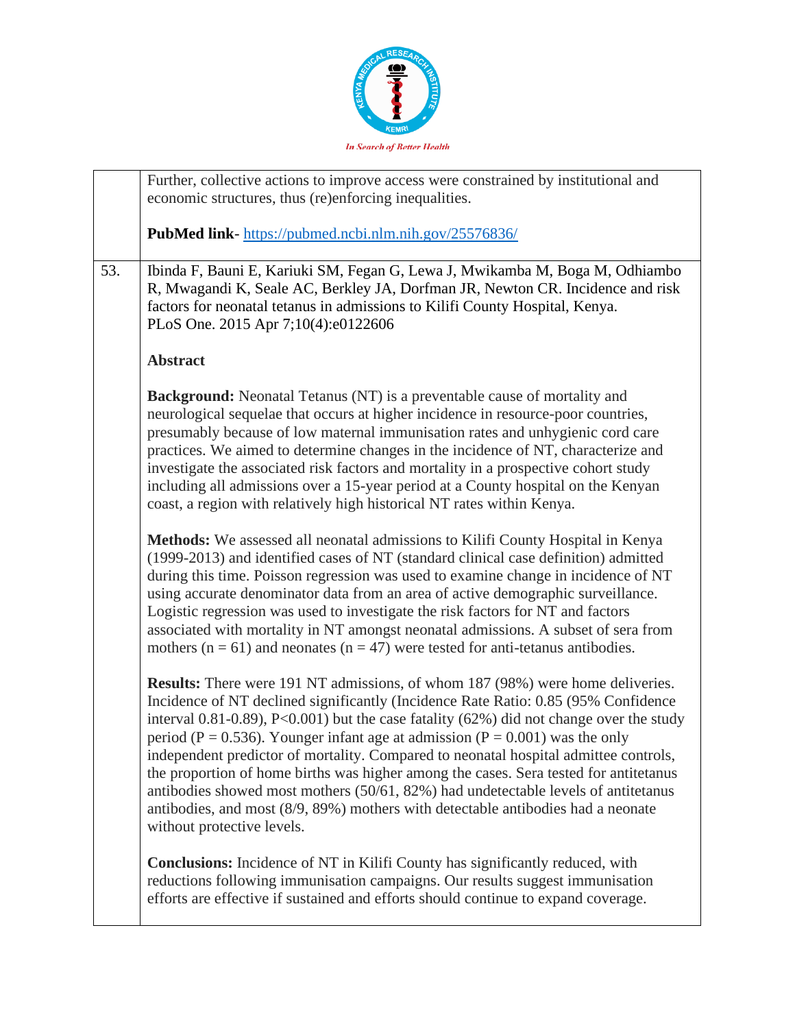| | |
|---|---|
| | Further, collective actions to improve access were constrained by institutional and economic structures, thus (re)enforcing inequalities.<br><br>**PubMed link**- https://pubmed.ncbi.nlm.nih.gov/25576836/ |
| 53. | Ibinda F, Bauni E, Kariuki SM, Fegan G, Lewa J, Mwikamba M, Boga M, Odhiambo R, Mwagandi K, Seale AC, Berkley JA, Dorfman JR, Newton CR. Incidence and risk factors for neonatal tetanus in admissions to Kilifi County Hospital, Kenya. PLoS One. 2015 Apr 7;10(4):e0122606<br><br>**Abstract**<br><br>**Background:** Neonatal Tetanus (NT) is a preventable cause of mortality and neurological sequelae that occurs at higher incidence in resource-poor countries, presumably because of low maternal immunisation rates and unhygienic cord care practices. We aimed to determine changes in the incidence of NT, characterize and investigate the associated risk factors and mortality in a prospective cohort study including all admissions over a 15-year period at a County hospital on the Kenyan coast, a region with relatively high historical NT rates within Kenya.<br><br>**Methods:** We assessed all neonatal admissions to Kilifi County Hospital in Kenya (1999-2013) and identified cases of NT (standard clinical case definition) admitted during this time. Poisson regression was used to examine change in incidence of NT using accurate denominator data from an area of active demographic surveillance. Logistic regression was used to investigate the risk factors for NT and factors associated with mortality in NT amongst neonatal admissions. A subset of sera from mothers (n = 61) and neonates (n = 47) were tested for anti-tetanus antibodies.<br><br>**Results:** There were 191 NT admissions, of whom 187 (98%) were home deliveries. Incidence of NT declined significantly (Incidence Rate Ratio: 0.85 (95% Confidence interval 0.81-0.89), P<0.001) but the case fatality (62%) did not change over the study period (P = 0.536). Younger infant age at admission (P = 0.001) was the only independent predictor of mortality. Compared to neonatal hospital admittee controls, the proportion of home births was higher among the cases. Sera tested for antitetanus antibodies showed most mothers (50/61, 82%) had undetectable levels of antitetanus antibodies, and most (8/9, 89%) mothers with detectable antibodies had a neonate without protective levels.<br><br>**Conclusions:** Incidence of NT in Kilifi County has significantly reduced, with reductions following immunisation campaigns. Our results suggest immunisation efforts are effective if sustained and efforts should continue to expand coverage. |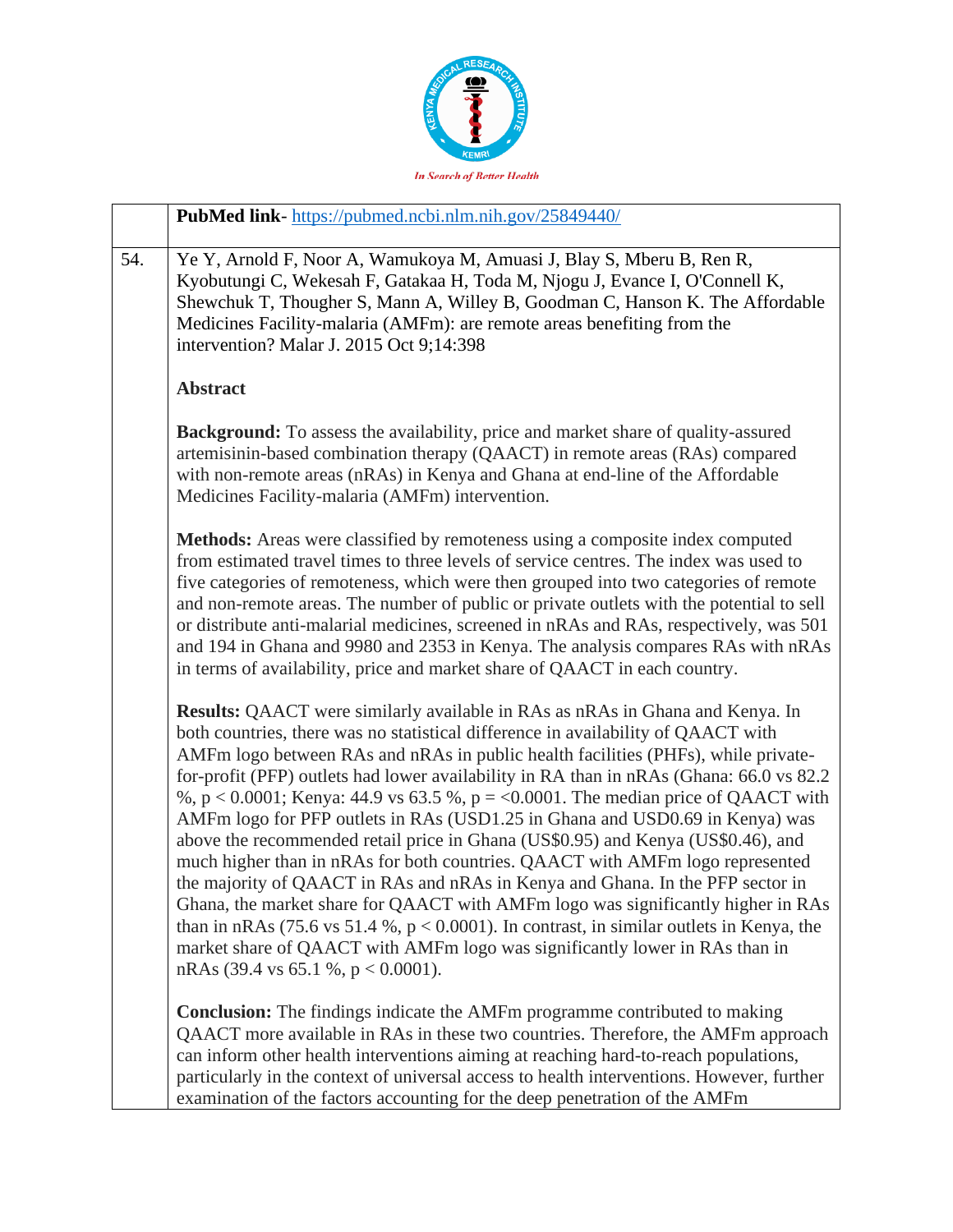| | **PubMed link**- https://pubmed.ncbi.nlm.nih.gov/25849440/ |
|---|---|
| 54. | Ye Y, Arnold F, Noor A, Wamukoya M, Amuasi J, Blay S, Mberu B, Ren R, Kyobutungi C, Wekesah F, Gatakaa H, Toda M, Njogu J, Evance I, O'Connell K, Shewchuk T, Thougher S, Mann A, Willey B, Goodman C, Hanson K. The Affordable Medicines Facility-malaria (AMFm): are remote areas benefiting from the intervention? Malar J. 2015 Oct 9;14:398<br><br>**Abstract**<br><br>**Background:** To assess the availability, price and market share of quality-assured artemisinin-based combination therapy (QAACT) in remote areas (RAs) compared with non-remote areas (nRAs) in Kenya and Ghana at end-line of the Affordable Medicines Facility-malaria (AMFm) intervention.<br><br>**Methods:** Areas were classified by remoteness using a composite index computed from estimated travel times to three levels of service centres. The index was used to five categories of remoteness, which were then grouped into two categories of remote and non-remote areas. The number of public or private outlets with the potential to sell or distribute anti-malarial medicines, screened in nRAs and RAs, respectively, was 501 and 194 in Ghana and 9980 and 2353 in Kenya. The analysis compares RAs with nRAs in terms of availability, price and market share of QAACT in each country.<br><br>**Results:** QAACT were similarly available in RAs as nRAs in Ghana and Kenya. In both countries, there was no statistical difference in availability of QAACT with AMFm logo between RAs and nRAs in public health facilities (PHFs), while private-for-profit (PFP) outlets had lower availability in RA than in nRAs (Ghana: 66.0 vs 82.2 %, $p < 0.0001$; Kenya: 44.9 vs 63.5 %, $p = <0.0001$. The median price of QAACT with AMFm logo for PFP outlets in RAs (USD1.25 in Ghana and USD0.69 in Kenya) was above the recommended retail price in Ghana (US$0.95) and Kenya (US$0.46), and much higher than in nRAs for both countries. QAACT with AMFm logo represented the majority of QAACT in RAs and nRAs in Kenya and Ghana. In the PFP sector in Ghana, the market share for QAACT with AMFm logo was significantly higher in RAs than in nRAs (75.6 vs 51.4 %, $p < 0.0001$). In contrast, in similar outlets in Kenya, the market share of QAACT with AMFm logo was significantly lower in RAs than in nRAs (39.4 vs 65.1 %, $p < 0.0001$).<br><br>**Conclusion:** The findings indicate the AMFm programme contributed to making QAACT more available in RAs in these two countries. Therefore, the AMFm approach can inform other health interventions aiming at reaching hard-to-reach populations, particularly in the context of universal access to health interventions. However, further examination of the factors accounting for the deep penetration of the AMFm |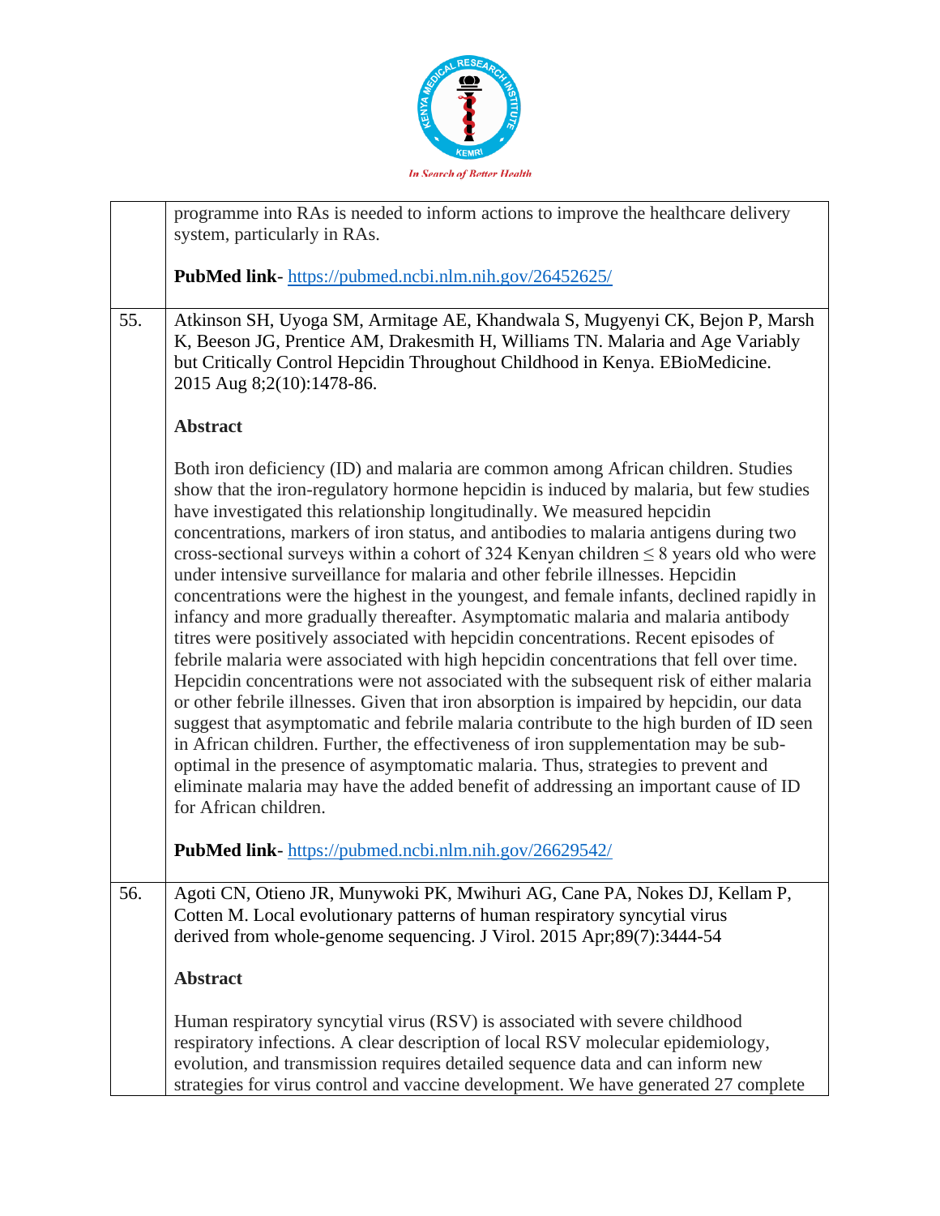| | |
|---|---|
| | programme into RAs is needed to inform actions to improve the healthcare delivery system, particularly in RAs.<br><br>**PubMed link**- https://pubmed.ncbi.nlm.nih.gov/26452625/ |
| 55. | Atkinson SH, Uyoga SM, Armitage AE, Khandwala S, Mugyenyi CK, Bejon P, Marsh K, Beeson JG, Prentice AM, Drakesmith H, Williams TN. Malaria and Age Variably but Critically Control Hepcidin Throughout Childhood in Kenya. EBioMedicine. 2015 Aug 8;2(10):1478-86.<br><br>**Abstract**<br><br>Both iron deficiency (ID) and malaria are common among African children. Studies show that the iron-regulatory hormone hepcidin is induced by malaria, but few studies have investigated this relationship longitudinally. We measured hepcidin concentrations, markers of iron status, and antibodies to malaria antigens during two cross-sectional surveys within a cohort of 324 Kenyan children ≤ 8 years old who were under intensive surveillance for malaria and other febrile illnesses. Hepcidin concentrations were the highest in the youngest, and female infants, declined rapidly in infancy and more gradually thereafter. Asymptomatic malaria and malaria antibody titres were positively associated with hepcidin concentrations. Recent episodes of febrile malaria were associated with high hepcidin concentrations that fell over time. Hepcidin concentrations were not associated with the subsequent risk of either malaria or other febrile illnesses. Given that iron absorption is impaired by hepcidin, our data suggest that asymptomatic and febrile malaria contribute to the high burden of ID seen in African children. Further, the effectiveness of iron supplementation may be sub-optimal in the presence of asymptomatic malaria. Thus, strategies to prevent and eliminate malaria may have the added benefit of addressing an important cause of ID for African children.<br><br>**PubMed link**- https://pubmed.ncbi.nlm.nih.gov/26629542/ |
| 56. | Agoti CN, Otieno JR, Munywoki PK, Mwihuri AG, Cane PA, Nokes DJ, Kellam P, Cotten M. Local evolutionary patterns of human respiratory syncytial virus derived from whole-genome sequencing. J Virol. 2015 Apr;89(7):3444-54<br><br>**Abstract**<br><br>Human respiratory syncytial virus (RSV) is associated with severe childhood respiratory infections. A clear description of local RSV molecular epidemiology, evolution, and transmission requires detailed sequence data and can inform new strategies for virus control and vaccine development. We have generated 27 complete |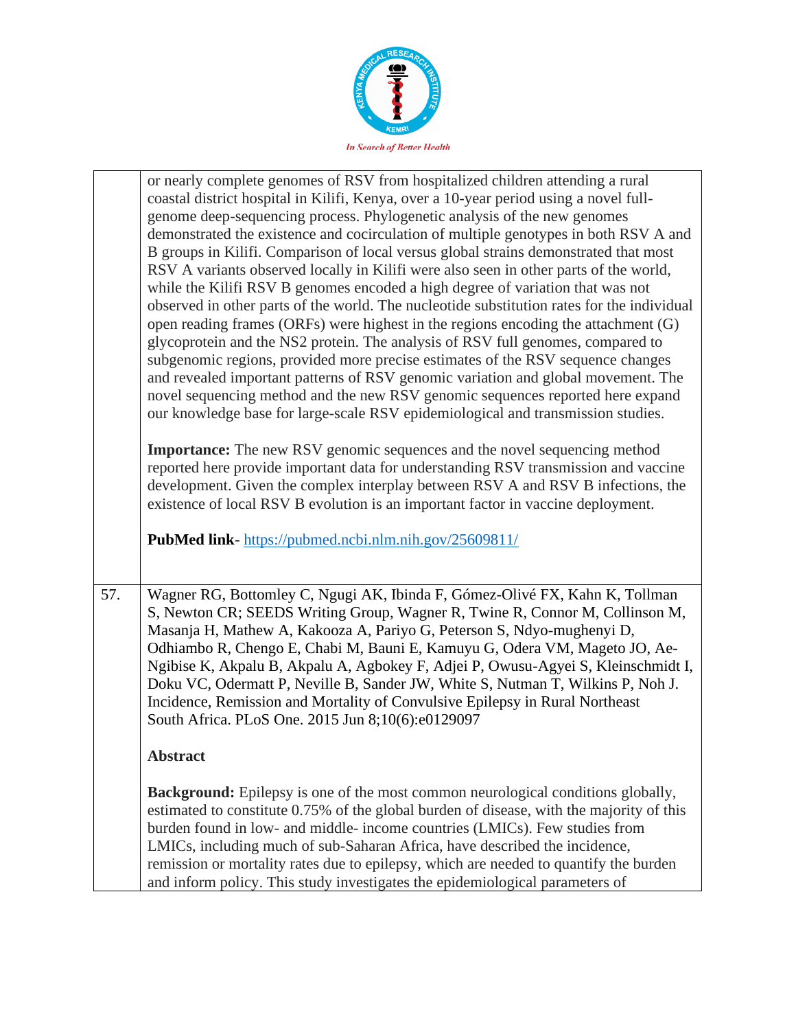| | |
|---|---|
| | or nearly complete genomes of RSV from hospitalized children attending a rural coastal district hospital in Kilifi, Kenya, over a 10-year period using a novel full-genome deep-sequencing process. Phylogenetic analysis of the new genomes demonstrated the existence and cocirculation of multiple genotypes in both RSV A and B groups in Kilifi. Comparison of local versus global strains demonstrated that most RSV A variants observed locally in Kilifi were also seen in other parts of the world, while the Kilifi RSV B genomes encoded a high degree of variation that was not observed in other parts of the world. The nucleotide substitution rates for the individual open reading frames (ORFs) were highest in the regions encoding the attachment (G) glycoprotein and the NS2 protein. The analysis of RSV full genomes, compared to subgenomic regions, provided more precise estimates of the RSV sequence changes and revealed important patterns of RSV genomic variation and global movement. The novel sequencing method and the new RSV genomic sequences reported here expand our knowledge base for large-scale RSV epidemiological and transmission studies.<br><br>**Importance:** The new RSV genomic sequences and the novel sequencing method reported here provide important data for understanding RSV transmission and vaccine development. Given the complex interplay between RSV A and RSV B infections, the existence of local RSV B evolution is an important factor in vaccine deployment.<br><br>**PubMed link**- https://pubmed.ncbi.nlm.nih.gov/25609811/ |
| 57. | Wagner RG, Bottomley C, Ngugi AK, Ibinda F, Gómez-Olivé FX, Kahn K, Tollman S, Newton CR; SEEDS Writing Group, Wagner R, Twine R, Connor M, Collinson M, Masanja H, Mathew A, Kakooza A, Pariyo G, Peterson S, Ndyo-mughenyi D, Odhiambo R, Chengo E, Chabi M, Bauni E, Kamuyu G, Odera VM, Mageto JO, Ae-Ngibise K, Akpalu B, Akpalu A, Agbokey F, Adjei P, Owusu-Agyei S, Kleinschmidt I, Doku VC, Odermatt P, Neville B, Sander JW, White S, Nutman T, Wilkins P, Noh J. Incidence, Remission and Mortality of Convulsive Epilepsy in Rural Northeast South Africa. PLoS One. 2015 Jun 8;10(6):e0129097<br><br>**Abstract**<br><br>**Background:** Epilepsy is one of the most common neurological conditions globally, estimated to constitute 0.75% of the global burden of disease, with the majority of this burden found in low- and middle- income countries (LMICs). Few studies from LMICs, including much of sub-Saharan Africa, have described the incidence, remission or mortality rates due to epilepsy, which are needed to quantify the burden and inform policy. This study investigates the epidemiological parameters of |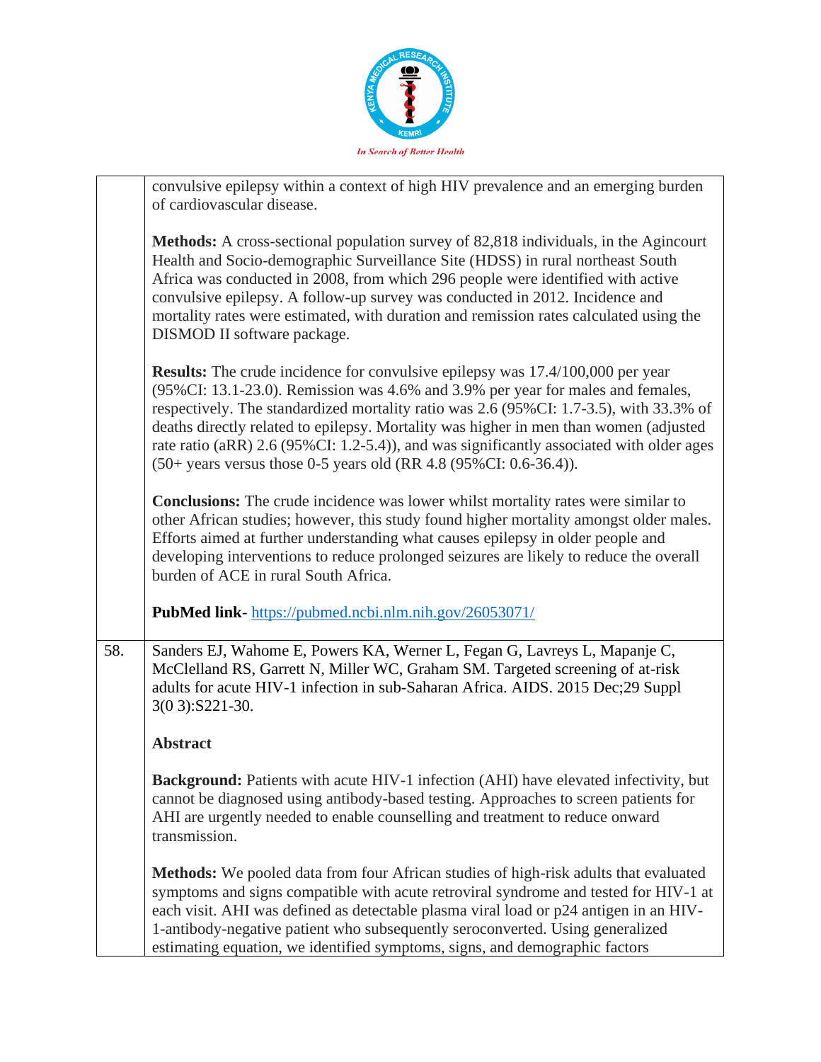convulsive epilepsy within a context of high HIV prevalence and an emerging burden of cardiovascular disease.

**Methods:** A cross-sectional population survey of 82,818 individuals, in the Agincourt Health and Socio-demographic Surveillance Site (HDSS) in rural northeast South Africa was conducted in 2008, from which 296 people were identified with active convulsive epilepsy. A follow-up survey was conducted in 2012. Incidence and mortality rates were estimated, with duration and remission rates calculated using the DISMOD II software package.

**Results:** The crude incidence for convulsive epilepsy was 17.4/100,000 per year (95%CI: 13.1-23.0). Remission was 4.6% and 3.9% per year for males and females, respectively. The standardized mortality ratio was 2.6 (95%CI: 1.7-3.5), with 33.3% of deaths directly related to epilepsy. Mortality was higher in men than women (adjusted rate ratio (aRR) 2.6 (95%CI: 1.2-5.4)), and was significantly associated with older ages (50+ years versus those 0-5 years old (RR 4.8 (95%CI: 0.6-36.4)).

**Conclusions:** The crude incidence was lower whilst mortality rates were similar to other African studies; however, this study found higher mortality amongst older males. Efforts aimed at further understanding what causes epilepsy in older people and developing interventions to reduce prolonged seizures are likely to reduce the overall burden of ACE in rural South Africa.

**PubMed link**- https://pubmed.ncbi.nlm.nih.gov/26053071/

58. Sanders EJ, Wahome E, Powers KA, Werner L, Fegan G, Lavreys L, Mapanje C, McClelland RS, Garrett N, Miller WC, Graham SM. Targeted screening of at-risk adults for acute HIV-1 infection in sub-Saharan Africa. AIDS. 2015 Dec;29 Suppl 3(0 3):S221-30.

**Abstract**

**Background:** Patients with acute HIV-1 infection (AHI) have elevated infectivity, but cannot be diagnosed using antibody-based testing. Approaches to screen patients for AHI are urgently needed to enable counselling and treatment to reduce onward transmission.

**Methods:** We pooled data from four African studies of high-risk adults that evaluated symptoms and signs compatible with acute retroviral syndrome and tested for HIV-1 at each visit. AHI was defined as detectable plasma viral load or p24 antigen in an HIV-1-antibody-negative patient who subsequently seroconverted. Using generalized estimating equation, we identified symptoms, signs, and demographic factors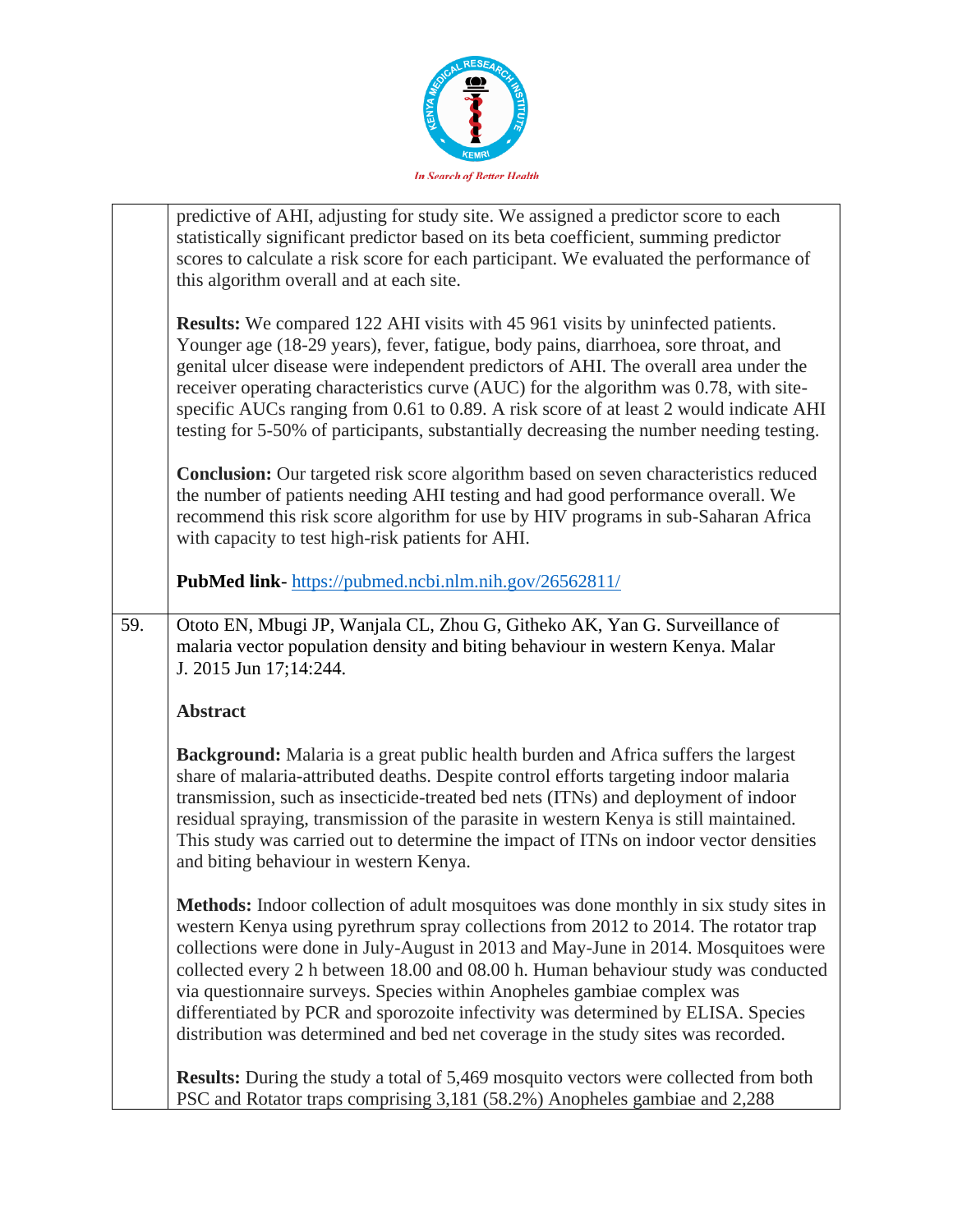|  |  |
|---|---|
|  | predictive of AHI, adjusting for study site. We assigned a predictor score to each statistically significant predictor based on its beta coefficient, summing predictor scores to calculate a risk score for each participant. We evaluated the performance of this algorithm overall and at each site.<br><br>**Results:** We compared 122 AHI visits with 45 961 visits by uninfected patients. Younger age (18-29 years), fever, fatigue, body pains, diarrhoea, sore throat, and genital ulcer disease were independent predictors of AHI. The overall area under the receiver operating characteristics curve (AUC) for the algorithm was 0.78, with site-specific AUCs ranging from 0.61 to 0.89. A risk score of at least 2 would indicate AHI testing for 5-50% of participants, substantially decreasing the number needing testing.<br><br>**Conclusion:** Our targeted risk score algorithm based on seven characteristics reduced the number of patients needing AHI testing and had good performance overall. We recommend this risk score algorithm for use by HIV programs in sub-Saharan Africa with capacity to test high-risk patients for AHI.<br><br>**PubMed link**- https://pubmed.ncbi.nlm.nih.gov/26562811/ |
| 59. | Ototo EN, Mbugi JP, Wanjala CL, Zhou G, Githeko AK, Yan G. Surveillance of malaria vector population density and biting behaviour in western Kenya. Malar J. 2015 Jun 17;14:244.<br><br>**Abstract**<br><br>**Background:** Malaria is a great public health burden and Africa suffers the largest share of malaria-attributed deaths. Despite control efforts targeting indoor malaria transmission, such as insecticide-treated bed nets (ITNs) and deployment of indoor residual spraying, transmission of the parasite in western Kenya is still maintained. This study was carried out to determine the impact of ITNs on indoor vector densities and biting behaviour in western Kenya.<br><br>**Methods:** Indoor collection of adult mosquitoes was done monthly in six study sites in western Kenya using pyrethrum spray collections from 2012 to 2014. The rotator trap collections were done in July-August in 2013 and May-June in 2014. Mosquitoes were collected every 2 h between 18.00 and 08.00 h. Human behaviour study was conducted via questionnaire surveys. Species within Anopheles gambiae complex was differentiated by PCR and sporozoite infectivity was determined by ELISA. Species distribution was determined and bed net coverage in the study sites was recorded.<br><br>**Results:** During the study a total of 5,469 mosquito vectors were collected from both PSC and Rotator traps comprising 3,181 (58.2%) Anopheles gambiae and 2,288 |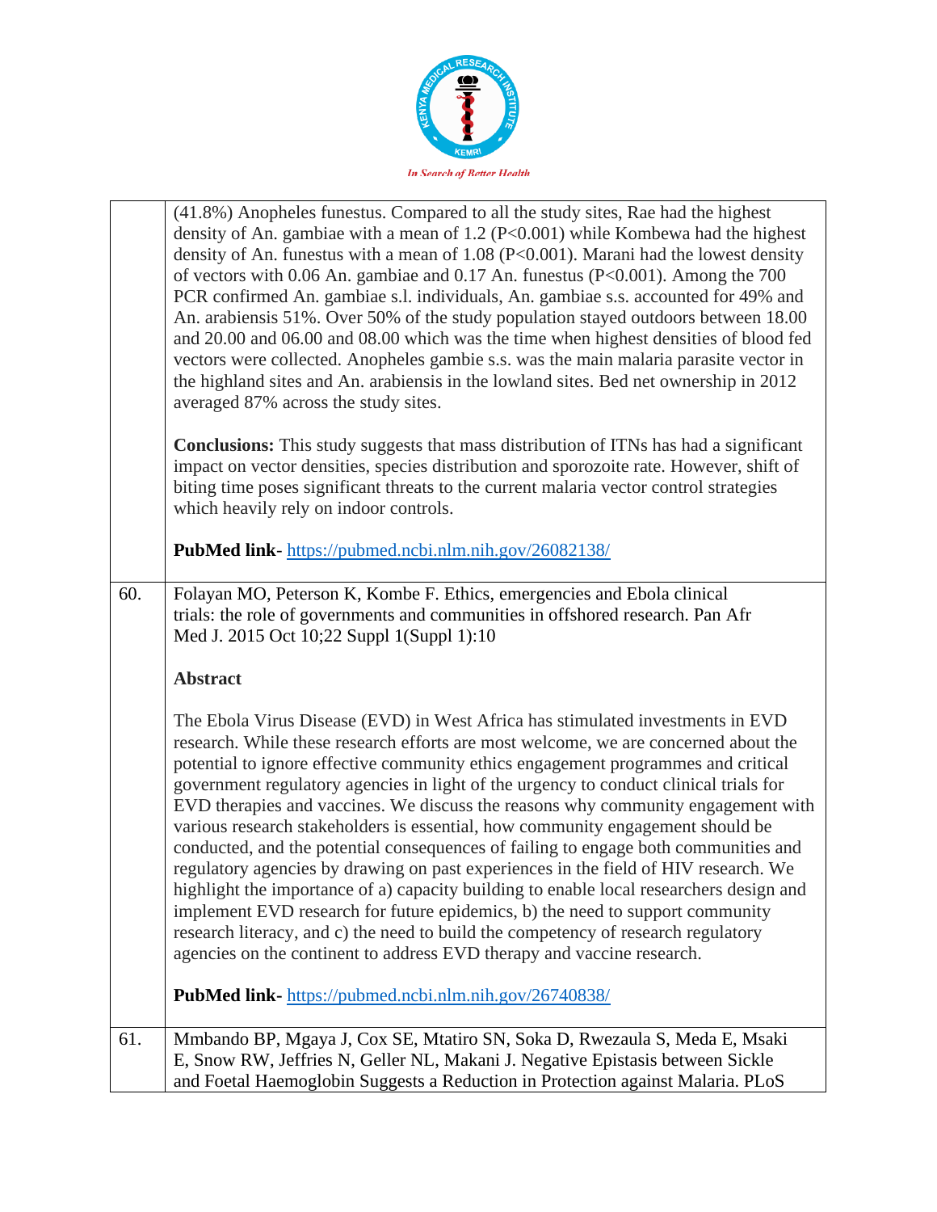| | |
|---|---|
| | (41.8%) Anopheles funestus. Compared to all the study sites, Rae had the highest density of An. gambiae with a mean of 1.2 (P<0.001) while Kombewa had the highest density of An. funestus with a mean of 1.08 (P<0.001). Marani had the lowest density of vectors with 0.06 An. gambiae and 0.17 An. funestus (P<0.001). Among the 700 PCR confirmed An. gambiae s.l. individuals, An. gambiae s.s. accounted for 49% and An. arabiensis 51%. Over 50% of the study population stayed outdoors between 18.00 and 20.00 and 06.00 and 08.00 which was the time when highest densities of blood fed vectors were collected. Anopheles gambie s.s. was the main malaria parasite vector in the highland sites and An. arabiensis in the lowland sites. Bed net ownership in 2012 averaged 87% across the study sites.<br><br>**Conclusions:** This study suggests that mass distribution of ITNs has had a significant impact on vector densities, species distribution and sporozoite rate. However, shift of biting time poses significant threats to the current malaria vector control strategies which heavily rely on indoor controls.<br><br>**PubMed link**- https://pubmed.ncbi.nlm.nih.gov/26082138/ |
| 60. | Folayan MO, Peterson K, Kombe F. Ethics, emergencies and Ebola clinical trials: the role of governments and communities in offshored research. Pan Afr Med J. 2015 Oct 10;22 Suppl 1(Suppl 1):10<br><br>**Abstract**<br><br>The Ebola Virus Disease (EVD) in West Africa has stimulated investments in EVD research. While these research efforts are most welcome, we are concerned about the potential to ignore effective community ethics engagement programmes and critical government regulatory agencies in light of the urgency to conduct clinical trials for EVD therapies and vaccines. We discuss the reasons why community engagement with various research stakeholders is essential, how community engagement should be conducted, and the potential consequences of failing to engage both communities and regulatory agencies by drawing on past experiences in the field of HIV research. We highlight the importance of a) capacity building to enable local researchers design and implement EVD research for future epidemics, b) the need to support community research literacy, and c) the need to build the competency of research regulatory agencies on the continent to address EVD therapy and vaccine research.<br><br>**PubMed link**- https://pubmed.ncbi.nlm.nih.gov/26740838/ |
| 61. | Mmbando BP, Mgaya J, Cox SE, Mtatiro SN, Soka D, Rwezaula S, Meda E, Msaki E, Snow RW, Jeffries N, Geller NL, Makani J. Negative Epistasis between Sickle and Foetal Haemoglobin Suggests a Reduction in Protection against Malaria. PLoS |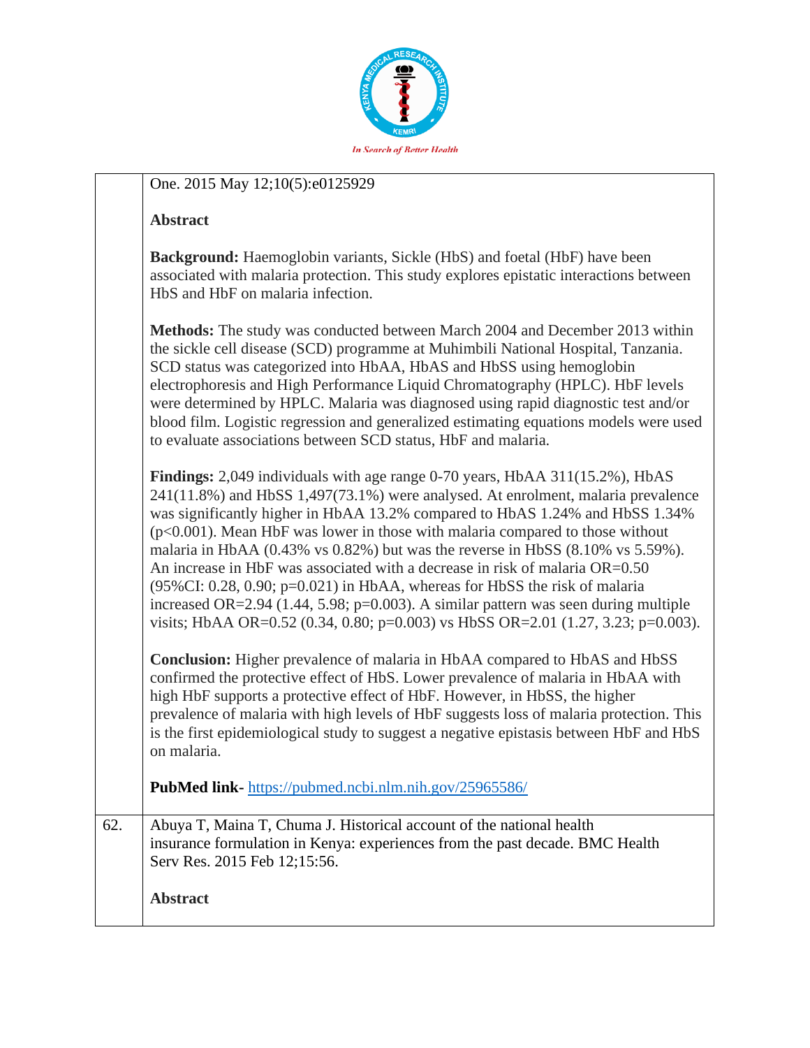| | One. 2015 May 12;10(5):e0125929<br><br>**Abstract**<br><br>**Background:** Haemoglobin variants, Sickle (HbS) and foetal (HbF) have been associated with malaria protection. This study explores epistatic interactions between HbS and HbF on malaria infection.<br><br>**Methods:** The study was conducted between March 2004 and December 2013 within the sickle cell disease (SCD) programme at Muhimbili National Hospital, Tanzania. SCD status was categorized into HbAA, HbAS and HbSS using hemoglobin electrophoresis and High Performance Liquid Chromatography (HPLC). HbF levels were determined by HPLC. Malaria was diagnosed using rapid diagnostic test and/or blood film. Logistic regression and generalized estimating equations models were used to evaluate associations between SCD status, HbF and malaria.<br><br>**Findings:** 2,049 individuals with age range 0-70 years, HbAA 311(15.2%), HbAS 241(11.8%) and HbSS 1,497(73.1%) were analysed. At enrolment, malaria prevalence was significantly higher in HbAA 13.2% compared to HbAS 1.24% and HbSS 1.34% ($p<0.001$). Mean HbF was lower in those with malaria compared to those without malaria in HbAA (0.43% vs 0.82%) but was the reverse in HbSS (8.10% vs 5.59%). An increase in HbF was associated with a decrease in risk of malaria OR=0.50 (95%CI: 0.28, 0.90; $p=0.021$) in HbAA, whereas for HbSS the risk of malaria increased OR=2.94 (1.44, 5.98; $p=0.003$). A similar pattern was seen during multiple visits; HbAA OR=0.52 (0.34, 0.80; $p=0.003$) vs HbSS OR=2.01 (1.27, 3.23; $p=0.003$).<br><br>**Conclusion:** Higher prevalence of malaria in HbAA compared to HbAS and HbSS confirmed the protective effect of HbS. Lower prevalence of malaria in HbAA with high HbF supports a protective effect of HbF. However, in HbSS, the higher prevalence of malaria with high levels of HbF suggests loss of malaria protection. This is the first epidemiological study to suggest a negative epistasis between HbF and HbS on malaria.<br><br>**PubMed link-** https://pubmed.ncbi.nlm.nih.gov/25965586/ |
|---|---|
| 62. | Abuya T, Maina T, Chuma J. Historical account of the national health insurance formulation in Kenya: experiences from the past decade. BMC Health Serv Res. 2015 Feb 12;15:56.<br><br>**Abstract** |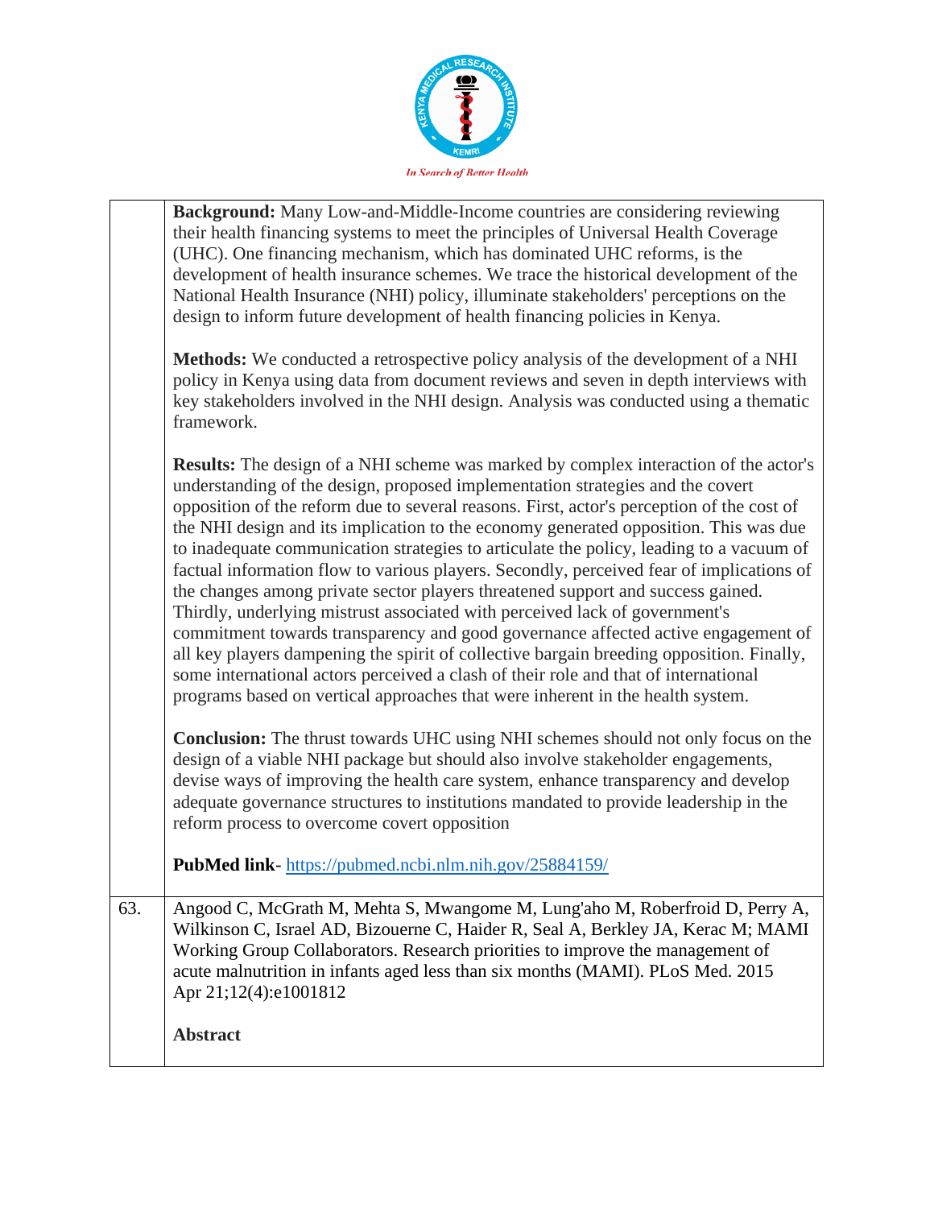| | |
|---|---|
| | **Background:** Many Low-and-Middle-Income countries are considering reviewing their health financing systems to meet the principles of Universal Health Coverage (UHC). One financing mechanism, which has dominated UHC reforms, is the development of health insurance schemes. We trace the historical development of the National Health Insurance (NHI) policy, illuminate stakeholders' perceptions on the design to inform future development of health financing policies in Kenya.<br><br>**Methods:** We conducted a retrospective policy analysis of the development of a NHI policy in Kenya using data from document reviews and seven in depth interviews with key stakeholders involved in the NHI design. Analysis was conducted using a thematic framework.<br><br>**Results:** The design of a NHI scheme was marked by complex interaction of the actor's understanding of the design, proposed implementation strategies and the covert opposition of the reform due to several reasons. First, actor's perception of the cost of the NHI design and its implication to the economy generated opposition. This was due to inadequate communication strategies to articulate the policy, leading to a vacuum of factual information flow to various players. Secondly, perceived fear of implications of the changes among private sector players threatened support and success gained. Thirdly, underlying mistrust associated with perceived lack of government's commitment towards transparency and good governance affected active engagement of all key players dampening the spirit of collective bargain breeding opposition. Finally, some international actors perceived a clash of their role and that of international programs based on vertical approaches that were inherent in the health system.<br><br>**Conclusion:** The thrust towards UHC using NHI schemes should not only focus on the design of a viable NHI package but should also involve stakeholder engagements, devise ways of improving the health care system, enhance transparency and develop adequate governance structures to institutions mandated to provide leadership in the reform process to overcome covert opposition<br><br>**PubMed link**- https://pubmed.ncbi.nlm.nih.gov/25884159/ |
| 63. | Angood C, McGrath M, Mehta S, Mwangome M, Lung'aho M, Roberfroid D, Perry A, Wilkinson C, Israel AD, Bizouerne C, Haider R, Seal A, Berkley JA, Kerac M; MAMI Working Group Collaborators. Research priorities to improve the management of acute malnutrition in infants aged less than six months (MAMI). PLoS Med. 2015 Apr 21;12(4):e1001812<br><br>**Abstract** |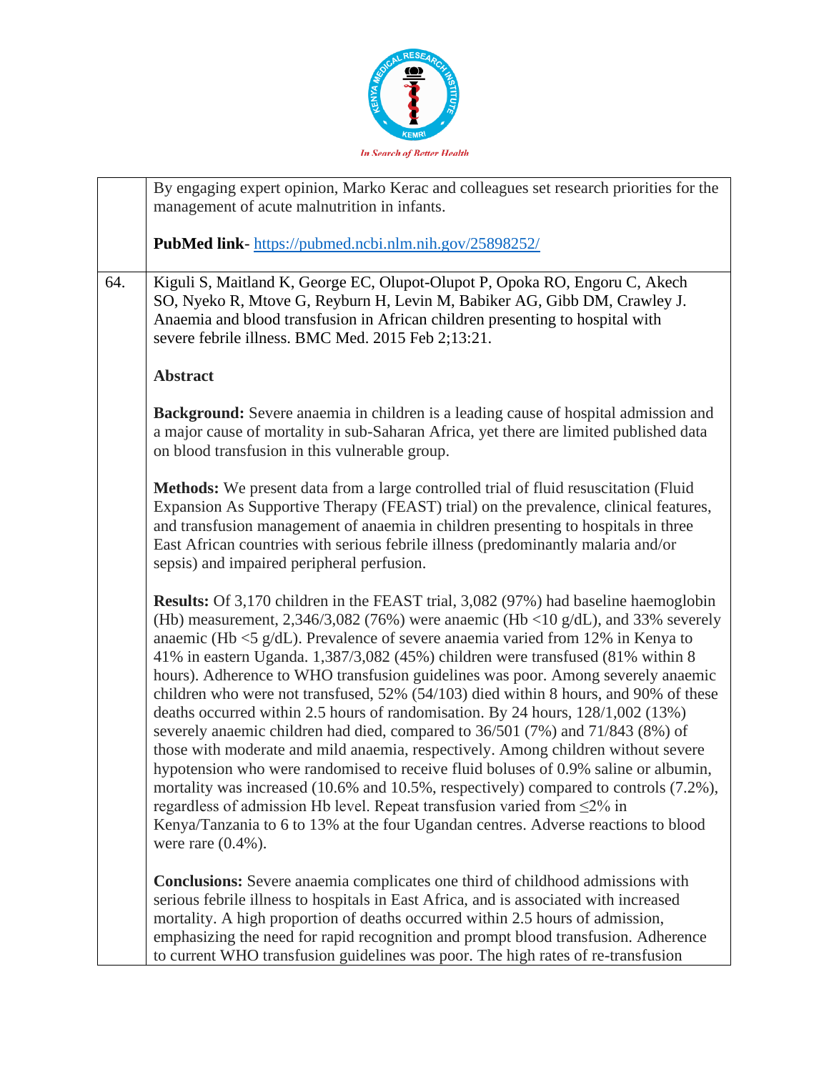| | |
|---|---|
| | By engaging expert opinion, Marko Kerac and colleagues set research priorities for the management of acute malnutrition in infants.<br><br>**PubMed link**- https://pubmed.ncbi.nlm.nih.gov/25898252/ |
| 64. | Kiguli S, Maitland K, George EC, Olupot-Olupot P, Opoka RO, Engoru C, Akech SO, Nyeko R, Mtove G, Reyburn H, Levin M, Babiker AG, Gibb DM, Crawley J. Anaemia and blood transfusion in African children presenting to hospital with severe febrile illness. BMC Med. 2015 Feb 2;13:21.<br><br>**Abstract**<br><br>**Background:** Severe anaemia in children is a leading cause of hospital admission and a major cause of mortality in sub-Saharan Africa, yet there are limited published data on blood transfusion in this vulnerable group.<br><br>**Methods:** We present data from a large controlled trial of fluid resuscitation (Fluid Expansion As Supportive Therapy (FEAST) trial) on the prevalence, clinical features, and transfusion management of anaemia in children presenting to hospitals in three East African countries with serious febrile illness (predominantly malaria and/or sepsis) and impaired peripheral perfusion.<br><br>**Results:** Of 3,170 children in the FEAST trial, 3,082 (97%) had baseline haemoglobin (Hb) measurement, 2,346/3,082 (76%) were anaemic (Hb <10 g/dL), and 33% severely anaemic (Hb <5 g/dL). Prevalence of severe anaemia varied from 12% in Kenya to 41% in eastern Uganda. 1,387/3,082 (45%) children were transfused (81% within 8 hours). Adherence to WHO transfusion guidelines was poor. Among severely anaemic children who were not transfused, 52% (54/103) died within 8 hours, and 90% of these deaths occurred within 2.5 hours of randomisation. By 24 hours, 128/1,002 (13%) severely anaemic children had died, compared to 36/501 (7%) and 71/843 (8%) of those with moderate and mild anaemia, respectively. Among children without severe hypotension who were randomised to receive fluid boluses of 0.9% saline or albumin, mortality was increased (10.6% and 10.5%, respectively) compared to controls (7.2%), regardless of admission Hb level. Repeat transfusion varied from ≤2% in Kenya/Tanzania to 6 to 13% at the four Ugandan centres. Adverse reactions to blood were rare (0.4%).<br><br>**Conclusions:** Severe anaemia complicates one third of childhood admissions with serious febrile illness to hospitals in East Africa, and is associated with increased mortality. A high proportion of deaths occurred within 2.5 hours of admission, emphasizing the need for rapid recognition and prompt blood transfusion. Adherence to current WHO transfusion guidelines was poor. The high rates of re-transfusion |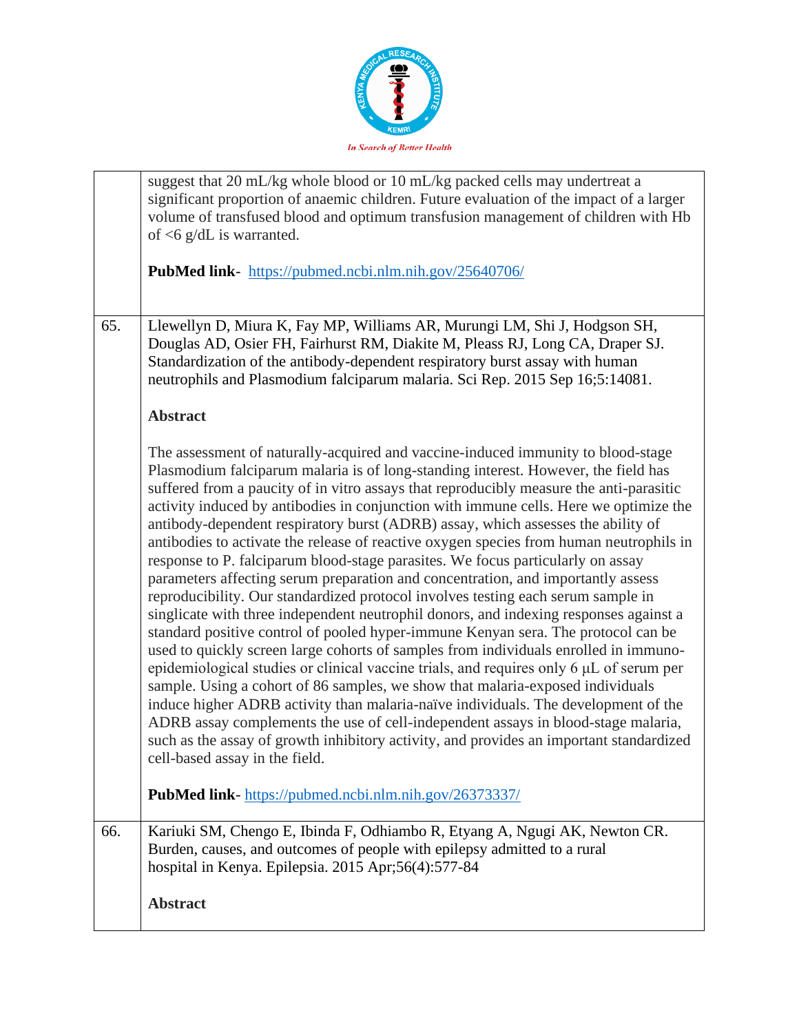| | |
|---|---|
| | suggest that 20 mL/kg whole blood or 10 mL/kg packed cells may undertreat a significant proportion of anaemic children. Future evaluation of the impact of a larger volume of transfused blood and optimum transfusion management of children with Hb of <6 g/dL is warranted.<br><br>**PubMed link**- https://pubmed.ncbi.nlm.nih.gov/25640706/ |
| 65. | Llewellyn D, Miura K, Fay MP, Williams AR, Murungi LM, Shi J, Hodgson SH, Douglas AD, Osier FH, Fairhurst RM, Diakite M, Pleass RJ, Long CA, Draper SJ. Standardization of the antibody-dependent respiratory burst assay with human neutrophils and Plasmodium falciparum malaria. Sci Rep. 2015 Sep 16;5:14081.<br><br>**Abstract**<br><br>The assessment of naturally-acquired and vaccine-induced immunity to blood-stage Plasmodium falciparum malaria is of long-standing interest. However, the field has suffered from a paucity of in vitro assays that reproducibly measure the anti-parasitic activity induced by antibodies in conjunction with immune cells. Here we optimize the antibody-dependent respiratory burst (ADRB) assay, which assesses the ability of antibodies to activate the release of reactive oxygen species from human neutrophils in response to P. falciparum blood-stage parasites. We focus particularly on assay parameters affecting serum preparation and concentration, and importantly assess reproducibility. Our standardized protocol involves testing each serum sample in singlicate with three independent neutrophil donors, and indexing responses against a standard positive control of pooled hyper-immune Kenyan sera. The protocol can be used to quickly screen large cohorts of samples from individuals enrolled in immuno-epidemiological studies or clinical vaccine trials, and requires only 6 μL of serum per sample. Using a cohort of 86 samples, we show that malaria-exposed individuals induce higher ADRB activity than malaria-naïve individuals. The development of the ADRB assay complements the use of cell-independent assays in blood-stage malaria, such as the assay of growth inhibitory activity, and provides an important standardized cell-based assay in the field.<br><br>**PubMed link**- https://pubmed.ncbi.nlm.nih.gov/26373337/ |
| 66. | Kariuki SM, Chengo E, Ibinda F, Odhiambo R, Etyang A, Ngugi AK, Newton CR. Burden, causes, and outcomes of people with epilepsy admitted to a rural hospital in Kenya. Epilepsia. 2015 Apr;56(4):577-84<br><br>**Abstract** |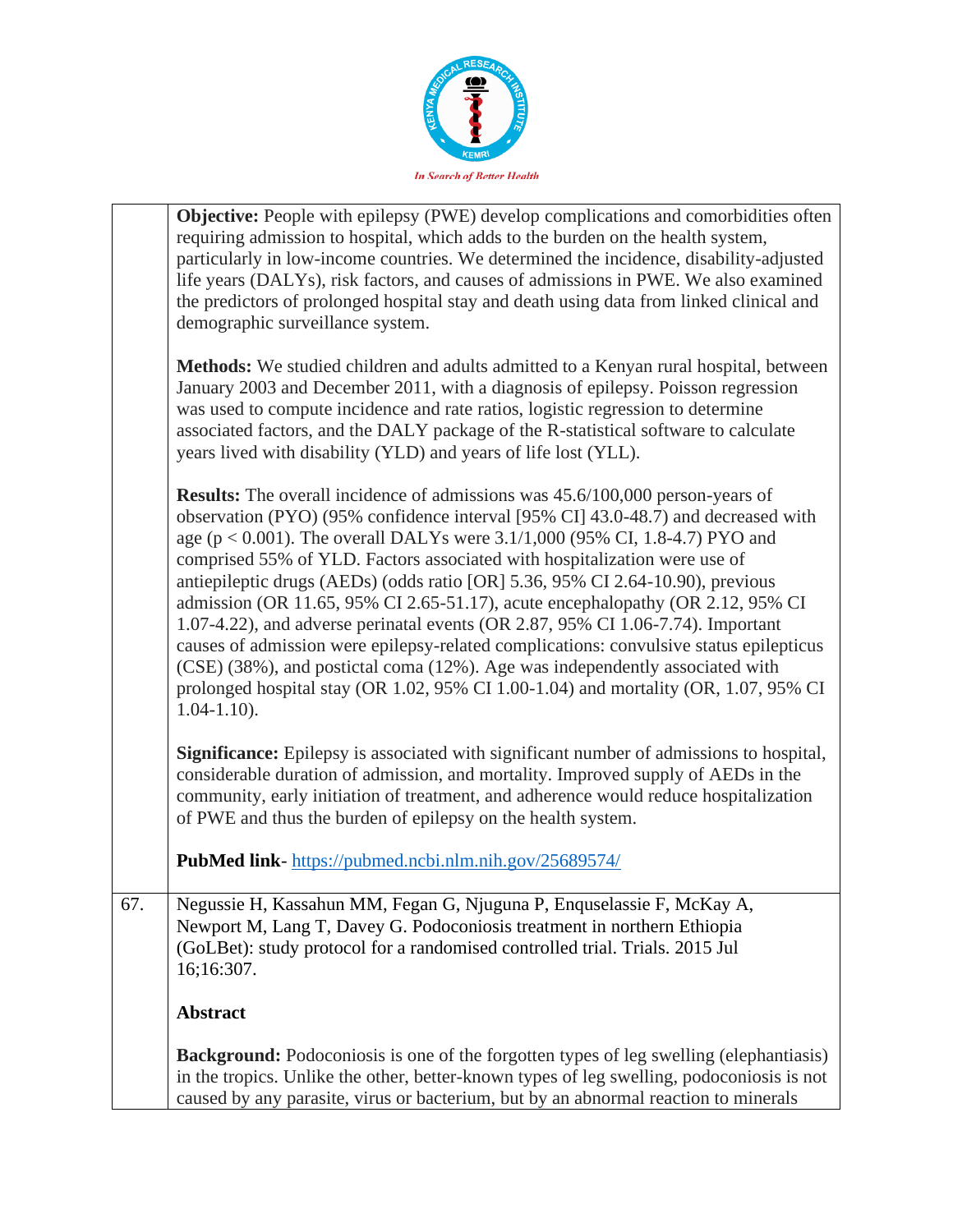| | |
|---|---|
| | **Objective:** People with epilepsy (PWE) develop complications and comorbidities often requiring admission to hospital, which adds to the burden on the health system, particularly in low-income countries. We determined the incidence, disability-adjusted life years (DALYs), risk factors, and causes of admissions in PWE. We also examined the predictors of prolonged hospital stay and death using data from linked clinical and demographic surveillance system.<br><br>**Methods:** We studied children and adults admitted to a Kenyan rural hospital, between January 2003 and December 2011, with a diagnosis of epilepsy. Poisson regression was used to compute incidence and rate ratios, logistic regression to determine associated factors, and the DALY package of the R-statistical software to calculate years lived with disability (YLD) and years of life lost (YLL).<br><br>**Results:** The overall incidence of admissions was 45.6/100,000 person-years of observation (PYO) (95% confidence interval [95% CI] 43.0-48.7) and decreased with age ($p < 0.001$). The overall DALYs were 3.1/1,000 (95% CI, 1.8-4.7) PYO and comprised 55% of YLD. Factors associated with hospitalization were use of antiepileptic drugs (AEDs) (odds ratio [OR] 5.36, 95% CI 2.64-10.90), previous admission (OR 11.65, 95% CI 2.65-51.17), acute encephalopathy (OR 2.12, 95% CI 1.07-4.22), and adverse perinatal events (OR 2.87, 95% CI 1.06-7.74). Important causes of admission were epilepsy-related complications: convulsive status epilepticus (CSE) (38%), and postictal coma (12%). Age was independently associated with prolonged hospital stay (OR 1.02, 95% CI 1.00-1.04) and mortality (OR, 1.07, 95% CI 1.04-1.10).<br><br>**Significance:** Epilepsy is associated with significant number of admissions to hospital, considerable duration of admission, and mortality. Improved supply of AEDs in the community, early initiation of treatment, and adherence would reduce hospitalization of PWE and thus the burden of epilepsy on the health system.<br><br>**PubMed link**- https://pubmed.ncbi.nlm.nih.gov/25689574/ |
| 67. | Negussie H, Kassahun MM, Fegan G, Njuguna P, Enquselassie F, McKay A, Newport M, Lang T, Davey G. Podoconiosis treatment in northern Ethiopia (GoLBet): study protocol for a randomised controlled trial. Trials. 2015 Jul 16;16:307.<br><br>**Abstract**<br><br>**Background:** Podoconiosis is one of the forgotten types of leg swelling (elephantiasis) in the tropics. Unlike the other, better-known types of leg swelling, podoconiosis is not caused by any parasite, virus or bacterium, but by an abnormal reaction to minerals |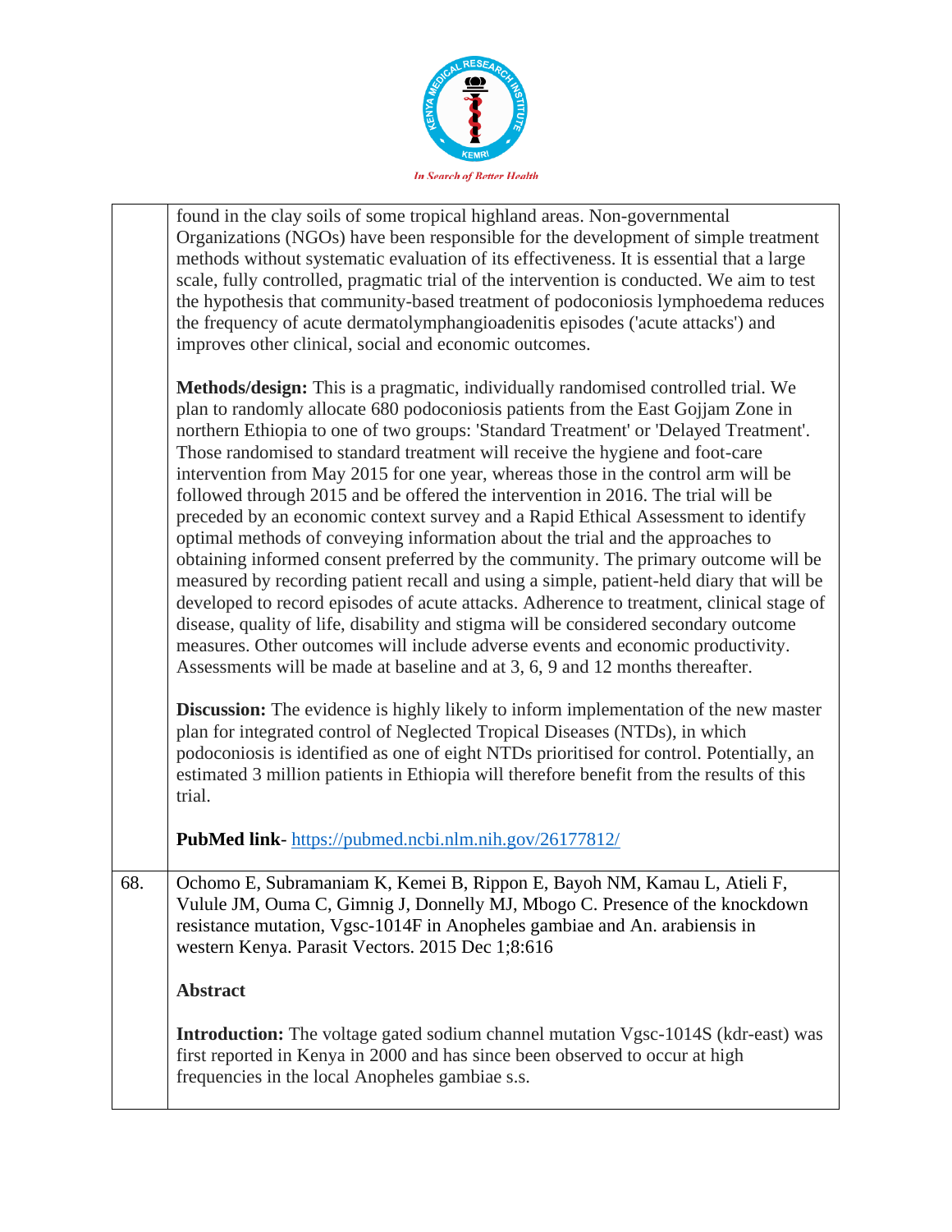| | |
|---|---|
| | found in the clay soils of some tropical highland areas. Non-governmental Organizations (NGOs) have been responsible for the development of simple treatment methods without systematic evaluation of its effectiveness. It is essential that a large scale, fully controlled, pragmatic trial of the intervention is conducted. We aim to test the hypothesis that community-based treatment of podoconiosis lymphoedema reduces the frequency of acute dermatolymphangioadenitis episodes ('acute attacks') and improves other clinical, social and economic outcomes.<br><br>**Methods/design:** This is a pragmatic, individually randomised controlled trial. We plan to randomly allocate 680 podoconiosis patients from the East Gojjam Zone in northern Ethiopia to one of two groups: 'Standard Treatment' or 'Delayed Treatment'. Those randomised to standard treatment will receive the hygiene and foot-care intervention from May 2015 for one year, whereas those in the control arm will be followed through 2015 and be offered the intervention in 2016. The trial will be preceded by an economic context survey and a Rapid Ethical Assessment to identify optimal methods of conveying information about the trial and the approaches to obtaining informed consent preferred by the community. The primary outcome will be measured by recording patient recall and using a simple, patient-held diary that will be developed to record episodes of acute attacks. Adherence to treatment, clinical stage of disease, quality of life, disability and stigma will be considered secondary outcome measures. Other outcomes will include adverse events and economic productivity. Assessments will be made at baseline and at 3, 6, 9 and 12 months thereafter.<br><br>**Discussion:** The evidence is highly likely to inform implementation of the new master plan for integrated control of Neglected Tropical Diseases (NTDs), in which podoconiosis is identified as one of eight NTDs prioritised for control. Potentially, an estimated 3 million patients in Ethiopia will therefore benefit from the results of this trial.<br><br>**PubMed link**- https://pubmed.ncbi.nlm.nih.gov/26177812/ |
| 68. | Ochomo E, Subramaniam K, Kemei B, Rippon E, Bayoh NM, Kamau L, Atieli F, Vulule JM, Ouma C, Gimnig J, Donnelly MJ, Mbogo C. Presence of the knockdown resistance mutation, Vgsc-1014F in Anopheles gambiae and An. arabiensis in western Kenya. Parasit Vectors. 2015 Dec 1;8:616<br><br>**Abstract**<br><br>**Introduction:** The voltage gated sodium channel mutation Vgsc-1014S (kdr-east) was first reported in Kenya in 2000 and has since been observed to occur at high frequencies in the local Anopheles gambiae s.s. |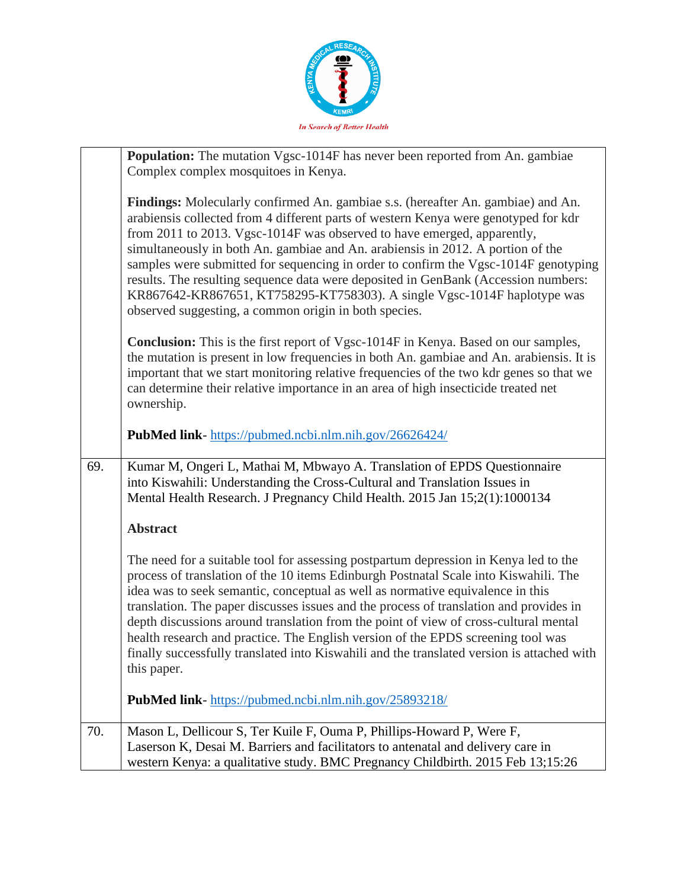| | |
|---|---|
| | **Population:** The mutation Vgsc-1014F has never been reported from An. gambiae Complex complex mosquitoes in Kenya.<br><br>**Findings:** Molecularly confirmed An. gambiae s.s. (hereafter An. gambiae) and An. arabiensis collected from 4 different parts of western Kenya were genotyped for kdr from 2011 to 2013. Vgsc-1014F was observed to have emerged, apparently, simultaneously in both An. gambiae and An. arabiensis in 2012. A portion of the samples were submitted for sequencing in order to confirm the Vgsc-1014F genotyping results. The resulting sequence data were deposited in GenBank (Accession numbers: KR867642-KR867651, KT758295-KT758303). A single Vgsc-1014F haplotype was observed suggesting, a common origin in both species.<br><br>**Conclusion:** This is the first report of Vgsc-1014F in Kenya. Based on our samples, the mutation is present in low frequencies in both An. gambiae and An. arabiensis. It is important that we start monitoring relative frequencies of the two kdr genes so that we can determine their relative importance in an area of high insecticide treated net ownership.<br><br>**PubMed link**- https://pubmed.ncbi.nlm.nih.gov/26626424/ |
| 69. | Kumar M, Ongeri L, Mathai M, Mbwayo A. Translation of EPDS Questionnaire into Kiswahili: Understanding the Cross-Cultural and Translation Issues in Mental Health Research. J Pregnancy Child Health. 2015 Jan 15;2(1):1000134<br><br>**Abstract**<br><br>The need for a suitable tool for assessing postpartum depression in Kenya led to the process of translation of the 10 items Edinburgh Postnatal Scale into Kiswahili. The idea was to seek semantic, conceptual as well as normative equivalence in this translation. The paper discusses issues and the process of translation and provides in depth discussions around translation from the point of view of cross-cultural mental health research and practice. The English version of the EPDS screening tool was finally successfully translated into Kiswahili and the translated version is attached with this paper.<br><br>**PubMed link**- https://pubmed.ncbi.nlm.nih.gov/25893218/ |
| 70. | Mason L, Dellicour S, Ter Kuile F, Ouma P, Phillips-Howard P, Were F, Laserson K, Desai M. Barriers and facilitators to antenatal and delivery care in western Kenya: a qualitative study. BMC Pregnancy Childbirth. 2015 Feb 13;15:26 |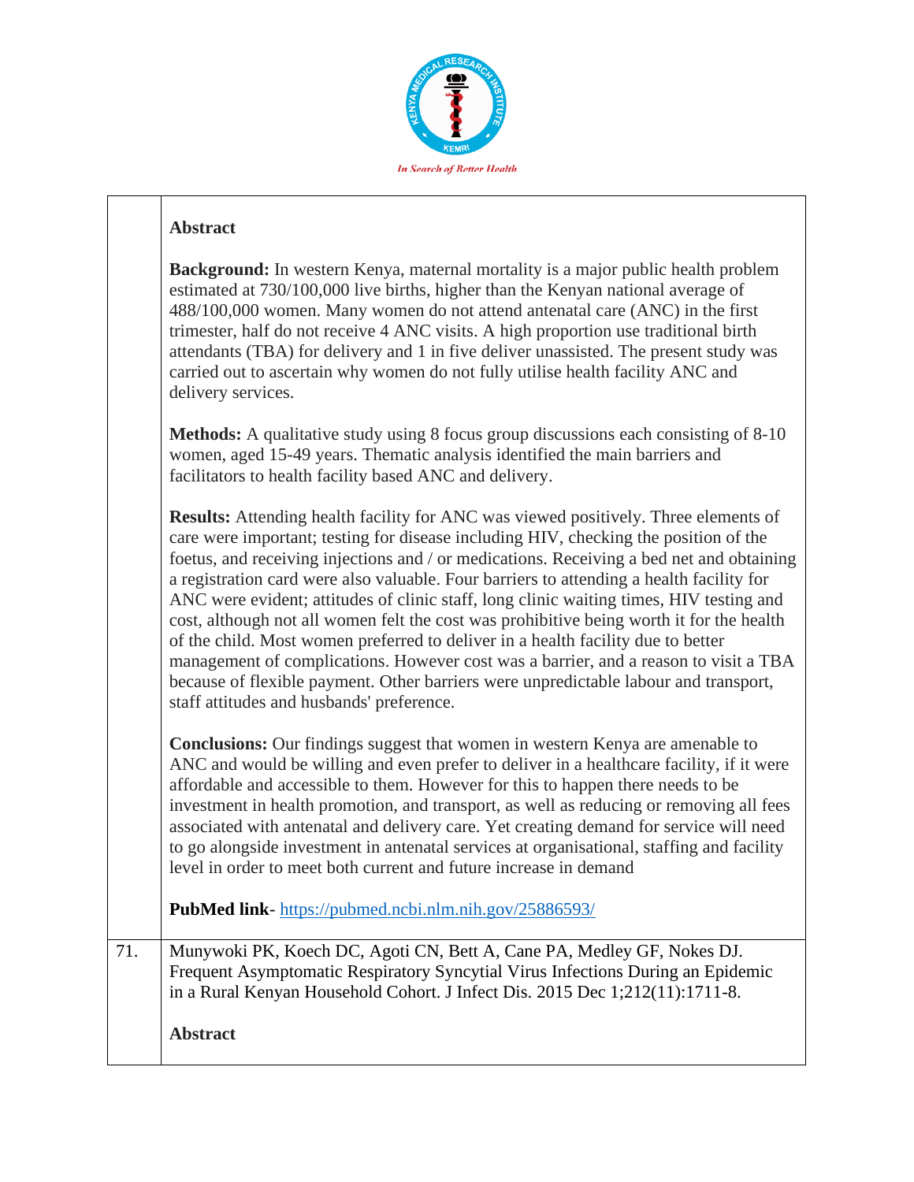**Abstract**

**Background:** In western Kenya, maternal mortality is a major public health problem estimated at 730/100,000 live births, higher than the Kenyan national average of 488/100,000 women. Many women do not attend antenatal care (ANC) in the first trimester, half do not receive 4 ANC visits. A high proportion use traditional birth attendants (TBA) for delivery and 1 in five deliver unassisted. The present study was carried out to ascertain why women do not fully utilise health facility ANC and delivery services.

**Methods:** A qualitative study using 8 focus group discussions each consisting of 8-10 women, aged 15-49 years. Thematic analysis identified the main barriers and facilitators to health facility based ANC and delivery.

**Results:** Attending health facility for ANC was viewed positively. Three elements of care were important; testing for disease including HIV, checking the position of the foetus, and receiving injections and / or medications. Receiving a bed net and obtaining a registration card were also valuable. Four barriers to attending a health facility for ANC were evident; attitudes of clinic staff, long clinic waiting times, HIV testing and cost, although not all women felt the cost was prohibitive being worth it for the health of the child. Most women preferred to deliver in a health facility due to better management of complications. However cost was a barrier, and a reason to visit a TBA because of flexible payment. Other barriers were unpredictable labour and transport, staff attitudes and husbands' preference.

**Conclusions:** Our findings suggest that women in western Kenya are amenable to ANC and would be willing and even prefer to deliver in a healthcare facility, if it were affordable and accessible to them. However for this to happen there needs to be investment in health promotion, and transport, as well as reducing or removing all fees associated with antenatal and delivery care. Yet creating demand for service will need to go alongside investment in antenatal services at organisational, staffing and facility level in order to meet both current and future increase in demand

**PubMed link**- https://pubmed.ncbi.nlm.nih.gov/25886593/

71. Munywoki PK, Koech DC, Agoti CN, Bett A, Cane PA, Medley GF, Nokes DJ. Frequent Asymptomatic Respiratory Syncytial Virus Infections During an Epidemic in a Rural Kenyan Household Cohort. J Infect Dis. 2015 Dec 1;212(11):1711-8.

**Abstract**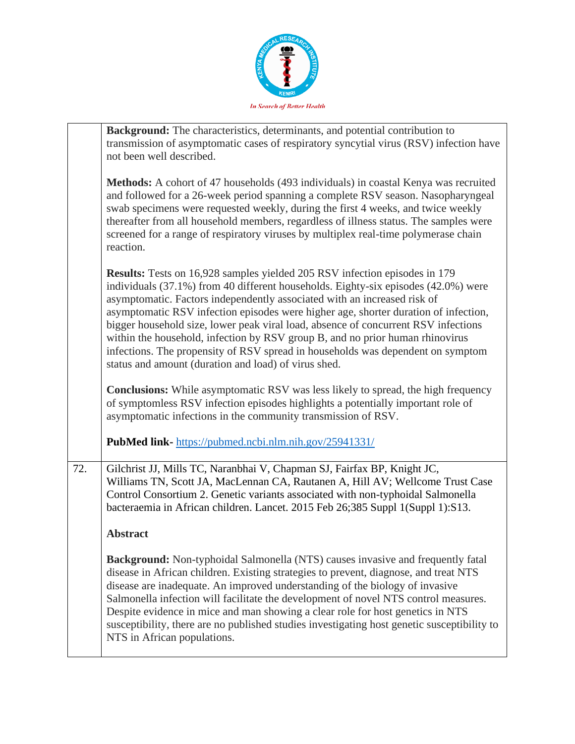| | |
|---|---|
| | **Background:** The characteristics, determinants, and potential contribution to transmission of asymptomatic cases of respiratory syncytial virus (RSV) infection have not been well described.<br><br>**Methods:** A cohort of 47 households (493 individuals) in coastal Kenya was recruited and followed for a 26-week period spanning a complete RSV season. Nasopharyngeal swab specimens were requested weekly, during the first 4 weeks, and twice weekly thereafter from all household members, regardless of illness status. The samples were screened for a range of respiratory viruses by multiplex real-time polymerase chain reaction.<br><br>**Results:** Tests on 16,928 samples yielded 205 RSV infection episodes in 179 individuals (37.1%) from 40 different households. Eighty-six episodes (42.0%) were asymptomatic. Factors independently associated with an increased risk of asymptomatic RSV infection episodes were higher age, shorter duration of infection, bigger household size, lower peak viral load, absence of concurrent RSV infections within the household, infection by RSV group B, and no prior human rhinovirus infections. The propensity of RSV spread in households was dependent on symptom status and amount (duration and load) of virus shed.<br><br>**Conclusions:** While asymptomatic RSV was less likely to spread, the high frequency of symptomless RSV infection episodes highlights a potentially important role of asymptomatic infections in the community transmission of RSV.<br><br>**PubMed link-** [https://pubmed.ncbi.nlm.nih.gov/25941331/](https://pubmed.ncbi.nlm.nih.gov/25941331/) |
| 72. | Gilchrist JJ, Mills TC, Naranbhai V, Chapman SJ, Fairfax BP, Knight JC, Williams TN, Scott JA, MacLennan CA, Rautanen A, Hill AV; Wellcome Trust Case Control Consortium 2. Genetic variants associated with non-typhoidal Salmonella bacteraemia in African children. Lancet. 2015 Feb 26;385 Suppl 1(Suppl 1):S13.<br><br>**Abstract**<br><br>**Background:** Non-typhoidal Salmonella (NTS) causes invasive and frequently fatal disease in African children. Existing strategies to prevent, diagnose, and treat NTS disease are inadequate. An improved understanding of the biology of invasive Salmonella infection will facilitate the development of novel NTS control measures. Despite evidence in mice and man showing a clear role for host genetics in NTS susceptibility, there are no published studies investigating host genetic susceptibility to NTS in African populations. |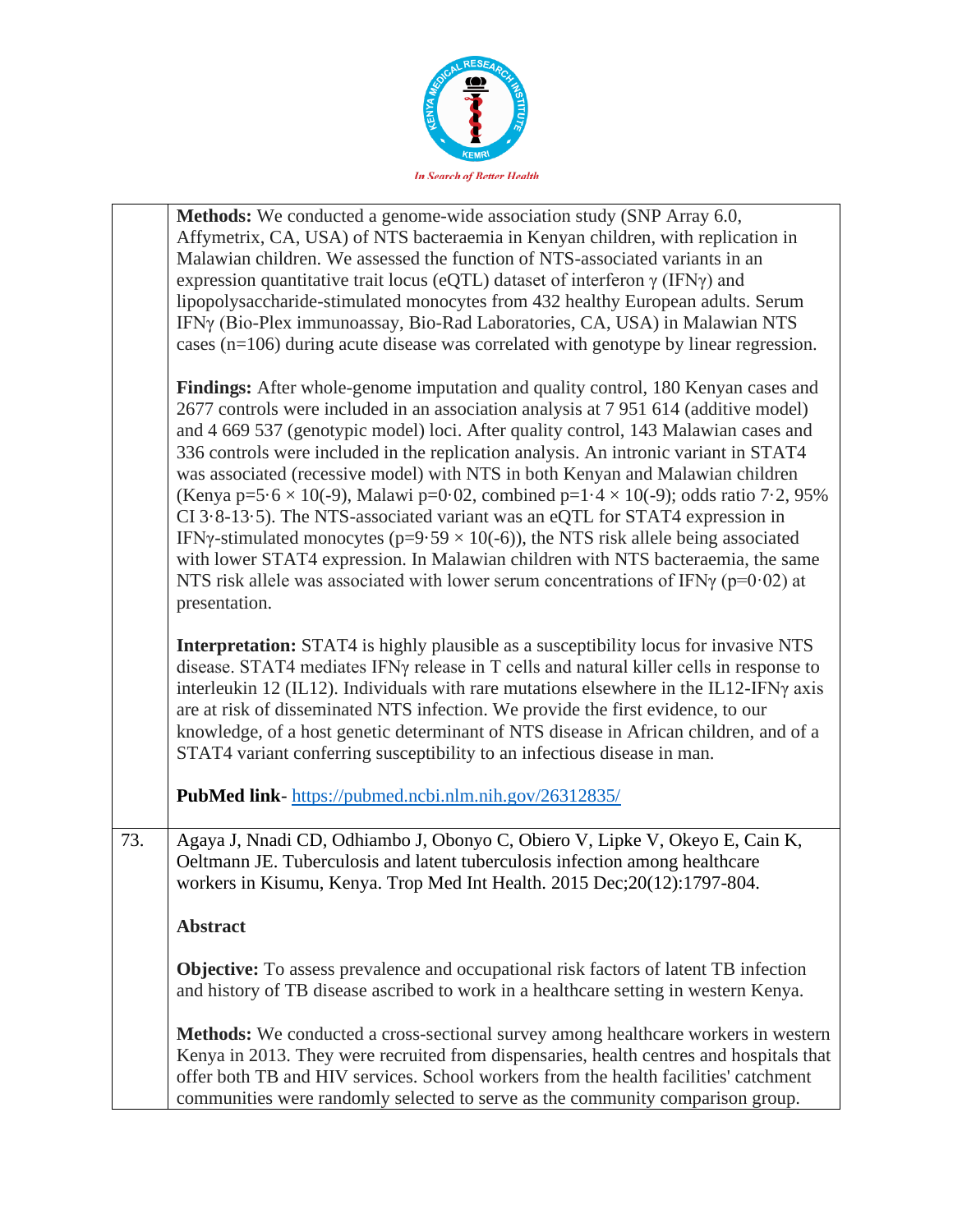| | |
|---|---|
| | **Methods:** We conducted a genome-wide association study (SNP Array 6.0, Affymetrix, CA, USA) of NTS bacteraemia in Kenyan children, with replication in Malawian children. We assessed the function of NTS-associated variants in an expression quantitative trait locus (eQTL) dataset of interferon γ (IFNγ) and lipopolysaccharide-stimulated monocytes from 432 healthy European adults. Serum IFNγ (Bio-Plex immunoassay, Bio-Rad Laboratories, CA, USA) in Malawian NTS cases (n=106) during acute disease was correlated with genotype by linear regression.<br><br>**Findings:** After whole-genome imputation and quality control, 180 Kenyan cases and 2677 controls were included in an association analysis at 7 951 614 (additive model) and 4 669 537 (genotypic model) loci. After quality control, 143 Malawian cases and 336 controls were included in the replication analysis. An intronic variant in STAT4 was associated (recessive model) with NTS in both Kenyan and Malawian children (Kenya p=5·6 × 10(-9), Malawi p=0·02, combined p=1·4 × 10(-9); odds ratio 7·2, 95% CI 3·8-13·5). The NTS-associated variant was an eQTL for STAT4 expression in IFNγ-stimulated monocytes (p=9·59 × 10(-6)), the NTS risk allele being associated with lower STAT4 expression. In Malawian children with NTS bacteraemia, the same NTS risk allele was associated with lower serum concentrations of IFNγ (p=0·02) at presentation.<br><br>**Interpretation:** STAT4 is highly plausible as a susceptibility locus for invasive NTS disease. STAT4 mediates IFNγ release in T cells and natural killer cells in response to interleukin 12 (IL12). Individuals with rare mutations elsewhere in the IL12-IFNγ axis are at risk of disseminated NTS infection. We provide the first evidence, to our knowledge, of a host genetic determinant of NTS disease in African children, and of a STAT4 variant conferring susceptibility to an infectious disease in man.<br><br>**PubMed link**- https://pubmed.ncbi.nlm.nih.gov/26312835/ |
| 73. | Agaya J, Nnadi CD, Odhiambo J, Obonyo C, Obiero V, Lipke V, Okeyo E, Cain K, Oeltmann JE. Tuberculosis and latent tuberculosis infection among healthcare workers in Kisumu, Kenya. Trop Med Int Health. 2015 Dec;20(12):1797-804.<br><br>**Abstract**<br><br>**Objective:** To assess prevalence and occupational risk factors of latent TB infection and history of TB disease ascribed to work in a healthcare setting in western Kenya.<br><br>**Methods:** We conducted a cross-sectional survey among healthcare workers in western Kenya in 2013. They were recruited from dispensaries, health centres and hospitals that offer both TB and HIV services. School workers from the health facilities' catchment communities were randomly selected to serve as the community comparison group. |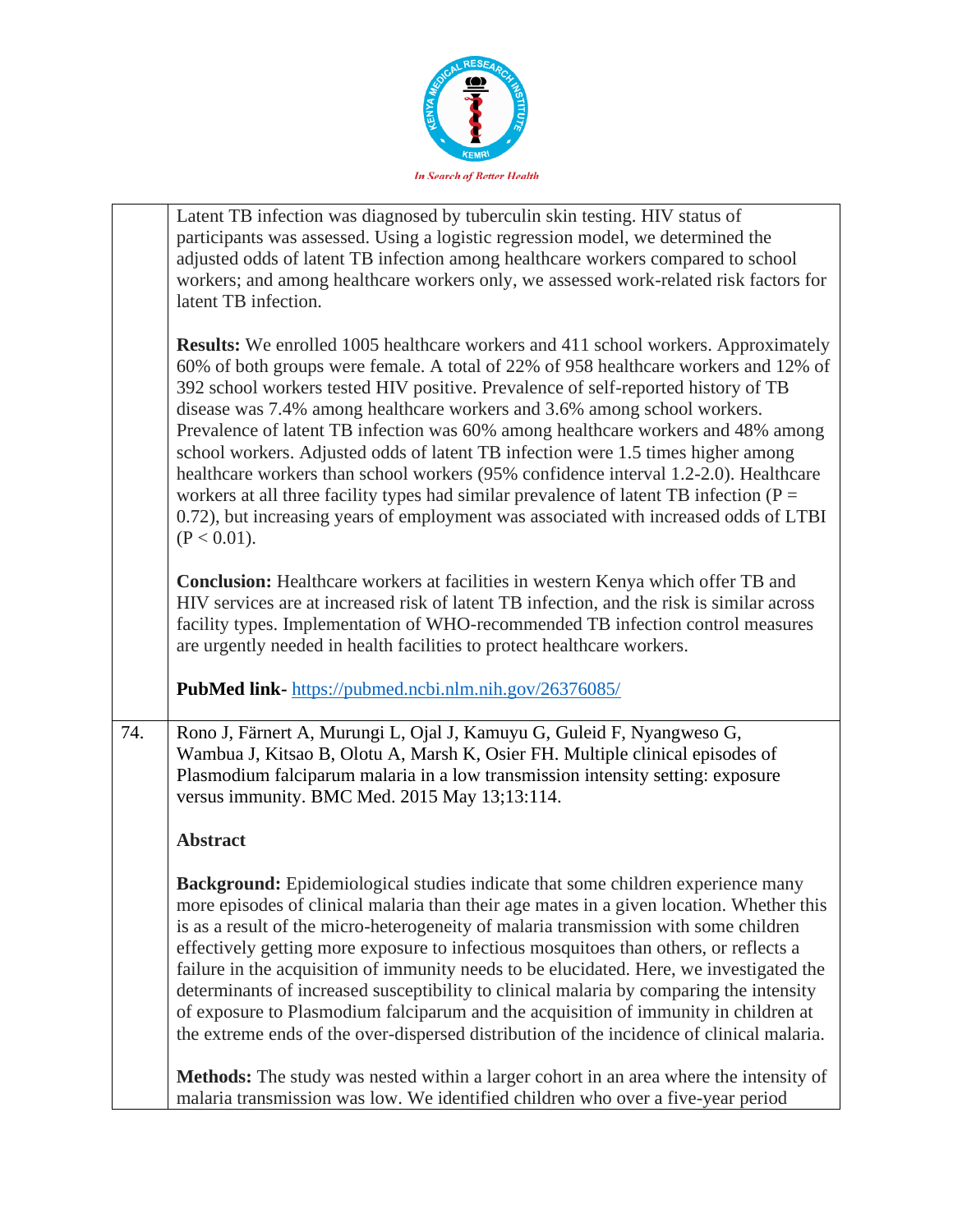| | |
|---|---|
| | Latent TB infection was diagnosed by tuberculin skin testing. HIV status of participants was assessed. Using a logistic regression model, we determined the adjusted odds of latent TB infection among healthcare workers compared to school workers; and among healthcare workers only, we assessed work-related risk factors for latent TB infection.<br><br>**Results:** We enrolled 1005 healthcare workers and 411 school workers. Approximately 60% of both groups were female. A total of 22% of 958 healthcare workers and 12% of 392 school workers tested HIV positive. Prevalence of self-reported history of TB disease was 7.4% among healthcare workers and 3.6% among school workers. Prevalence of latent TB infection was 60% among healthcare workers and 48% among school workers. Adjusted odds of latent TB infection were 1.5 times higher among healthcare workers than school workers (95% confidence interval 1.2-2.0). Healthcare workers at all three facility types had similar prevalence of latent TB infection ($P = 0.72$), but increasing years of employment was associated with increased odds of LTBI ($P < 0.01$).<br><br>**Conclusion:** Healthcare workers at facilities in western Kenya which offer TB and HIV services are at increased risk of latent TB infection, and the risk is similar across facility types. Implementation of WHO-recommended TB infection control measures are urgently needed in health facilities to protect healthcare workers.<br><br>**PubMed link-** https://pubmed.ncbi.nlm.nih.gov/26376085/ |
| 74. | Rono J, Färnert A, Murungi L, Ojal J, Kamuyu G, Guleid F, Nyangweso G, Wambua J, Kitsao B, Olotu A, Marsh K, Osier FH. Multiple clinical episodes of Plasmodium falciparum malaria in a low transmission intensity setting: exposure versus immunity. BMC Med. 2015 May 13;13:114.<br><br>**Abstract**<br><br>**Background:** Epidemiological studies indicate that some children experience many more episodes of clinical malaria than their age mates in a given location. Whether this is as a result of the micro-heterogeneity of malaria transmission with some children effectively getting more exposure to infectious mosquitoes than others, or reflects a failure in the acquisition of immunity needs to be elucidated. Here, we investigated the determinants of increased susceptibility to clinical malaria by comparing the intensity of exposure to Plasmodium falciparum and the acquisition of immunity in children at the extreme ends of the over-dispersed distribution of the incidence of clinical malaria.<br><br>**Methods:** The study was nested within a larger cohort in an area where the intensity of malaria transmission was low. We identified children who over a five-year period |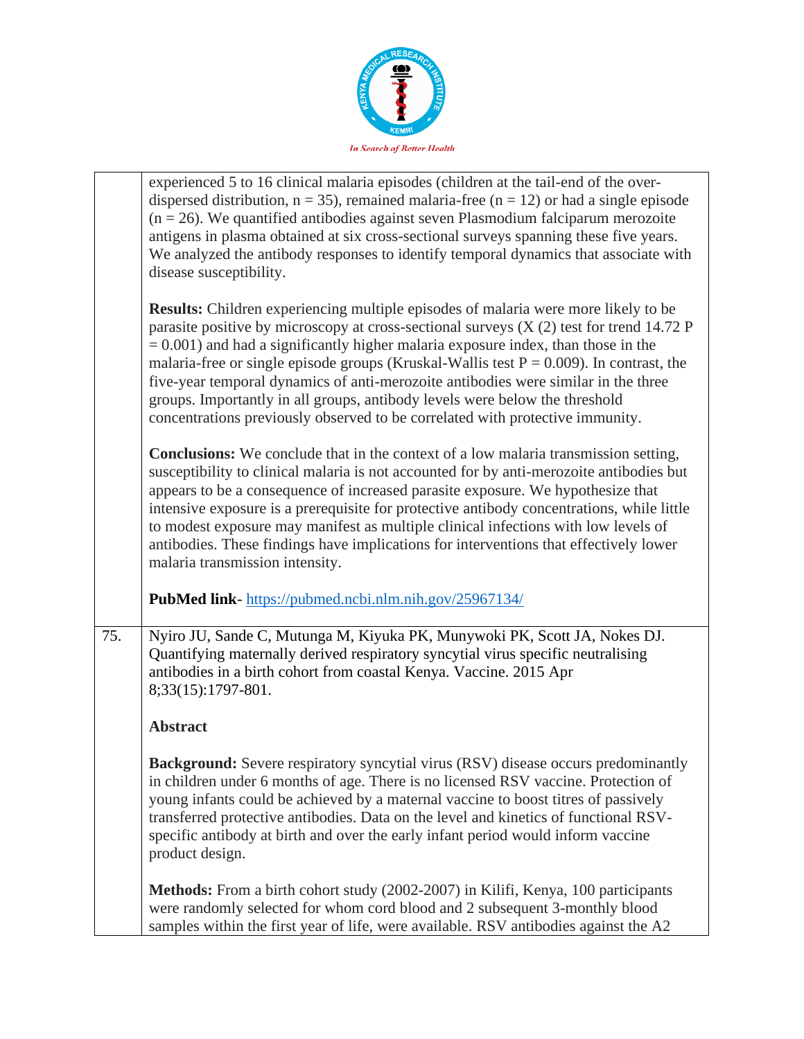|  |  |
|---|---|
|  | experienced 5 to 16 clinical malaria episodes (children at the tail-end of the over-dispersed distribution, n = 35), remained malaria-free (n = 12) or had a single episode (n = 26). We quantified antibodies against seven Plasmodium falciparum merozoite antigens in plasma obtained at six cross-sectional surveys spanning these five years. We analyzed the antibody responses to identify temporal dynamics that associate with disease susceptibility.<br><br>**Results:** Children experiencing multiple episodes of malaria were more likely to be parasite positive by microscopy at cross-sectional surveys (X (2) test for trend 14.72 P = 0.001) and had a significantly higher malaria exposure index, than those in the malaria-free or single episode groups (Kruskal-Wallis test P = 0.009). In contrast, the five-year temporal dynamics of anti-merozoite antibodies were similar in the three groups. Importantly in all groups, antibody levels were below the threshold concentrations previously observed to be correlated with protective immunity.<br><br>**Conclusions:** We conclude that in the context of a low malaria transmission setting, susceptibility to clinical malaria is not accounted for by anti-merozoite antibodies but appears to be a consequence of increased parasite exposure. We hypothesize that intensive exposure is a prerequisite for protective antibody concentrations, while little to modest exposure may manifest as multiple clinical infections with low levels of antibodies. These findings have implications for interventions that effectively lower malaria transmission intensity.<br><br>**PubMed link**- https://pubmed.ncbi.nlm.nih.gov/25967134/ |
| 75. | Nyiro JU, Sande C, Mutunga M, Kiyuka PK, Munywoki PK, Scott JA, Nokes DJ. Quantifying maternally derived respiratory syncytial virus specific neutralising antibodies in a birth cohort from coastal Kenya. Vaccine. 2015 Apr 8;33(15):1797-801.<br><br>**Abstract**<br><br>**Background:** Severe respiratory syncytial virus (RSV) disease occurs predominantly in children under 6 months of age. There is no licensed RSV vaccine. Protection of young infants could be achieved by a maternal vaccine to boost titres of passively transferred protective antibodies. Data on the level and kinetics of functional RSV-specific antibody at birth and over the early infant period would inform vaccine product design.<br><br>**Methods:** From a birth cohort study (2002-2007) in Kilifi, Kenya, 100 participants were randomly selected for whom cord blood and 2 subsequent 3-monthly blood samples within the first year of life, were available. RSV antibodies against the A2 |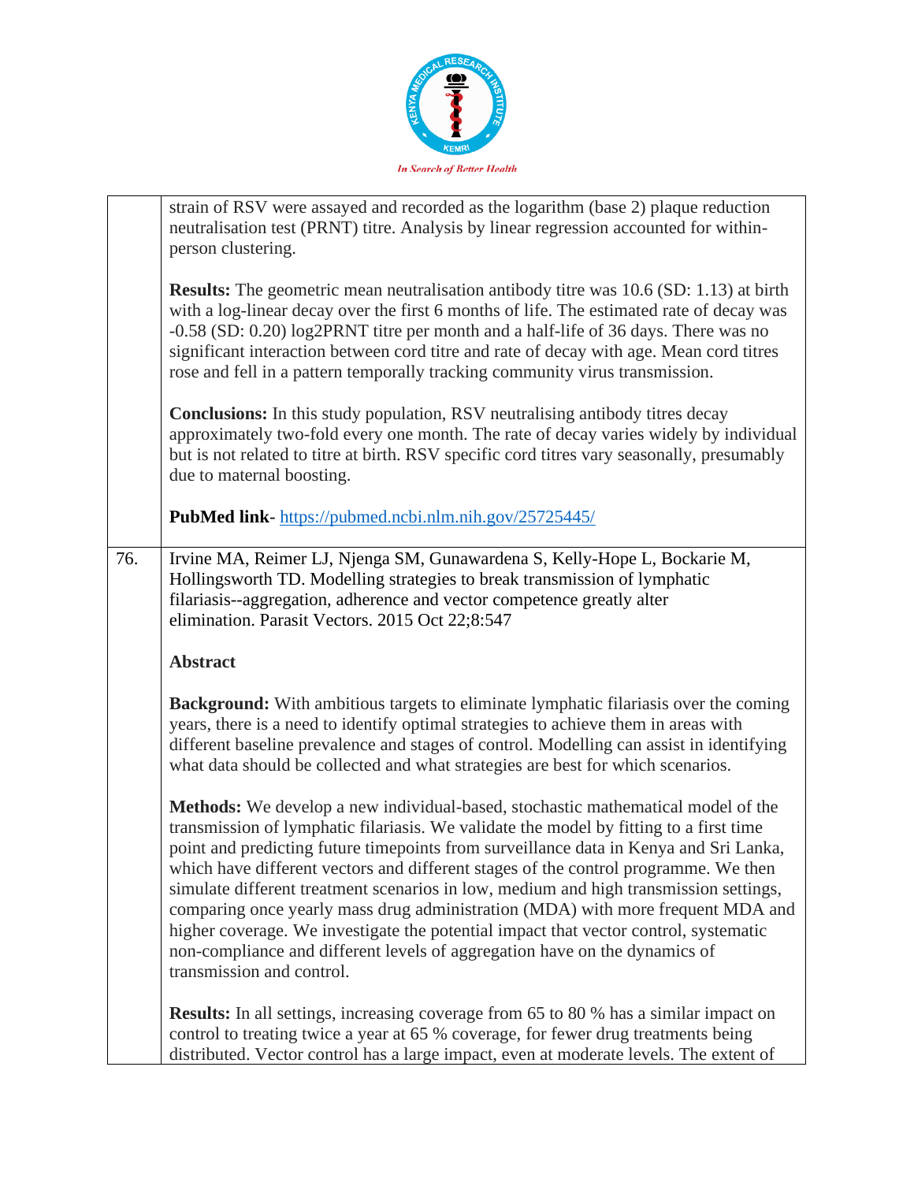| | |
|---|---|
| | strain of RSV were assayed and recorded as the logarithm (base 2) plaque reduction neutralisation test (PRNT) titre. Analysis by linear regression accounted for within-person clustering.<br><br>**Results:** The geometric mean neutralisation antibody titre was 10.6 (SD: 1.13) at birth with a log-linear decay over the first 6 months of life. The estimated rate of decay was -0.58 (SD: 0.20) log2PRNT titre per month and a half-life of 36 days. There was no significant interaction between cord titre and rate of decay with age. Mean cord titres rose and fell in a pattern temporally tracking community virus transmission.<br><br>**Conclusions:** In this study population, RSV neutralising antibody titres decay approximately two-fold every one month. The rate of decay varies widely by individual but is not related to titre at birth. RSV specific cord titres vary seasonally, presumably due to maternal boosting.<br><br>**PubMed link**- https://pubmed.ncbi.nlm.nih.gov/25725445/ |
| 76. | Irvine MA, Reimer LJ, Njenga SM, Gunawardena S, Kelly-Hope L, Bockarie M, Hollingsworth TD. Modelling strategies to break transmission of lymphatic filariasis--aggregation, adherence and vector competence greatly alter elimination. Parasit Vectors. 2015 Oct 22;8:547<br><br>**Abstract**<br><br>**Background:** With ambitious targets to eliminate lymphatic filariasis over the coming years, there is a need to identify optimal strategies to achieve them in areas with different baseline prevalence and stages of control. Modelling can assist in identifying what data should be collected and what strategies are best for which scenarios.<br><br>**Methods:** We develop a new individual-based, stochastic mathematical model of the transmission of lymphatic filariasis. We validate the model by fitting to a first time point and predicting future timepoints from surveillance data in Kenya and Sri Lanka, which have different vectors and different stages of the control programme. We then simulate different treatment scenarios in low, medium and high transmission settings, comparing once yearly mass drug administration (MDA) with more frequent MDA and higher coverage. We investigate the potential impact that vector control, systematic non-compliance and different levels of aggregation have on the dynamics of transmission and control.<br><br>**Results:** In all settings, increasing coverage from 65 to 80 % has a similar impact on control to treating twice a year at 65 % coverage, for fewer drug treatments being distributed. Vector control has a large impact, even at moderate levels. The extent of |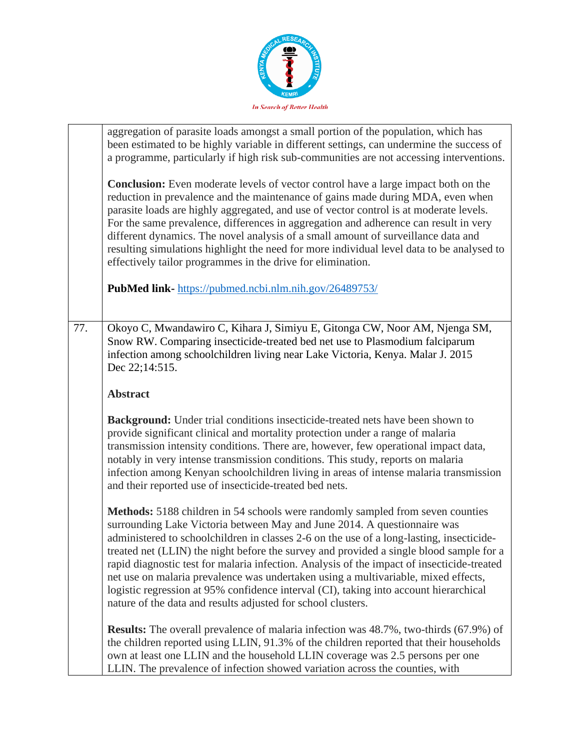aggregation of parasite loads amongst a small portion of the population, which has been estimated to be highly variable in different settings, can undermine the success of a programme, particularly if high risk sub-communities are not accessing interventions.

**Conclusion:** Even moderate levels of vector control have a large impact both on the reduction in prevalence and the maintenance of gains made during MDA, even when parasite loads are highly aggregated, and use of vector control is at moderate levels. For the same prevalence, differences in aggregation and adherence can result in very different dynamics. The novel analysis of a small amount of surveillance data and resulting simulations highlight the need for more individual level data to be analysed to effectively tailor programmes in the drive for elimination.

**PubMed link-** https://pubmed.ncbi.nlm.nih.gov/26489753/

77. Okoyo C, Mwandawiro C, Kihara J, Simiyu E, Gitonga CW, Noor AM, Njenga SM, Snow RW. Comparing insecticide-treated bed net use to Plasmodium falciparum infection among schoolchildren living near Lake Victoria, Kenya. Malar J. 2015 Dec 22;14:515.

**Abstract**

**Background:** Under trial conditions insecticide-treated nets have been shown to provide significant clinical and mortality protection under a range of malaria transmission intensity conditions. There are, however, few operational impact data, notably in very intense transmission conditions. This study, reports on malaria infection among Kenyan schoolchildren living in areas of intense malaria transmission and their reported use of insecticide-treated bed nets.

**Methods:** 5188 children in 54 schools were randomly sampled from seven counties surrounding Lake Victoria between May and June 2014. A questionnaire was administered to schoolchildren in classes 2-6 on the use of a long-lasting, insecticide-treated net (LLIN) the night before the survey and provided a single blood sample for a rapid diagnostic test for malaria infection. Analysis of the impact of insecticide-treated net use on malaria prevalence was undertaken using a multivariable, mixed effects, logistic regression at 95% confidence interval (CI), taking into account hierarchical nature of the data and results adjusted for school clusters.

**Results:** The overall prevalence of malaria infection was 48.7%, two-thirds (67.9%) of the children reported using LLIN, 91.3% of the children reported that their households own at least one LLIN and the household LLIN coverage was 2.5 persons per one LLIN. The prevalence of infection showed variation across the counties, with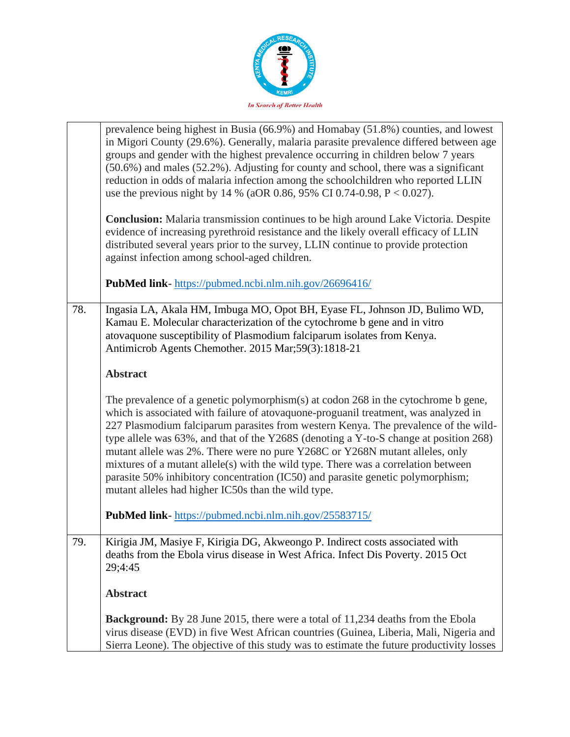| | |
|---|---|
| | prevalence being highest in Busia (66.9%) and Homabay (51.8%) counties, and lowest in Migori County (29.6%). Generally, malaria parasite prevalence differed between age groups and gender with the highest prevalence occurring in children below 7 years (50.6%) and males (52.2%). Adjusting for county and school, there was a significant reduction in odds of malaria infection among the schoolchildren who reported LLIN use the previous night by 14 % (aOR 0.86, 95% CI 0.74-0.98, P < 0.027).<br><br>**Conclusion:** Malaria transmission continues to be high around Lake Victoria. Despite evidence of increasing pyrethroid resistance and the likely overall efficacy of LLIN distributed several years prior to the survey, LLIN continue to provide protection against infection among school-aged children.<br><br>**PubMed link**- https://pubmed.ncbi.nlm.nih.gov/26696416/ |
| 78. | Ingasia LA, Akala HM, Imbuga MO, Opot BH, Eyase FL, Johnson JD, Bulimo WD, Kamau E. Molecular characterization of the cytochrome b gene and in vitro atovaquone susceptibility of Plasmodium falciparum isolates from Kenya. Antimicrob Agents Chemother. 2015 Mar;59(3):1818-21<br><br>**Abstract**<br><br>The prevalence of a genetic polymorphism(s) at codon 268 in the cytochrome b gene, which is associated with failure of atovaquone-proguanil treatment, was analyzed in 227 Plasmodium falciparum parasites from western Kenya. The prevalence of the wild-type allele was 63%, and that of the Y268S (denoting a Y-to-S change at position 268) mutant allele was 2%. There were no pure Y268C or Y268N mutant alleles, only mixtures of a mutant allele(s) with the wild type. There was a correlation between parasite 50% inhibitory concentration (IC50) and parasite genetic polymorphism; mutant alleles had higher IC50s than the wild type.<br><br>**PubMed link**- https://pubmed.ncbi.nlm.nih.gov/25583715/ |
| 79. | Kirigia JM, Masiye F, Kirigia DG, Akweongo P. Indirect costs associated with deaths from the Ebola virus disease in West Africa. Infect Dis Poverty. 2015 Oct 29;4:45<br><br>**Abstract**<br><br>**Background:** By 28 June 2015, there were a total of 11,234 deaths from the Ebola virus disease (EVD) in five West African countries (Guinea, Liberia, Mali, Nigeria and Sierra Leone). The objective of this study was to estimate the future productivity losses |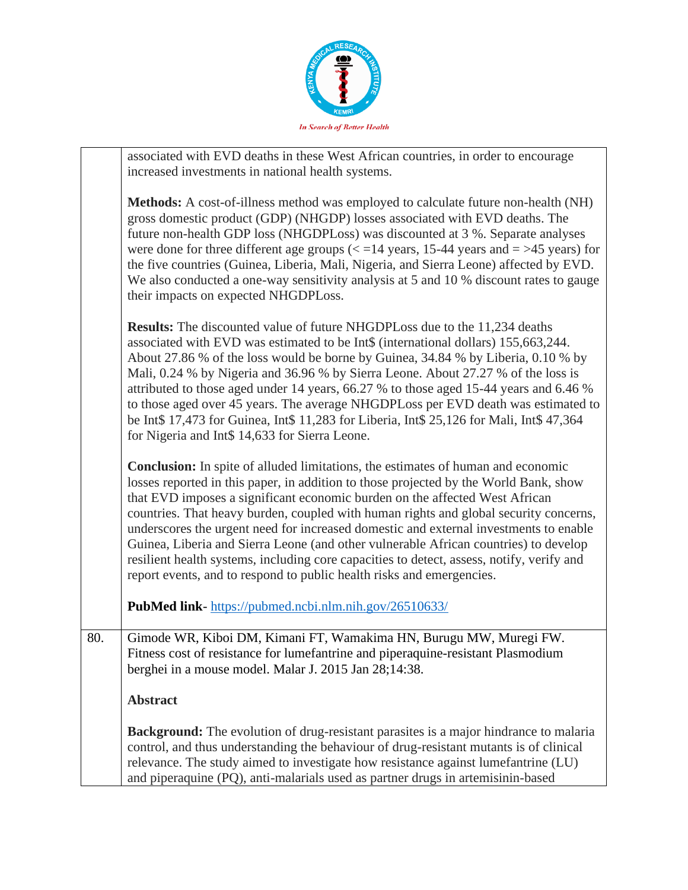| | |
|---|---|
| | associated with EVD deaths in these West African countries, in order to encourage increased investments in national health systems.<br><br>**Methods:** A cost-of-illness method was employed to calculate future non-health (NH) gross domestic product (GDP) (NHGDP) losses associated with EVD deaths. The future non-health GDP loss (NHGDPLoss) was discounted at 3 %. Separate analyses were done for three different age groups (< =14 years, 15-44 years and = >45 years) for the five countries (Guinea, Liberia, Mali, Nigeria, and Sierra Leone) affected by EVD. We also conducted a one-way sensitivity analysis at 5 and 10 % discount rates to gauge their impacts on expected NHGDPLoss.<br><br>**Results:** The discounted value of future NHGDPLoss due to the 11,234 deaths associated with EVD was estimated to be Int$ (international dollars) 155,663,244. About 27.86 % of the loss would be borne by Guinea, 34.84 % by Liberia, 0.10 % by Mali, 0.24 % by Nigeria and 36.96 % by Sierra Leone. About 27.27 % of the loss is attributed to those aged under 14 years, 66.27 % to those aged 15-44 years and 6.46 % to those aged over 45 years. The average NHGDPLoss per EVD death was estimated to be Int$ 17,473 for Guinea, Int$ 11,283 for Liberia, Int$ 25,126 for Mali, Int$ 47,364 for Nigeria and Int$ 14,633 for Sierra Leone.<br><br>**Conclusion:** In spite of alluded limitations, the estimates of human and economic losses reported in this paper, in addition to those projected by the World Bank, show that EVD imposes a significant economic burden on the affected West African countries. That heavy burden, coupled with human rights and global security concerns, underscores the urgent need for increased domestic and external investments to enable Guinea, Liberia and Sierra Leone (and other vulnerable African countries) to develop resilient health systems, including core capacities to detect, assess, notify, verify and report events, and to respond to public health risks and emergencies.<br><br>**PubMed link**- https://pubmed.ncbi.nlm.nih.gov/26510633/ |
| 80. | Gimode WR, Kiboi DM, Kimani FT, Wamakima HN, Burugu MW, Muregi FW. Fitness cost of resistance for lumefantrine and piperaquine-resistant Plasmodium berghei in a mouse model. Malar J. 2015 Jan 28;14:38.<br><br>**Abstract**<br><br>**Background:** The evolution of drug-resistant parasites is a major hindrance to malaria control, and thus understanding the behaviour of drug-resistant mutants is of clinical relevance. The study aimed to investigate how resistance against lumefantrine (LU) and piperaquine (PQ), anti-malarials used as partner drugs in artemisinin-based |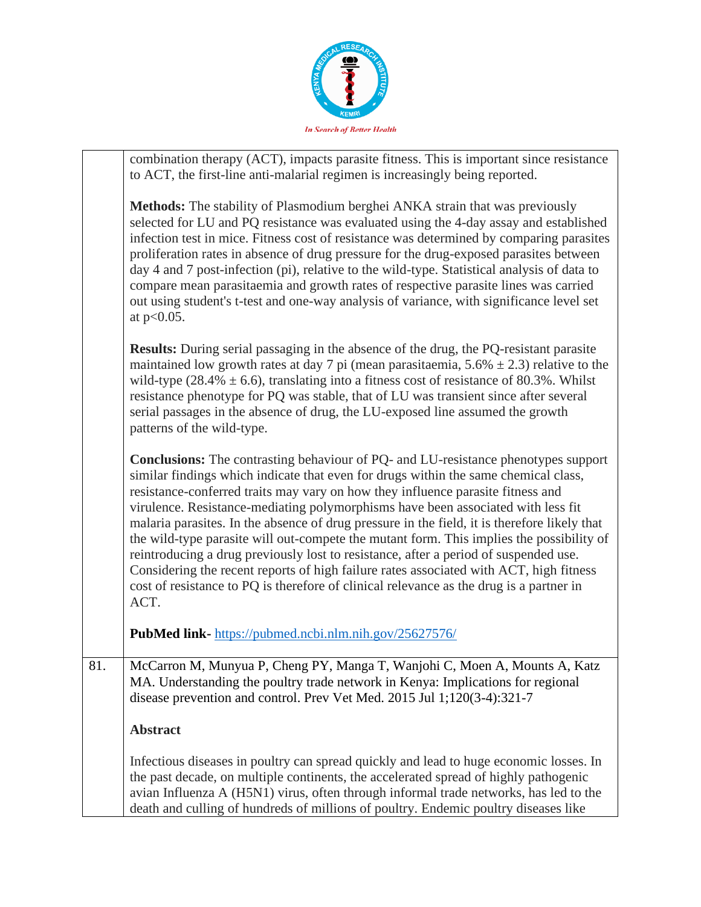| | |
|---|---|
| | combination therapy (ACT), impacts parasite fitness. This is important since resistance to ACT, the first-line anti-malarial regimen is increasingly being reported.<br><br>**Methods:** The stability of Plasmodium berghei ANKA strain that was previously selected for LU and PQ resistance was evaluated using the 4-day assay and established infection test in mice. Fitness cost of resistance was determined by comparing parasites proliferation rates in absence of drug pressure for the drug-exposed parasites between day 4 and 7 post-infection (pi), relative to the wild-type. Statistical analysis of data to compare mean parasitaemia and growth rates of respective parasite lines was carried out using student's t-test and one-way analysis of variance, with significance level set at $p<0.05$.<br><br>**Results:** During serial passaging in the absence of the drug, the PQ-resistant parasite maintained low growth rates at day 7 pi (mean parasitaemia, $5.6\% \pm 2.3$) relative to the wild-type ($28.4\% \pm 6.6$), translating into a fitness cost of resistance of 80.3%. Whilst resistance phenotype for PQ was stable, that of LU was transient since after several serial passages in the absence of drug, the LU-exposed line assumed the growth patterns of the wild-type.<br><br>**Conclusions:** The contrasting behaviour of PQ- and LU-resistance phenotypes support similar findings which indicate that even for drugs within the same chemical class, resistance-conferred traits may vary on how they influence parasite fitness and virulence. Resistance-mediating polymorphisms have been associated with less fit malaria parasites. In the absence of drug pressure in the field, it is therefore likely that the wild-type parasite will out-compete the mutant form. This implies the possibility of reintroducing a drug previously lost to resistance, after a period of suspended use. Considering the recent reports of high failure rates associated with ACT, high fitness cost of resistance to PQ is therefore of clinical relevance as the drug is a partner in ACT.<br><br>**PubMed link-** https://pubmed.ncbi.nlm.nih.gov/25627576/ |
| 81. | McCarron M, Munyua P, Cheng PY, Manga T, Wanjohi C, Moen A, Mounts A, Katz MA. Understanding the poultry trade network in Kenya: Implications for regional disease prevention and control. Prev Vet Med. 2015 Jul 1;120(3-4):321-7<br><br>**Abstract**<br><br>Infectious diseases in poultry can spread quickly and lead to huge economic losses. In the past decade, on multiple continents, the accelerated spread of highly pathogenic avian Influenza A (H5N1) virus, often through informal trade networks, has led to the death and culling of hundreds of millions of poultry. Endemic poultry diseases like |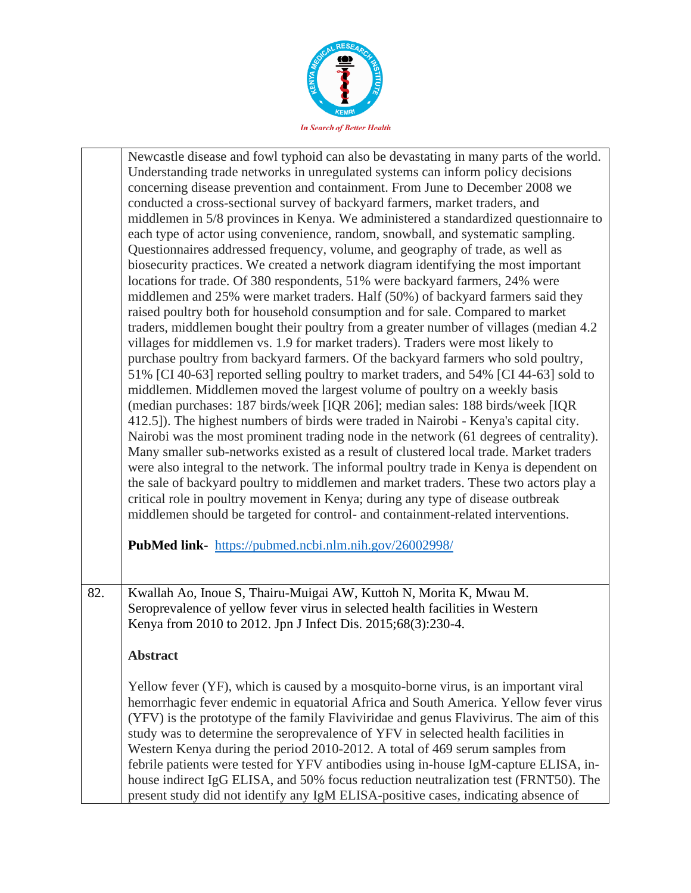| | |
|---|---|
| | Newcastle disease and fowl typhoid can also be devastating in many parts of the world. Understanding trade networks in unregulated systems can inform policy decisions concerning disease prevention and containment. From June to December 2008 we conducted a cross-sectional survey of backyard farmers, market traders, and middlemen in 5/8 provinces in Kenya. We administered a standardized questionnaire to each type of actor using convenience, random, snowball, and systematic sampling. Questionnaires addressed frequency, volume, and geography of trade, as well as biosecurity practices. We created a network diagram identifying the most important locations for trade. Of 380 respondents, 51% were backyard farmers, 24% were middlemen and 25% were market traders. Half (50%) of backyard farmers said they raised poultry both for household consumption and for sale. Compared to market traders, middlemen bought their poultry from a greater number of villages (median 4.2 villages for middlemen vs. 1.9 for market traders). Traders were most likely to purchase poultry from backyard farmers. Of the backyard farmers who sold poultry, 51% [CI 40-63] reported selling poultry to market traders, and 54% [CI 44-63] sold to middlemen. Middlemen moved the largest volume of poultry on a weekly basis (median purchases: 187 birds/week [IQR 206]; median sales: 188 birds/week [IQR 412.5]). The highest numbers of birds were traded in Nairobi - Kenya's capital city. Nairobi was the most prominent trading node in the network (61 degrees of centrality). Many smaller sub-networks existed as a result of clustered local trade. Market traders were also integral to the network. The informal poultry trade in Kenya is dependent on the sale of backyard poultry to middlemen and market traders. These two actors play a critical role in poultry movement in Kenya; during any type of disease outbreak middlemen should be targeted for control- and containment-related interventions.<br><br>**PubMed link-** [https://pubmed.ncbi.nlm.nih.gov/26002998/](https://pubmed.ncbi.nlm.nih.gov/26002998/) |
| 82. | Kwallah Ao, Inoue S, Thairu-Muigai AW, Kuttoh N, Morita K, Mwau M. Seroprevalence of yellow fever virus in selected health facilities in Western Kenya from 2010 to 2012. Jpn J Infect Dis. 2015;68(3):230-4.<br><br>**Abstract**<br><br>Yellow fever (YF), which is caused by a mosquito-borne virus, is an important viral hemorrhagic fever endemic in equatorial Africa and South America. Yellow fever virus (YFV) is the prototype of the family Flaviviridae and genus Flavivirus. The aim of this study was to determine the seroprevalence of YFV in selected health facilities in Western Kenya during the period 2010-2012. A total of 469 serum samples from febrile patients were tested for YFV antibodies using in-house IgM-capture ELISA, in-house indirect IgG ELISA, and 50% focus reduction neutralization test (FRNT50). The present study did not identify any IgM ELISA-positive cases, indicating absence of |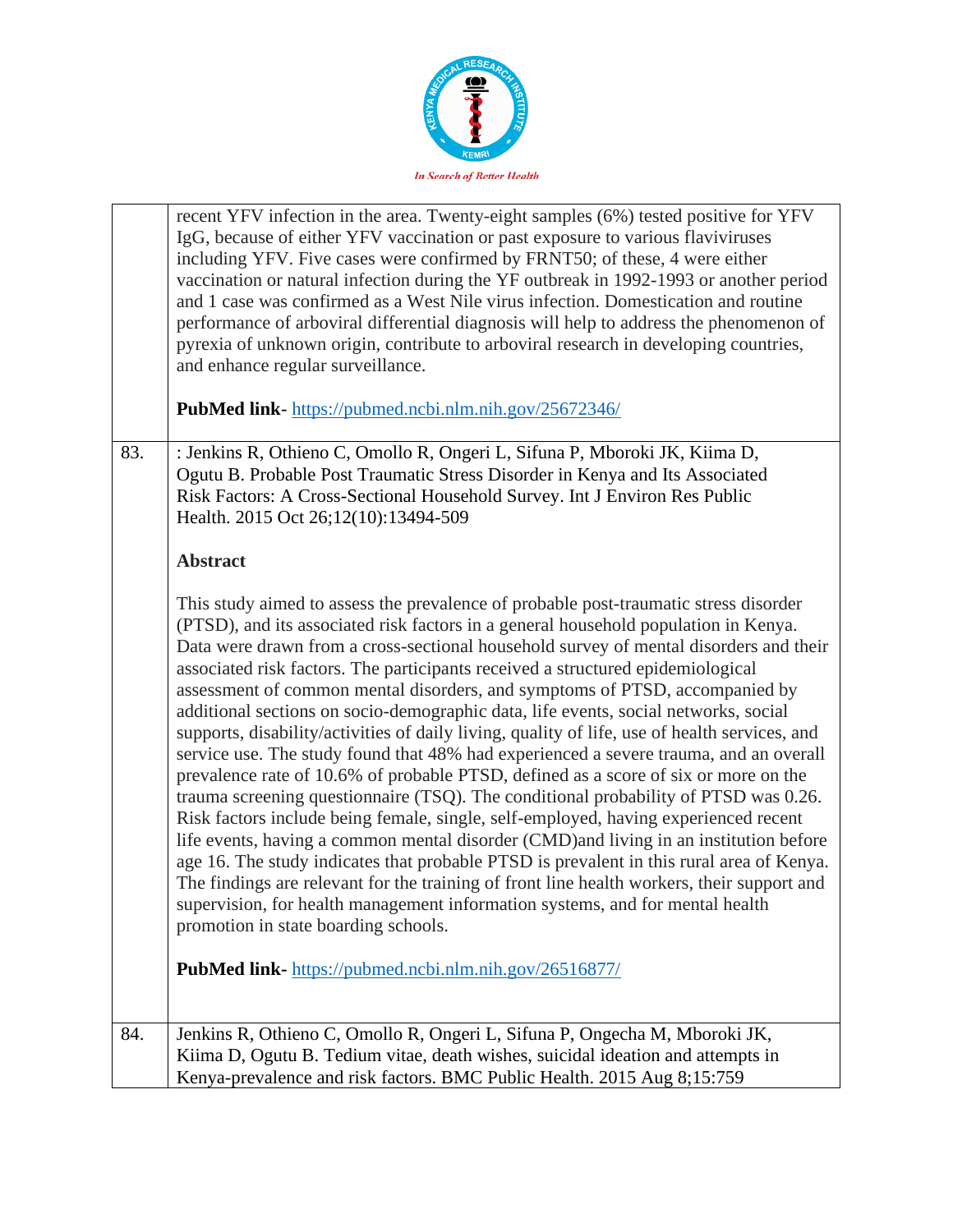| | |
|---|---|
| | recent YFV infection in the area. Twenty-eight samples (6%) tested positive for YFV IgG, because of either YFV vaccination or past exposure to various flaviviruses including YFV. Five cases were confirmed by FRNT50; of these, 4 were either vaccination or natural infection during the YF outbreak in 1992-1993 or another period and 1 case was confirmed as a West Nile virus infection. Domestication and routine performance of arboviral differential diagnosis will help to address the phenomenon of pyrexia of unknown origin, contribute to arboviral research in developing countries, and enhance regular surveillance.<br><br>**PubMed link**- https://pubmed.ncbi.nlm.nih.gov/25672346/ |
| 83. | : Jenkins R, Othieno C, Omollo R, Ongeri L, Sifuna P, Mboroki JK, Kiima D, Ogutu B. Probable Post Traumatic Stress Disorder in Kenya and Its Associated Risk Factors: A Cross-Sectional Household Survey. Int J Environ Res Public Health. 2015 Oct 26;12(10):13494-509<br><br>**Abstract**<br><br>This study aimed to assess the prevalence of probable post-traumatic stress disorder (PTSD), and its associated risk factors in a general household population in Kenya. Data were drawn from a cross-sectional household survey of mental disorders and their associated risk factors. The participants received a structured epidemiological assessment of common mental disorders, and symptoms of PTSD, accompanied by additional sections on socio-demographic data, life events, social networks, social supports, disability/activities of daily living, quality of life, use of health services, and service use. The study found that 48% had experienced a severe trauma, and an overall prevalence rate of 10.6% of probable PTSD, defined as a score of six or more on the trauma screening questionnaire (TSQ). The conditional probability of PTSD was 0.26. Risk factors include being female, single, self-employed, having experienced recent life events, having a common mental disorder (CMD)and living in an institution before age 16. The study indicates that probable PTSD is prevalent in this rural area of Kenya. The findings are relevant for the training of front line health workers, their support and supervision, for health management information systems, and for mental health promotion in state boarding schools.<br><br>**PubMed link**- https://pubmed.ncbi.nlm.nih.gov/26516877/ |
| 84. | Jenkins R, Othieno C, Omollo R, Ongeri L, Sifuna P, Ongecha M, Mboroki JK, Kiima D, Ogutu B. Tedium vitae, death wishes, suicidal ideation and attempts in Kenya-prevalence and risk factors. BMC Public Health. 2015 Aug 8;15:759 |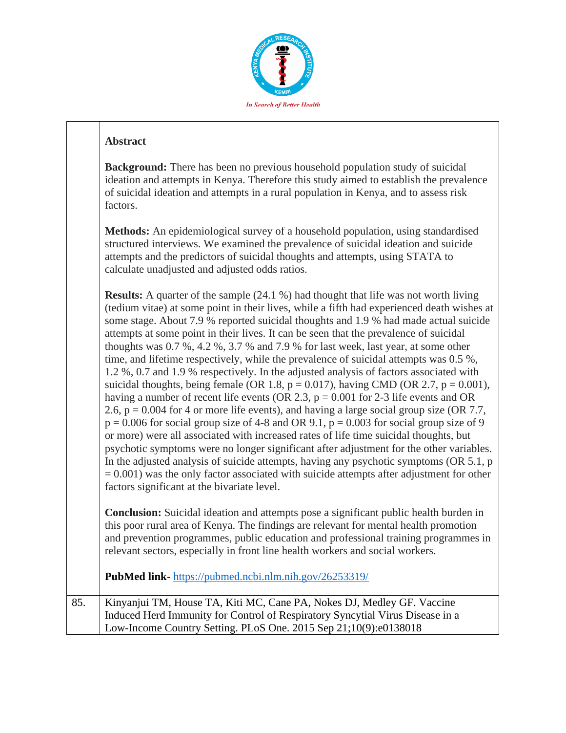| | |
|---|---|
| | **Abstract**<br><br>**Background:** There has been no previous household population study of suicidal ideation and attempts in Kenya. Therefore this study aimed to establish the prevalence of suicidal ideation and attempts in a rural population in Kenya, and to assess risk factors.<br><br>**Methods:** An epidemiological survey of a household population, using standardised structured interviews. We examined the prevalence of suicidal ideation and suicide attempts and the predictors of suicidal thoughts and attempts, using STATA to calculate unadjusted and adjusted odds ratios.<br><br>**Results:** A quarter of the sample (24.1 %) had thought that life was not worth living (tedium vitae) at some point in their lives, while a fifth had experienced death wishes at some stage. About 7.9 % reported suicidal thoughts and 1.9 % had made actual suicide attempts at some point in their lives. It can be seen that the prevalence of suicidal thoughts was 0.7 %, 4.2 %, 3.7 % and 7.9 % for last week, last year, at some other time, and lifetime respectively, while the prevalence of suicidal attempts was 0.5 %, 1.2 %, 0.7 and 1.9 % respectively. In the adjusted analysis of factors associated with suicidal thoughts, being female (OR 1.8, $p = 0.017$), having CMD (OR 2.7, $p = 0.001$), having a number of recent life events (OR 2.3, $p = 0.001$ for 2-3 life events and OR 2.6, $p = 0.004$ for 4 or more life events), and having a large social group size (OR 7.7, $p = 0.006$ for social group size of 4-8 and OR 9.1, $p = 0.003$ for social group size of 9 or more) were all associated with increased rates of life time suicidal thoughts, but psychotic symptoms were no longer significant after adjustment for the other variables. In the adjusted analysis of suicide attempts, having any psychotic symptoms (OR 5.1, $p = 0.001$) was the only factor associated with suicide attempts after adjustment for other factors significant at the bivariate level.<br><br>**Conclusion:** Suicidal ideation and attempts pose a significant public health burden in this poor rural area of Kenya. The findings are relevant for mental health promotion and prevention programmes, public education and professional training programmes in relevant sectors, especially in front line health workers and social workers.<br><br>**PubMed link**- https://pubmed.ncbi.nlm.nih.gov/26253319/ |
| 85. | Kinyanjui TM, House TA, Kiti MC, Cane PA, Nokes DJ, Medley GF. Vaccine Induced Herd Immunity for Control of Respiratory Syncytial Virus Disease in a Low-Income Country Setting. PLoS One. 2015 Sep 21;10(9):e0138018 |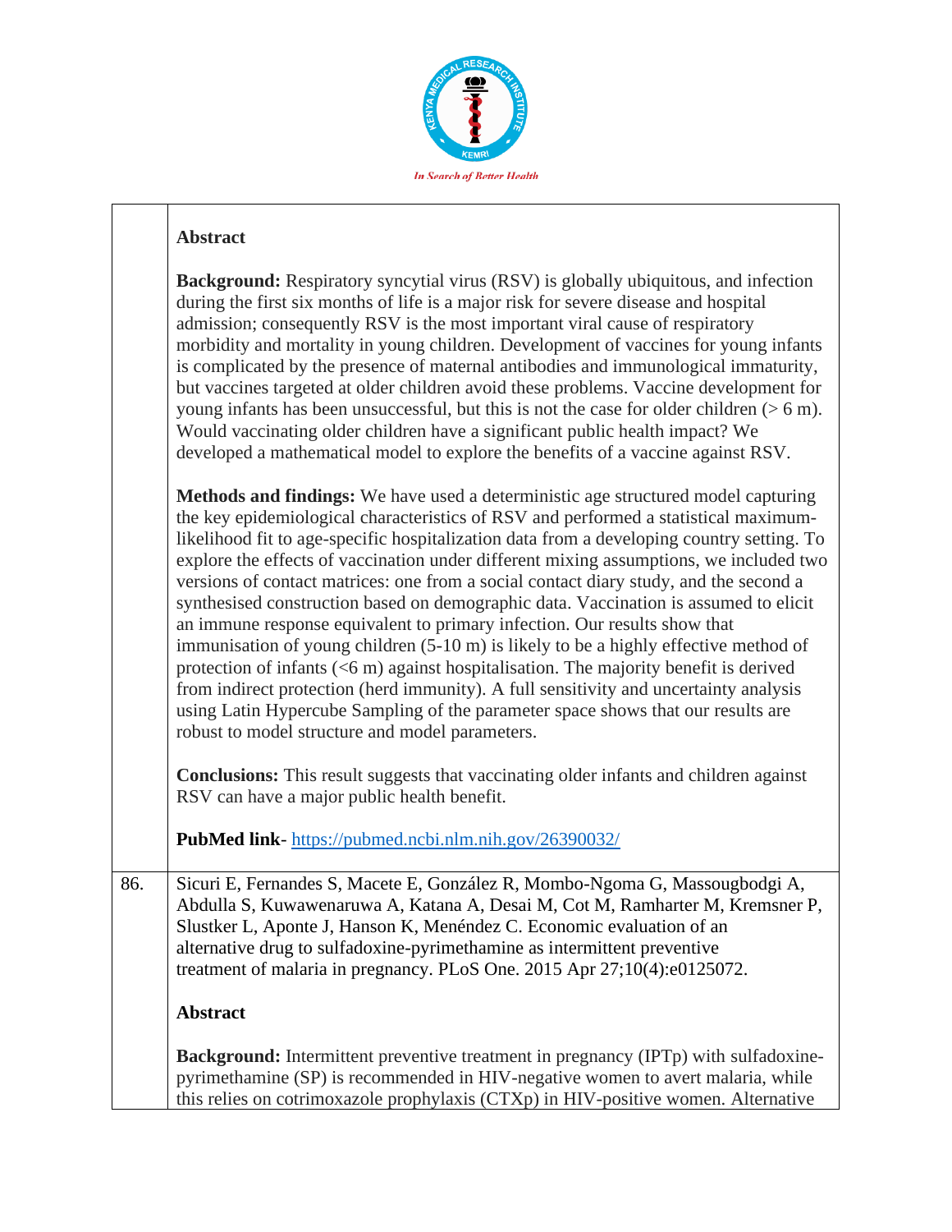| | |
|---|---|
| | **Abstract**<br><br>**Background:** Respiratory syncytial virus (RSV) is globally ubiquitous, and infection during the first six months of life is a major risk for severe disease and hospital admission; consequently RSV is the most important viral cause of respiratory morbidity and mortality in young children. Development of vaccines for young infants is complicated by the presence of maternal antibodies and immunological immaturity, but vaccines targeted at older children avoid these problems. Vaccine development for young infants has been unsuccessful, but this is not the case for older children (> 6 m). Would vaccinating older children have a significant public health impact? We developed a mathematical model to explore the benefits of a vaccine against RSV.<br><br>**Methods and findings:** We have used a deterministic age structured model capturing the key epidemiological characteristics of RSV and performed a statistical maximum-likelihood fit to age-specific hospitalization data from a developing country setting. To explore the effects of vaccination under different mixing assumptions, we included two versions of contact matrices: one from a social contact diary study, and the second a synthesised construction based on demographic data. Vaccination is assumed to elicit an immune response equivalent to primary infection. Our results show that immunisation of young children (5-10 m) is likely to be a highly effective method of protection of infants (<6 m) against hospitalisation. The majority benefit is derived from indirect protection (herd immunity). A full sensitivity and uncertainty analysis using Latin Hypercube Sampling of the parameter space shows that our results are robust to model structure and model parameters.<br><br>**Conclusions:** This result suggests that vaccinating older infants and children against RSV can have a major public health benefit.<br><br>**PubMed link**- https://pubmed.ncbi.nlm.nih.gov/26390032/ |
| 86. | Sicuri E, Fernandes S, Macete E, González R, Mombo-Ngoma G, Massougbodgi A, Abdulla S, Kuwawenaruwa A, Katana A, Desai M, Cot M, Ramharter M, Kremsner P, Slustker L, Aponte J, Hanson K, Menéndez C. Economic evaluation of an alternative drug to sulfadoxine-pyrimethamine as intermittent preventive treatment of malaria in pregnancy. PLoS One. 2015 Apr 27;10(4):e0125072.<br><br>**Abstract**<br><br>**Background:** Intermittent preventive treatment in pregnancy (IPTp) with sulfadoxine-pyrimethamine (SP) is recommended in HIV-negative women to avert malaria, while this relies on cotrimoxazole prophylaxis (CTXp) in HIV-positive women. Alternative |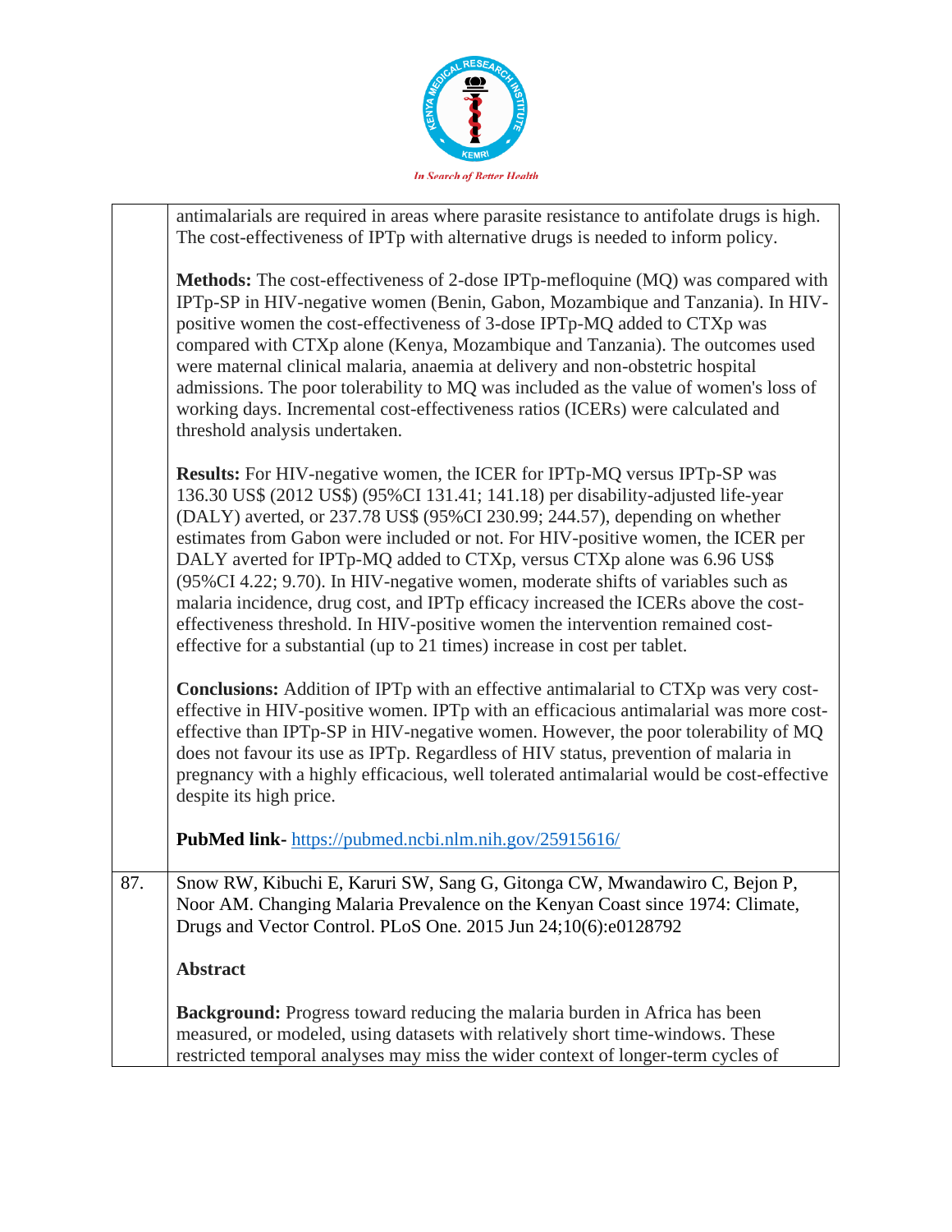| | |
|---|---|
| | antimalarials are required in areas where parasite resistance to antifolate drugs is high. The cost-effectiveness of IPTp with alternative drugs is needed to inform policy.<br><br>**Methods:** The cost-effectiveness of 2-dose IPTp-mefloquine (MQ) was compared with IPTp-SP in HIV-negative women (Benin, Gabon, Mozambique and Tanzania). In HIV-positive women the cost-effectiveness of 3-dose IPTp-MQ added to CTXp was compared with CTXp alone (Kenya, Mozambique and Tanzania). The outcomes used were maternal clinical malaria, anaemia at delivery and non-obstetric hospital admissions. The poor tolerability to MQ was included as the value of women's loss of working days. Incremental cost-effectiveness ratios (ICERs) were calculated and threshold analysis undertaken.<br><br>**Results:** For HIV-negative women, the ICER for IPTp-MQ versus IPTp-SP was 136.30 US$ (2012 US$) (95%CI 131.41; 141.18) per disability-adjusted life-year (DALY) averted, or 237.78 US$ (95%CI 230.99; 244.57), depending on whether estimates from Gabon were included or not. For HIV-positive women, the ICER per DALY averted for IPTp-MQ added to CTXp, versus CTXp alone was 6.96 US$ (95%CI 4.22; 9.70). In HIV-negative women, moderate shifts of variables such as malaria incidence, drug cost, and IPTp efficacy increased the ICERs above the cost-effectiveness threshold. In HIV-positive women the intervention remained cost-effective for a substantial (up to 21 times) increase in cost per tablet.<br><br>**Conclusions:** Addition of IPTp with an effective antimalarial to CTXp was very cost-effective in HIV-positive women. IPTp with an efficacious antimalarial was more cost-effective than IPTp-SP in HIV-negative women. However, the poor tolerability of MQ does not favour its use as IPTp. Regardless of HIV status, prevention of malaria in pregnancy with a highly efficacious, well tolerated antimalarial would be cost-effective despite its high price.<br><br>**PubMed link-** https://pubmed.ncbi.nlm.nih.gov/25915616/ |
| 87. | Snow RW, Kibuchi E, Karuri SW, Sang G, Gitonga CW, Mwandawiro C, Bejon P, Noor AM. Changing Malaria Prevalence on the Kenyan Coast since 1974: Climate, Drugs and Vector Control. PLoS One. 2015 Jun 24;10(6):e0128792<br><br>**Abstract**<br><br>**Background:** Progress toward reducing the malaria burden in Africa has been measured, or modeled, using datasets with relatively short time-windows. These restricted temporal analyses may miss the wider context of longer-term cycles of |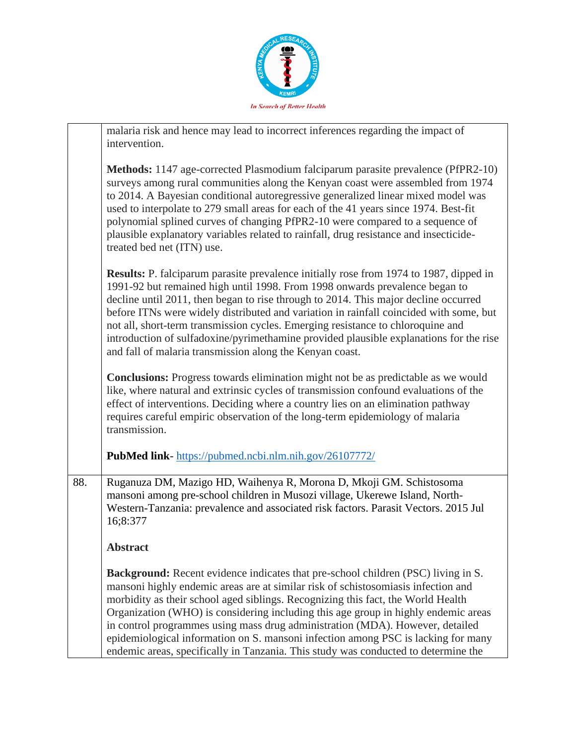| | |
|---|---|
| | malaria risk and hence may lead to incorrect inferences regarding the impact of intervention.<br><br>**Methods:** 1147 age-corrected Plasmodium falciparum parasite prevalence (PfPR2-10) surveys among rural communities along the Kenyan coast were assembled from 1974 to 2014. A Bayesian conditional autoregressive generalized linear mixed model was used to interpolate to 279 small areas for each of the 41 years since 1974. Best-fit polynomial splined curves of changing PfPR2-10 were compared to a sequence of plausible explanatory variables related to rainfall, drug resistance and insecticide-treated bed net (ITN) use.<br><br>**Results:** P. falciparum parasite prevalence initially rose from 1974 to 1987, dipped in 1991-92 but remained high until 1998. From 1998 onwards prevalence began to decline until 2011, then began to rise through to 2014. This major decline occurred before ITNs were widely distributed and variation in rainfall coincided with some, but not all, short-term transmission cycles. Emerging resistance to chloroquine and introduction of sulfadoxine/pyrimethamine provided plausible explanations for the rise and fall of malaria transmission along the Kenyan coast.<br><br>**Conclusions:** Progress towards elimination might not be as predictable as we would like, where natural and extrinsic cycles of transmission confound evaluations of the effect of interventions. Deciding where a country lies on an elimination pathway requires careful empiric observation of the long-term epidemiology of malaria transmission.<br><br>**PubMed link**- https://pubmed.ncbi.nlm.nih.gov/26107772/ |
| 88. | Ruganuza DM, Mazigo HD, Waihenya R, Morona D, Mkoji GM. Schistosoma mansoni among pre-school children in Musozi village, Ukerewe Island, North-Western-Tanzania: prevalence and associated risk factors. Parasit Vectors. 2015 Jul 16;8:377<br><br>**Abstract**<br><br>**Background:** Recent evidence indicates that pre-school children (PSC) living in S. mansoni highly endemic areas are at similar risk of schistosomiasis infection and morbidity as their school aged siblings. Recognizing this fact, the World Health Organization (WHO) is considering including this age group in highly endemic areas in control programmes using mass drug administration (MDA). However, detailed epidemiological information on S. mansoni infection among PSC is lacking for many endemic areas, specifically in Tanzania. This study was conducted to determine the |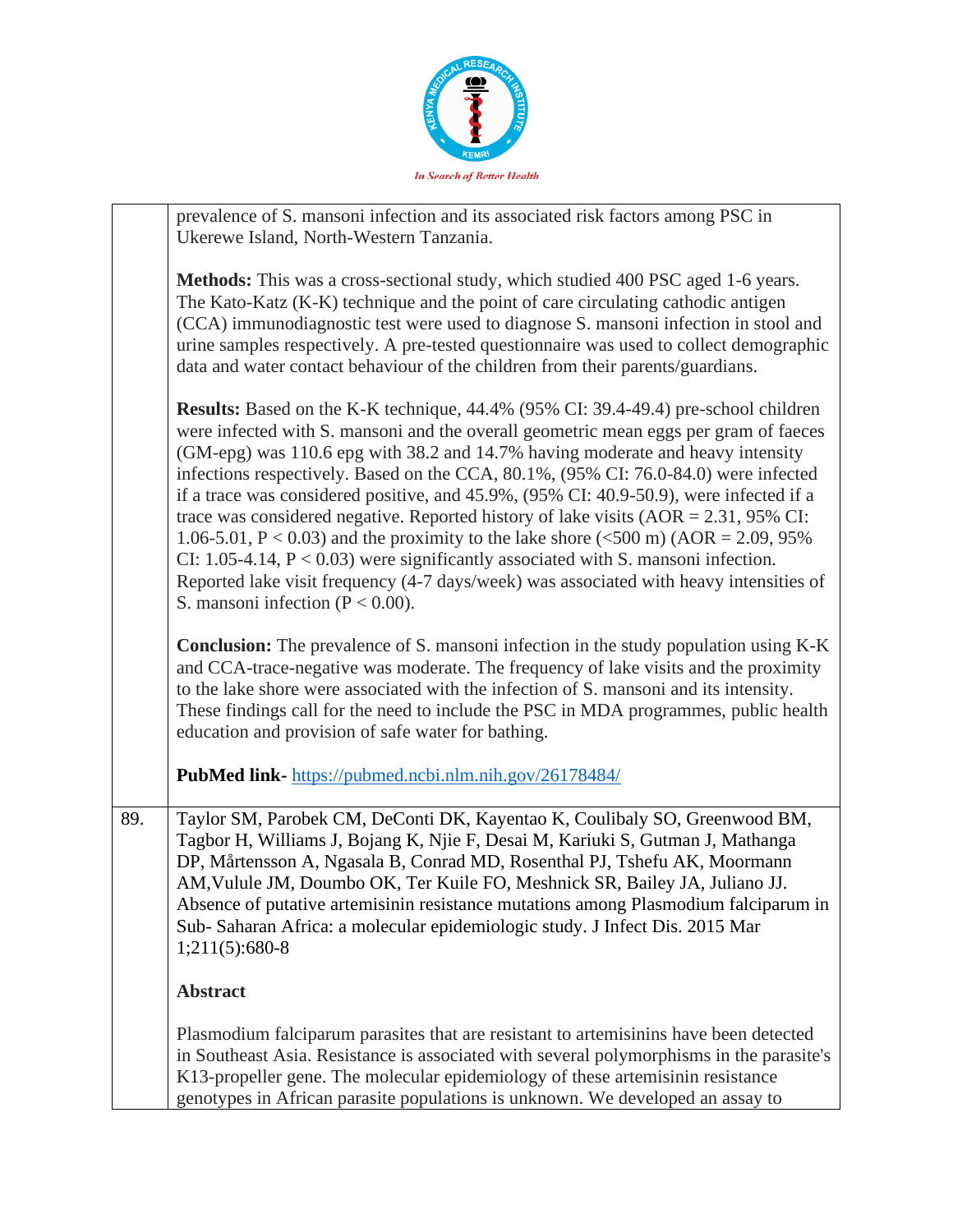| | |
|---|---|
| | prevalence of S. mansoni infection and its associated risk factors among PSC in Ukerewe Island, North-Western Tanzania.<br><br>**Methods:** This was a cross-sectional study, which studied 400 PSC aged 1-6 years. The Kato-Katz (K-K) technique and the point of care circulating cathodic antigen (CCA) immunodiagnostic test were used to diagnose S. mansoni infection in stool and urine samples respectively. A pre-tested questionnaire was used to collect demographic data and water contact behaviour of the children from their parents/guardians.<br><br>**Results:** Based on the K-K technique, 44.4% (95% CI: 39.4-49.4) pre-school children were infected with S. mansoni and the overall geometric mean eggs per gram of faeces (GM-epg) was 110.6 epg with 38.2 and 14.7% having moderate and heavy intensity infections respectively. Based on the CCA, 80.1%, (95% CI: 76.0-84.0) were infected if a trace was considered positive, and 45.9%, (95% CI: 40.9-50.9), were infected if a trace was considered negative. Reported history of lake visits (AOR = 2.31, 95% CI: 1.06-5.01, $P < 0.03$) and the proximity to the lake shore (<500 m) (AOR = 2.09, 95% CI: 1.05-4.14, $P < 0.03$) were significantly associated with S. mansoni infection. Reported lake visit frequency (4-7 days/week) was associated with heavy intensities of S. mansoni infection ($P < 0.00$).<br><br>**Conclusion:** The prevalence of S. mansoni infection in the study population using K-K and CCA-trace-negative was moderate. The frequency of lake visits and the proximity to the lake shore were associated with the infection of S. mansoni and its intensity. These findings call for the need to include the PSC in MDA programmes, public health education and provision of safe water for bathing.<br><br>**PubMed link-** https://pubmed.ncbi.nlm.nih.gov/26178484/ |
| 89. | Taylor SM, Parobek CM, DeConti DK, Kayentao K, Coulibaly SO, Greenwood BM, Tagbor H, Williams J, Bojang K, Njie F, Desai M, Kariuki S, Gutman J, Mathanga DP, Mårtensson A, Ngasala B, Conrad MD, Rosenthal PJ, Tshefu AK, Moormann AM,Vulule JM, Doumbo OK, Ter Kuile FO, Meshnick SR, Bailey JA, Juliano JJ. Absence of putative artemisinin resistance mutations among Plasmodium falciparum in Sub- Saharan Africa: a molecular epidemiologic study. J Infect Dis. 2015 Mar 1;211(5):680-8<br><br>**Abstract**<br><br>Plasmodium falciparum parasites that are resistant to artemisinins have been detected in Southeast Asia. Resistance is associated with several polymorphisms in the parasite's K13-propeller gene. The molecular epidemiology of these artemisinin resistance genotypes in African parasite populations is unknown. We developed an assay to |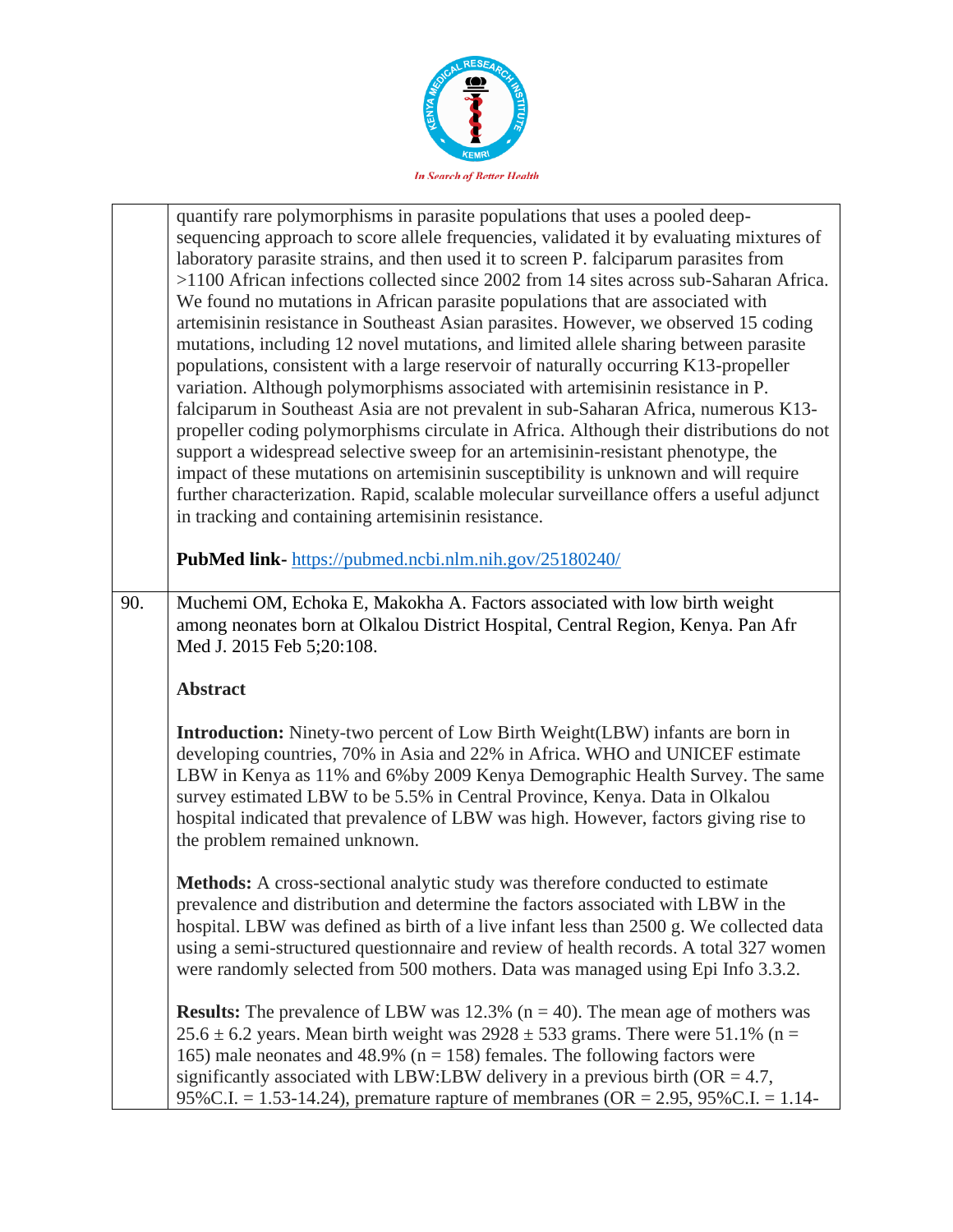| | |
|---|---|
| | quantify rare polymorphisms in parasite populations that uses a pooled deep-sequencing approach to score allele frequencies, validated it by evaluating mixtures of laboratory parasite strains, and then used it to screen P. falciparum parasites from >1100 African infections collected since 2002 from 14 sites across sub-Saharan Africa. We found no mutations in African parasite populations that are associated with artemisinin resistance in Southeast Asian parasites. However, we observed 15 coding mutations, including 12 novel mutations, and limited allele sharing between parasite populations, consistent with a large reservoir of naturally occurring K13-propeller variation. Although polymorphisms associated with artemisinin resistance in P. falciparum in Southeast Asia are not prevalent in sub-Saharan Africa, numerous K13-propeller coding polymorphisms circulate in Africa. Although their distributions do not support a widespread selective sweep for an artemisinin-resistant phenotype, the impact of these mutations on artemisinin susceptibility is unknown and will require further characterization. Rapid, scalable molecular surveillance offers a useful adjunct in tracking and containing artemisinin resistance. <br><br> **PubMed link-** https://pubmed.ncbi.nlm.nih.gov/25180240/ |
| 90. | Muchemi OM, Echoka E, Makokha A. Factors associated with low birth weight among neonates born at Olkalou District Hospital, Central Region, Kenya. Pan Afr Med J. 2015 Feb 5;20:108. <br><br> **Abstract** <br><br> **Introduction:** Ninety-two percent of Low Birth Weight(LBW) infants are born in developing countries, 70% in Asia and 22% in Africa. WHO and UNICEF estimate LBW in Kenya as 11% and 6%by 2009 Kenya Demographic Health Survey. The same survey estimated LBW to be 5.5% in Central Province, Kenya. Data in Olkalou hospital indicated that prevalence of LBW was high. However, factors giving rise to the problem remained unknown. <br><br> **Methods:** A cross-sectional analytic study was therefore conducted to estimate prevalence and distribution and determine the factors associated with LBW in the hospital. LBW was defined as birth of a live infant less than 2500 g. We collected data using a semi-structured questionnaire and review of health records. A total 327 women were randomly selected from 500 mothers. Data was managed using Epi Info 3.3.2. <br><br> **Results:** The prevalence of LBW was 12.3% (n = 40). The mean age of mothers was 25.6 ± 6.2 years. Mean birth weight was 2928 ± 533 grams. There were 51.1% (n = 165) male neonates and 48.9% (n = 158) females. The following factors were significantly associated with LBW:LBW delivery in a previous birth (OR = 4.7, 95%C.I. = 1.53-14.24), premature rapture of membranes (OR = 2.95, 95%C.I. = 1.14- |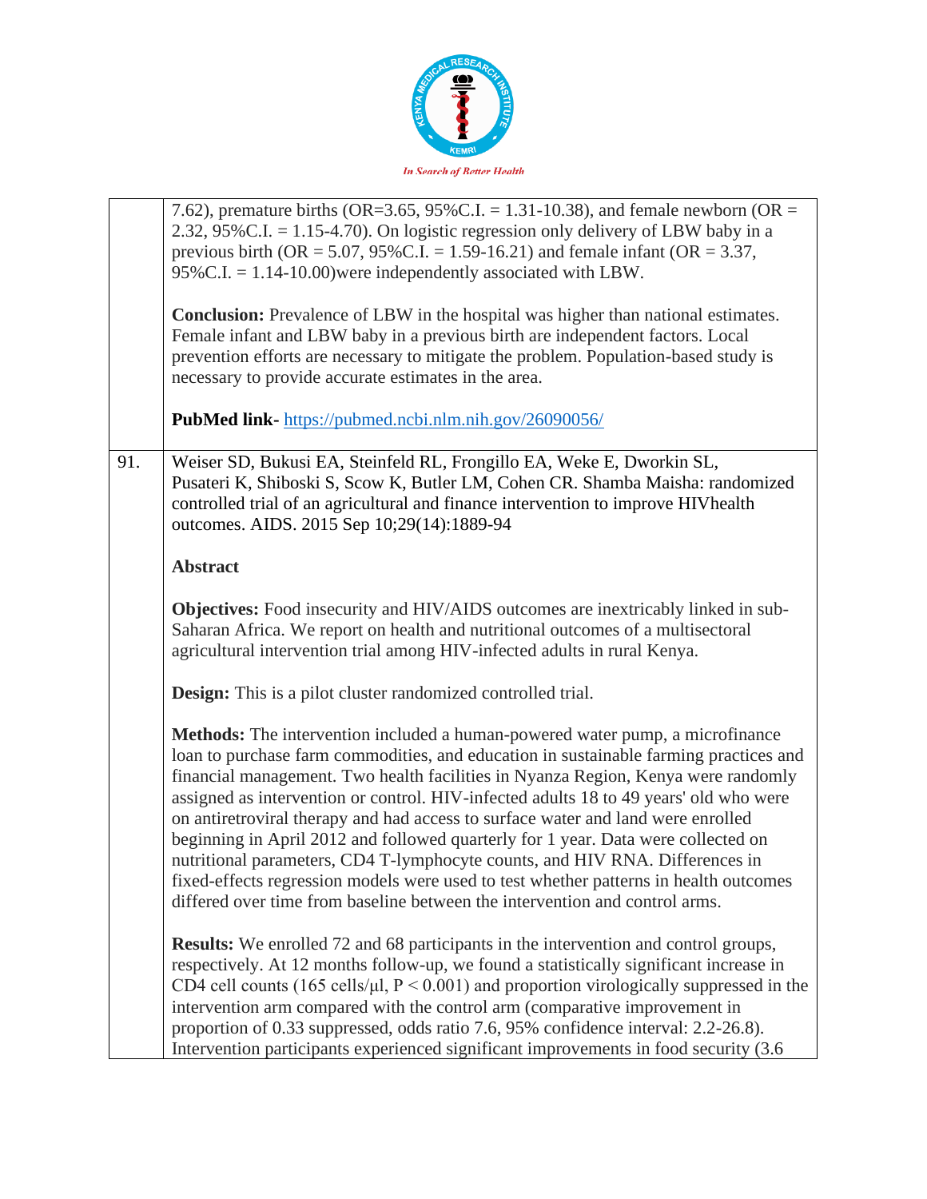| | |
|---|---|
| | 7.62), premature births (OR=3.65, 95%C.I. = 1.31-10.38), and female newborn (OR = 2.32, 95%C.I. = 1.15-4.70). On logistic regression only delivery of LBW baby in a previous birth (OR = 5.07, 95%C.I. = 1.59-16.21) and female infant (OR = 3.37, 95%C.I. = 1.14-10.00)were independently associated with LBW.<br><br>**Conclusion:** Prevalence of LBW in the hospital was higher than national estimates. Female infant and LBW baby in a previous birth are independent factors. Local prevention efforts are necessary to mitigate the problem. Population-based study is necessary to provide accurate estimates in the area.<br><br>**PubMed link-** https://pubmed.ncbi.nlm.nih.gov/26090056/ |
| 91. | Weiser SD, Bukusi EA, Steinfeld RL, Frongillo EA, Weke E, Dworkin SL, Pusateri K, Shiboski S, Scow K, Butler LM, Cohen CR. Shamba Maisha: randomized controlled trial of an agricultural and finance intervention to improve HIVhealth outcomes. AIDS. 2015 Sep 10;29(14):1889-94<br><br>**Abstract**<br><br>**Objectives:** Food insecurity and HIV/AIDS outcomes are inextricably linked in sub-Saharan Africa. We report on health and nutritional outcomes of a multisectoral agricultural intervention trial among HIV-infected adults in rural Kenya.<br><br>**Design:** This is a pilot cluster randomized controlled trial.<br><br>**Methods:** The intervention included a human-powered water pump, a microfinance loan to purchase farm commodities, and education in sustainable farming practices and financial management. Two health facilities in Nyanza Region, Kenya were randomly assigned as intervention or control. HIV-infected adults 18 to 49 years' old who were on antiretroviral therapy and had access to surface water and land were enrolled beginning in April 2012 and followed quarterly for 1 year. Data were collected on nutritional parameters, CD4 T-lymphocyte counts, and HIV RNA. Differences in fixed-effects regression models were used to test whether patterns in health outcomes differed over time from baseline between the intervention and control arms.<br><br>**Results:** We enrolled 72 and 68 participants in the intervention and control groups, respectively. At 12 months follow-up, we found a statistically significant increase in CD4 cell counts (165 cells/μl, $P < 0.001$) and proportion virologically suppressed in the intervention arm compared with the control arm (comparative improvement in proportion of 0.33 suppressed, odds ratio 7.6, 95% confidence interval: 2.2-26.8). Intervention participants experienced significant improvements in food security (3.6 |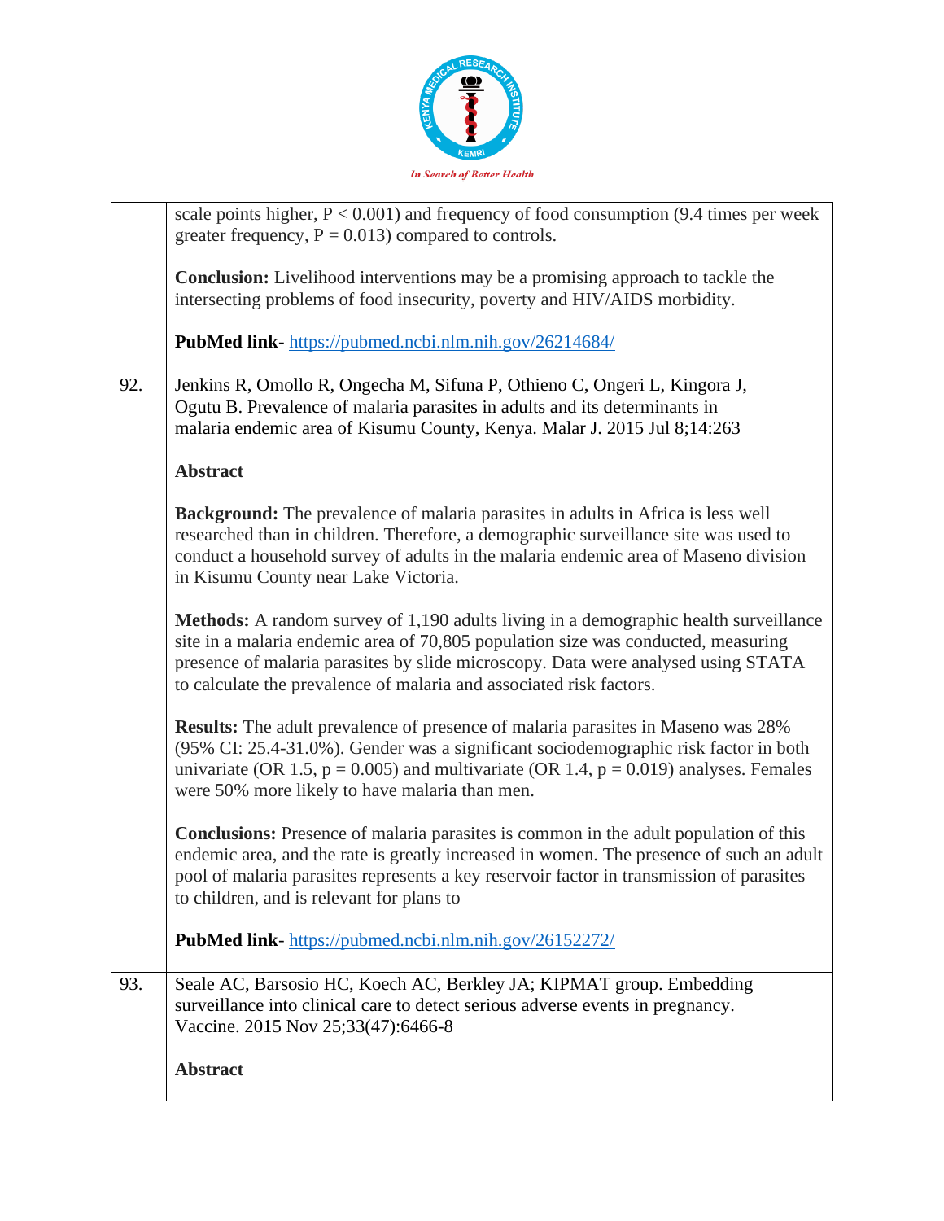scale points higher, $P < 0.001$) and frequency of food consumption (9.4 times per week greater frequency, $P = 0.013$) compared to controls.

**Conclusion:** Livelihood interventions may be a promising approach to tackle the intersecting problems of food insecurity, poverty and HIV/AIDS morbidity.

**PubMed link**- https://pubmed.ncbi.nlm.nih.gov/26214684/

92. Jenkins R, Omollo R, Ongecha M, Sifuna P, Othieno C, Ongeri L, Kingora J, Ogutu B. Prevalence of malaria parasites in adults and its determinants in malaria endemic area of Kisumu County, Kenya. Malar J. 2015 Jul 8;14:263

**Abstract**

**Background:** The prevalence of malaria parasites in adults in Africa is less well researched than in children. Therefore, a demographic surveillance site was used to conduct a household survey of adults in the malaria endemic area of Maseno division in Kisumu County near Lake Victoria.

**Methods:** A random survey of 1,190 adults living in a demographic health surveillance site in a malaria endemic area of 70,805 population size was conducted, measuring presence of malaria parasites by slide microscopy. Data were analysed using STATA to calculate the prevalence of malaria and associated risk factors.

**Results:** The adult prevalence of presence of malaria parasites in Maseno was 28% (95% CI: 25.4-31.0%). Gender was a significant sociodemographic risk factor in both univariate (OR 1.5, $p = 0.005$) and multivariate (OR 1.4, $p = 0.019$) analyses. Females were 50% more likely to have malaria than men.

**Conclusions:** Presence of malaria parasites is common in the adult population of this endemic area, and the rate is greatly increased in women. The presence of such an adult pool of malaria parasites represents a key reservoir factor in transmission of parasites to children, and is relevant for plans to

**PubMed link**- https://pubmed.ncbi.nlm.nih.gov/26152272/

93. Seale AC, Barsosio HC, Koech AC, Berkley JA; KIPMAT group. Embedding surveillance into clinical care to detect serious adverse events in pregnancy. Vaccine. 2015 Nov 25;33(47):6466-8

**Abstract**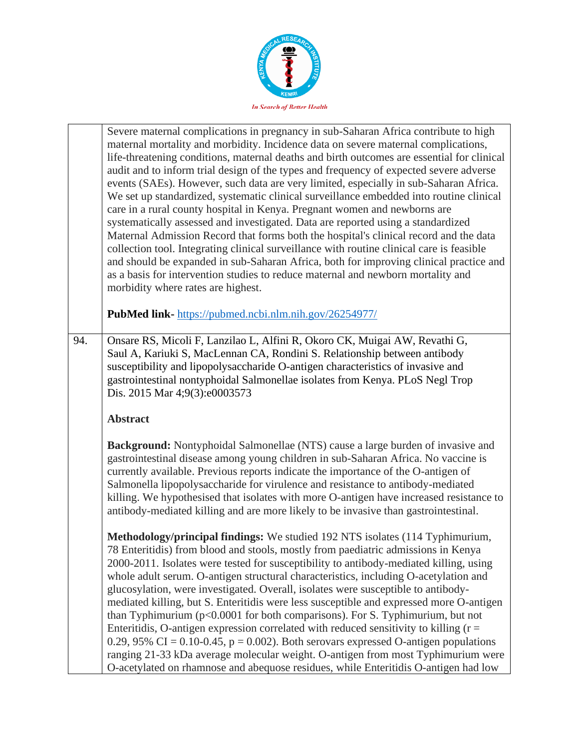| | |
|---|---|
| | Severe maternal complications in pregnancy in sub-Saharan Africa contribute to high maternal mortality and morbidity. Incidence data on severe maternal complications, life-threatening conditions, maternal deaths and birth outcomes are essential for clinical audit and to inform trial design of the types and frequency of expected severe adverse events (SAEs). However, such data are very limited, especially in sub-Saharan Africa. We set up standardized, systematic clinical surveillance embedded into routine clinical care in a rural county hospital in Kenya. Pregnant women and newborns are systematically assessed and investigated. Data are reported using a standardized Maternal Admission Record that forms both the hospital's clinical record and the data collection tool. Integrating clinical surveillance with routine clinical care is feasible and should be expanded in sub-Saharan Africa, both for improving clinical practice and as a basis for intervention studies to reduce maternal and newborn mortality and morbidity where rates are highest.<br><br>**PubMed link-** https://pubmed.ncbi.nlm.nih.gov/26254977/ |
| 94. | Onsare RS, Micoli F, Lanzilao L, Alfini R, Okoro CK, Muigai AW, Revathi G, Saul A, Kariuki S, MacLennan CA, Rondini S. Relationship between antibody susceptibility and lipopolysaccharide O-antigen characteristics of invasive and gastrointestinal nontyphoidal Salmonellae isolates from Kenya. PLoS Negl Trop Dis. 2015 Mar 4;9(3):e0003573<br><br>**Abstract**<br><br>**Background:** Nontyphoidal Salmonellae (NTS) cause a large burden of invasive and gastrointestinal disease among young children in sub-Saharan Africa. No vaccine is currently available. Previous reports indicate the importance of the O-antigen of Salmonella lipopolysaccharide for virulence and resistance to antibody-mediated killing. We hypothesised that isolates with more O-antigen have increased resistance to antibody-mediated killing and are more likely to be invasive than gastrointestinal.<br><br>**Methodology/principal findings:** We studied 192 NTS isolates (114 Typhimurium, 78 Enteritidis) from blood and stools, mostly from paediatric admissions in Kenya 2000-2011. Isolates were tested for susceptibility to antibody-mediated killing, using whole adult serum. O-antigen structural characteristics, including O-acetylation and glucosylation, were investigated. Overall, isolates were susceptible to antibody-mediated killing, but S. Enteritidis were less susceptible and expressed more O-antigen than Typhimurium ($p<0.0001$ for both comparisons). For S. Typhimurium, but not Enteritidis, O-antigen expression correlated with reduced sensitivity to killing ($r = 0.29$, 95% CI = 0.10-0.45, $p = 0.002$). Both serovars expressed O-antigen populations ranging 21-33 kDa average molecular weight. O-antigen from most Typhimurium were O-acetylated on rhamnose and abequose residues, while Enteritidis O-antigen had low |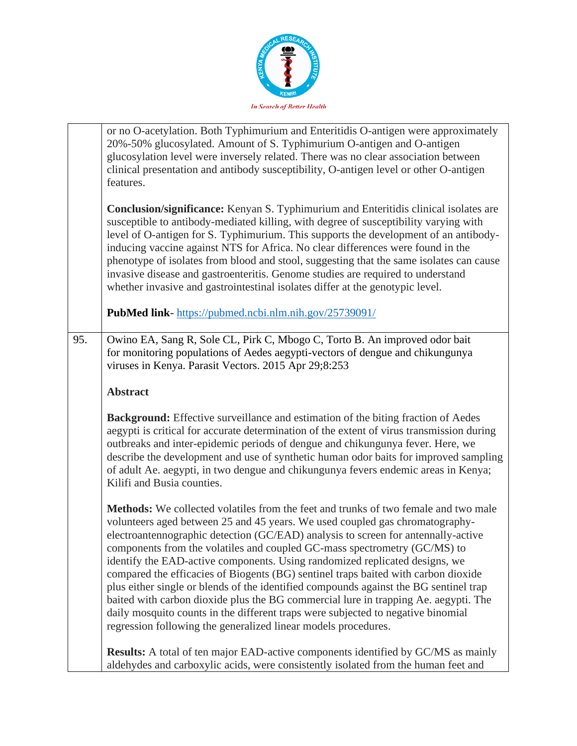| | |
|---|---|
| | or no O-acetylation. Both Typhimurium and Enteritidis O-antigen were approximately 20%-50% glucosylated. Amount of S. Typhimurium O-antigen and O-antigen glucosylation level were inversely related. There was no clear association between clinical presentation and antibody susceptibility, O-antigen level or other O-antigen features.<br><br>**Conclusion/significance:** Kenyan S. Typhimurium and Enteritidis clinical isolates are susceptible to antibody-mediated killing, with degree of susceptibility varying with level of O-antigen for S. Typhimurium. This supports the development of an antibody-inducing vaccine against NTS for Africa. No clear differences were found in the phenotype of isolates from blood and stool, suggesting that the same isolates can cause invasive disease and gastroenteritis. Genome studies are required to understand whether invasive and gastrointestinal isolates differ at the genotypic level.<br><br>**PubMed link**- https://pubmed.ncbi.nlm.nih.gov/25739091/ |
| 95. | Owino EA, Sang R, Sole CL, Pirk C, Mbogo C, Torto B. An improved odor bait for monitoring populations of Aedes aegypti-vectors of dengue and chikungunya viruses in Kenya. Parasit Vectors. 2015 Apr 29;8:253<br><br>**Abstract**<br><br>**Background:** Effective surveillance and estimation of the biting fraction of Aedes aegypti is critical for accurate determination of the extent of virus transmission during outbreaks and inter-epidemic periods of dengue and chikungunya fever. Here, we describe the development and use of synthetic human odor baits for improved sampling of adult Ae. aegypti, in two dengue and chikungunya fevers endemic areas in Kenya; Kilifi and Busia counties.<br><br>**Methods:** We collected volatiles from the feet and trunks of two female and two male volunteers aged between 25 and 45 years. We used coupled gas chromatography-electroantennographic detection (GC/EAD) analysis to screen for antennally-active components from the volatiles and coupled GC-mass spectrometry (GC/MS) to identify the EAD-active components. Using randomized replicated designs, we compared the efficacies of Biogents (BG) sentinel traps baited with carbon dioxide plus either single or blends of the identified compounds against the BG sentinel trap baited with carbon dioxide plus the BG commercial lure in trapping Ae. aegypti. The daily mosquito counts in the different traps were subjected to negative binomial regression following the generalized linear models procedures.<br><br>**Results:** A total of ten major EAD-active components identified by GC/MS as mainly aldehydes and carboxylic acids, were consistently isolated from the human feet and |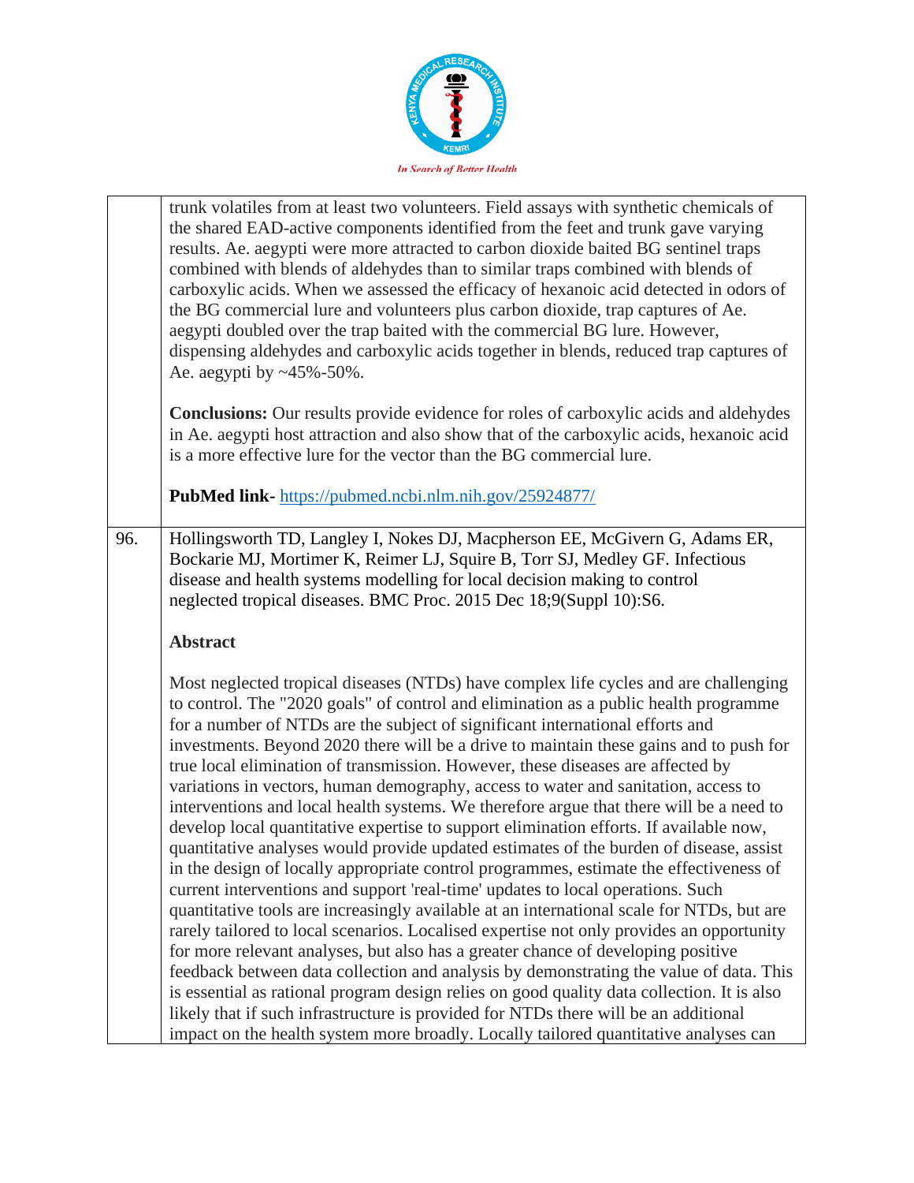| | |
|---|---|
| | trunk volatiles from at least two volunteers. Field assays with synthetic chemicals of the shared EAD-active components identified from the feet and trunk gave varying results. Ae. aegypti were more attracted to carbon dioxide baited BG sentinel traps combined with blends of aldehydes than to similar traps combined with blends of carboxylic acids. When we assessed the efficacy of hexanoic acid detected in odors of the BG commercial lure and volunteers plus carbon dioxide, trap captures of Ae. aegypti doubled over the trap baited with the commercial BG lure. However, dispensing aldehydes and carboxylic acids together in blends, reduced trap captures of Ae. aegypti by ~45%-50%.<br><br>**Conclusions:** Our results provide evidence for roles of carboxylic acids and aldehydes in Ae. aegypti host attraction and also show that of the carboxylic acids, hexanoic acid is a more effective lure for the vector than the BG commercial lure.<br><br>**PubMed link-** https://pubmed.ncbi.nlm.nih.gov/25924877/ |
| 96. | Hollingsworth TD, Langley I, Nokes DJ, Macpherson EE, McGivern G, Adams ER, Bockarie MJ, Mortimer K, Reimer LJ, Squire B, Torr SJ, Medley GF. Infectious disease and health systems modelling for local decision making to control neglected tropical diseases. BMC Proc. 2015 Dec 18;9(Suppl 10):S6.<br><br>**Abstract**<br><br>Most neglected tropical diseases (NTDs) have complex life cycles and are challenging to control. The "2020 goals" of control and elimination as a public health programme for a number of NTDs are the subject of significant international efforts and investments. Beyond 2020 there will be a drive to maintain these gains and to push for true local elimination of transmission. However, these diseases are affected by variations in vectors, human demography, access to water and sanitation, access to interventions and local health systems. We therefore argue that there will be a need to develop local quantitative expertise to support elimination efforts. If available now, quantitative analyses would provide updated estimates of the burden of disease, assist in the design of locally appropriate control programmes, estimate the effectiveness of current interventions and support 'real-time' updates to local operations. Such quantitative tools are increasingly available at an international scale for NTDs, but are rarely tailored to local scenarios. Localised expertise not only provides an opportunity for more relevant analyses, but also has a greater chance of developing positive feedback between data collection and analysis by demonstrating the value of data. This is essential as rational program design relies on good quality data collection. It is also likely that if such infrastructure is provided for NTDs there will be an additional impact on the health system more broadly. Locally tailored quantitative analyses can |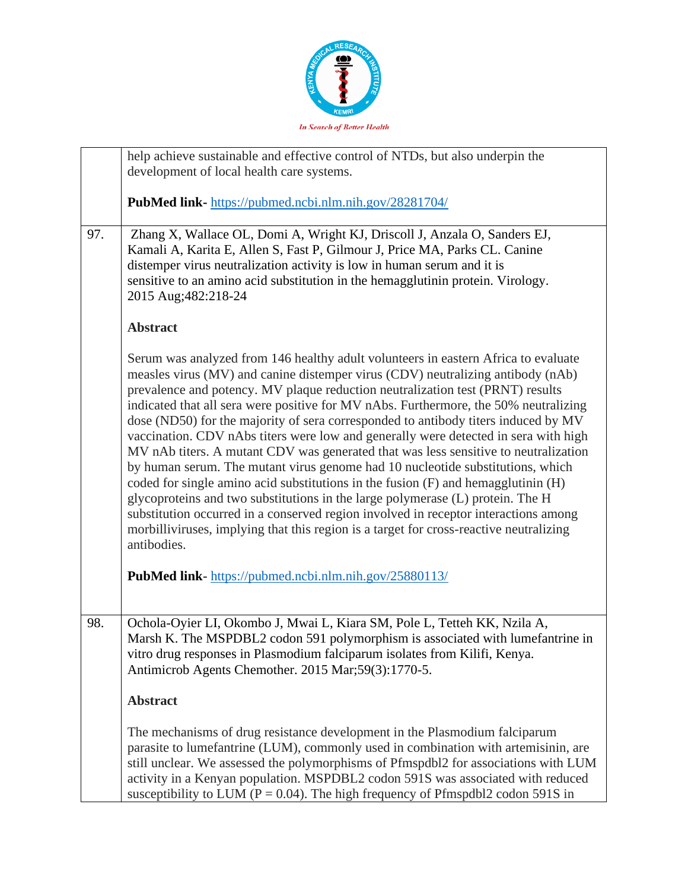| | |
|---|---|
| | help achieve sustainable and effective control of NTDs, but also underpin the development of local health care systems.<br><br>**PubMed link**- https://pubmed.ncbi.nlm.nih.gov/28281704/ |
| 97. | Zhang X, Wallace OL, Domi A, Wright KJ, Driscoll J, Anzala O, Sanders EJ, Kamali A, Karita E, Allen S, Fast P, Gilmour J, Price MA, Parks CL. Canine distemper virus neutralization activity is low in human serum and it is sensitive to an amino acid substitution in the hemagglutinin protein. Virology. 2015 Aug;482:218-24<br><br>**Abstract**<br><br>Serum was analyzed from 146 healthy adult volunteers in eastern Africa to evaluate measles virus (MV) and canine distemper virus (CDV) neutralizing antibody (nAb) prevalence and potency. MV plaque reduction neutralization test (PRNT) results indicated that all sera were positive for MV nAbs. Furthermore, the 50% neutralizing dose (ND50) for the majority of sera corresponded to antibody titers induced by MV vaccination. CDV nAbs titers were low and generally were detected in sera with high MV nAb titers. A mutant CDV was generated that was less sensitive to neutralization by human serum. The mutant virus genome had 10 nucleotide substitutions, which coded for single amino acid substitutions in the fusion (F) and hemagglutinin (H) glycoproteins and two substitutions in the large polymerase (L) protein. The H substitution occurred in a conserved region involved in receptor interactions among morbilliviruses, implying that this region is a target for cross-reactive neutralizing antibodies.<br><br>**PubMed link**- https://pubmed.ncbi.nlm.nih.gov/25880113/ |
| 98. | Ochola-Oyier LI, Okombo J, Mwai L, Kiara SM, Pole L, Tetteh KK, Nzila A, Marsh K. The MSPDBL2 codon 591 polymorphism is associated with lumefantrine in vitro drug responses in Plasmodium falciparum isolates from Kilifi, Kenya. Antimicrob Agents Chemother. 2015 Mar;59(3):1770-5.<br><br>**Abstract**<br><br>The mechanisms of drug resistance development in the Plasmodium falciparum parasite to lumefantrine (LUM), commonly used in combination with artemisinin, are still unclear. We assessed the polymorphisms of Pfmspdbl2 for associations with LUM activity in a Kenyan population. MSPDBL2 codon 591S was associated with reduced susceptibility to LUM ($P = 0.04$). The high frequency of Pfmspdbl2 codon 591S in |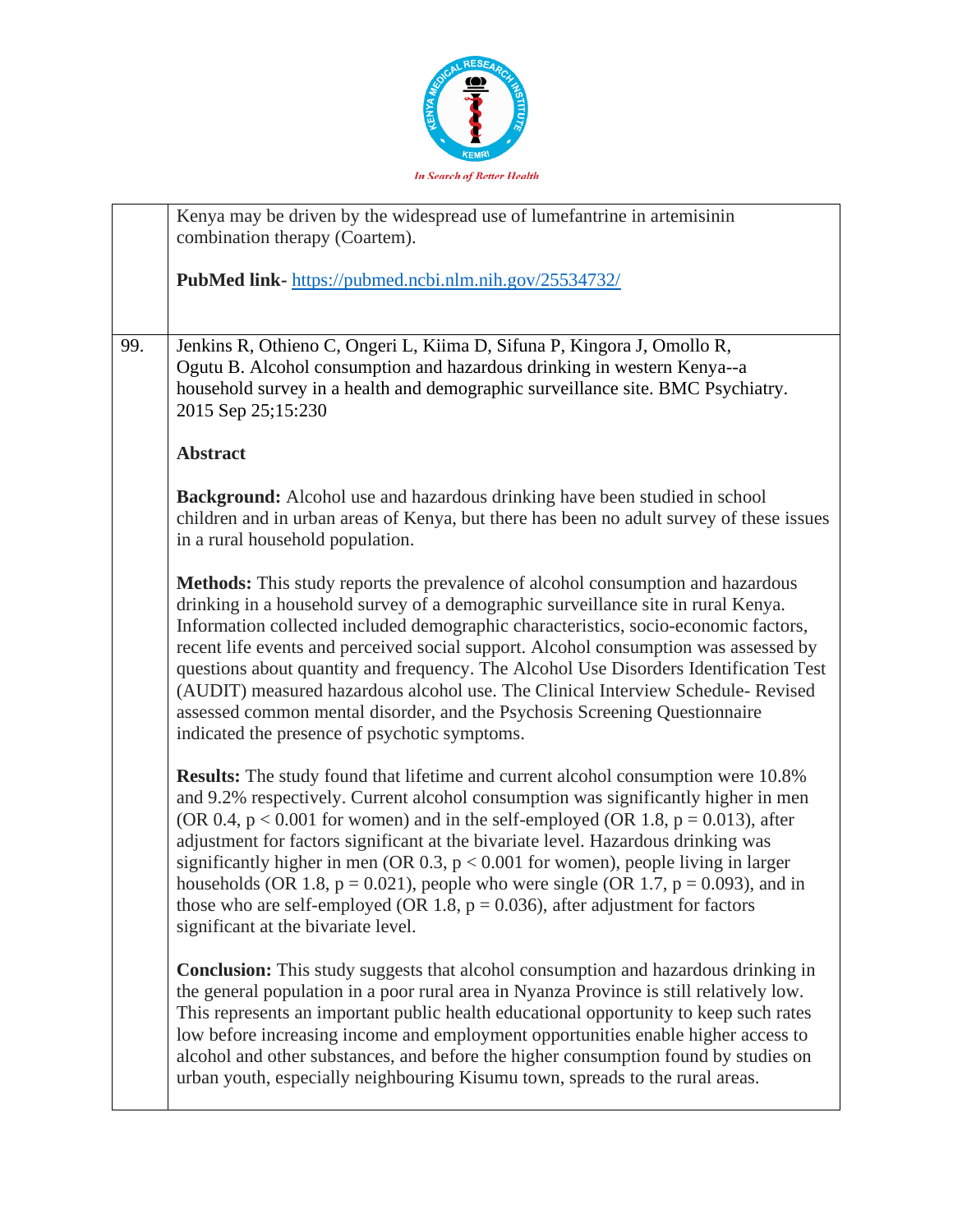|     |     |
| --- | --- |
|     | Kenya may be driven by the widespread use of lumefantrine in artemisinin combination therapy (Coartem).<br><br>**PubMed link-** https://pubmed.ncbi.nlm.nih.gov/25534732/ |
| 99. | Jenkins R, Othieno C, Ongeri L, Kiima D, Sifuna P, Kingora J, Omollo R, Ogutu B. Alcohol consumption and hazardous drinking in western Kenya--a household survey in a health and demographic surveillance site. BMC Psychiatry. 2015 Sep 25;15:230<br><br>**Abstract**<br><br>**Background:** Alcohol use and hazardous drinking have been studied in school children and in urban areas of Kenya, but there has been no adult survey of these issues in a rural household population.<br><br>**Methods:** This study reports the prevalence of alcohol consumption and hazardous drinking in a household survey of a demographic surveillance site in rural Kenya. Information collected included demographic characteristics, socio-economic factors, recent life events and perceived social support. Alcohol consumption was assessed by questions about quantity and frequency. The Alcohol Use Disorders Identification Test (AUDIT) measured hazardous alcohol use. The Clinical Interview Schedule- Revised assessed common mental disorder, and the Psychosis Screening Questionnaire indicated the presence of psychotic symptoms.<br><br>**Results:** The study found that lifetime and current alcohol consumption were 10.8% and 9.2% respectively. Current alcohol consumption was significantly higher in men (OR 0.4, $p < 0.001$ for women) and in the self-employed (OR 1.8, $p = 0.013$), after adjustment for factors significant at the bivariate level. Hazardous drinking was significantly higher in men (OR 0.3, $p < 0.001$ for women), people living in larger households (OR 1.8, $p = 0.021$), people who were single (OR 1.7, $p = 0.093$), and in those who are self-employed (OR 1.8, $p = 0.036$), after adjustment for factors significant at the bivariate level.<br><br>**Conclusion:** This study suggests that alcohol consumption and hazardous drinking in the general population in a poor rural area in Nyanza Province is still relatively low. This represents an important public health educational opportunity to keep such rates low before increasing income and employment opportunities enable higher access to alcohol and other substances, and before the higher consumption found by studies on urban youth, especially neighbouring Kisumu town, spreads to the rural areas. |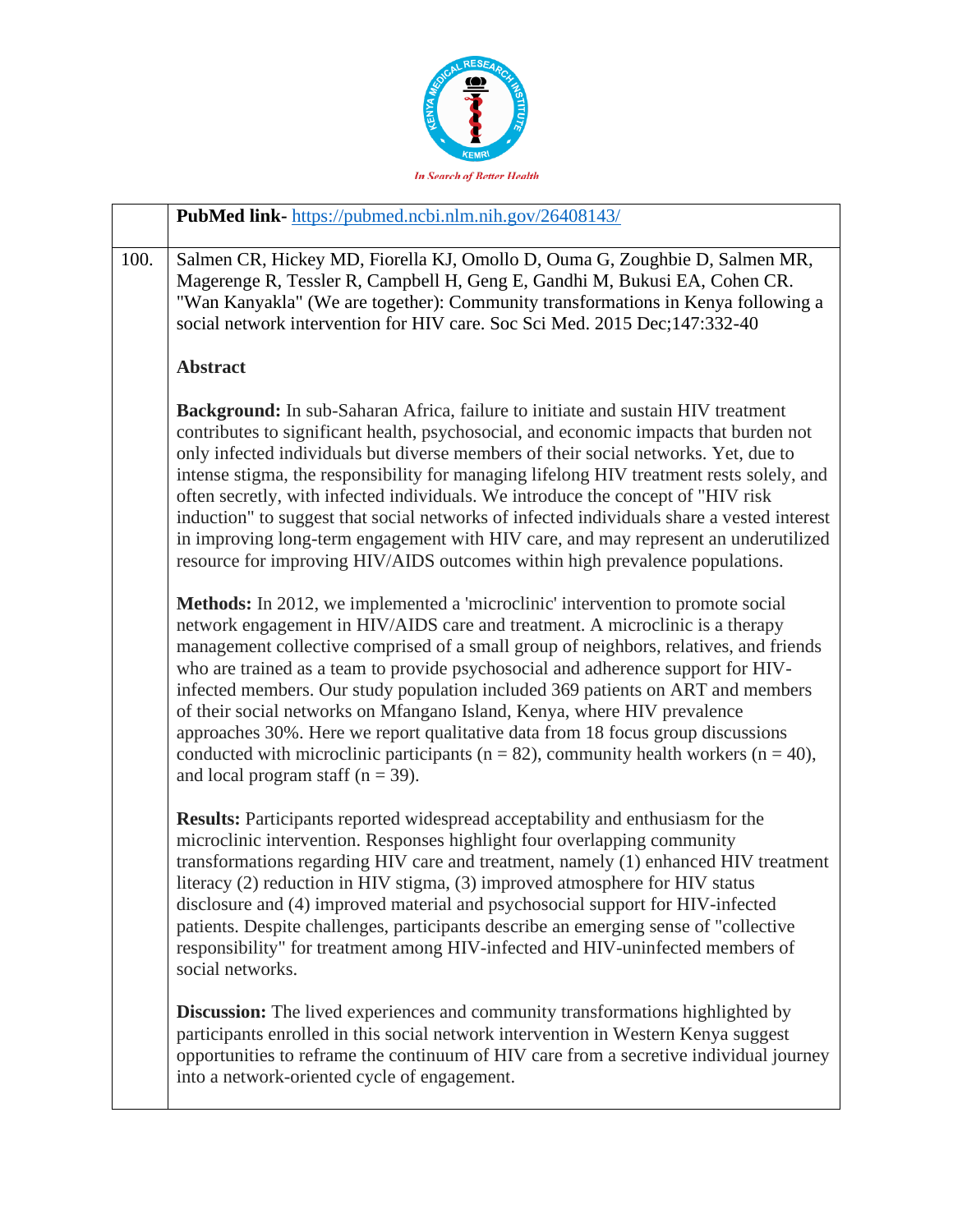|  | **PubMed link-** https://pubmed.ncbi.nlm.nih.gov/26408143/ |
|---|---|
| 100. | Salmen CR, Hickey MD, Fiorella KJ, Omollo D, Ouma G, Zoughbie D, Salmen MR, Magerenge R, Tessler R, Campbell H, Geng E, Gandhi M, Bukusi EA, Cohen CR. "Wan Kanyakla" (We are together): Community transformations in Kenya following a social network intervention for HIV care. Soc Sci Med. 2015 Dec;147:332-40<br><br>**Abstract**<br><br>**Background:** In sub-Saharan Africa, failure to initiate and sustain HIV treatment contributes to significant health, psychosocial, and economic impacts that burden not only infected individuals but diverse members of their social networks. Yet, due to intense stigma, the responsibility for managing lifelong HIV treatment rests solely, and often secretly, with infected individuals. We introduce the concept of "HIV risk induction" to suggest that social networks of infected individuals share a vested interest in improving long-term engagement with HIV care, and may represent an underutilized resource for improving HIV/AIDS outcomes within high prevalence populations.<br><br>**Methods:** In 2012, we implemented a 'microclinic' intervention to promote social network engagement in HIV/AIDS care and treatment. A microclinic is a therapy management collective comprised of a small group of neighbors, relatives, and friends who are trained as a team to provide psychosocial and adherence support for HIV-infected members. Our study population included 369 patients on ART and members of their social networks on Mfangano Island, Kenya, where HIV prevalence approaches 30%. Here we report qualitative data from 18 focus group discussions conducted with microclinic participants (n = 82), community health workers (n = 40), and local program staff (n = 39).<br><br>**Results:** Participants reported widespread acceptability and enthusiasm for the microclinic intervention. Responses highlight four overlapping community transformations regarding HIV care and treatment, namely (1) enhanced HIV treatment literacy (2) reduction in HIV stigma, (3) improved atmosphere for HIV status disclosure and (4) improved material and psychosocial support for HIV-infected patients. Despite challenges, participants describe an emerging sense of "collective responsibility" for treatment among HIV-infected and HIV-uninfected members of social networks.<br><br>**Discussion:** The lived experiences and community transformations highlighted by participants enrolled in this social network intervention in Western Kenya suggest opportunities to reframe the continuum of HIV care from a secretive individual journey into a network-oriented cycle of engagement. |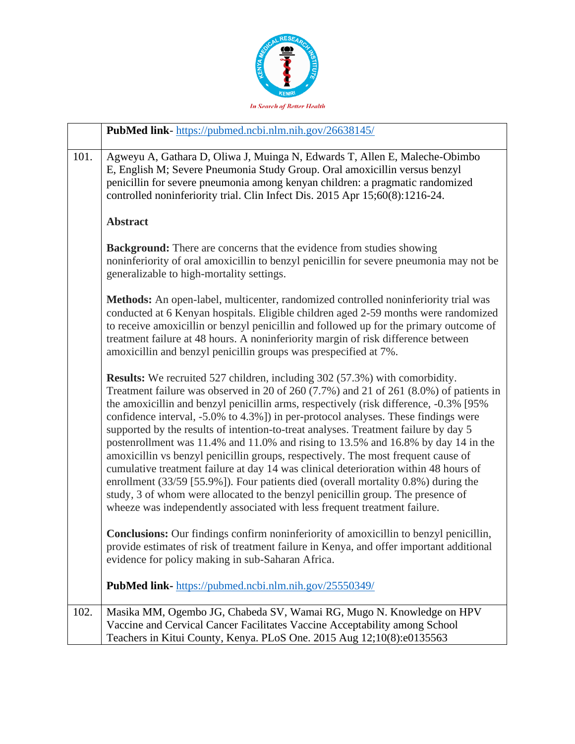| | |
|---|---|
| | **PubMed link**- https://pubmed.ncbi.nlm.nih.gov/26638145/ |
| 101. | Agweyu A, Gathara D, Oliwa J, Muinga N, Edwards T, Allen E, Maleche-Obimbo E, English M; Severe Pneumonia Study Group. Oral amoxicillin versus benzyl penicillin for severe pneumonia among kenyan children: a pragmatic randomized controlled noninferiority trial. Clin Infect Dis. 2015 Apr 15;60(8):1216-24.<br><br>**Abstract**<br><br>**Background:** There are concerns that the evidence from studies showing noninferiority of oral amoxicillin to benzyl penicillin for severe pneumonia may not be generalizable to high-mortality settings.<br><br>**Methods:** An open-label, multicenter, randomized controlled noninferiority trial was conducted at 6 Kenyan hospitals. Eligible children aged 2-59 months were randomized to receive amoxicillin or benzyl penicillin and followed up for the primary outcome of treatment failure at 48 hours. A noninferiority margin of risk difference between amoxicillin and benzyl penicillin groups was prespecified at 7%.<br><br>**Results:** We recruited 527 children, including 302 (57.3%) with comorbidity. Treatment failure was observed in 20 of 260 (7.7%) and 21 of 261 (8.0%) of patients in the amoxicillin and benzyl penicillin arms, respectively (risk difference, -0.3% [95% confidence interval, -5.0% to 4.3%]) in per-protocol analyses. These findings were supported by the results of intention-to-treat analyses. Treatment failure by day 5 postenrollment was 11.4% and 11.0% and rising to 13.5% and 16.8% by day 14 in the amoxicillin vs benzyl penicillin groups, respectively. The most frequent cause of cumulative treatment failure at day 14 was clinical deterioration within 48 hours of enrollment (33/59 [55.9%]). Four patients died (overall mortality 0.8%) during the study, 3 of whom were allocated to the benzyl penicillin group. The presence of wheeze was independently associated with less frequent treatment failure.<br><br>**Conclusions:** Our findings confirm noninferiority of amoxicillin to benzyl penicillin, provide estimates of risk of treatment failure in Kenya, and offer important additional evidence for policy making in sub-Saharan Africa.<br><br>**PubMed link**- https://pubmed.ncbi.nlm.nih.gov/25550349/ |
| 102. | Masika MM, Ogembo JG, Chabeda SV, Wamai RG, Mugo N. Knowledge on HPV Vaccine and Cervical Cancer Facilitates Vaccine Acceptability among School Teachers in Kitui County, Kenya. PLoS One. 2015 Aug 12;10(8):e0135563 |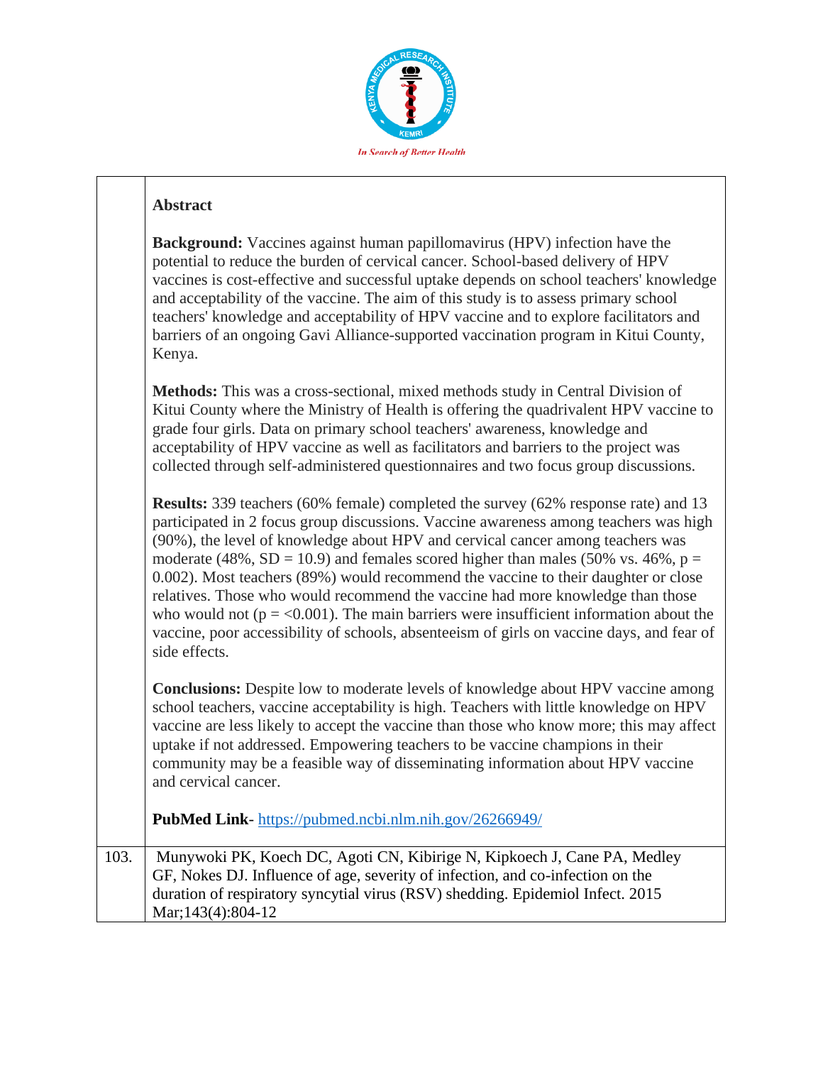| | |
|---|---|
| | **Abstract**<br><br>**Background:** Vaccines against human papillomavirus (HPV) infection have the potential to reduce the burden of cervical cancer. School-based delivery of HPV vaccines is cost-effective and successful uptake depends on school teachers' knowledge and acceptability of the vaccine. The aim of this study is to assess primary school teachers' knowledge and acceptability of HPV vaccine and to explore facilitators and barriers of an ongoing Gavi Alliance-supported vaccination program in Kitui County, Kenya.<br><br>**Methods:** This was a cross-sectional, mixed methods study in Central Division of Kitui County where the Ministry of Health is offering the quadrivalent HPV vaccine to grade four girls. Data on primary school teachers' awareness, knowledge and acceptability of HPV vaccine as well as facilitators and barriers to the project was collected through self-administered questionnaires and two focus group discussions.<br><br>**Results:** 339 teachers (60% female) completed the survey (62% response rate) and 13 participated in 2 focus group discussions. Vaccine awareness among teachers was high (90%), the level of knowledge about HPV and cervical cancer among teachers was moderate (48%, SD = 10.9) and females scored higher than males (50% vs. 46%, $p = 0.002$). Most teachers (89%) would recommend the vaccine to their daughter or close relatives. Those who would recommend the vaccine had more knowledge than those who would not ($p = <0.001$). The main barriers were insufficient information about the vaccine, poor accessibility of schools, absenteeism of girls on vaccine days, and fear of side effects.<br><br>**Conclusions:** Despite low to moderate levels of knowledge about HPV vaccine among school teachers, vaccine acceptability is high. Teachers with little knowledge on HPV vaccine are less likely to accept the vaccine than those who know more; this may affect uptake if not addressed. Empowering teachers to be vaccine champions in their community may be a feasible way of disseminating information about HPV vaccine and cervical cancer.<br><br>**PubMed Link**- https://pubmed.ncbi.nlm.nih.gov/26266949/ |
| 103. | Munywoki PK, Koech DC, Agoti CN, Kibirige N, Kipkoech J, Cane PA, Medley GF, Nokes DJ. Influence of age, severity of infection, and co-infection on the duration of respiratory syncytial virus (RSV) shedding. Epidemiol Infect. 2015 Mar;143(4):804-12 |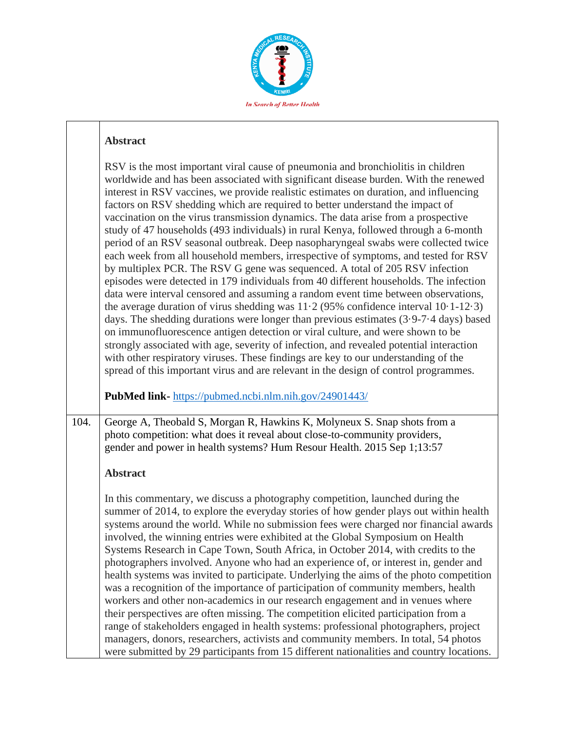**Abstract**

RSV is the most important viral cause of pneumonia and bronchiolitis in children worldwide and has been associated with significant disease burden. With the renewed interest in RSV vaccines, we provide realistic estimates on duration, and influencing factors on RSV shedding which are required to better understand the impact of vaccination on the virus transmission dynamics. The data arise from a prospective study of 47 households (493 individuals) in rural Kenya, followed through a 6-month period of an RSV seasonal outbreak. Deep nasopharyngeal swabs were collected twice each week from all household members, irrespective of symptoms, and tested for RSV by multiplex PCR. The RSV G gene was sequenced. A total of 205 RSV infection episodes were detected in 179 individuals from 40 different households. The infection data were interval censored and assuming a random event time between observations, the average duration of virus shedding was 11·2 (95% confidence interval 10·1-12·3) days. The shedding durations were longer than previous estimates (3·9-7·4 days) based on immunofluorescence antigen detection or viral culture, and were shown to be strongly associated with age, severity of infection, and revealed potential interaction with other respiratory viruses. These findings are key to our understanding of the spread of this important virus and are relevant in the design of control programmes.

**PubMed link-** https://pubmed.ncbi.nlm.nih.gov/24901443/

104. George A, Theobald S, Morgan R, Hawkins K, Molyneux S. Snap shots from a photo competition: what does it reveal about close-to-community providers, gender and power in health systems? Hum Resour Health. 2015 Sep 1;13:57

**Abstract**

In this commentary, we discuss a photography competition, launched during the summer of 2014, to explore the everyday stories of how gender plays out within health systems around the world. While no submission fees were charged nor financial awards involved, the winning entries were exhibited at the Global Symposium on Health Systems Research in Cape Town, South Africa, in October 2014, with credits to the photographers involved. Anyone who had an experience of, or interest in, gender and health systems was invited to participate. Underlying the aims of the photo competition was a recognition of the importance of participation of community members, health workers and other non-academics in our research engagement and in venues where their perspectives are often missing. The competition elicited participation from a range of stakeholders engaged in health systems: professional photographers, project managers, donors, researchers, activists and community members. In total, 54 photos were submitted by 29 participants from 15 different nationalities and country locations.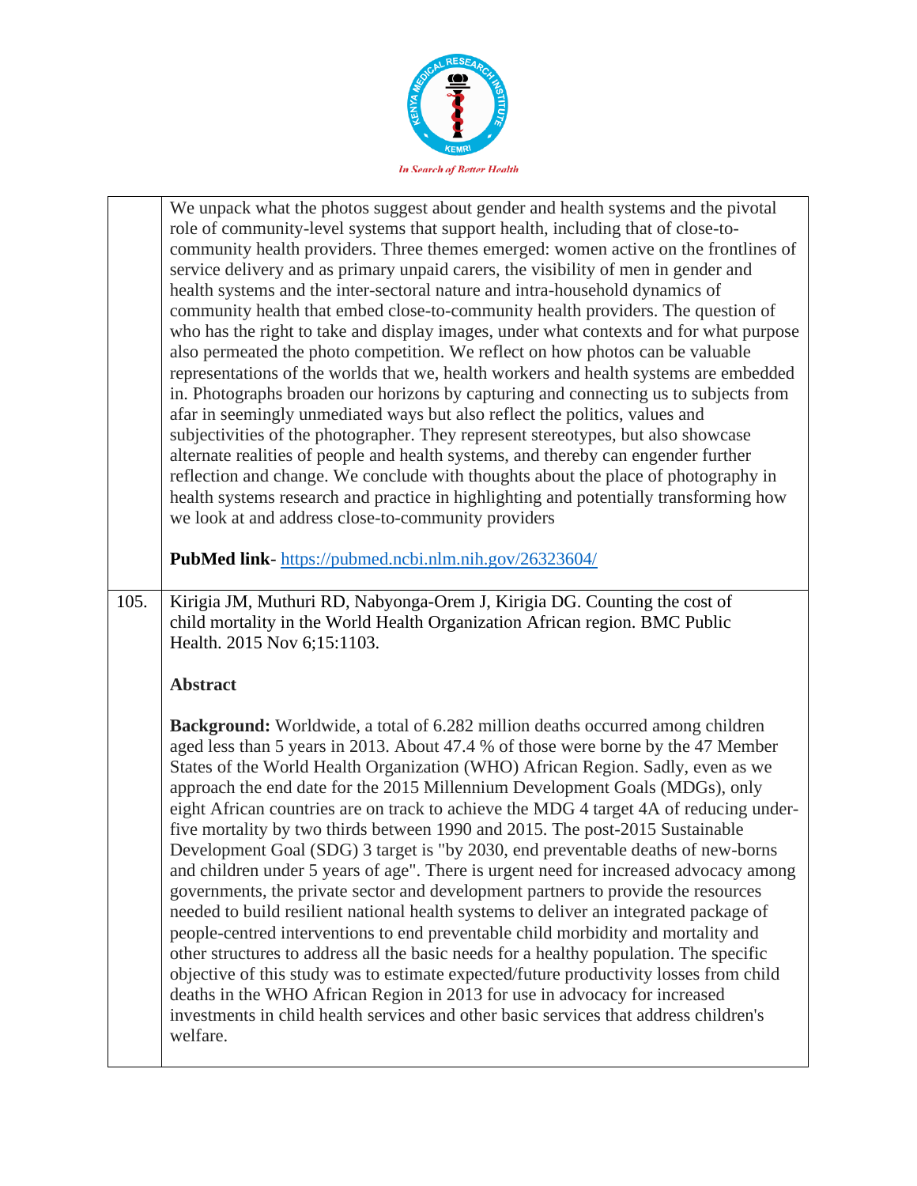| | |
|---|---|
| | We unpack what the photos suggest about gender and health systems and the pivotal role of community-level systems that support health, including that of close-to-community health providers. Three themes emerged: women active on the frontlines of service delivery and as primary unpaid carers, the visibility of men in gender and health systems and the inter-sectoral nature and intra-household dynamics of community health that embed close-to-community health providers. The question of who has the right to take and display images, under what contexts and for what purpose also permeated the photo competition. We reflect on how photos can be valuable representations of the worlds that we, health workers and health systems are embedded in. Photographs broaden our horizons by capturing and connecting us to subjects from afar in seemingly unmediated ways but also reflect the politics, values and subjectivities of the photographer. They represent stereotypes, but also showcase alternate realities of people and health systems, and thereby can engender further reflection and change. We conclude with thoughts about the place of photography in health systems research and practice in highlighting and potentially transforming how we look at and address close-to-community providers<br><br>**PubMed link**- https://pubmed.ncbi.nlm.nih.gov/26323604/ |
| 105. | Kirigia JM, Muthuri RD, Nabyonga-Orem J, Kirigia DG. Counting the cost of child mortality in the World Health Organization African region. BMC Public Health. 2015 Nov 6;15:1103.<br><br>**Abstract**<br><br>**Background:** Worldwide, a total of 6.282 million deaths occurred among children aged less than 5 years in 2013. About 47.4 % of those were borne by the 47 Member States of the World Health Organization (WHO) African Region. Sadly, even as we approach the end date for the 2015 Millennium Development Goals (MDGs), only eight African countries are on track to achieve the MDG 4 target 4A of reducing under-five mortality by two thirds between 1990 and 2015. The post-2015 Sustainable Development Goal (SDG) 3 target is "by 2030, end preventable deaths of new-borns and children under 5 years of age". There is urgent need for increased advocacy among governments, the private sector and development partners to provide the resources needed to build resilient national health systems to deliver an integrated package of people-centred interventions to end preventable child morbidity and mortality and other structures to address all the basic needs for a healthy population. The specific objective of this study was to estimate expected/future productivity losses from child deaths in the WHO African Region in 2013 for use in advocacy for increased investments in child health services and other basic services that address children's welfare. |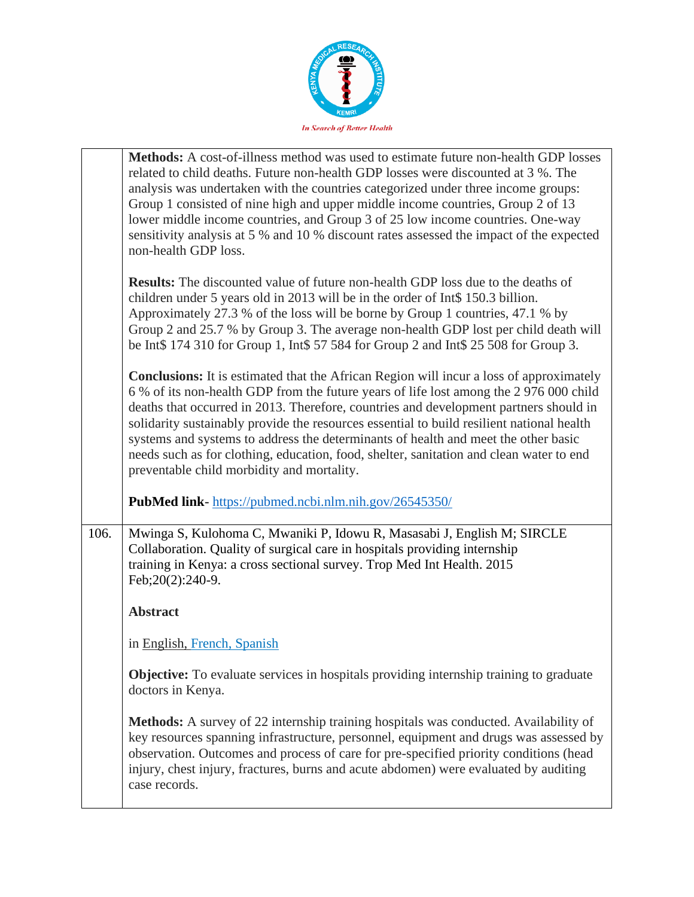**Methods:** A cost-of-illness method was used to estimate future non-health GDP losses related to child deaths. Future non-health GDP losses were discounted at 3 %. The analysis was undertaken with the countries categorized under three income groups: Group 1 consisted of nine high and upper middle income countries, Group 2 of 13 lower middle income countries, and Group 3 of 25 low income countries. One-way sensitivity analysis at 5 % and 10 % discount rates assessed the impact of the expected non-health GDP loss.

**Results:** The discounted value of future non-health GDP loss due to the deaths of children under 5 years old in 2013 will be in the order of Int$ 150.3 billion. Approximately 27.3 % of the loss will be borne by Group 1 countries, 47.1 % by Group 2 and 25.7 % by Group 3. The average non-health GDP lost per child death will be Int$ 174 310 for Group 1, Int$ 57 584 for Group 2 and Int$ 25 508 for Group 3.

**Conclusions:** It is estimated that the African Region will incur a loss of approximately 6 % of its non-health GDP from the future years of life lost among the 2 976 000 child deaths that occurred in 2013. Therefore, countries and development partners should in solidarity sustainably provide the resources essential to build resilient national health systems and systems to address the determinants of health and meet the other basic needs such as for clothing, education, food, shelter, sanitation and clean water to end preventable child morbidity and mortality.

**PubMed link**- https://pubmed.ncbi.nlm.nih.gov/26545350/

---

106. Mwinga S, Kulohoma C, Mwaniki P, Idowu R, Masasabi J, English M; SIRCLE Collaboration. Quality of surgical care in hospitals providing internship training in Kenya: a cross sectional survey. Trop Med Int Health. 2015 Feb;20(2):240-9.

**Abstract**

in English, French, Spanish

**Objective:** To evaluate services in hospitals providing internship training to graduate doctors in Kenya.

**Methods:** A survey of 22 internship training hospitals was conducted. Availability of key resources spanning infrastructure, personnel, equipment and drugs was assessed by observation. Outcomes and process of care for pre-specified priority conditions (head injury, chest injury, fractures, burns and acute abdomen) were evaluated by auditing case records.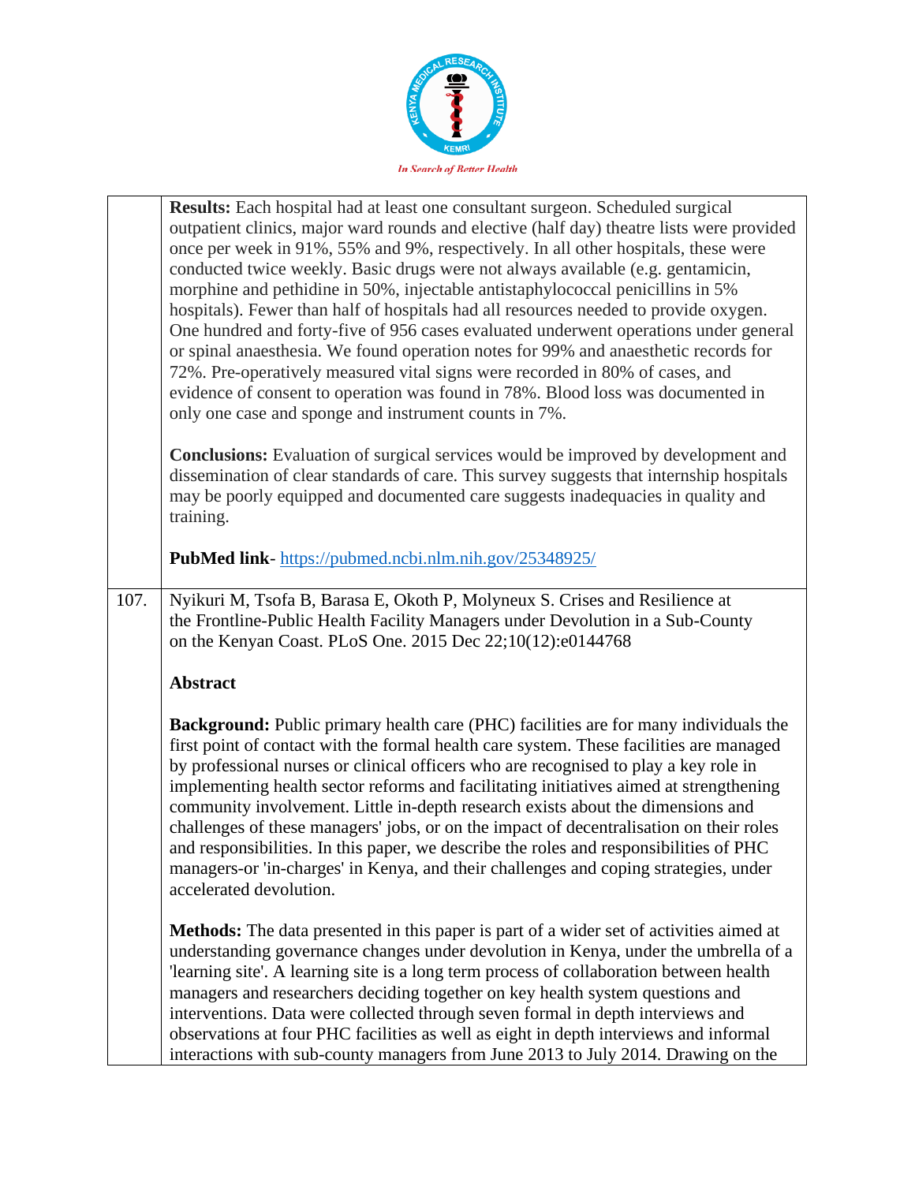**Results:** Each hospital had at least one consultant surgeon. Scheduled surgical outpatient clinics, major ward rounds and elective (half day) theatre lists were provided once per week in 91%, 55% and 9%, respectively. In all other hospitals, these were conducted twice weekly. Basic drugs were not always available (e.g. gentamicin, morphine and pethidine in 50%, injectable antistaphylococcal penicillins in 5% hospitals). Fewer than half of hospitals had all resources needed to provide oxygen. One hundred and forty-five of 956 cases evaluated underwent operations under general or spinal anaesthesia. We found operation notes for 99% and anaesthetic records for 72%. Pre-operatively measured vital signs were recorded in 80% of cases, and evidence of consent to operation was found in 78%. Blood loss was documented in only one case and sponge and instrument counts in 7%.

**Conclusions:** Evaluation of surgical services would be improved by development and dissemination of clear standards of care. This survey suggests that internship hospitals may be poorly equipped and documented care suggests inadequacies in quality and training.

**PubMed link**- https://pubmed.ncbi.nlm.nih.gov/25348925/

107. Nyikuri M, Tsofa B, Barasa E, Okoth P, Molyneux S. Crises and Resilience at the Frontline-Public Health Facility Managers under Devolution in a Sub-County on the Kenyan Coast. PLoS One. 2015 Dec 22;10(12):e0144768

**Abstract**

**Background:** Public primary health care (PHC) facilities are for many individuals the first point of contact with the formal health care system. These facilities are managed by professional nurses or clinical officers who are recognised to play a key role in implementing health sector reforms and facilitating initiatives aimed at strengthening community involvement. Little in-depth research exists about the dimensions and challenges of these managers' jobs, or on the impact of decentralisation on their roles and responsibilities. In this paper, we describe the roles and responsibilities of PHC managers-or 'in-charges' in Kenya, and their challenges and coping strategies, under accelerated devolution.

**Methods:** The data presented in this paper is part of a wider set of activities aimed at understanding governance changes under devolution in Kenya, under the umbrella of a 'learning site'. A learning site is a long term process of collaboration between health managers and researchers deciding together on key health system questions and interventions. Data were collected through seven formal in depth interviews and observations at four PHC facilities as well as eight in depth interviews and informal interactions with sub-county managers from June 2013 to July 2014. Drawing on the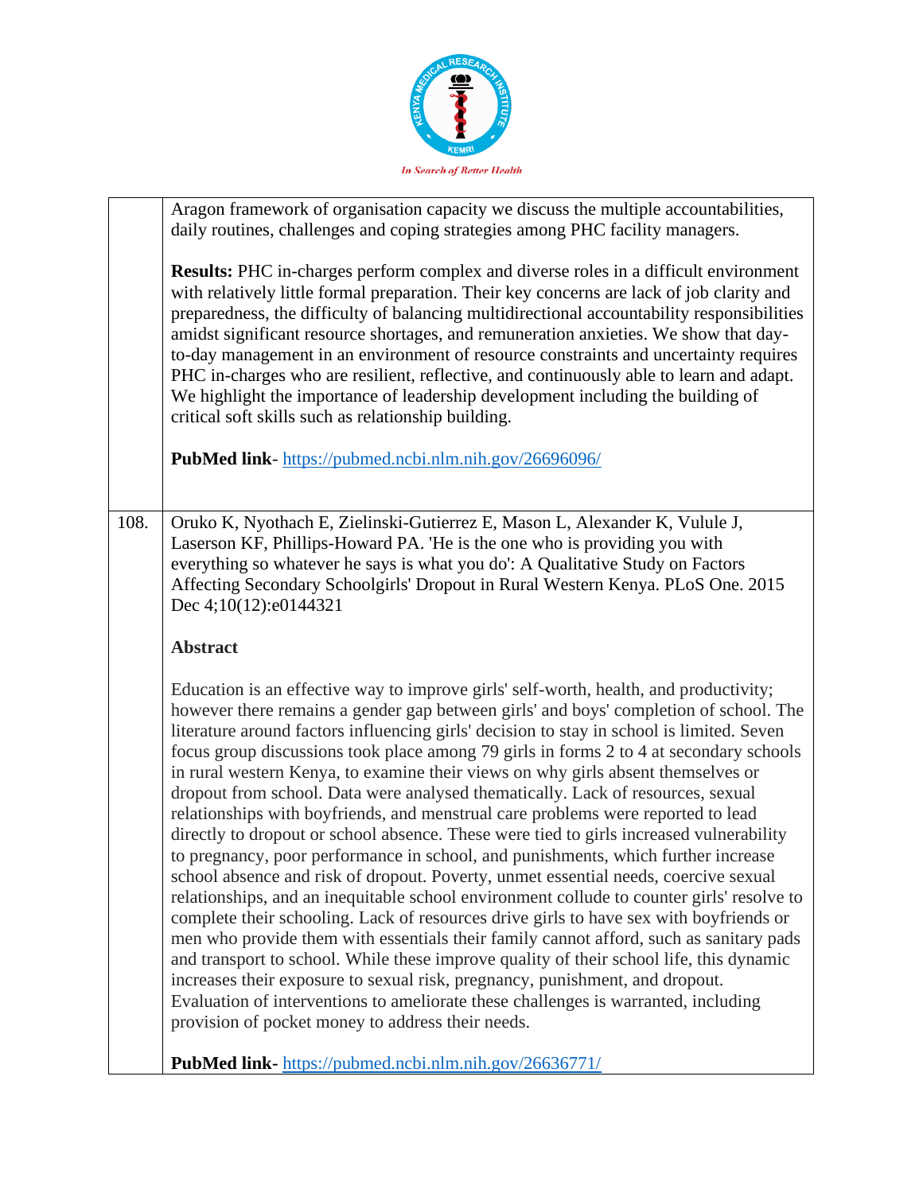|  | Aragon framework of organisation capacity we discuss the multiple accountabilities, daily routines, challenges and coping strategies among PHC facility managers.<br><br>**Results:** PHC in-charges perform complex and diverse roles in a difficult environment with relatively little formal preparation. Their key concerns are lack of job clarity and preparedness, the difficulty of balancing multidirectional accountability responsibilities amidst significant resource shortages, and remuneration anxieties. We show that day-to-day management in an environment of resource constraints and uncertainty requires PHC in-charges who are resilient, reflective, and continuously able to learn and adapt. We highlight the importance of leadership development including the building of critical soft skills such as relationship building.<br><br>**PubMed link**- https://pubmed.ncbi.nlm.nih.gov/26696096/ |
|---|---|
| 108. | Oruko K, Nyothach E, Zielinski-Gutierrez E, Mason L, Alexander K, Vulule J, Laserson KF, Phillips-Howard PA. 'He is the one who is providing you with everything so whatever he says is what you do': A Qualitative Study on Factors Affecting Secondary Schoolgirls' Dropout in Rural Western Kenya. PLoS One. 2015 Dec 4;10(12):e0144321<br><br>**Abstract**<br><br>Education is an effective way to improve girls' self-worth, health, and productivity; however there remains a gender gap between girls' and boys' completion of school. The literature around factors influencing girls' decision to stay in school is limited. Seven focus group discussions took place among 79 girls in forms 2 to 4 at secondary schools in rural western Kenya, to examine their views on why girls absent themselves or dropout from school. Data were analysed thematically. Lack of resources, sexual relationships with boyfriends, and menstrual care problems were reported to lead directly to dropout or school absence. These were tied to girls increased vulnerability to pregnancy, poor performance in school, and punishments, which further increase school absence and risk of dropout. Poverty, unmet essential needs, coercive sexual relationships, and an inequitable school environment collude to counter girls' resolve to complete their schooling. Lack of resources drive girls to have sex with boyfriends or men who provide them with essentials their family cannot afford, such as sanitary pads and transport to school. While these improve quality of their school life, this dynamic increases their exposure to sexual risk, pregnancy, punishment, and dropout. Evaluation of interventions to ameliorate these challenges is warranted, including provision of pocket money to address their needs.<br><br>**PubMed link**- https://pubmed.ncbi.nlm.nih.gov/26636771/ |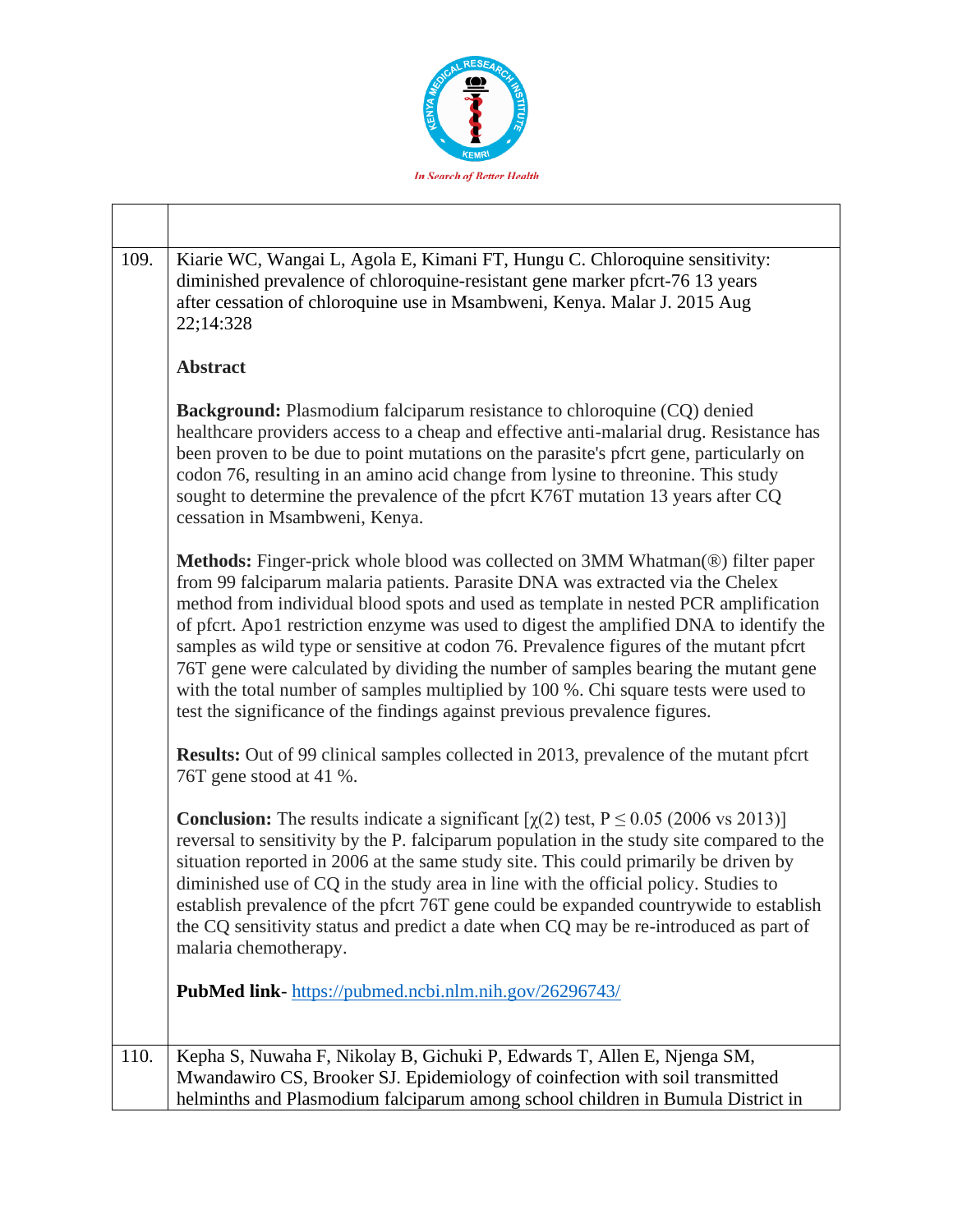| | |
|---|---|
| 109. | Kiarie WC, Wangai L, Agola E, Kimani FT, Hungu C. Chloroquine sensitivity: diminished prevalence of chloroquine-resistant gene marker pfcrt-76 13 years after cessation of chloroquine use in Msambweni, Kenya. Malar J. 2015 Aug 22;14:328<br><br>**Abstract**<br><br>**Background:** Plasmodium falciparum resistance to chloroquine (CQ) denied healthcare providers access to a cheap and effective anti-malarial drug. Resistance has been proven to be due to point mutations on the parasite's pfcrt gene, particularly on codon 76, resulting in an amino acid change from lysine to threonine. This study sought to determine the prevalence of the pfcrt K76T mutation 13 years after CQ cessation in Msambweni, Kenya.<br><br>**Methods:** Finger-prick whole blood was collected on 3MM Whatman(®) filter paper from 99 falciparum malaria patients. Parasite DNA was extracted via the Chelex method from individual blood spots and used as template in nested PCR amplification of pfcrt. Apo1 restriction enzyme was used to digest the amplified DNA to identify the samples as wild type or sensitive at codon 76. Prevalence figures of the mutant pfcrt 76T gene were calculated by dividing the number of samples bearing the mutant gene with the total number of samples multiplied by 100 %. Chi square tests were used to test the significance of the findings against previous prevalence figures.<br><br>**Results:** Out of 99 clinical samples collected in 2013, prevalence of the mutant pfcrt 76T gene stood at 41 %.<br><br>**Conclusion:** The results indicate a significant [$\chi(2)$ test, $P \leq 0.05$ (2006 vs 2013)] reversal to sensitivity by the P. falciparum population in the study site compared to the situation reported in 2006 at the same study site. This could primarily be driven by diminished use of CQ in the study area in line with the official policy. Studies to establish prevalence of the pfcrt 76T gene could be expanded countrywide to establish the CQ sensitivity status and predict a date when CQ may be re-introduced as part of malaria chemotherapy.<br><br>**PubMed link**- https://pubmed.ncbi.nlm.nih.gov/26296743/ |
| 110. | Kepha S, Nuwaha F, Nikolay B, Gichuki P, Edwards T, Allen E, Njenga SM, Mwandawiro CS, Brooker SJ. Epidemiology of coinfection with soil transmitted helminths and Plasmodium falciparum among school children in Bumula District in |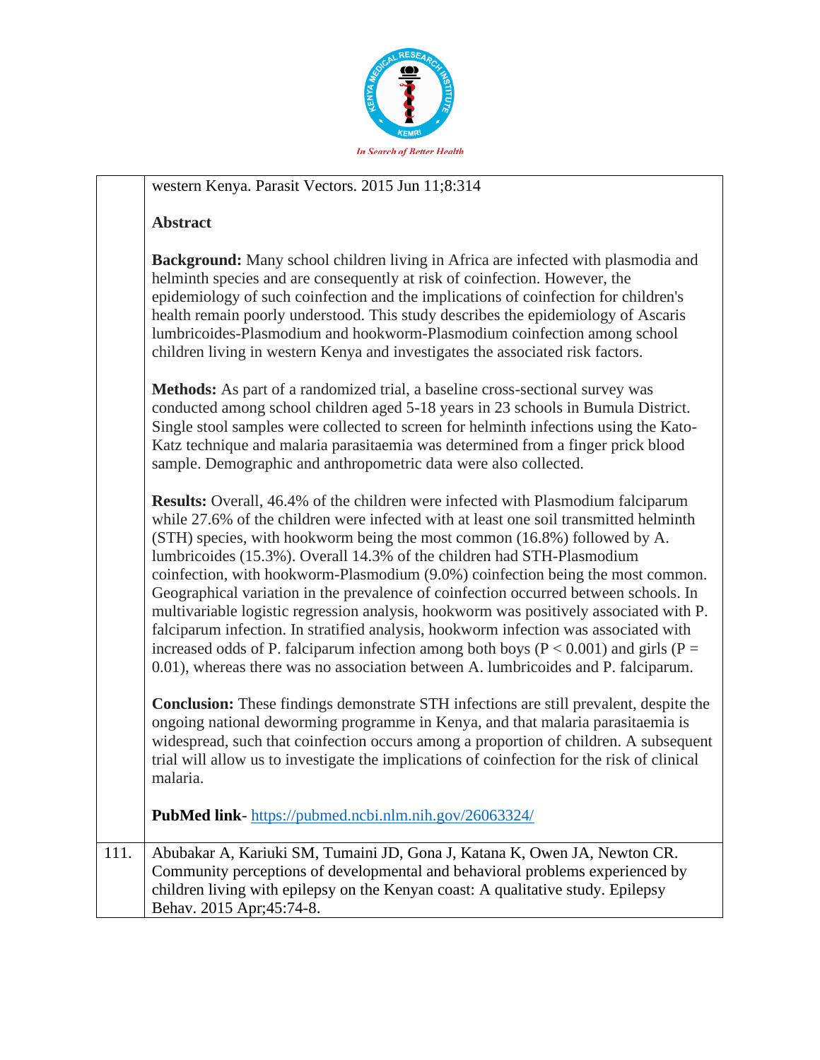| | |
|---|---|
| | western Kenya. Parasit Vectors. 2015 Jun 11;8:314<br><br>**Abstract**<br><br>**Background:** Many school children living in Africa are infected with plasmodia and helminth species and are consequently at risk of coinfection. However, the epidemiology of such coinfection and the implications of coinfection for children's health remain poorly understood. This study describes the epidemiology of Ascaris lumbricoides-Plasmodium and hookworm-Plasmodium coinfection among school children living in western Kenya and investigates the associated risk factors.<br><br>**Methods:** As part of a randomized trial, a baseline cross-sectional survey was conducted among school children aged 5-18 years in 23 schools in Bumula District. Single stool samples were collected to screen for helminth infections using the Kato-Katz technique and malaria parasitaemia was determined from a finger prick blood sample. Demographic and anthropometric data were also collected.<br><br>**Results:** Overall, 46.4% of the children were infected with Plasmodium falciparum while 27.6% of the children were infected with at least one soil transmitted helminth (STH) species, with hookworm being the most common (16.8%) followed by A. lumbricoides (15.3%). Overall 14.3% of the children had STH-Plasmodium coinfection, with hookworm-Plasmodium (9.0%) coinfection being the most common. Geographical variation in the prevalence of coinfection occurred between schools. In multivariable logistic regression analysis, hookworm was positively associated with P. falciparum infection. In stratified analysis, hookworm infection was associated with increased odds of P. falciparum infection among both boys ($P < 0.001$) and girls ($P = 0.01$), whereas there was no association between A. lumbricoides and P. falciparum.<br><br>**Conclusion:** These findings demonstrate STH infections are still prevalent, despite the ongoing national deworming programme in Kenya, and that malaria parasitaemia is widespread, such that coinfection occurs among a proportion of children. A subsequent trial will allow us to investigate the implications of coinfection for the risk of clinical malaria.<br><br>**PubMed link**- [https://pubmed.ncbi.nlm.nih.gov/26063324/](https://pubmed.ncbi.nlm.nih.gov/26063324/) |
| 111. | Abubakar A, Kariuki SM, Tumaini JD, Gona J, Katana K, Owen JA, Newton CR. Community perceptions of developmental and behavioral problems experienced by children living with epilepsy on the Kenyan coast: A qualitative study. Epilepsy Behav. 2015 Apr;45:74-8. |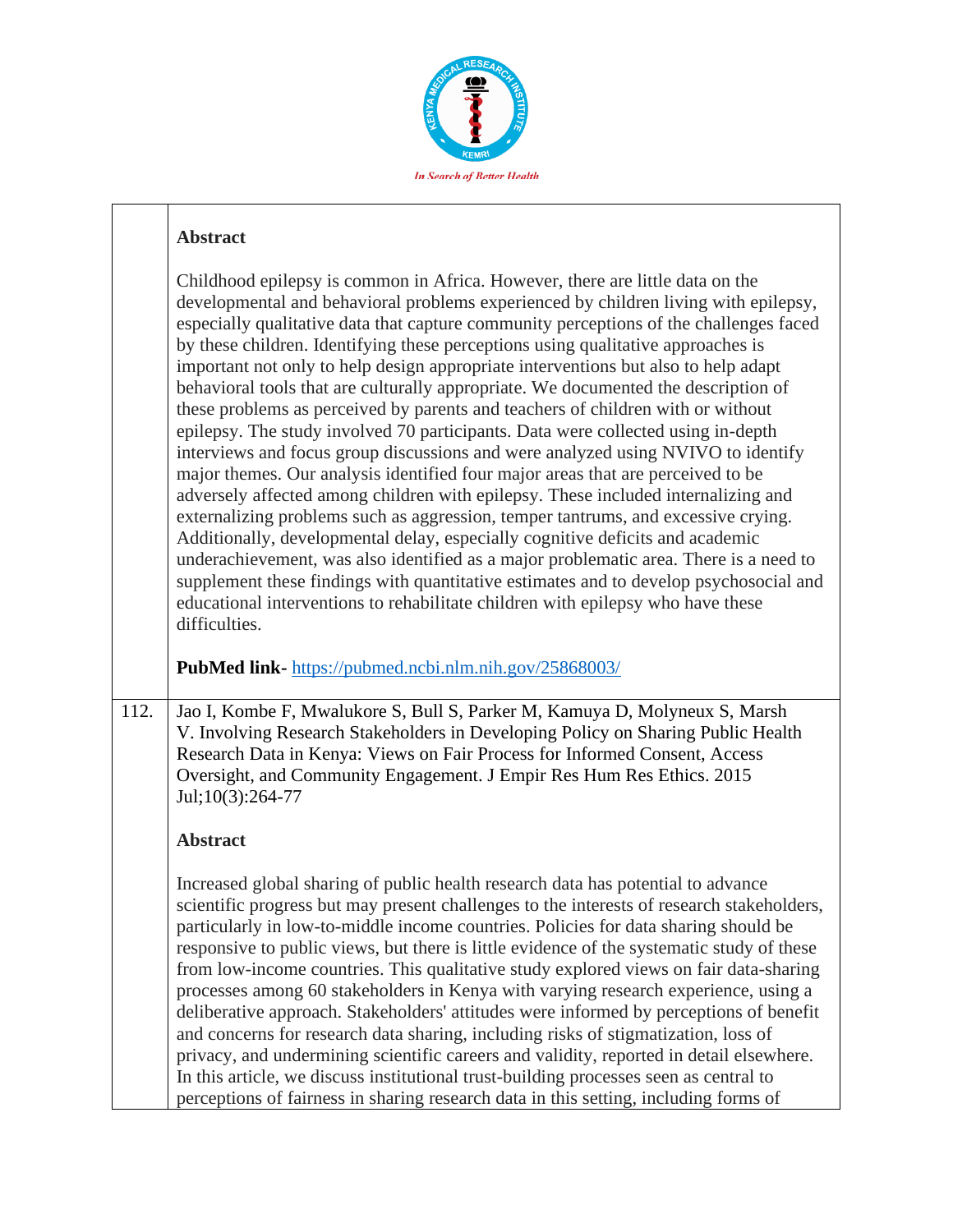**Abstract**

Childhood epilepsy is common in Africa. However, there are little data on the developmental and behavioral problems experienced by children living with epilepsy, especially qualitative data that capture community perceptions of the challenges faced by these children. Identifying these perceptions using qualitative approaches is important not only to help design appropriate interventions but also to help adapt behavioral tools that are culturally appropriate. We documented the description of these problems as perceived by parents and teachers of children with or without epilepsy. The study involved 70 participants. Data were collected using in-depth interviews and focus group discussions and were analyzed using NVIVO to identify major themes. Our analysis identified four major areas that are perceived to be adversely affected among children with epilepsy. These included internalizing and externalizing problems such as aggression, temper tantrums, and excessive crying. Additionally, developmental delay, especially cognitive deficits and academic underachievement, was also identified as a major problematic area. There is a need to supplement these findings with quantitative estimates and to develop psychosocial and educational interventions to rehabilitate children with epilepsy who have these difficulties.

**PubMed link-** https://pubmed.ncbi.nlm.nih.gov/25868003/

112. Jao I, Kombe F, Mwalukore S, Bull S, Parker M, Kamuya D, Molyneux S, Marsh V. Involving Research Stakeholders in Developing Policy on Sharing Public Health Research Data in Kenya: Views on Fair Process for Informed Consent, Access Oversight, and Community Engagement. J Empir Res Hum Res Ethics. 2015 Jul;10(3):264-77

**Abstract**

Increased global sharing of public health research data has potential to advance scientific progress but may present challenges to the interests of research stakeholders, particularly in low-to-middle income countries. Policies for data sharing should be responsive to public views, but there is little evidence of the systematic study of these from low-income countries. This qualitative study explored views on fair data-sharing processes among 60 stakeholders in Kenya with varying research experience, using a deliberative approach. Stakeholders' attitudes were informed by perceptions of benefit and concerns for research data sharing, including risks of stigmatization, loss of privacy, and undermining scientific careers and validity, reported in detail elsewhere. In this article, we discuss institutional trust-building processes seen as central to perceptions of fairness in sharing research data in this setting, including forms of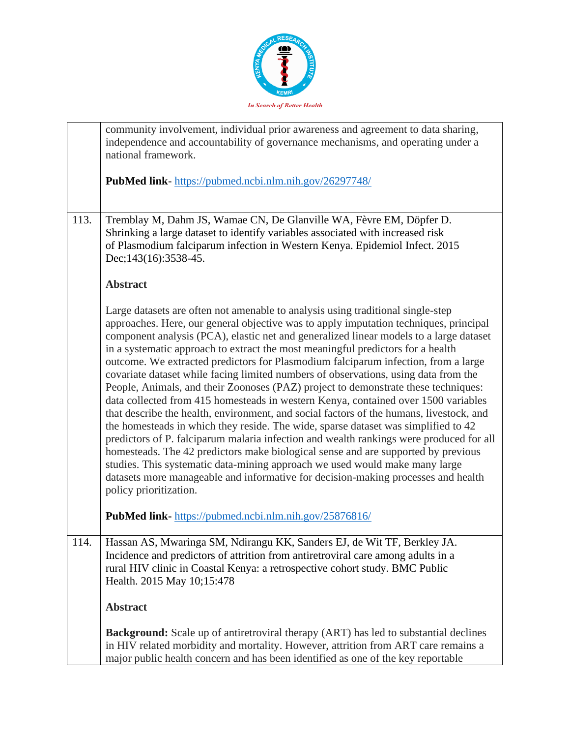| | |
|---|---|
| | community involvement, individual prior awareness and agreement to data sharing, independence and accountability of governance mechanisms, and operating under a national framework.<br><br>**PubMed link**- https://pubmed.ncbi.nlm.nih.gov/26297748/ |
| 113. | Tremblay M, Dahm JS, Wamae CN, De Glanville WA, Fèvre EM, Döpfer D. Shrinking a large dataset to identify variables associated with increased risk of Plasmodium falciparum infection in Western Kenya. Epidemiol Infect. 2015 Dec;143(16):3538-45.<br><br>**Abstract**<br><br>Large datasets are often not amenable to analysis using traditional single-step approaches. Here, our general objective was to apply imputation techniques, principal component analysis (PCA), elastic net and generalized linear models to a large dataset in a systematic approach to extract the most meaningful predictors for a health outcome. We extracted predictors for Plasmodium falciparum infection, from a large covariate dataset while facing limited numbers of observations, using data from the People, Animals, and their Zoonoses (PAZ) project to demonstrate these techniques: data collected from 415 homesteads in western Kenya, contained over 1500 variables that describe the health, environment, and social factors of the humans, livestock, and the homesteads in which they reside. The wide, sparse dataset was simplified to 42 predictors of P. falciparum malaria infection and wealth rankings were produced for all homesteads. The 42 predictors make biological sense and are supported by previous studies. This systematic data-mining approach we used would make many large datasets more manageable and informative for decision-making processes and health policy prioritization.<br><br>**PubMed link**- https://pubmed.ncbi.nlm.nih.gov/25876816/ |
| 114. | Hassan AS, Mwaringa SM, Ndirangu KK, Sanders EJ, de Wit TF, Berkley JA. Incidence and predictors of attrition from antiretroviral care among adults in a rural HIV clinic in Coastal Kenya: a retrospective cohort study. BMC Public Health. 2015 May 10;15:478<br><br>**Abstract**<br><br>**Background:** Scale up of antiretroviral therapy (ART) has led to substantial declines in HIV related morbidity and mortality. However, attrition from ART care remains a major public health concern and has been identified as one of the key reportable |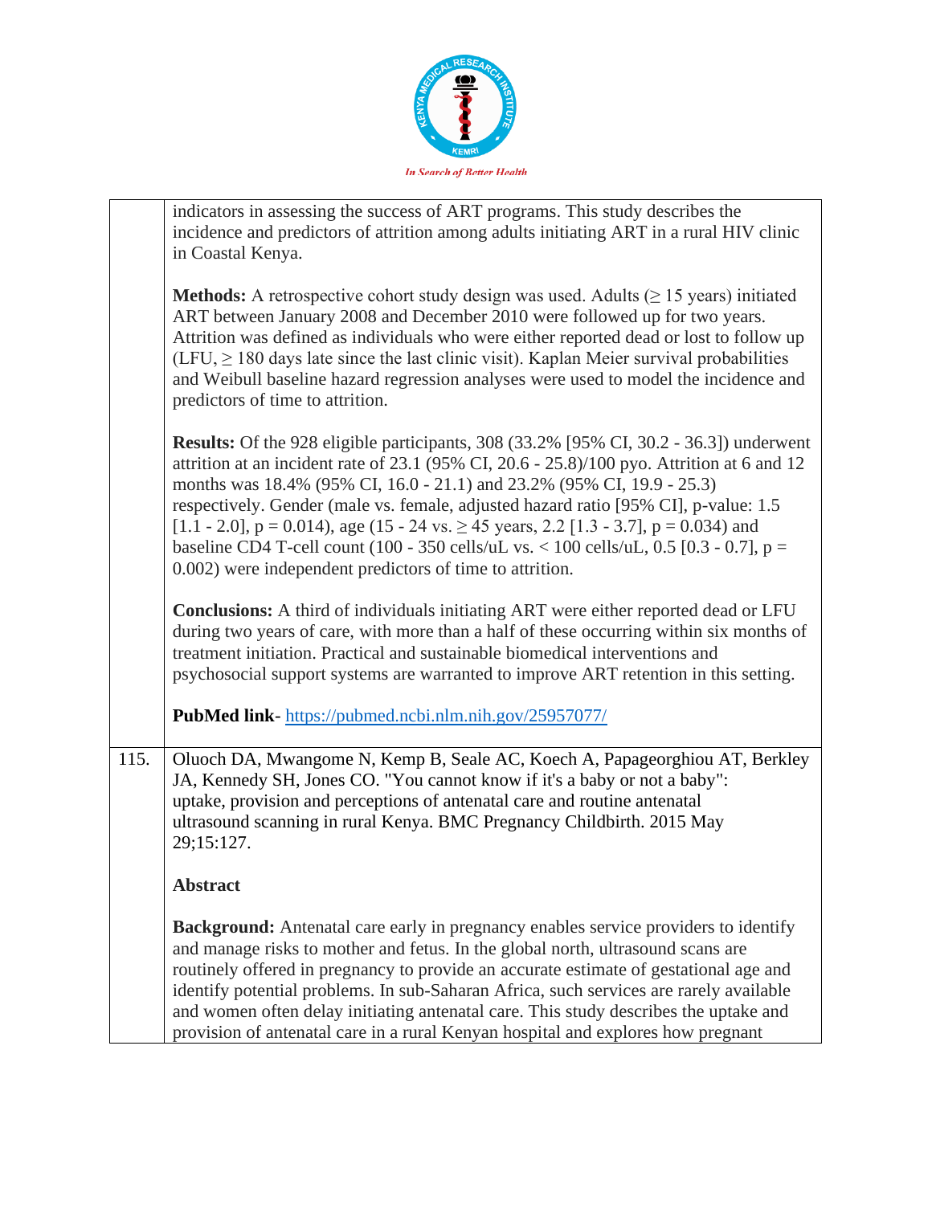indicators in assessing the success of ART programs. This study describes the incidence and predictors of attrition among adults initiating ART in a rural HIV clinic in Coastal Kenya.

**Methods:** A retrospective cohort study design was used. Adults (≥ 15 years) initiated ART between January 2008 and December 2010 were followed up for two years. Attrition was defined as individuals who were either reported dead or lost to follow up (LFU, ≥ 180 days late since the last clinic visit). Kaplan Meier survival probabilities and Weibull baseline hazard regression analyses were used to model the incidence and predictors of time to attrition.

**Results:** Of the 928 eligible participants, 308 (33.2% [95% CI, 30.2 - 36.3]) underwent attrition at an incident rate of 23.1 (95% CI, 20.6 - 25.8)/100 pyo. Attrition at 6 and 12 months was 18.4% (95% CI, 16.0 - 21.1) and 23.2% (95% CI, 19.9 - 25.3) respectively. Gender (male vs. female, adjusted hazard ratio [95% CI], p-value: 1.5 [1.1 - 2.0], p = 0.014), age (15 - 24 vs. ≥ 45 years, 2.2 [1.3 - 3.7], p = 0.034) and baseline CD4 T-cell count (100 - 350 cells/uL vs. < 100 cells/uL, 0.5 [0.3 - 0.7], p = 0.002) were independent predictors of time to attrition.

**Conclusions:** A third of individuals initiating ART were either reported dead or LFU during two years of care, with more than a half of these occurring within six months of treatment initiation. Practical and sustainable biomedical interventions and psychosocial support systems are warranted to improve ART retention in this setting.

**PubMed link**- https://pubmed.ncbi.nlm.nih.gov/25957077/

115. Oluoch DA, Mwangome N, Kemp B, Seale AC, Koech A, Papageorghiou AT, Berkley JA, Kennedy SH, Jones CO. "You cannot know if it's a baby or not a baby": uptake, provision and perceptions of antenatal care and routine antenatal ultrasound scanning in rural Kenya. BMC Pregnancy Childbirth. 2015 May 29;15:127.

**Abstract**

**Background:** Antenatal care early in pregnancy enables service providers to identify and manage risks to mother and fetus. In the global north, ultrasound scans are routinely offered in pregnancy to provide an accurate estimate of gestational age and identify potential problems. In sub-Saharan Africa, such services are rarely available and women often delay initiating antenatal care. This study describes the uptake and provision of antenatal care in a rural Kenyan hospital and explores how pregnant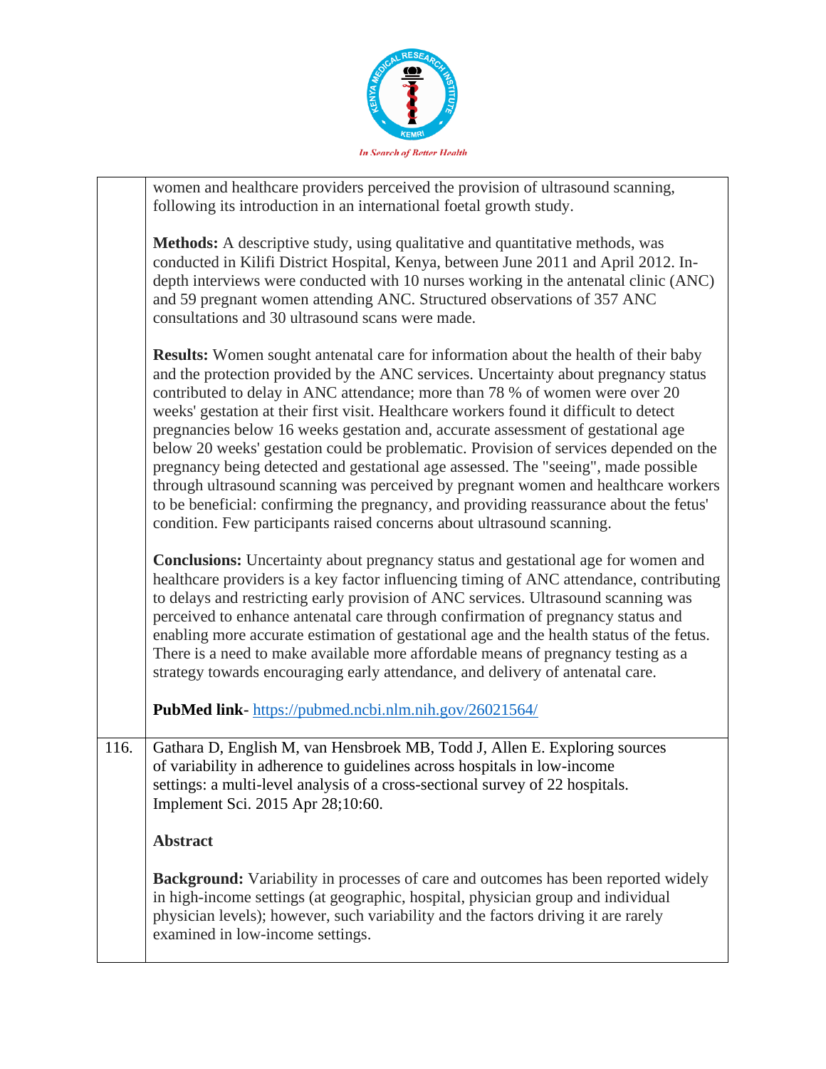| | |
|---|---|
| | women and healthcare providers perceived the provision of ultrasound scanning, following its introduction in an international foetal growth study.<br><br>**Methods:** A descriptive study, using qualitative and quantitative methods, was conducted in Kilifi District Hospital, Kenya, between June 2011 and April 2012. In-depth interviews were conducted with 10 nurses working in the antenatal clinic (ANC) and 59 pregnant women attending ANC. Structured observations of 357 ANC consultations and 30 ultrasound scans were made.<br><br>**Results:** Women sought antenatal care for information about the health of their baby and the protection provided by the ANC services. Uncertainty about pregnancy status contributed to delay in ANC attendance; more than 78 % of women were over 20 weeks' gestation at their first visit. Healthcare workers found it difficult to detect pregnancies below 16 weeks gestation and, accurate assessment of gestational age below 20 weeks' gestation could be problematic. Provision of services depended on the pregnancy being detected and gestational age assessed. The "seeing", made possible through ultrasound scanning was perceived by pregnant women and healthcare workers to be beneficial: confirming the pregnancy, and providing reassurance about the fetus' condition. Few participants raised concerns about ultrasound scanning.<br><br>**Conclusions:** Uncertainty about pregnancy status and gestational age for women and healthcare providers is a key factor influencing timing of ANC attendance, contributing to delays and restricting early provision of ANC services. Ultrasound scanning was perceived to enhance antenatal care through confirmation of pregnancy status and enabling more accurate estimation of gestational age and the health status of the fetus. There is a need to make available more affordable means of pregnancy testing as a strategy towards encouraging early attendance, and delivery of antenatal care.<br><br>**PubMed link**- https://pubmed.ncbi.nlm.nih.gov/26021564/ |
| 116. | Gathara D, English M, van Hensbroek MB, Todd J, Allen E. Exploring sources of variability in adherence to guidelines across hospitals in low-income settings: a multi-level analysis of a cross-sectional survey of 22 hospitals. Implement Sci. 2015 Apr 28;10:60.<br><br>**Abstract**<br><br>**Background:** Variability in processes of care and outcomes has been reported widely in high-income settings (at geographic, hospital, physician group and individual physician levels); however, such variability and the factors driving it are rarely examined in low-income settings. |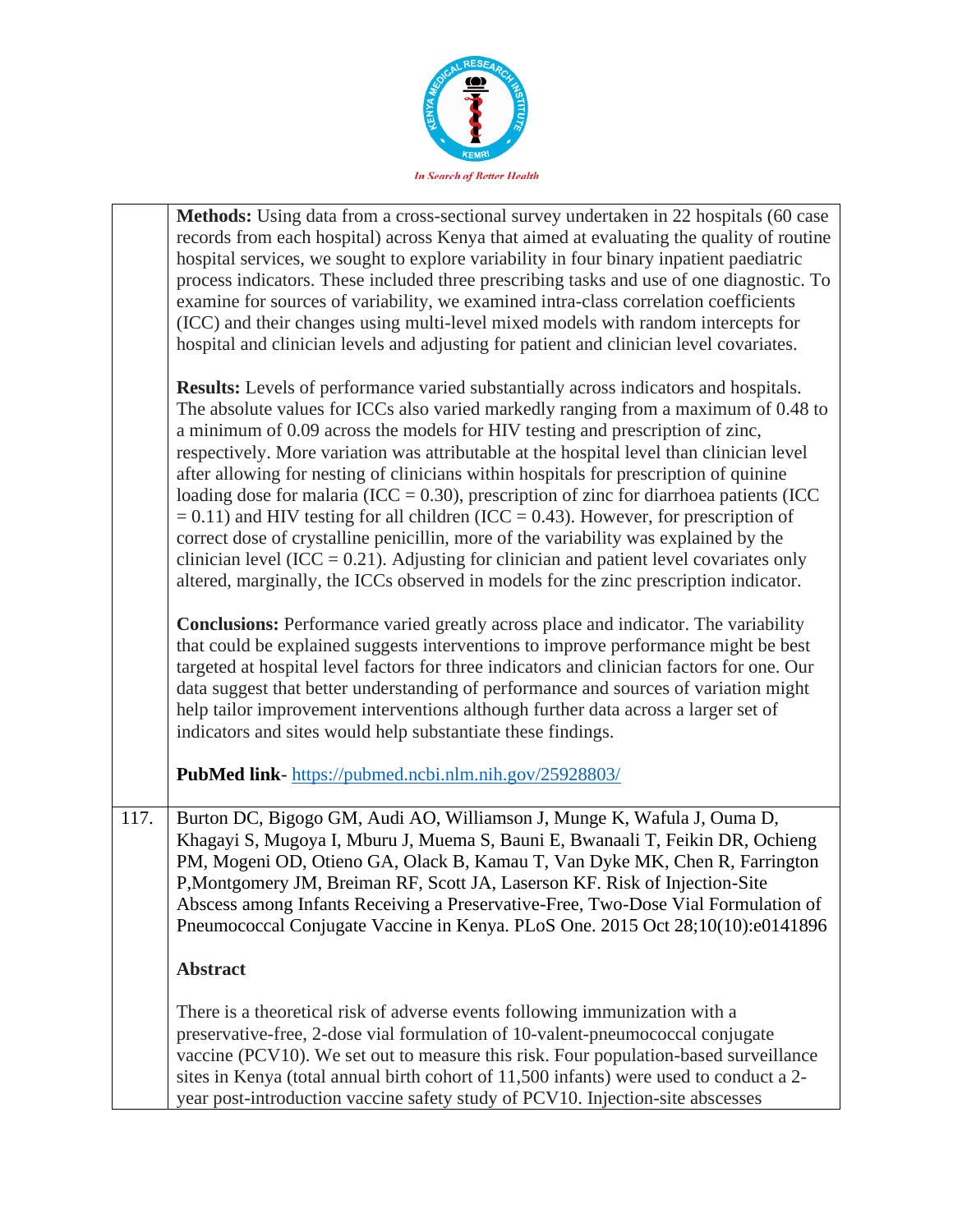**Methods:** Using data from a cross-sectional survey undertaken in 22 hospitals (60 case records from each hospital) across Kenya that aimed at evaluating the quality of routine hospital services, we sought to explore variability in four binary inpatient paediatric process indicators. These included three prescribing tasks and use of one diagnostic. To examine for sources of variability, we examined intra-class correlation coefficients (ICC) and their changes using multi-level mixed models with random intercepts for hospital and clinician levels and adjusting for patient and clinician level covariates.

**Results:** Levels of performance varied substantially across indicators and hospitals. The absolute values for ICCs also varied markedly ranging from a maximum of 0.48 to a minimum of 0.09 across the models for HIV testing and prescription of zinc, respectively. More variation was attributable at the hospital level than clinician level after allowing for nesting of clinicians within hospitals for prescription of quinine loading dose for malaria (ICC = 0.30), prescription of zinc for diarrhoea patients (ICC = 0.11) and HIV testing for all children (ICC = 0.43). However, for prescription of correct dose of crystalline penicillin, more of the variability was explained by the clinician level (ICC = 0.21). Adjusting for clinician and patient level covariates only altered, marginally, the ICCs observed in models for the zinc prescription indicator.

**Conclusions:** Performance varied greatly across place and indicator. The variability that could be explained suggests interventions to improve performance might be best targeted at hospital level factors for three indicators and clinician factors for one. Our data suggest that better understanding of performance and sources of variation might help tailor improvement interventions although further data across a larger set of indicators and sites would help substantiate these findings.

**PubMed link**- https://pubmed.ncbi.nlm.nih.gov/25928803/

117. Burton DC, Bigogo GM, Audi AO, Williamson J, Munge K, Wafula J, Ouma D, Khagayi S, Mugoya I, Mburu J, Muema S, Bauni E, Bwanaali T, Feikin DR, Ochieng PM, Mogeni OD, Otieno GA, Olack B, Kamau T, Van Dyke MK, Chen R, Farrington P,Montgomery JM, Breiman RF, Scott JA, Laserson KF. Risk of Injection-Site Abscess among Infants Receiving a Preservative-Free, Two-Dose Vial Formulation of Pneumococcal Conjugate Vaccine in Kenya. PLoS One. 2015 Oct 28;10(10):e0141896

**Abstract**

There is a theoretical risk of adverse events following immunization with a preservative-free, 2-dose vial formulation of 10-valent-pneumococcal conjugate vaccine (PCV10). We set out to measure this risk. Four population-based surveillance sites in Kenya (total annual birth cohort of 11,500 infants) were used to conduct a 2-year post-introduction vaccine safety study of PCV10. Injection-site abscesses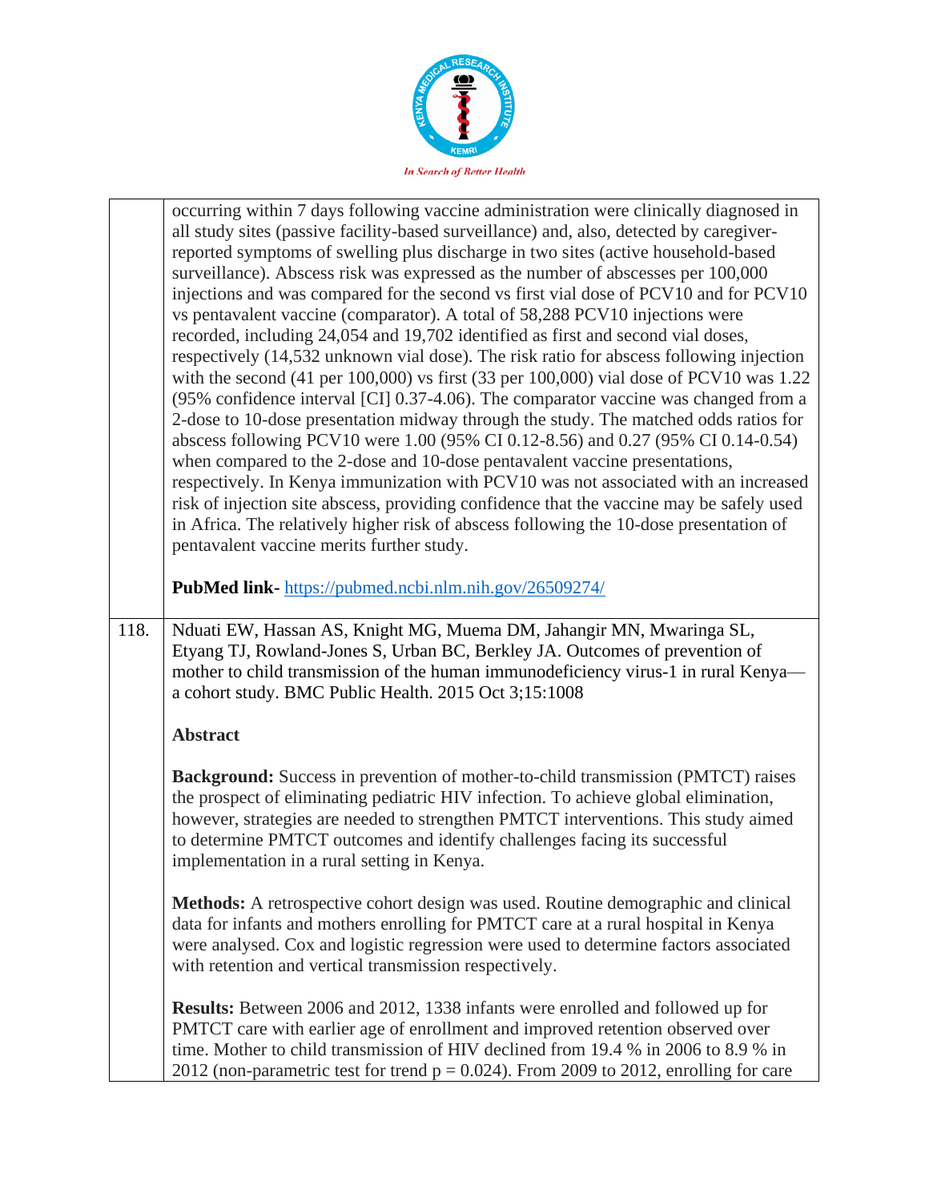occurring within 7 days following vaccine administration were clinically diagnosed in all study sites (passive facility-based surveillance) and, also, detected by caregiver-reported symptoms of swelling plus discharge in two sites (active household-based surveillance). Abscess risk was expressed as the number of abscesses per 100,000 injections and was compared for the second vs first vial dose of PCV10 and for PCV10 vs pentavalent vaccine (comparator). A total of 58,288 PCV10 injections were recorded, including 24,054 and 19,702 identified as first and second vial doses, respectively (14,532 unknown vial dose). The risk ratio for abscess following injection with the second (41 per 100,000) vs first (33 per 100,000) vial dose of PCV10 was 1.22 (95% confidence interval [CI] 0.37-4.06). The comparator vaccine was changed from a 2-dose to 10-dose presentation midway through the study. The matched odds ratios for abscess following PCV10 were 1.00 (95% CI 0.12-8.56) and 0.27 (95% CI 0.14-0.54) when compared to the 2-dose and 10-dose pentavalent vaccine presentations, respectively. In Kenya immunization with PCV10 was not associated with an increased risk of injection site abscess, providing confidence that the vaccine may be safely used in Africa. The relatively higher risk of abscess following the 10-dose presentation of pentavalent vaccine merits further study.

**PubMed link-** https://pubmed.ncbi.nlm.nih.gov/26509274/

118. Nduati EW, Hassan AS, Knight MG, Muema DM, Jahangir MN, Mwaringa SL, Etyang TJ, Rowland-Jones S, Urban BC, Berkley JA. Outcomes of prevention of mother to child transmission of the human immunodeficiency virus-1 in rural Kenya—a cohort study. BMC Public Health. 2015 Oct 3;15:1008

**Abstract**

**Background:** Success in prevention of mother-to-child transmission (PMTCT) raises the prospect of eliminating pediatric HIV infection. To achieve global elimination, however, strategies are needed to strengthen PMTCT interventions. This study aimed to determine PMTCT outcomes and identify challenges facing its successful implementation in a rural setting in Kenya.

**Methods:** A retrospective cohort design was used. Routine demographic and clinical data for infants and mothers enrolling for PMTCT care at a rural hospital in Kenya were analysed. Cox and logistic regression were used to determine factors associated with retention and vertical transmission respectively.

**Results:** Between 2006 and 2012, 1338 infants were enrolled and followed up for PMTCT care with earlier age of enrollment and improved retention observed over time. Mother to child transmission of HIV declined from 19.4 % in 2006 to 8.9 % in 2012 (non-parametric test for trend $p = 0.024$). From 2009 to 2012, enrolling for care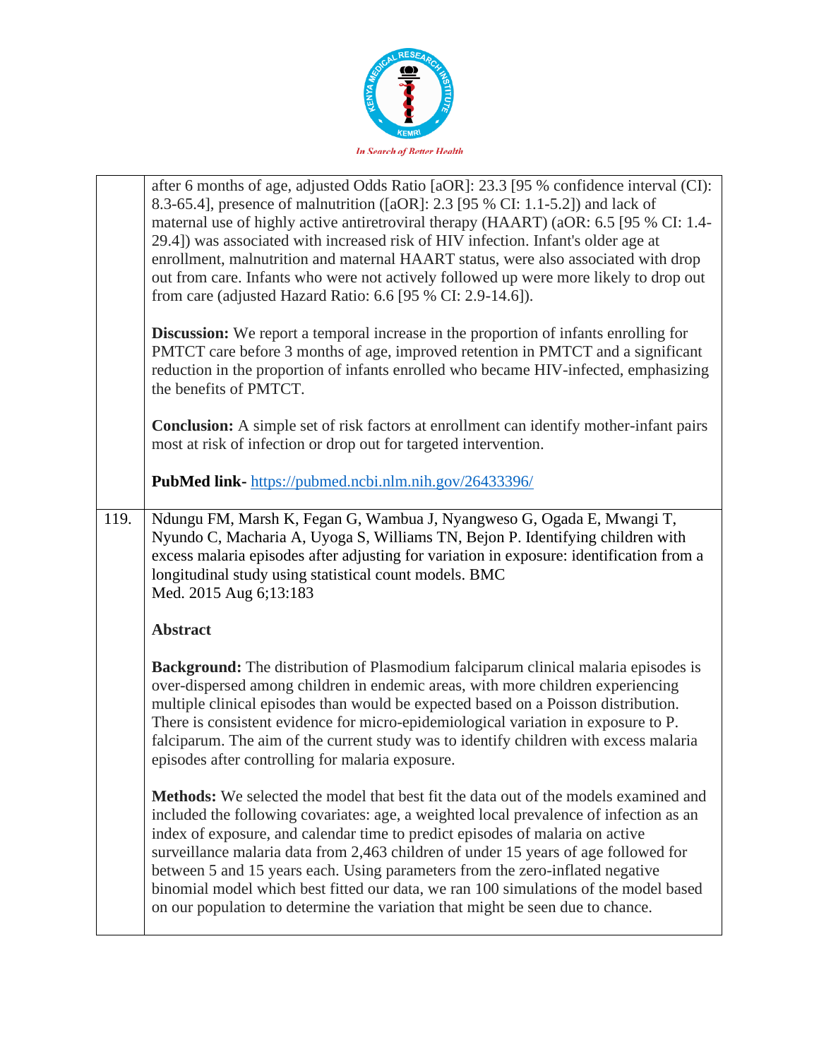| | |
|---|---|
| | after 6 months of age, adjusted Odds Ratio [aOR]: 23.3 [95 % confidence interval (CI): 8.3-65.4], presence of malnutrition ([aOR]: 2.3 [95 % CI: 1.1-5.2]) and lack of maternal use of highly active antiretroviral therapy (HAART) (aOR: 6.5 [95 % CI: 1.4-29.4]) was associated with increased risk of HIV infection. Infant's older age at enrollment, malnutrition and maternal HAART status, were also associated with drop out from care. Infants who were not actively followed up were more likely to drop out from care (adjusted Hazard Ratio: 6.6 [95 % CI: 2.9-14.6]).<br><br>**Discussion:** We report a temporal increase in the proportion of infants enrolling for PMTCT care before 3 months of age, improved retention in PMTCT and a significant reduction in the proportion of infants enrolled who became HIV-infected, emphasizing the benefits of PMTCT.<br><br>**Conclusion:** A simple set of risk factors at enrollment can identify mother-infant pairs most at risk of infection or drop out for targeted intervention.<br><br>**PubMed link-** https://pubmed.ncbi.nlm.nih.gov/26433396/ |
| 119. | Ndungu FM, Marsh K, Fegan G, Wambua J, Nyangweso G, Ogada E, Mwangi T, Nyundo C, Macharia A, Uyoga S, Williams TN, Bejon P. Identifying children with excess malaria episodes after adjusting for variation in exposure: identification from a longitudinal study using statistical count models. BMC Med. 2015 Aug 6;13:183<br><br>**Abstract**<br><br>**Background:** The distribution of Plasmodium falciparum clinical malaria episodes is over-dispersed among children in endemic areas, with more children experiencing multiple clinical episodes than would be expected based on a Poisson distribution. There is consistent evidence for micro-epidemiological variation in exposure to P. falciparum. The aim of the current study was to identify children with excess malaria episodes after controlling for malaria exposure.<br><br>**Methods:** We selected the model that best fit the data out of the models examined and included the following covariates: age, a weighted local prevalence of infection as an index of exposure, and calendar time to predict episodes of malaria on active surveillance malaria data from 2,463 children of under 15 years of age followed for between 5 and 15 years each. Using parameters from the zero-inflated negative binomial model which best fitted our data, we ran 100 simulations of the model based on our population to determine the variation that might be seen due to chance. |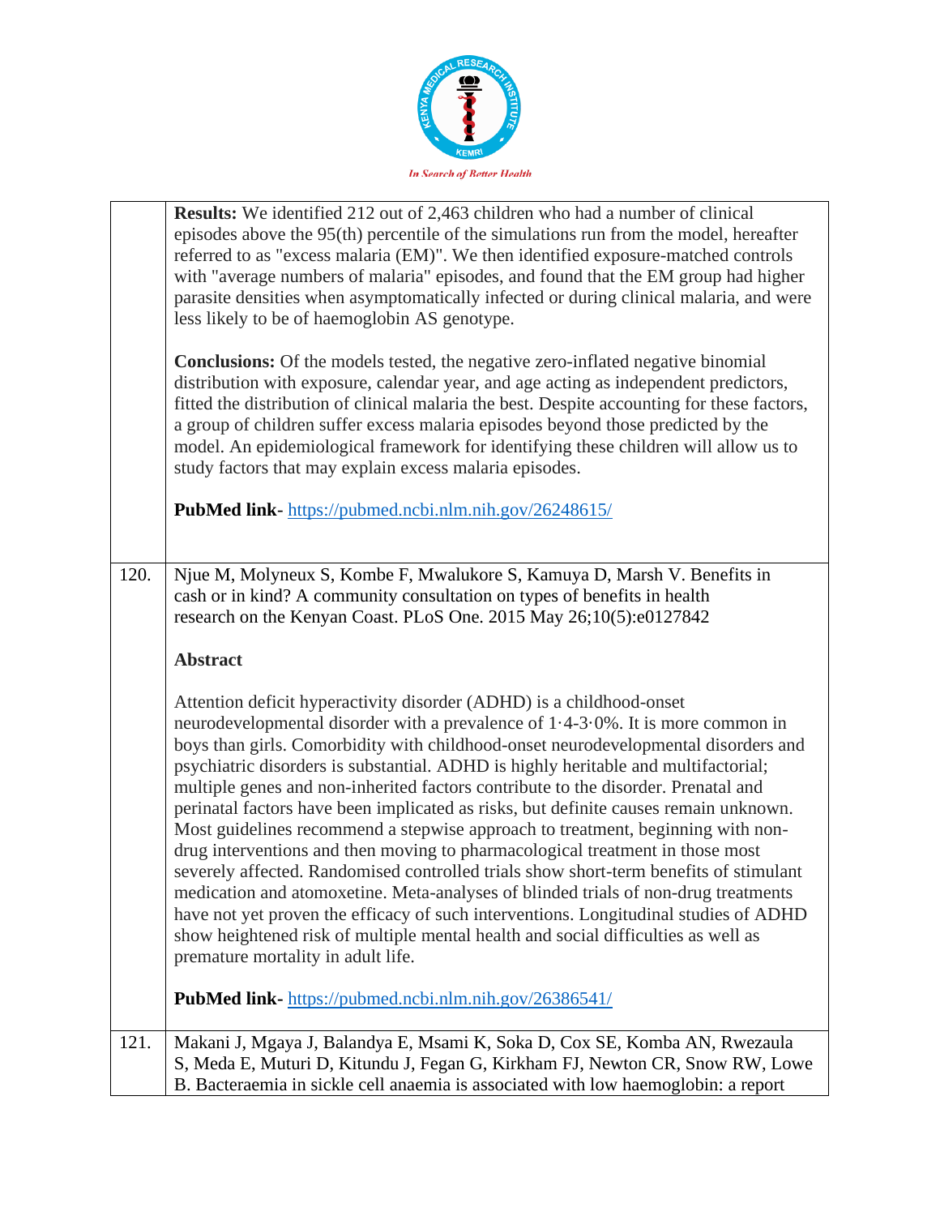| | |
|---|---|
| | **Results:** We identified 212 out of 2,463 children who had a number of clinical episodes above the 95(th) percentile of the simulations run from the model, hereafter referred to as "excess malaria (EM)". We then identified exposure-matched controls with "average numbers of malaria" episodes, and found that the EM group had higher parasite densities when asymptomatically infected or during clinical malaria, and were less likely to be of haemoglobin AS genotype. <br><br> **Conclusions:** Of the models tested, the negative zero-inflated negative binomial distribution with exposure, calendar year, and age acting as independent predictors, fitted the distribution of clinical malaria the best. Despite accounting for these factors, a group of children suffer excess malaria episodes beyond those predicted by the model. An epidemiological framework for identifying these children will allow us to study factors that may explain excess malaria episodes. <br><br> **PubMed link**- https://pubmed.ncbi.nlm.nih.gov/26248615/ |
| 120. | Njue M, Molyneux S, Kombe F, Mwalukore S, Kamuya D, Marsh V. Benefits in cash or in kind? A community consultation on types of benefits in health research on the Kenyan Coast. PLoS One. 2015 May 26;10(5):e0127842 <br><br> **Abstract** <br><br> Attention deficit hyperactivity disorder (ADHD) is a childhood-onset neurodevelopmental disorder with a prevalence of 1·4-3·0%. It is more common in boys than girls. Comorbidity with childhood-onset neurodevelopmental disorders and psychiatric disorders is substantial. ADHD is highly heritable and multifactorial; multiple genes and non-inherited factors contribute to the disorder. Prenatal and perinatal factors have been implicated as risks, but definite causes remain unknown. Most guidelines recommend a stepwise approach to treatment, beginning with non-drug interventions and then moving to pharmacological treatment in those most severely affected. Randomised controlled trials show short-term benefits of stimulant medication and atomoxetine. Meta-analyses of blinded trials of non-drug treatments have not yet proven the efficacy of such interventions. Longitudinal studies of ADHD show heightened risk of multiple mental health and social difficulties as well as premature mortality in adult life. <br><br> **PubMed link**- https://pubmed.ncbi.nlm.nih.gov/26386541/ |
| 121. | Makani J, Mgaya J, Balandya E, Msami K, Soka D, Cox SE, Komba AN, Rwezaula S, Meda E, Muturi D, Kitundu J, Fegan G, Kirkham FJ, Newton CR, Snow RW, Lowe B. Bacteraemia in sickle cell anaemia is associated with low haemoglobin: a report |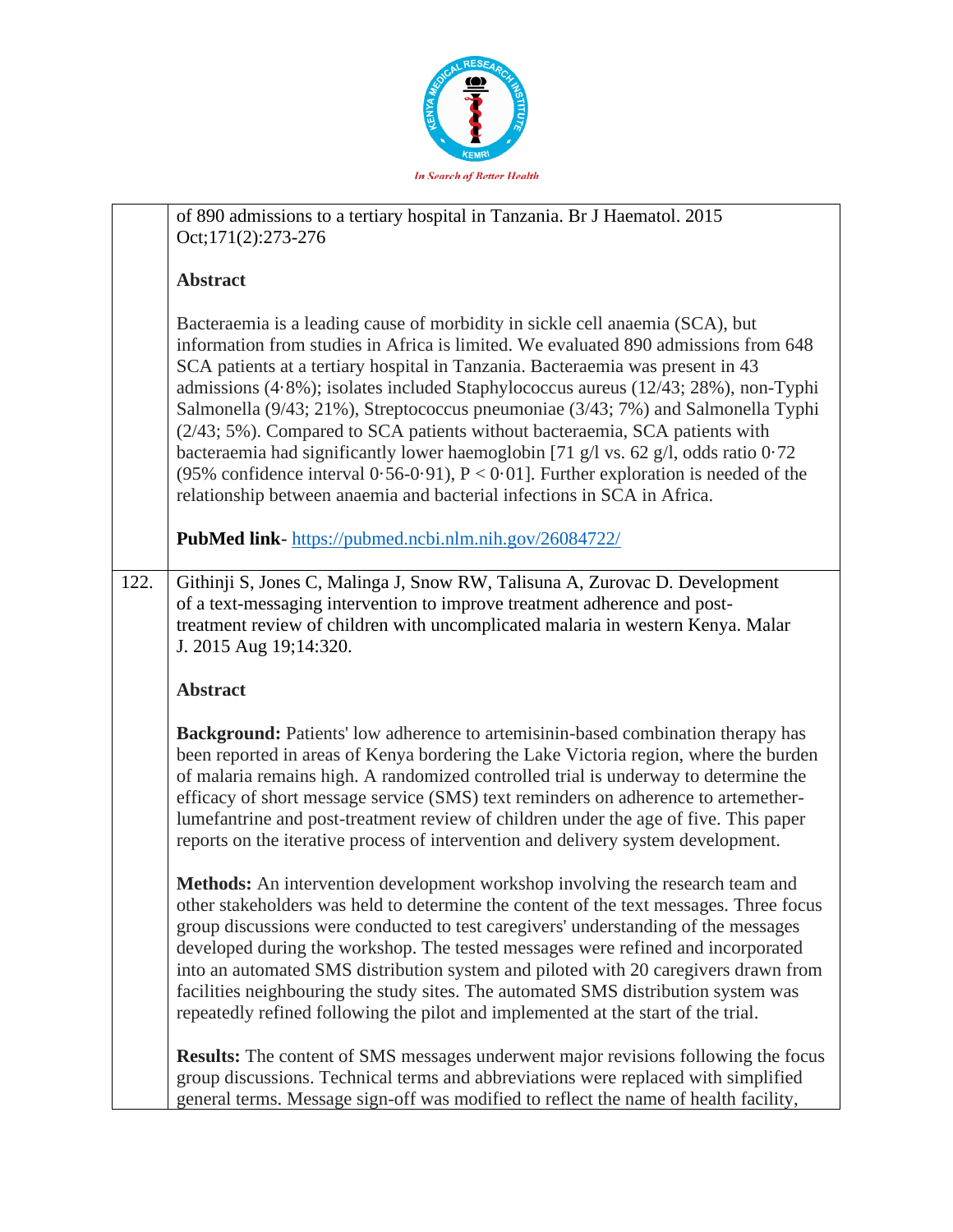| | |
|---|---|
| | of 890 admissions to a tertiary hospital in Tanzania. Br J Haematol. 2015 Oct;171(2):273-276<br><br>**Abstract**<br><br>Bacteraemia is a leading cause of morbidity in sickle cell anaemia (SCA), but information from studies in Africa is limited. We evaluated 890 admissions from 648 SCA patients at a tertiary hospital in Tanzania. Bacteraemia was present in 43 admissions (4·8%); isolates included Staphylococcus aureus (12/43; 28%), non-Typhi Salmonella (9/43; 21%), Streptococcus pneumoniae (3/43; 7%) and Salmonella Typhi (2/43; 5%). Compared to SCA patients without bacteraemia, SCA patients with bacteraemia had significantly lower haemoglobin [71 g/l vs. 62 g/l, odds ratio 0·72 (95% confidence interval 0·56-0·91), $P < 0·01$]. Further exploration is needed of the relationship between anaemia and bacterial infections in SCA in Africa.<br><br>**PubMed link**- https://pubmed.ncbi.nlm.nih.gov/26084722/ |
| 122. | Githinji S, Jones C, Malinga J, Snow RW, Talisuna A, Zurovac D. Development of a text-messaging intervention to improve treatment adherence and post-treatment review of children with uncomplicated malaria in western Kenya. Malar J. 2015 Aug 19;14:320.<br><br>**Abstract**<br><br>**Background:** Patients' low adherence to artemisinin-based combination therapy has been reported in areas of Kenya bordering the Lake Victoria region, where the burden of malaria remains high. A randomized controlled trial is underway to determine the efficacy of short message service (SMS) text reminders on adherence to artemether-lumefantrine and post-treatment review of children under the age of five. This paper reports on the iterative process of intervention and delivery system development.<br><br>**Methods:** An intervention development workshop involving the research team and other stakeholders was held to determine the content of the text messages. Three focus group discussions were conducted to test caregivers' understanding of the messages developed during the workshop. The tested messages were refined and incorporated into an automated SMS distribution system and piloted with 20 caregivers drawn from facilities neighbouring the study sites. The automated SMS distribution system was repeatedly refined following the pilot and implemented at the start of the trial.<br><br>**Results:** The content of SMS messages underwent major revisions following the focus group discussions. Technical terms and abbreviations were replaced with simplified general terms. Message sign-off was modified to reflect the name of health facility, |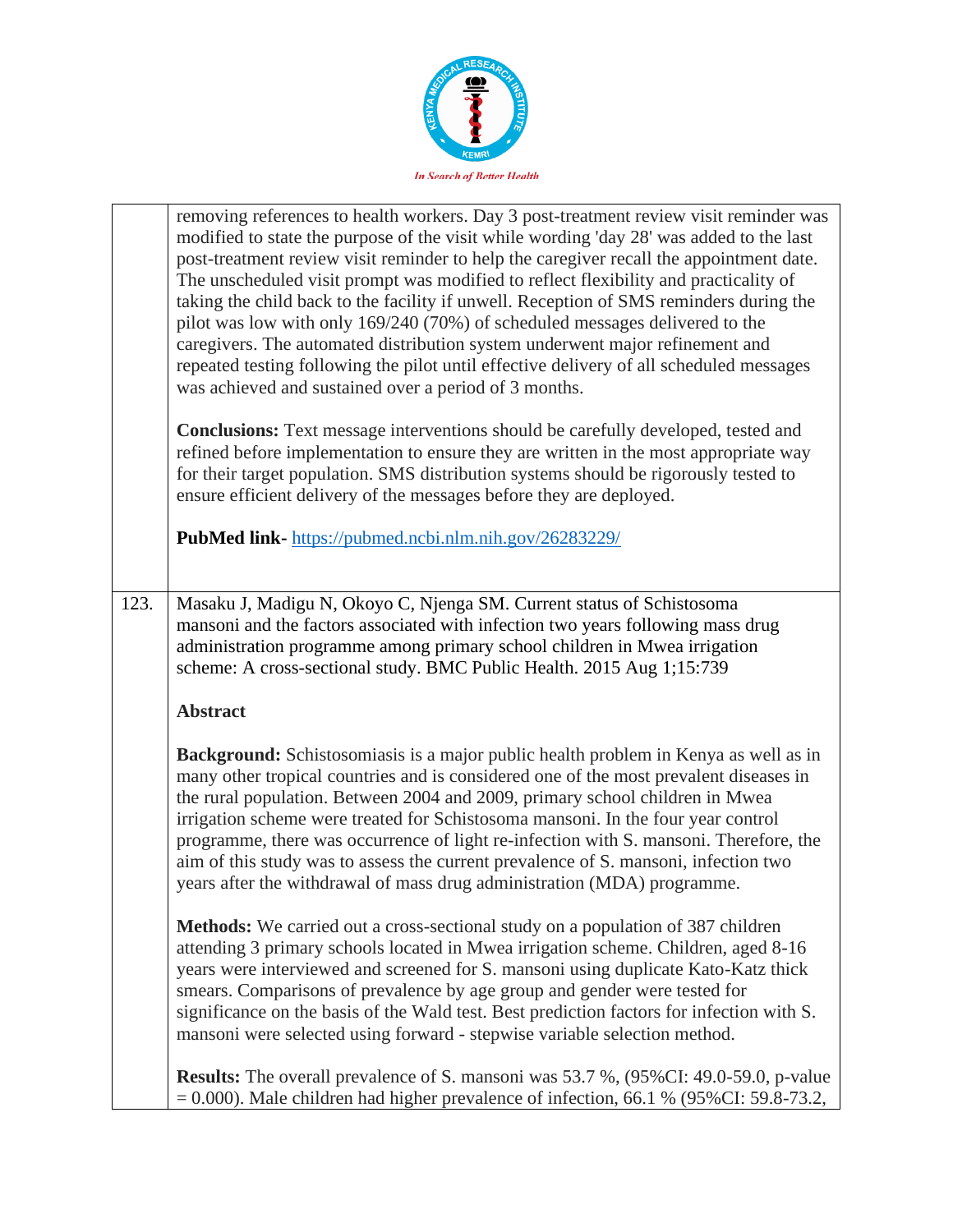removing references to health workers. Day 3 post-treatment review visit reminder was modified to state the purpose of the visit while wording 'day 28' was added to the last post-treatment review visit reminder to help the caregiver recall the appointment date. The unscheduled visit prompt was modified to reflect flexibility and practicality of taking the child back to the facility if unwell. Reception of SMS reminders during the pilot was low with only 169/240 (70%) of scheduled messages delivered to the caregivers. The automated distribution system underwent major refinement and repeated testing following the pilot until effective delivery of all scheduled messages was achieved and sustained over a period of 3 months.

**Conclusions:** Text message interventions should be carefully developed, tested and refined before implementation to ensure they are written in the most appropriate way for their target population. SMS distribution systems should be rigorously tested to ensure efficient delivery of the messages before they are deployed.

**PubMed link-** https://pubmed.ncbi.nlm.nih.gov/26283229/

123. Masaku J, Madigu N, Okoyo C, Njenga SM. Current status of Schistosoma mansoni and the factors associated with infection two years following mass drug administration programme among primary school children in Mwea irrigation scheme: A cross-sectional study. BMC Public Health. 2015 Aug 1;15:739

**Abstract**

**Background:** Schistosomiasis is a major public health problem in Kenya as well as in many other tropical countries and is considered one of the most prevalent diseases in the rural population. Between 2004 and 2009, primary school children in Mwea irrigation scheme were treated for Schistosoma mansoni. In the four year control programme, there was occurrence of light re-infection with S. mansoni. Therefore, the aim of this study was to assess the current prevalence of S. mansoni, infection two years after the withdrawal of mass drug administration (MDA) programme.

**Methods:** We carried out a cross-sectional study on a population of 387 children attending 3 primary schools located in Mwea irrigation scheme. Children, aged 8-16 years were interviewed and screened for S. mansoni using duplicate Kato-Katz thick smears. Comparisons of prevalence by age group and gender were tested for significance on the basis of the Wald test. Best prediction factors for infection with S. mansoni were selected using forward - stepwise variable selection method.

**Results:** The overall prevalence of S. mansoni was 53.7 %, (95%CI: 49.0-59.0, p-value = 0.000). Male children had higher prevalence of infection, 66.1 % (95%CI: 59.8-73.2,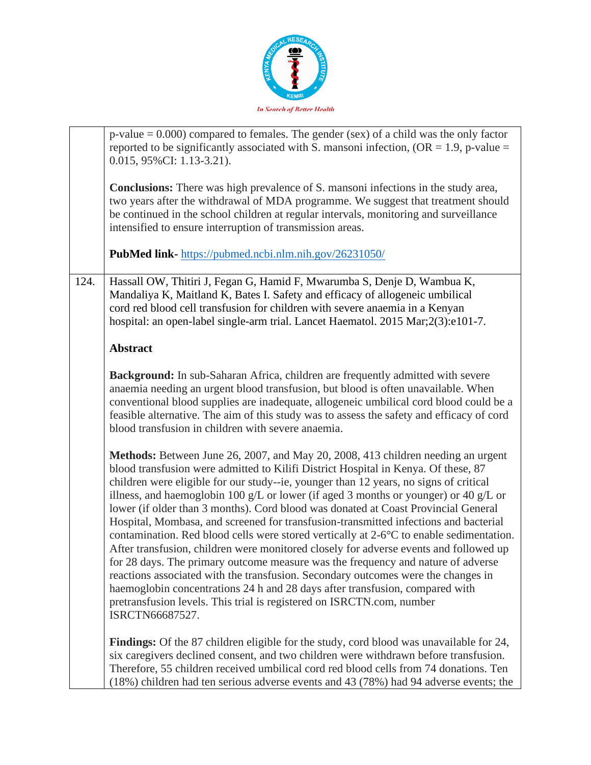| | |
|---|---|
| | p-value = 0.000) compared to females. The gender (sex) of a child was the only factor reported to be significantly associated with S. mansoni infection, (OR = 1.9, p-value = 0.015, 95%CI: 1.13-3.21).<br><br>**Conclusions:** There was high prevalence of S. mansoni infections in the study area, two years after the withdrawal of MDA programme. We suggest that treatment should be continued in the school children at regular intervals, monitoring and surveillance intensified to ensure interruption of transmission areas.<br><br>**PubMed link-** [https://pubmed.ncbi.nlm.nih.gov/26231050/](https://pubmed.ncbi.nlm.nih.gov/26231050/) |
| 124. | Hassall OW, Thitiri J, Fegan G, Hamid F, Mwarumba S, Denje D, Wambua K, Mandaliya K, Maitland K, Bates I. Safety and efficacy of allogeneic umbilical cord red blood cell transfusion for children with severe anaemia in a Kenyan hospital: an open-label single-arm trial. Lancet Haematol. 2015 Mar;2(3):e101-7.<br><br>**Abstract**<br><br>**Background:** In sub-Saharan Africa, children are frequently admitted with severe anaemia needing an urgent blood transfusion, but blood is often unavailable. When conventional blood supplies are inadequate, allogeneic umbilical cord blood could be a feasible alternative. The aim of this study was to assess the safety and efficacy of cord blood transfusion in children with severe anaemia.<br><br>**Methods:** Between June 26, 2007, and May 20, 2008, 413 children needing an urgent blood transfusion were admitted to Kilifi District Hospital in Kenya. Of these, 87 children were eligible for our study--ie, younger than 12 years, no signs of critical illness, and haemoglobin 100 g/L or lower (if aged 3 months or younger) or 40 g/L or lower (if older than 3 months). Cord blood was donated at Coast Provincial General Hospital, Mombasa, and screened for transfusion-transmitted infections and bacterial contamination. Red blood cells were stored vertically at 2-6°C to enable sedimentation. After transfusion, children were monitored closely for adverse events and followed up for 28 days. The primary outcome measure was the frequency and nature of adverse reactions associated with the transfusion. Secondary outcomes were the changes in haemoglobin concentrations 24 h and 28 days after transfusion, compared with pretransfusion levels. This trial is registered on ISRCTN.com, number ISRCTN66687527.<br><br>**Findings:** Of the 87 children eligible for the study, cord blood was unavailable for 24, six caregivers declined consent, and two children were withdrawn before transfusion. Therefore, 55 children received umbilical cord red blood cells from 74 donations. Ten (18%) children had ten serious adverse events and 43 (78%) had 94 adverse events; the |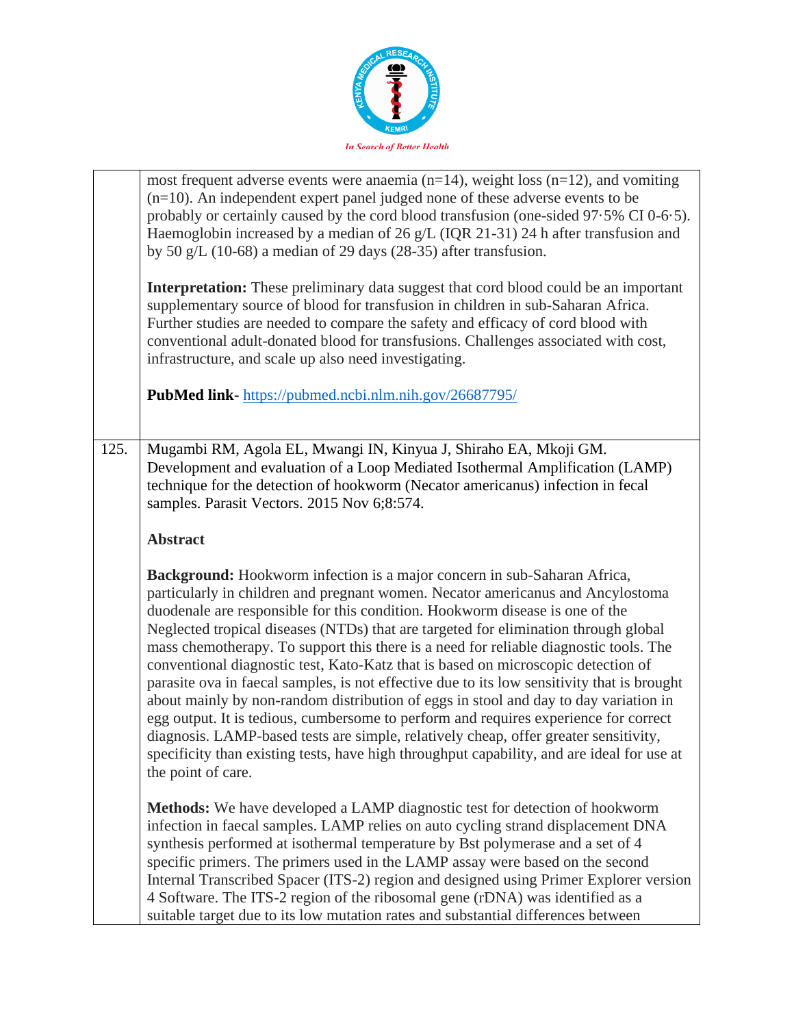| | |
|---|---|
| | most frequent adverse events were anaemia (n=14), weight loss (n=12), and vomiting (n=10). An independent expert panel judged none of these adverse events to be probably or certainly caused by the cord blood transfusion (one-sided 97·5% CI 0-6·5). Haemoglobin increased by a median of 26 g/L (IQR 21-31) 24 h after transfusion and by 50 g/L (10-68) a median of 29 days (28-35) after transfusion.<br><br>**Interpretation:** These preliminary data suggest that cord blood could be an important supplementary source of blood for transfusion in children in sub-Saharan Africa. Further studies are needed to compare the safety and efficacy of cord blood with conventional adult-donated blood for transfusions. Challenges associated with cost, infrastructure, and scale up also need investigating.<br><br>**PubMed link-** https://pubmed.ncbi.nlm.nih.gov/26687795/ |
| 125. | Mugambi RM, Agola EL, Mwangi IN, Kinyua J, Shiraho EA, Mkoji GM. Development and evaluation of a Loop Mediated Isothermal Amplification (LAMP) technique for the detection of hookworm (Necator americanus) infection in fecal samples. Parasit Vectors. 2015 Nov 6;8:574.<br><br>**Abstract**<br><br>**Background:** Hookworm infection is a major concern in sub-Saharan Africa, particularly in children and pregnant women. Necator americanus and Ancylostoma duodenale are responsible for this condition. Hookworm disease is one of the Neglected tropical diseases (NTDs) that are targeted for elimination through global mass chemotherapy. To support this there is a need for reliable diagnostic tools. The conventional diagnostic test, Kato-Katz that is based on microscopic detection of parasite ova in faecal samples, is not effective due to its low sensitivity that is brought about mainly by non-random distribution of eggs in stool and day to day variation in egg output. It is tedious, cumbersome to perform and requires experience for correct diagnosis. LAMP-based tests are simple, relatively cheap, offer greater sensitivity, specificity than existing tests, have high throughput capability, and are ideal for use at the point of care.<br><br>**Methods:** We have developed a LAMP diagnostic test for detection of hookworm infection in faecal samples. LAMP relies on auto cycling strand displacement DNA synthesis performed at isothermal temperature by Bst polymerase and a set of 4 specific primers. The primers used in the LAMP assay were based on the second Internal Transcribed Spacer (ITS-2) region and designed using Primer Explorer version 4 Software. The ITS-2 region of the ribosomal gene (rDNA) was identified as a suitable target due to its low mutation rates and substantial differences between |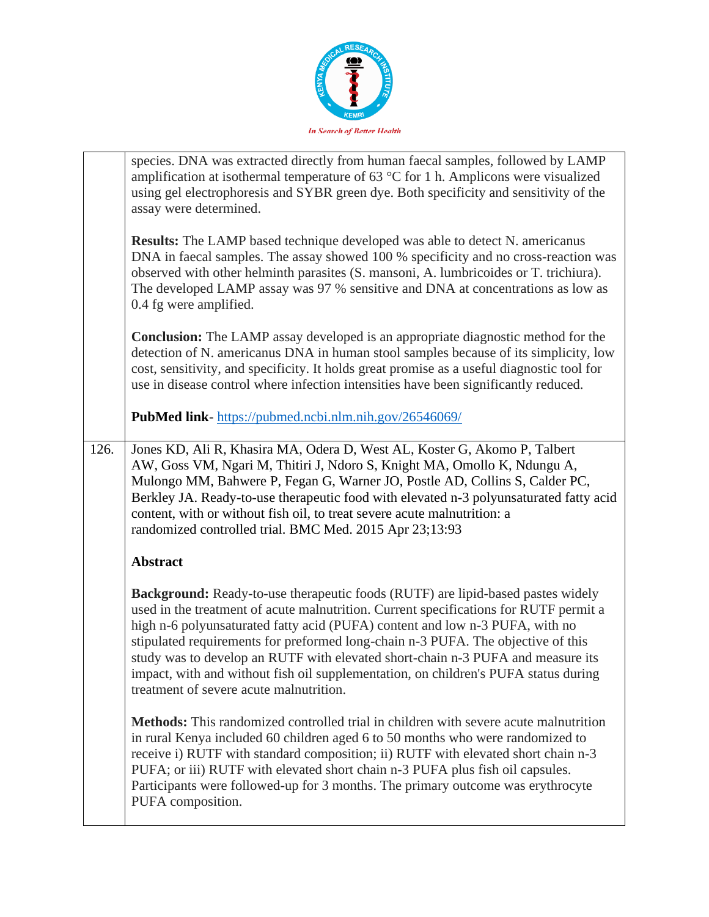species. DNA was extracted directly from human faecal samples, followed by LAMP amplification at isothermal temperature of 63 °C for 1 h. Amplicons were visualized using gel electrophoresis and SYBR green dye. Both specificity and sensitivity of the assay were determined.

**Results:** The LAMP based technique developed was able to detect N. americanus DNA in faecal samples. The assay showed 100 % specificity and no cross-reaction was observed with other helminth parasites (S. mansoni, A. lumbricoides or T. trichiura). The developed LAMP assay was 97 % sensitive and DNA at concentrations as low as 0.4 fg were amplified.

**Conclusion:** The LAMP assay developed is an appropriate diagnostic method for the detection of N. americanus DNA in human stool samples because of its simplicity, low cost, sensitivity, and specificity. It holds great promise as a useful diagnostic tool for use in disease control where infection intensities have been significantly reduced.

**PubMed link**- https://pubmed.ncbi.nlm.nih.gov/26546069/

126. Jones KD, Ali R, Khasira MA, Odera D, West AL, Koster G, Akomo P, Talbert AW, Goss VM, Ngari M, Thitiri J, Ndoro S, Knight MA, Omollo K, Ndungu A, Mulongo MM, Bahwere P, Fegan G, Warner JO, Postle AD, Collins S, Calder PC, Berkley JA. Ready-to-use therapeutic food with elevated n-3 polyunsaturated fatty acid content, with or without fish oil, to treat severe acute malnutrition: a randomized controlled trial. BMC Med. 2015 Apr 23;13:93

**Abstract**

**Background:** Ready-to-use therapeutic foods (RUTF) are lipid-based pastes widely used in the treatment of acute malnutrition. Current specifications for RUTF permit a high n-6 polyunsaturated fatty acid (PUFA) content and low n-3 PUFA, with no stipulated requirements for preformed long-chain n-3 PUFA. The objective of this study was to develop an RUTF with elevated short-chain n-3 PUFA and measure its impact, with and without fish oil supplementation, on children's PUFA status during treatment of severe acute malnutrition.

**Methods:** This randomized controlled trial in children with severe acute malnutrition in rural Kenya included 60 children aged 6 to 50 months who were randomized to receive i) RUTF with standard composition; ii) RUTF with elevated short chain n-3 PUFA; or iii) RUTF with elevated short chain n-3 PUFA plus fish oil capsules. Participants were followed-up for 3 months. The primary outcome was erythrocyte PUFA composition.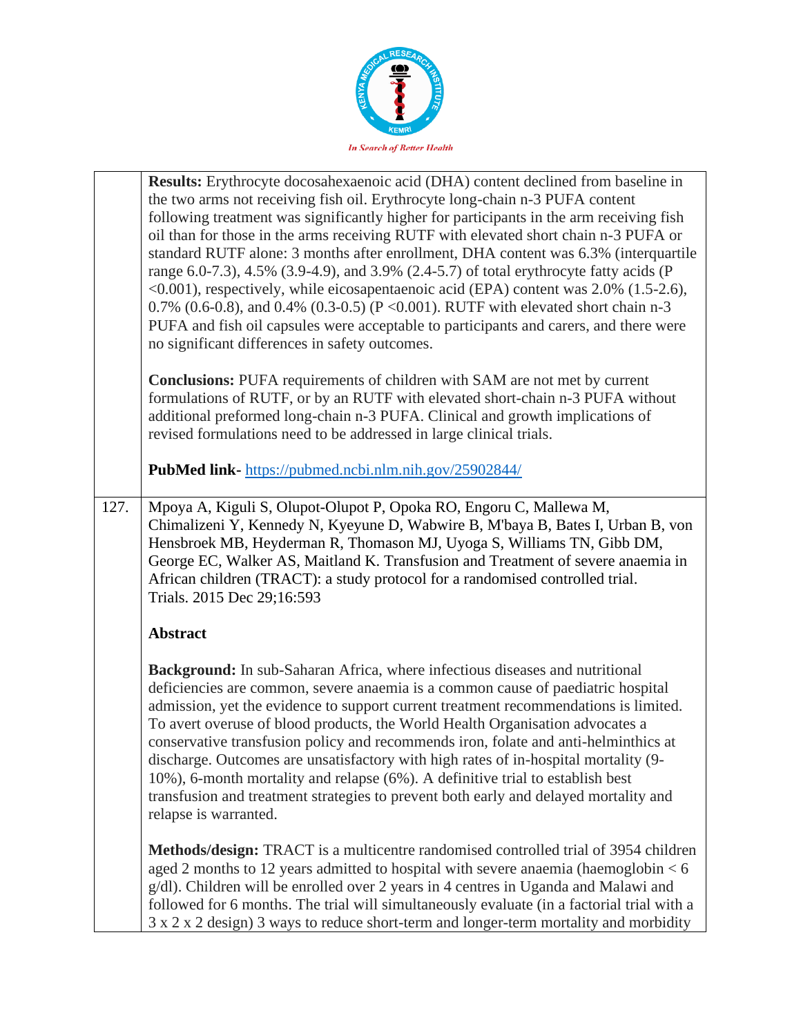| | |
|---|---|
| | **Results:** Erythrocyte docosahexaenoic acid (DHA) content declined from baseline in the two arms not receiving fish oil. Erythrocyte long-chain n-3 PUFA content following treatment was significantly higher for participants in the arm receiving fish oil than for those in the arms receiving RUTF with elevated short chain n-3 PUFA or standard RUTF alone: 3 months after enrollment, DHA content was 6.3% (interquartile range 6.0-7.3), 4.5% (3.9-4.9), and 3.9% (2.4-5.7) of total erythrocyte fatty acids (P <0.001), respectively, while eicosapentaenoic acid (EPA) content was 2.0% (1.5-2.6), 0.7% (0.6-0.8), and 0.4% (0.3-0.5) (P <0.001). RUTF with elevated short chain n-3 PUFA and fish oil capsules were acceptable to participants and carers, and there were no significant differences in safety outcomes.<br><br>**Conclusions:** PUFA requirements of children with SAM are not met by current formulations of RUTF, or by an RUTF with elevated short-chain n-3 PUFA without additional preformed long-chain n-3 PUFA. Clinical and growth implications of revised formulations need to be addressed in large clinical trials.<br><br>**PubMed link-** https://pubmed.ncbi.nlm.nih.gov/25902844/ |
| 127. | Mpoya A, Kiguli S, Olupot-Olupot P, Opoka RO, Engoru C, Mallewa M, Chimalizeni Y, Kennedy N, Kyeyune D, Wabwire B, M'baya B, Bates I, Urban B, von Hensbroek MB, Heyderman R, Thomason MJ, Uyoga S, Williams TN, Gibb DM, George EC, Walker AS, Maitland K. Transfusion and Treatment of severe anaemia in African children (TRACT): a study protocol for a randomised controlled trial. Trials. 2015 Dec 29;16:593<br><br>**Abstract**<br><br>**Background:** In sub-Saharan Africa, where infectious diseases and nutritional deficiencies are common, severe anaemia is a common cause of paediatric hospital admission, yet the evidence to support current treatment recommendations is limited. To avert overuse of blood products, the World Health Organisation advocates a conservative transfusion policy and recommends iron, folate and anti-helminthics at discharge. Outcomes are unsatisfactory with high rates of in-hospital mortality (9-10%), 6-month mortality and relapse (6%). A definitive trial to establish best transfusion and treatment strategies to prevent both early and delayed mortality and relapse is warranted.<br><br>**Methods/design:** TRACT is a multicentre randomised controlled trial of 3954 children aged 2 months to 12 years admitted to hospital with severe anaemia (haemoglobin < 6 g/dl). Children will be enrolled over 2 years in 4 centres in Uganda and Malawi and followed for 6 months. The trial will simultaneously evaluate (in a factorial trial with a 3 x 2 x 2 design) 3 ways to reduce short-term and longer-term mortality and morbidity |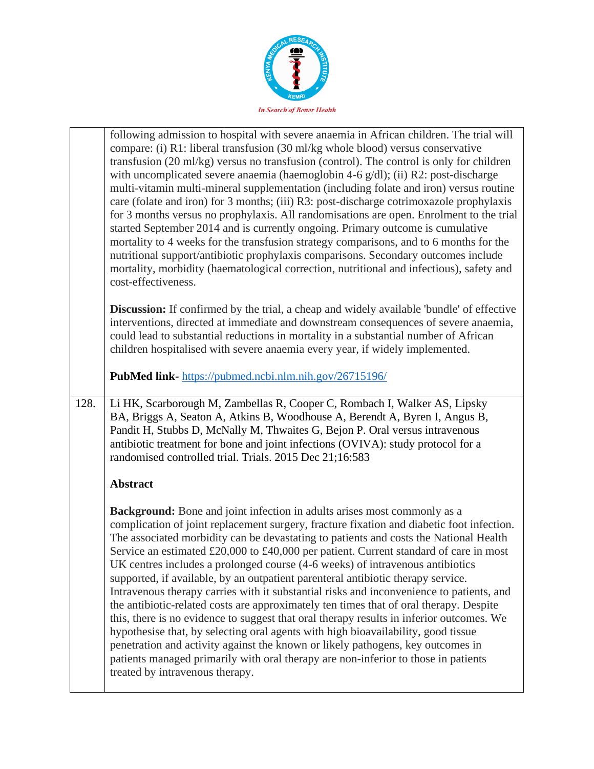| | |
|---|---|
| | following admission to hospital with severe anaemia in African children. The trial will compare: (i) R1: liberal transfusion (30 ml/kg whole blood) versus conservative transfusion (20 ml/kg) versus no transfusion (control). The control is only for children with uncomplicated severe anaemia (haemoglobin 4-6 g/dl); (ii) R2: post-discharge multi-vitamin multi-mineral supplementation (including folate and iron) versus routine care (folate and iron) for 3 months; (iii) R3: post-discharge cotrimoxazole prophylaxis for 3 months versus no prophylaxis. All randomisations are open. Enrolment to the trial started September 2014 and is currently ongoing. Primary outcome is cumulative mortality to 4 weeks for the transfusion strategy comparisons, and to 6 months for the nutritional support/antibiotic prophylaxis comparisons. Secondary outcomes include mortality, morbidity (haematological correction, nutritional and infectious), safety and cost-effectiveness.<br><br>**Discussion:** If confirmed by the trial, a cheap and widely available 'bundle' of effective interventions, directed at immediate and downstream consequences of severe anaemia, could lead to substantial reductions in mortality in a substantial number of African children hospitalised with severe anaemia every year, if widely implemented.<br><br>**PubMed link-** https://pubmed.ncbi.nlm.nih.gov/26715196/ |
| 128. | Li HK, Scarborough M, Zambellas R, Cooper C, Rombach I, Walker AS, Lipsky BA, Briggs A, Seaton A, Atkins B, Woodhouse A, Berendt A, Byren I, Angus B, Pandit H, Stubbs D, McNally M, Thwaites G, Bejon P. Oral versus intravenous antibiotic treatment for bone and joint infections (OVIVA): study protocol for a randomised controlled trial. Trials. 2015 Dec 21;16:583<br><br>**Abstract**<br><br>**Background:** Bone and joint infection in adults arises most commonly as a complication of joint replacement surgery, fracture fixation and diabetic foot infection. The associated morbidity can be devastating to patients and costs the National Health Service an estimated £20,000 to £40,000 per patient. Current standard of care in most UK centres includes a prolonged course (4-6 weeks) of intravenous antibiotics supported, if available, by an outpatient parenteral antibiotic therapy service. Intravenous therapy carries with it substantial risks and inconvenience to patients, and the antibiotic-related costs are approximately ten times that of oral therapy. Despite this, there is no evidence to suggest that oral therapy results in inferior outcomes. We hypothesise that, by selecting oral agents with high bioavailability, good tissue penetration and activity against the known or likely pathogens, key outcomes in patients managed primarily with oral therapy are non-inferior to those in patients treated by intravenous therapy. |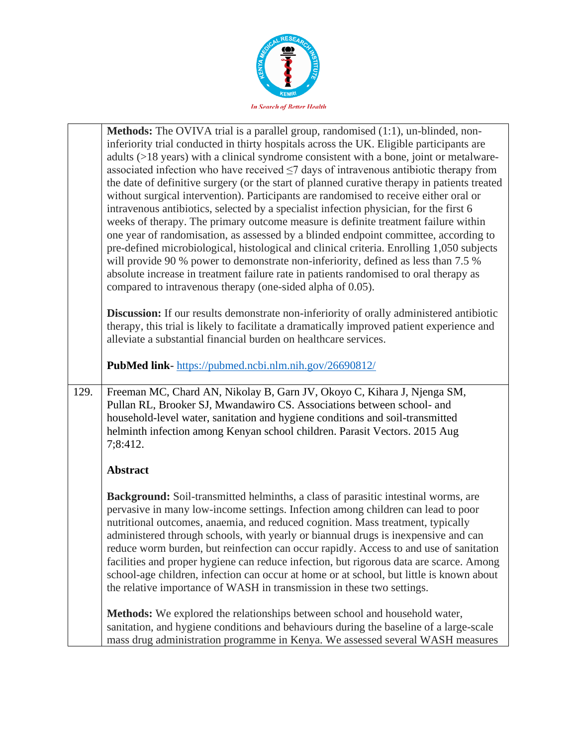**Methods:** The OVIVA trial is a parallel group, randomised (1:1), un-blinded, non-inferiority trial conducted in thirty hospitals across the UK. Eligible participants are adults (>18 years) with a clinical syndrome consistent with a bone, joint or metalware-associated infection who have received ≤7 days of intravenous antibiotic therapy from the date of definitive surgery (or the start of planned curative therapy in patients treated without surgical intervention). Participants are randomised to receive either oral or intravenous antibiotics, selected by a specialist infection physician, for the first 6 weeks of therapy. The primary outcome measure is definite treatment failure within one year of randomisation, as assessed by a blinded endpoint committee, according to pre-defined microbiological, histological and clinical criteria. Enrolling 1,050 subjects will provide 90 % power to demonstrate non-inferiority, defined as less than 7.5 % absolute increase in treatment failure rate in patients randomised to oral therapy as compared to intravenous therapy (one-sided alpha of 0.05).

**Discussion:** If our results demonstrate non-inferiority of orally administered antibiotic therapy, this trial is likely to facilitate a dramatically improved patient experience and alleviate a substantial financial burden on healthcare services.

**PubMed link**- https://pubmed.ncbi.nlm.nih.gov/26690812/

129. Freeman MC, Chard AN, Nikolay B, Garn JV, Okoyo C, Kihara J, Njenga SM, Pullan RL, Brooker SJ, Mwandawiro CS. Associations between school- and household-level water, sanitation and hygiene conditions and soil-transmitted helminth infection among Kenyan school children. Parasit Vectors. 2015 Aug 7;8:412.

**Abstract**

**Background:** Soil-transmitted helminths, a class of parasitic intestinal worms, are pervasive in many low-income settings. Infection among children can lead to poor nutritional outcomes, anaemia, and reduced cognition. Mass treatment, typically administered through schools, with yearly or biannual drugs is inexpensive and can reduce worm burden, but reinfection can occur rapidly. Access to and use of sanitation facilities and proper hygiene can reduce infection, but rigorous data are scarce. Among school-age children, infection can occur at home or at school, but little is known about the relative importance of WASH in transmission in these two settings.

**Methods:** We explored the relationships between school and household water, sanitation, and hygiene conditions and behaviours during the baseline of a large-scale mass drug administration programme in Kenya. We assessed several WASH measures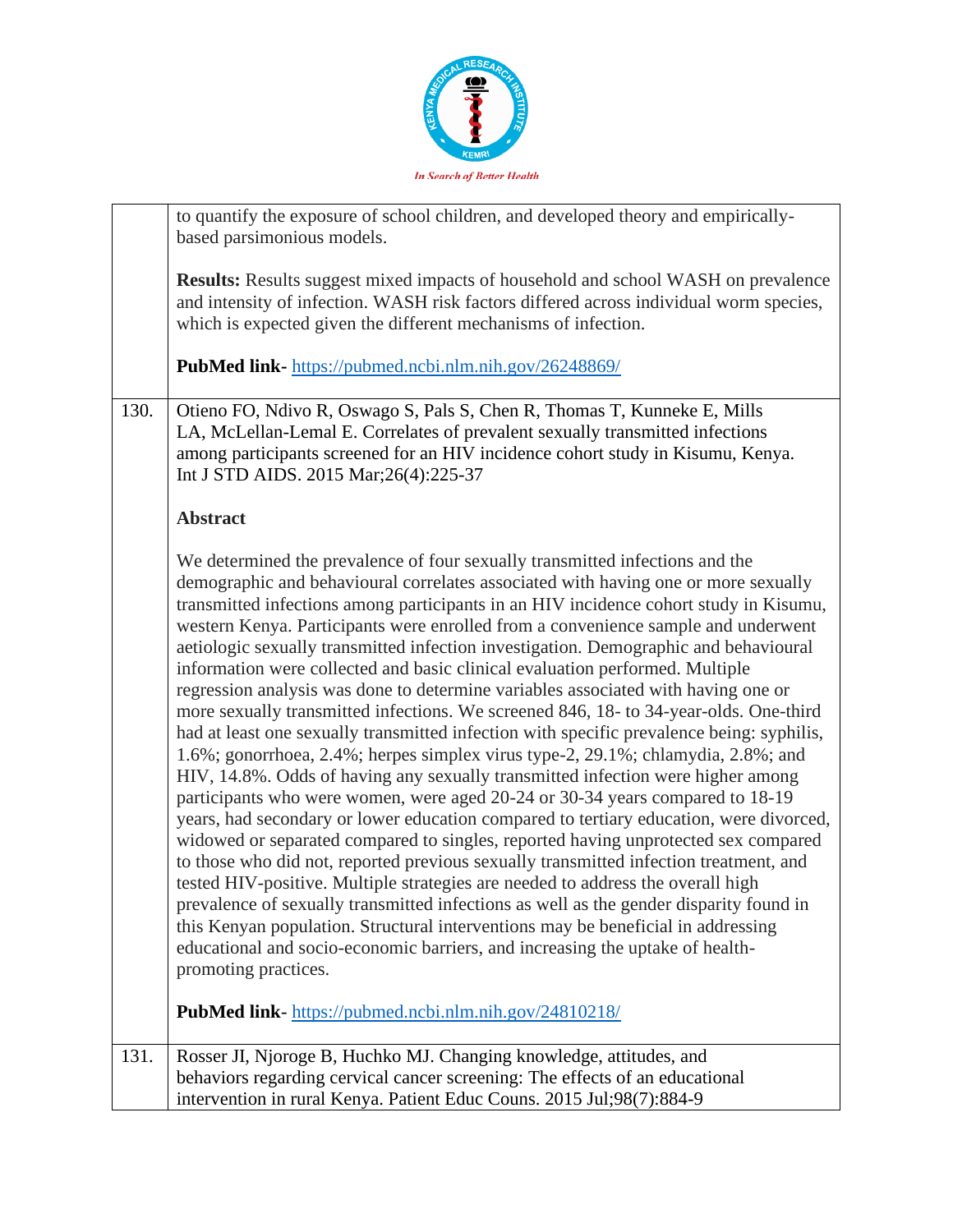|  |  |
|---|---|
|  | to quantify the exposure of school children, and developed theory and empirically-based parsimonious models.<br><br>**Results:** Results suggest mixed impacts of household and school WASH on prevalence and intensity of infection. WASH risk factors differed across individual worm species, which is expected given the different mechanisms of infection.<br><br>**PubMed link-** https://pubmed.ncbi.nlm.nih.gov/26248869/ |
| 130. | Otieno FO, Ndivo R, Oswago S, Pals S, Chen R, Thomas T, Kunneke E, Mills LA, McLellan-Lemal E. Correlates of prevalent sexually transmitted infections among participants screened for an HIV incidence cohort study in Kisumu, Kenya. Int J STD AIDS. 2015 Mar;26(4):225-37<br><br>**Abstract**<br><br>We determined the prevalence of four sexually transmitted infections and the demographic and behavioural correlates associated with having one or more sexually transmitted infections among participants in an HIV incidence cohort study in Kisumu, western Kenya. Participants were enrolled from a convenience sample and underwent aetiologic sexually transmitted infection investigation. Demographic and behavioural information were collected and basic clinical evaluation performed. Multiple regression analysis was done to determine variables associated with having one or more sexually transmitted infections. We screened 846, 18- to 34-year-olds. One-third had at least one sexually transmitted infection with specific prevalence being: syphilis, 1.6%; gonorrhoea, 2.4%; herpes simplex virus type-2, 29.1%; chlamydia, 2.8%; and HIV, 14.8%. Odds of having any sexually transmitted infection were higher among participants who were women, were aged 20-24 or 30-34 years compared to 18-19 years, had secondary or lower education compared to tertiary education, were divorced, widowed or separated compared to singles, reported having unprotected sex compared to those who did not, reported previous sexually transmitted infection treatment, and tested HIV-positive. Multiple strategies are needed to address the overall high prevalence of sexually transmitted infections as well as the gender disparity found in this Kenyan population. Structural interventions may be beneficial in addressing educational and socio-economic barriers, and increasing the uptake of health-promoting practices.<br><br>**PubMed link**- https://pubmed.ncbi.nlm.nih.gov/24810218/ |
| 131. | Rosser JI, Njoroge B, Huchko MJ. Changing knowledge, attitudes, and behaviors regarding cervical cancer screening: The effects of an educational intervention in rural Kenya. Patient Educ Couns. 2015 Jul;98(7):884-9 |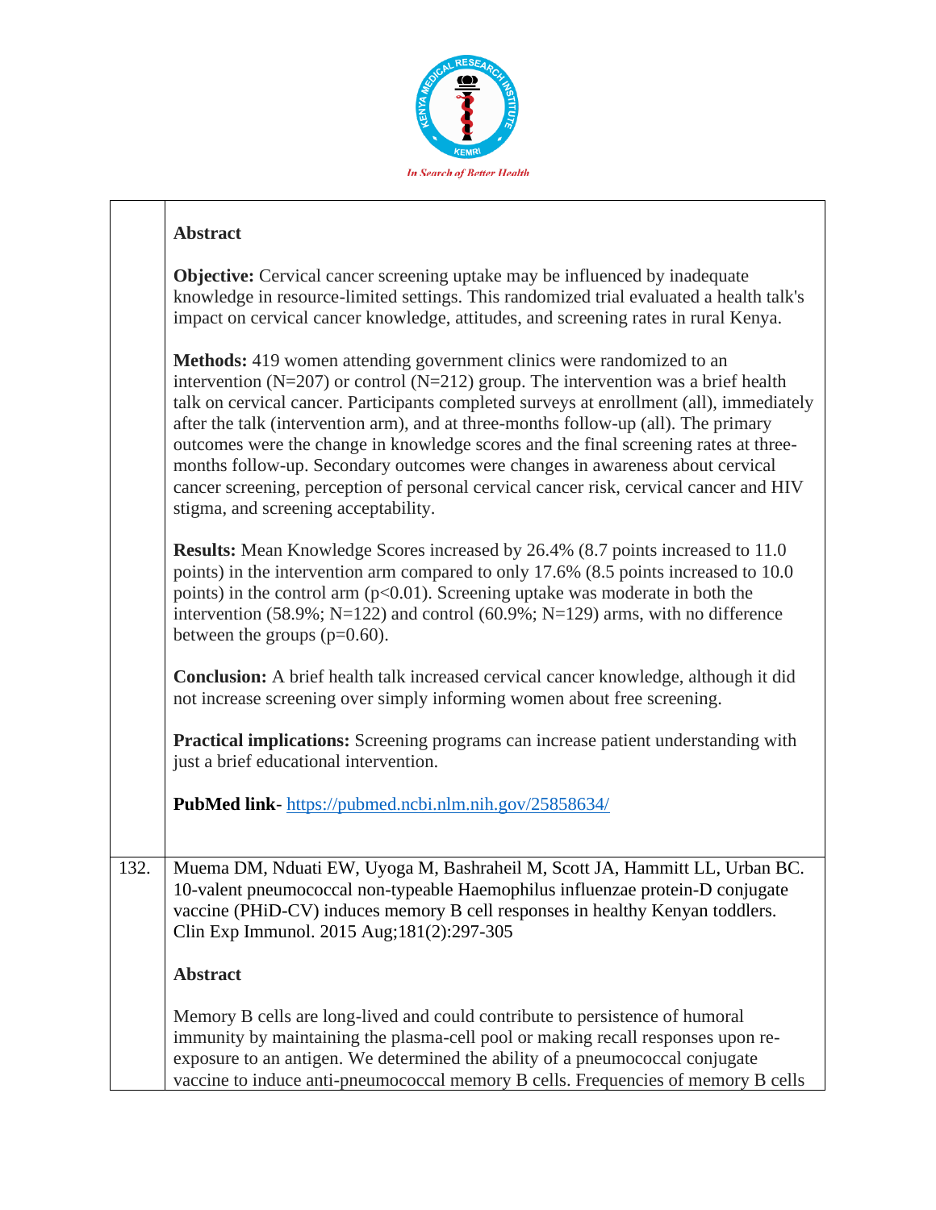| | |
|---|---|
| | **Abstract**<br><br>**Objective:** Cervical cancer screening uptake may be influenced by inadequate knowledge in resource-limited settings. This randomized trial evaluated a health talk's impact on cervical cancer knowledge, attitudes, and screening rates in rural Kenya.<br><br>**Methods:** 419 women attending government clinics were randomized to an intervention (N=207) or control (N=212) group. The intervention was a brief health talk on cervical cancer. Participants completed surveys at enrollment (all), immediately after the talk (intervention arm), and at three-months follow-up (all). The primary outcomes were the change in knowledge scores and the final screening rates at three-months follow-up. Secondary outcomes were changes in awareness about cervical cancer screening, perception of personal cervical cancer risk, cervical cancer and HIV stigma, and screening acceptability.<br><br>**Results:** Mean Knowledge Scores increased by 26.4% (8.7 points increased to 11.0 points) in the intervention arm compared to only 17.6% (8.5 points increased to 10.0 points) in the control arm ($p<0.01$). Screening uptake was moderate in both the intervention (58.9%; N=122) and control (60.9%; N=129) arms, with no difference between the groups ($p=0.60$).<br><br>**Conclusion:** A brief health talk increased cervical cancer knowledge, although it did not increase screening over simply informing women about free screening.<br><br>**Practical implications:** Screening programs can increase patient understanding with just a brief educational intervention.<br><br>**PubMed link**- https://pubmed.ncbi.nlm.nih.gov/25858634/ |
| 132. | Muema DM, Nduati EW, Uyoga M, Bashraheil M, Scott JA, Hammitt LL, Urban BC. 10-valent pneumococcal non-typeable Haemophilus influenzae protein-D conjugate vaccine (PHiD-CV) induces memory B cell responses in healthy Kenyan toddlers. Clin Exp Immunol. 2015 Aug;181(2):297-305<br><br>**Abstract**<br><br>Memory B cells are long-lived and could contribute to persistence of humoral immunity by maintaining the plasma-cell pool or making recall responses upon re-exposure to an antigen. We determined the ability of a pneumococcal conjugate vaccine to induce anti-pneumococcal memory B cells. Frequencies of memory B cells |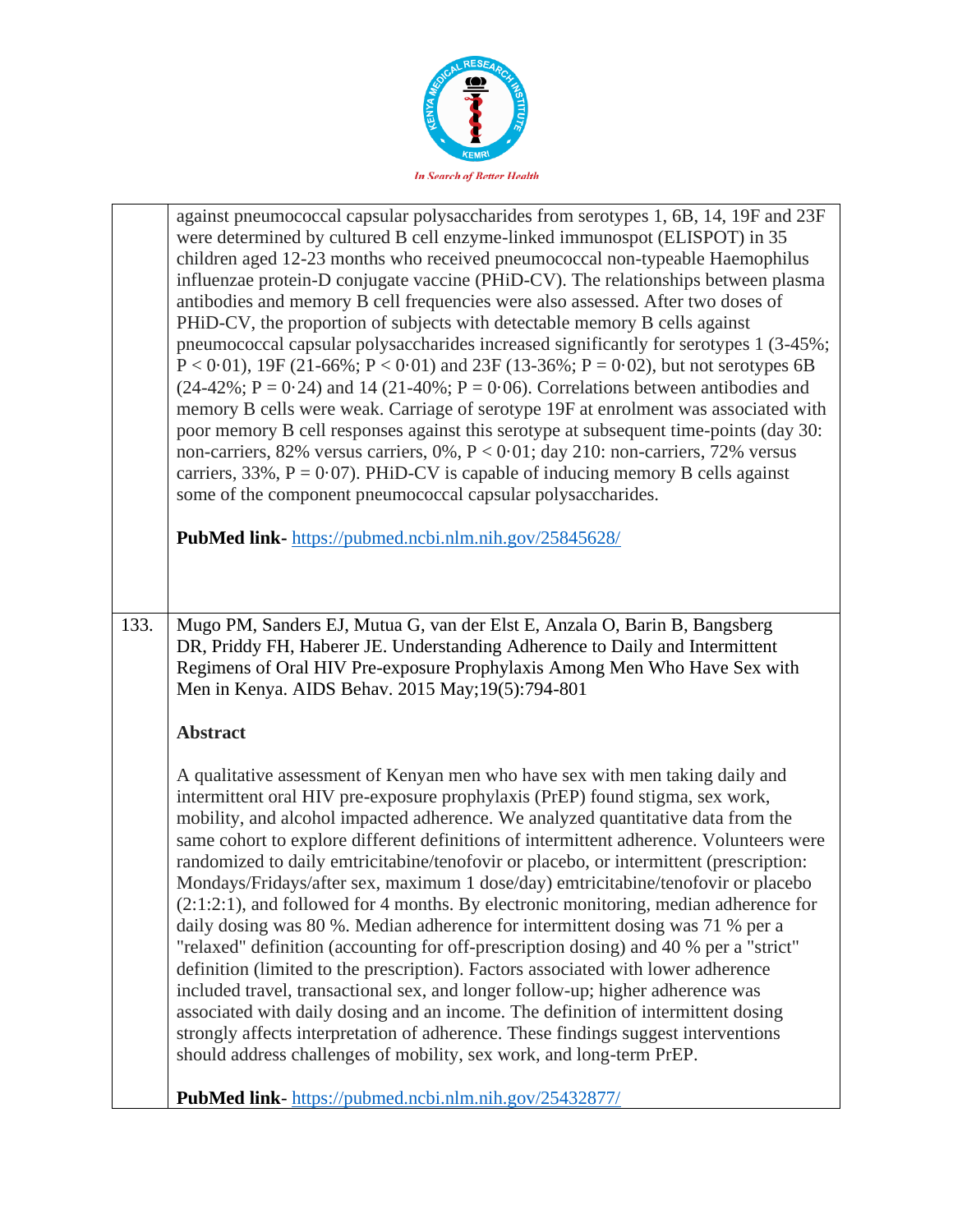against pneumococcal capsular polysaccharides from serotypes 1, 6B, 14, 19F and 23F were determined by cultured B cell enzyme-linked immunospot (ELISPOT) in 35 children aged 12-23 months who received pneumococcal non-typeable Haemophilus influenzae protein-D conjugate vaccine (PHiD-CV). The relationships between plasma antibodies and memory B cell frequencies were also assessed. After two doses of PHiD-CV, the proportion of subjects with detectable memory B cells against pneumococcal capsular polysaccharides increased significantly for serotypes 1 (3-45%; $P < 0{\cdot}01$), 19F (21-66%; $P < 0{\cdot}01$) and 23F (13-36%; $P = 0{\cdot}02$), but not serotypes 6B (24-42%; $P = 0{\cdot}24$) and 14 (21-40%; $P = 0{\cdot}06$). Correlations between antibodies and memory B cells were weak. Carriage of serotype 19F at enrolment was associated with poor memory B cell responses against this serotype at subsequent time-points (day 30: non-carriers, 82% versus carriers, 0%, $P < 0{\cdot}01$; day 210: non-carriers, 72% versus carriers, 33%, $P = 0{\cdot}07$). PHiD-CV is capable of inducing memory B cells against some of the component pneumococcal capsular polysaccharides.

**PubMed link**- https://pubmed.ncbi.nlm.nih.gov/25845628/

133. Mugo PM, Sanders EJ, Mutua G, van der Elst E, Anzala O, Barin B, Bangsberg DR, Priddy FH, Haberer JE. Understanding Adherence to Daily and Intermittent Regimens of Oral HIV Pre-exposure Prophylaxis Among Men Who Have Sex with Men in Kenya. AIDS Behav. 2015 May;19(5):794-801

**Abstract**

A qualitative assessment of Kenyan men who have sex with men taking daily and intermittent oral HIV pre-exposure prophylaxis (PrEP) found stigma, sex work, mobility, and alcohol impacted adherence. We analyzed quantitative data from the same cohort to explore different definitions of intermittent adherence. Volunteers were randomized to daily emtricitabine/tenofovir or placebo, or intermittent (prescription: Mondays/Fridays/after sex, maximum 1 dose/day) emtricitabine/tenofovir or placebo (2:1:2:1), and followed for 4 months. By electronic monitoring, median adherence for daily dosing was 80 %. Median adherence for intermittent dosing was 71 % per a "relaxed" definition (accounting for off-prescription dosing) and 40 % per a "strict" definition (limited to the prescription). Factors associated with lower adherence included travel, transactional sex, and longer follow-up; higher adherence was associated with daily dosing and an income. The definition of intermittent dosing strongly affects interpretation of adherence. These findings suggest interventions should address challenges of mobility, sex work, and long-term PrEP.

**PubMed link**- https://pubmed.ncbi.nlm.nih.gov/25432877/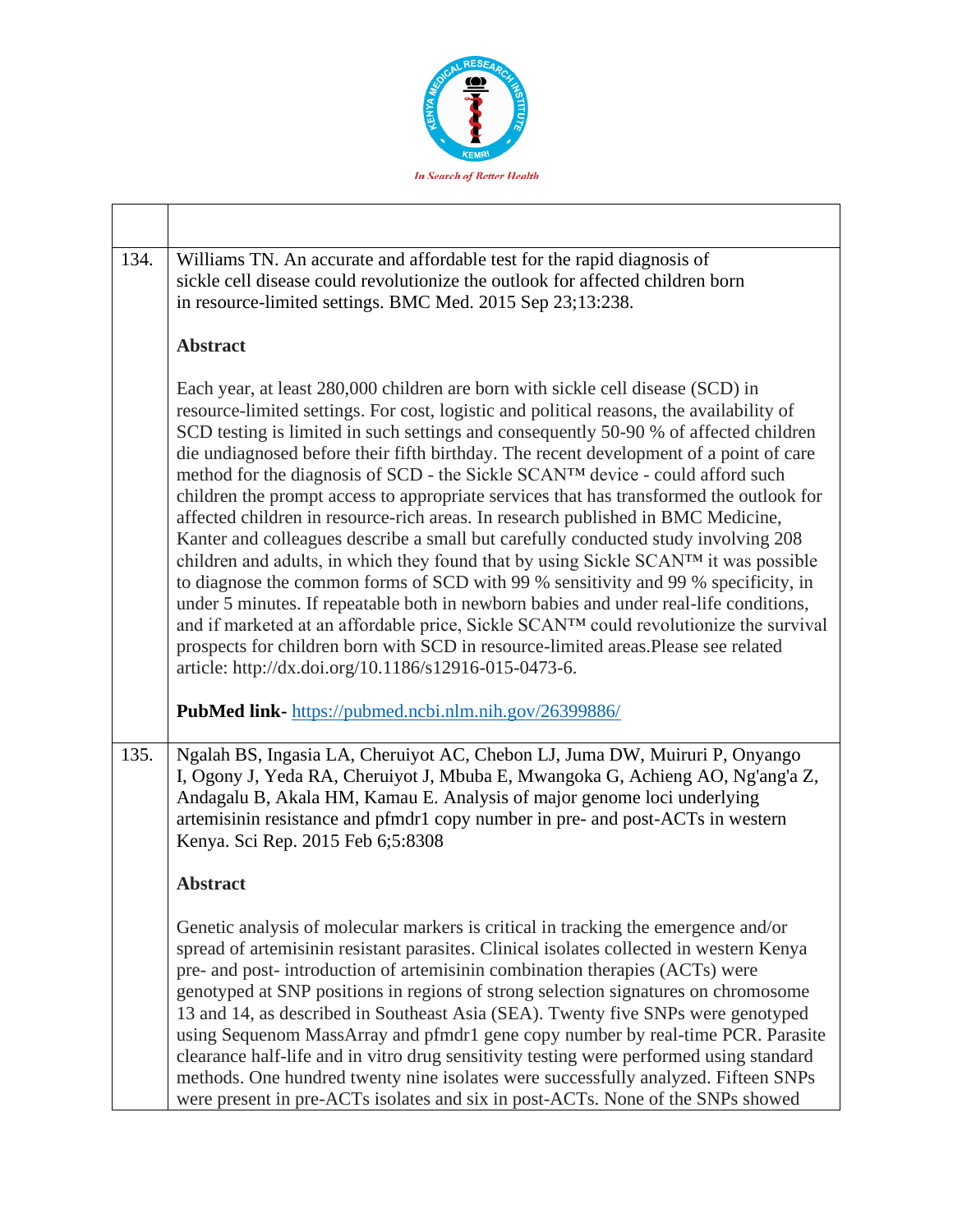| | |
|---|---|
| 134. | Williams TN. An accurate and affordable test for the rapid diagnosis of sickle cell disease could revolutionize the outlook for affected children born in resource-limited settings. BMC Med. 2015 Sep 23;13:238.<br><br>**Abstract**<br><br>Each year, at least 280,000 children are born with sickle cell disease (SCD) in resource-limited settings. For cost, logistic and political reasons, the availability of SCD testing is limited in such settings and consequently 50-90 % of affected children die undiagnosed before their fifth birthday. The recent development of a point of care method for the diagnosis of SCD - the Sickle SCAN™ device - could afford such children the prompt access to appropriate services that has transformed the outlook for affected children in resource-rich areas. In research published in BMC Medicine, Kanter and colleagues describe a small but carefully conducted study involving 208 children and adults, in which they found that by using Sickle SCAN™ it was possible to diagnose the common forms of SCD with 99 % sensitivity and 99 % specificity, in under 5 minutes. If repeatable both in newborn babies and under real-life conditions, and if marketed at an affordable price, Sickle SCAN™ could revolutionize the survival prospects for children born with SCD in resource-limited areas.Please see related article: http://dx.doi.org/10.1186/s12916-015-0473-6.<br><br>**PubMed link-** https://pubmed.ncbi.nlm.nih.gov/26399886/ |
| 135. | Ngalah BS, Ingasia LA, Cheruiyot AC, Chebon LJ, Juma DW, Muiruri P, Onyango I, Ogony J, Yeda RA, Cheruiyot J, Mbuba E, Mwangoka G, Achieng AO, Ng'ang'a Z, Andagalu B, Akala HM, Kamau E. Analysis of major genome loci underlying artemisinin resistance and pfmdr1 copy number in pre- and post-ACTs in western Kenya. Sci Rep. 2015 Feb 6;5:8308<br><br>**Abstract**<br><br>Genetic analysis of molecular markers is critical in tracking the emergence and/or spread of artemisinin resistant parasites. Clinical isolates collected in western Kenya pre- and post- introduction of artemisinin combination therapies (ACTs) were genotyped at SNP positions in regions of strong selection signatures on chromosome 13 and 14, as described in Southeast Asia (SEA). Twenty five SNPs were genotyped using Sequenom MassArray and pfmdr1 gene copy number by real-time PCR. Parasite clearance half-life and in vitro drug sensitivity testing were performed using standard methods. One hundred twenty nine isolates were successfully analyzed. Fifteen SNPs were present in pre-ACTs isolates and six in post-ACTs. None of the SNPs showed |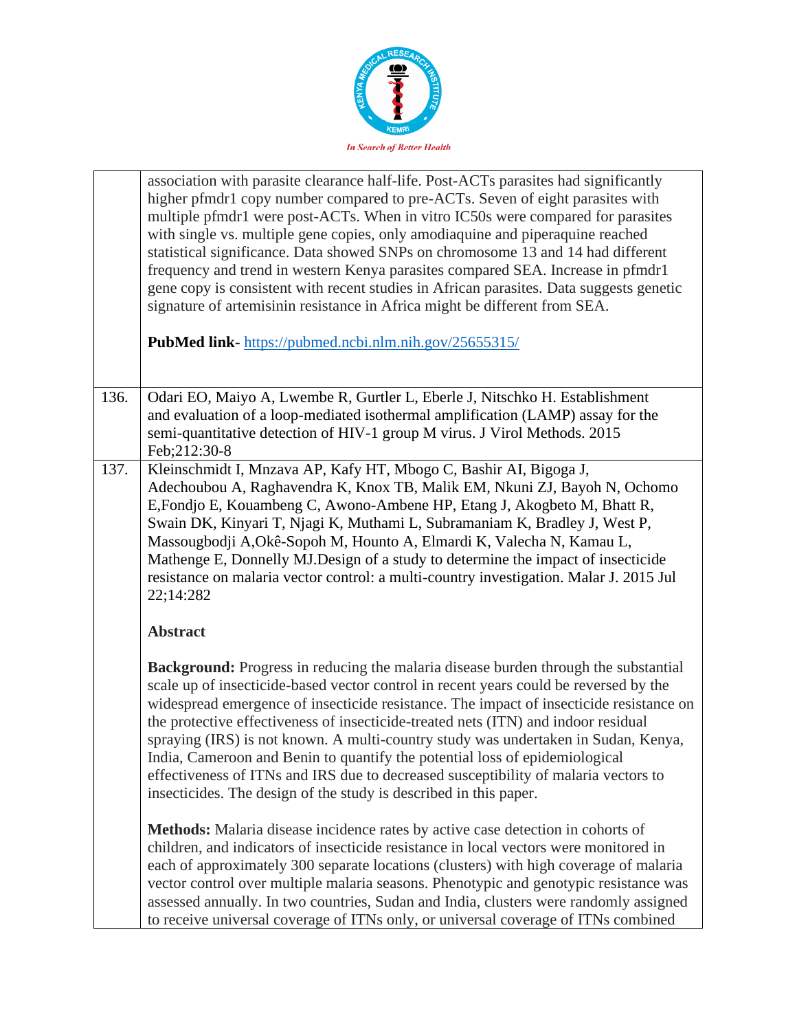| | |
|---|---|
| | association with parasite clearance half-life. Post-ACTs parasites had significantly higher pfmdr1 copy number compared to pre-ACTs. Seven of eight parasites with multiple pfmdr1 were post-ACTs. When in vitro IC50s were compared for parasites with single vs. multiple gene copies, only amodiaquine and piperaquine reached statistical significance. Data showed SNPs on chromosome 13 and 14 had different frequency and trend in western Kenya parasites compared SEA. Increase in pfmdr1 gene copy is consistent with recent studies in African parasites. Data suggests genetic signature of artemisinin resistance in Africa might be different from SEA.<br><br>**PubMed link**- https://pubmed.ncbi.nlm.nih.gov/25655315/ |
| 136. | Odari EO, Maiyo A, Lwembe R, Gurtler L, Eberle J, Nitschko H. Establishment and evaluation of a loop-mediated isothermal amplification (LAMP) assay for the semi-quantitative detection of HIV-1 group M virus. J Virol Methods. 2015 Feb;212:30-8 |
| 137. | Kleinschmidt I, Mnzava AP, Kafy HT, Mbogo C, Bashir AI, Bigoga J, Adechoubou A, Raghavendra K, Knox TB, Malik EM, Nkuni ZJ, Bayoh N, Ochomo E,Fondjo E, Kouambeng C, Awono-Ambene HP, Etang J, Akogbeto M, Bhatt R, Swain DK, Kinyari T, Njagi K, Muthami L, Subramaniam K, Bradley J, West P, Massougbodji A,Okê-Sopoh M, Hounto A, Elmardi K, Valecha N, Kamau L, Mathenge E, Donnelly MJ.Design of a study to determine the impact of insecticide resistance on malaria vector control: a multi-country investigation. Malar J. 2015 Jul 22;14:282<br><br>**Abstract**<br><br>**Background:** Progress in reducing the malaria disease burden through the substantial scale up of insecticide-based vector control in recent years could be reversed by the widespread emergence of insecticide resistance. The impact of insecticide resistance on the protective effectiveness of insecticide-treated nets (ITN) and indoor residual spraying (IRS) is not known. A multi-country study was undertaken in Sudan, Kenya, India, Cameroon and Benin to quantify the potential loss of epidemiological effectiveness of ITNs and IRS due to decreased susceptibility of malaria vectors to insecticides. The design of the study is described in this paper.<br><br>**Methods:** Malaria disease incidence rates by active case detection in cohorts of children, and indicators of insecticide resistance in local vectors were monitored in each of approximately 300 separate locations (clusters) with high coverage of malaria vector control over multiple malaria seasons. Phenotypic and genotypic resistance was assessed annually. In two countries, Sudan and India, clusters were randomly assigned to receive universal coverage of ITNs only, or universal coverage of ITNs combined |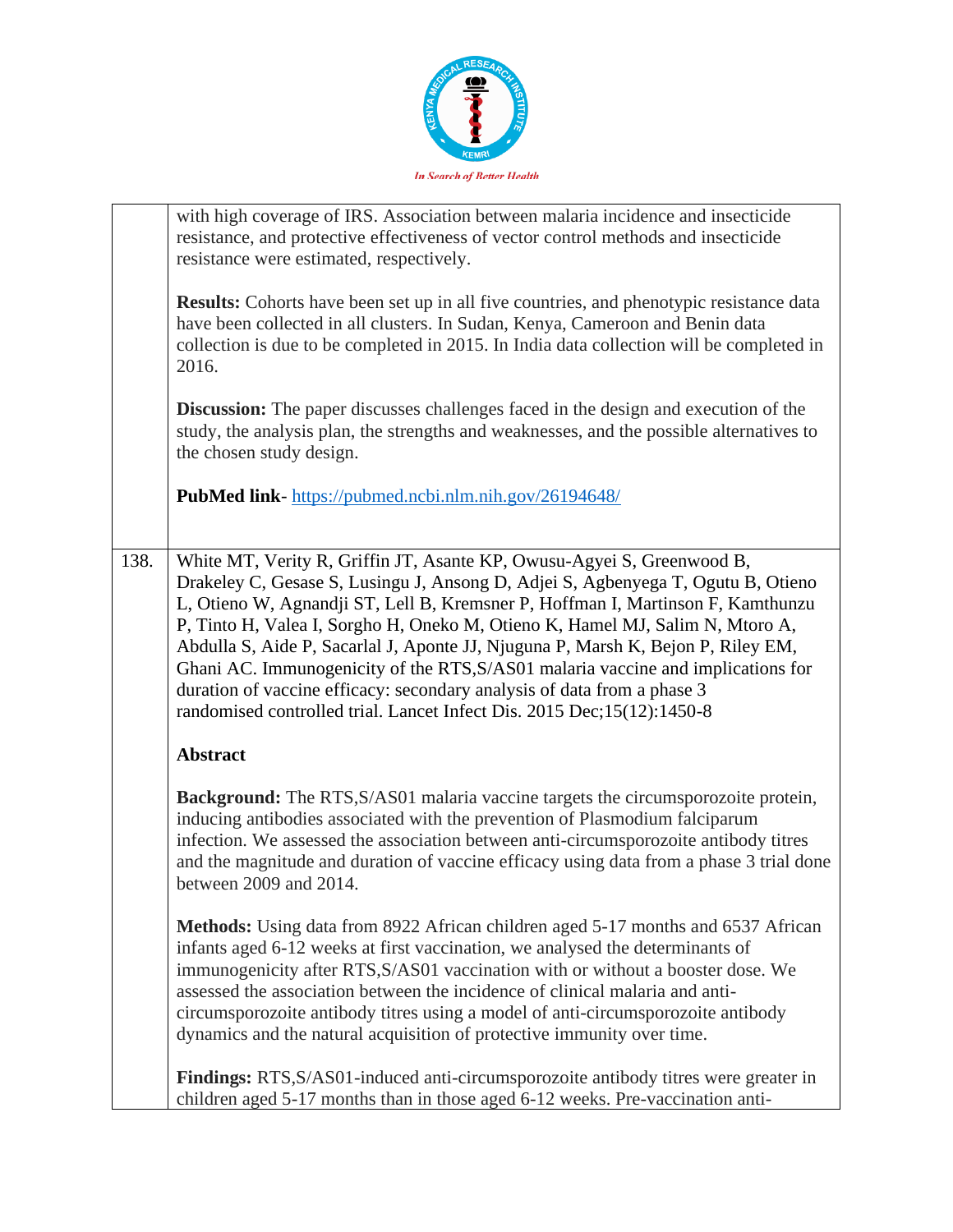| | |
|---|---|
| | with high coverage of IRS. Association between malaria incidence and insecticide resistance, and protective effectiveness of vector control methods and insecticide resistance were estimated, respectively.<br><br>**Results:** Cohorts have been set up in all five countries, and phenotypic resistance data have been collected in all clusters. In Sudan, Kenya, Cameroon and Benin data collection is due to be completed in 2015. In India data collection will be completed in 2016.<br><br>**Discussion:** The paper discusses challenges faced in the design and execution of the study, the analysis plan, the strengths and weaknesses, and the possible alternatives to the chosen study design.<br><br>**PubMed link**- https://pubmed.ncbi.nlm.nih.gov/26194648/ |
| 138. | White MT, Verity R, Griffin JT, Asante KP, Owusu-Agyei S, Greenwood B, Drakeley C, Gesase S, Lusingu J, Ansong D, Adjei S, Agbenyega T, Ogutu B, Otieno L, Otieno W, Agnandji ST, Lell B, Kremsner P, Hoffman I, Martinson F, Kamthunzu P, Tinto H, Valea I, Sorgho H, Oneko M, Otieno K, Hamel MJ, Salim N, Mtoro A, Abdulla S, Aide P, Sacarlal J, Aponte JJ, Njuguna P, Marsh K, Bejon P, Riley EM, Ghani AC. Immunogenicity of the RTS,S/AS01 malaria vaccine and implications for duration of vaccine efficacy: secondary analysis of data from a phase 3 randomised controlled trial. Lancet Infect Dis. 2015 Dec;15(12):1450-8<br><br>**Abstract**<br><br>**Background:** The RTS,S/AS01 malaria vaccine targets the circumsporozoite protein, inducing antibodies associated with the prevention of Plasmodium falciparum infection. We assessed the association between anti-circumsporozoite antibody titres and the magnitude and duration of vaccine efficacy using data from a phase 3 trial done between 2009 and 2014.<br><br>**Methods:** Using data from 8922 African children aged 5-17 months and 6537 African infants aged 6-12 weeks at first vaccination, we analysed the determinants of immunogenicity after RTS,S/AS01 vaccination with or without a booster dose. We assessed the association between the incidence of clinical malaria and anti-circumsporozoite antibody titres using a model of anti-circumsporozoite antibody dynamics and the natural acquisition of protective immunity over time.<br><br>**Findings:** RTS,S/AS01-induced anti-circumsporozoite antibody titres were greater in children aged 5-17 months than in those aged 6-12 weeks. Pre-vaccination anti- |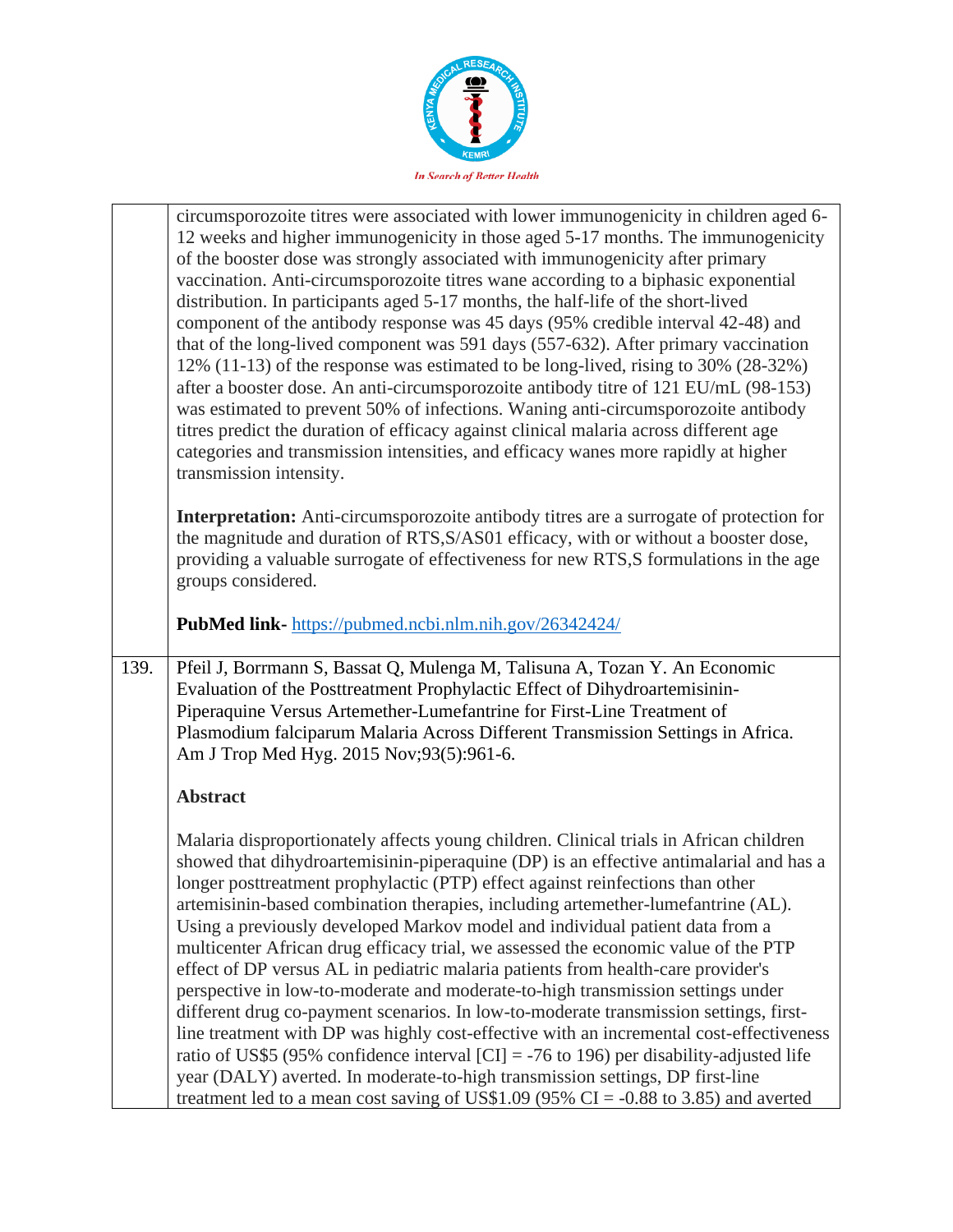circumsporozoite titres were associated with lower immunogenicity in children aged 6-12 weeks and higher immunogenicity in those aged 5-17 months. The immunogenicity of the booster dose was strongly associated with immunogenicity after primary vaccination. Anti-circumsporozoite titres wane according to a biphasic exponential distribution. In participants aged 5-17 months, the half-life of the short-lived component of the antibody response was 45 days (95% credible interval 42-48) and that of the long-lived component was 591 days (557-632). After primary vaccination 12% (11-13) of the response was estimated to be long-lived, rising to 30% (28-32%) after a booster dose. An anti-circumsporozoite antibody titre of 121 EU/mL (98-153) was estimated to prevent 50% of infections. Waning anti-circumsporozoite antibody titres predict the duration of efficacy against clinical malaria across different age categories and transmission intensities, and efficacy wanes more rapidly at higher transmission intensity.

**Interpretation:** Anti-circumsporozoite antibody titres are a surrogate of protection for the magnitude and duration of RTS,S/AS01 efficacy, with or without a booster dose, providing a valuable surrogate of effectiveness for new RTS,S formulations in the age groups considered.

**PubMed link-** https://pubmed.ncbi.nlm.nih.gov/26342424/

139. Pfeil J, Borrmann S, Bassat Q, Mulenga M, Talisuna A, Tozan Y. An Economic Evaluation of the Posttreatment Prophylactic Effect of Dihydroartemisinin-Piperaquine Versus Artemether-Lumefantrine for First-Line Treatment of Plasmodium falciparum Malaria Across Different Transmission Settings in Africa. Am J Trop Med Hyg. 2015 Nov;93(5):961-6.

**Abstract**

Malaria disproportionately affects young children. Clinical trials in African children showed that dihydroartemisinin-piperaquine (DP) is an effective antimalarial and has a longer posttreatment prophylactic (PTP) effect against reinfections than other artemisinin-based combination therapies, including artemether-lumefantrine (AL). Using a previously developed Markov model and individual patient data from a multicenter African drug efficacy trial, we assessed the economic value of the PTP effect of DP versus AL in pediatric malaria patients from health-care provider's perspective in low-to-moderate and moderate-to-high transmission settings under different drug co-payment scenarios. In low-to-moderate transmission settings, first-line treatment with DP was highly cost-effective with an incremental cost-effectiveness ratio of US$5 (95% confidence interval [CI] = -76 to 196) per disability-adjusted life year (DALY) averted. In moderate-to-high transmission settings, DP first-line treatment led to a mean cost saving of US$1.09 (95% CI = -0.88 to 3.85) and averted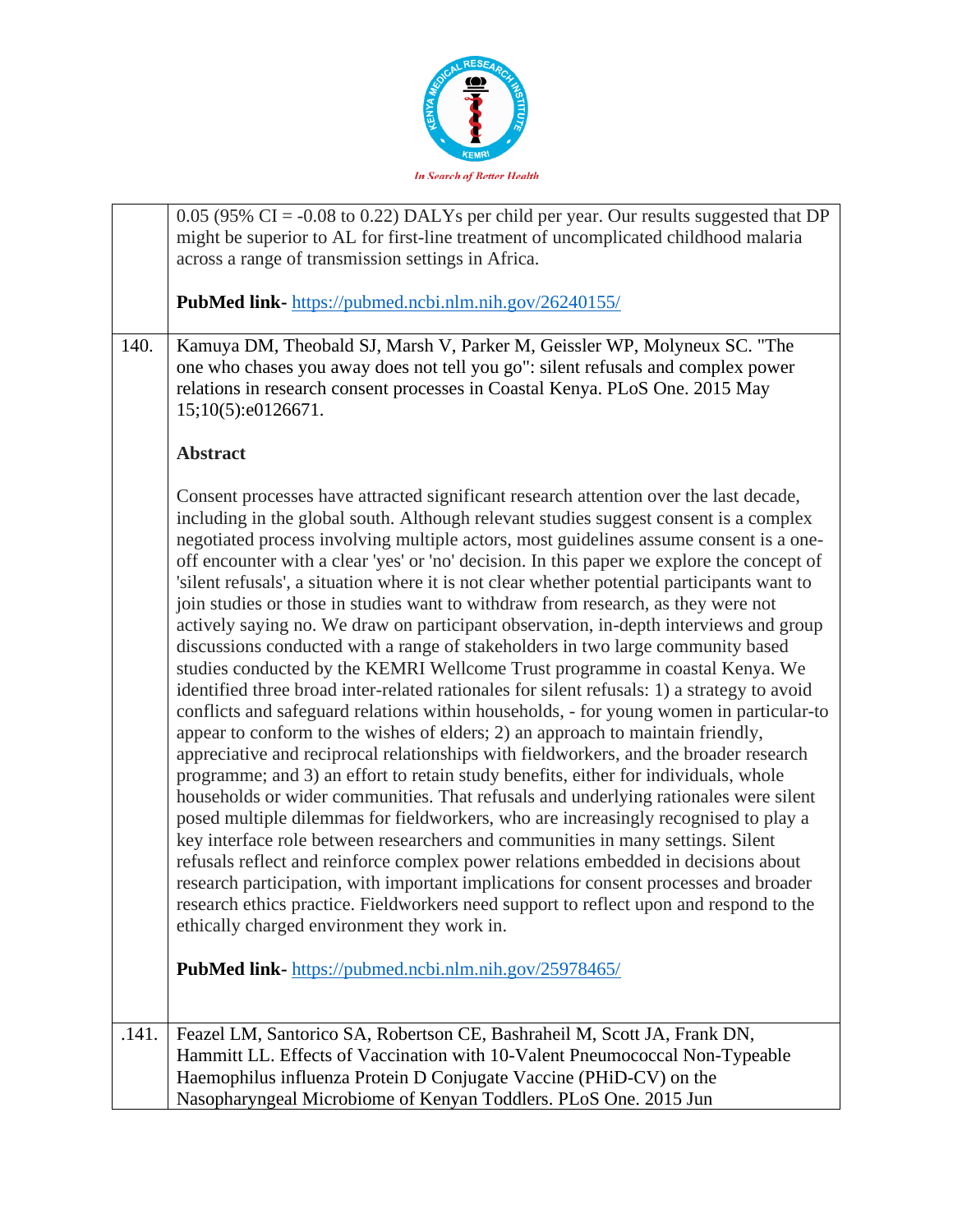| | |
|---|---|
| | 0.05 (95% CI = -0.08 to 0.22) DALYs per child per year. Our results suggested that DP might be superior to AL for first-line treatment of uncomplicated childhood malaria across a range of transmission settings in Africa.<br><br>**PubMed link-** https://pubmed.ncbi.nlm.nih.gov/26240155/ |
| 140. | Kamuya DM, Theobald SJ, Marsh V, Parker M, Geissler WP, Molyneux SC. "The one who chases you away does not tell you go": silent refusals and complex power relations in research consent processes in Coastal Kenya. PLoS One. 2015 May 15;10(5):e0126671.<br><br>**Abstract**<br><br>Consent processes have attracted significant research attention over the last decade, including in the global south. Although relevant studies suggest consent is a complex negotiated process involving multiple actors, most guidelines assume consent is a one-off encounter with a clear 'yes' or 'no' decision. In this paper we explore the concept of 'silent refusals', a situation where it is not clear whether potential participants want to join studies or those in studies want to withdraw from research, as they were not actively saying no. We draw on participant observation, in-depth interviews and group discussions conducted with a range of stakeholders in two large community based studies conducted by the KEMRI Wellcome Trust programme in coastal Kenya. We identified three broad inter-related rationales for silent refusals: 1) a strategy to avoid conflicts and safeguard relations within households, - for young women in particular-to appear to conform to the wishes of elders; 2) an approach to maintain friendly, appreciative and reciprocal relationships with fieldworkers, and the broader research programme; and 3) an effort to retain study benefits, either for individuals, whole households or wider communities. That refusals and underlying rationales were silent posed multiple dilemmas for fieldworkers, who are increasingly recognised to play a key interface role between researchers and communities in many settings. Silent refusals reflect and reinforce complex power relations embedded in decisions about research participation, with important implications for consent processes and broader research ethics practice. Fieldworkers need support to reflect upon and respond to the ethically charged environment they work in.<br><br>**PubMed link-** https://pubmed.ncbi.nlm.nih.gov/25978465/ |
| .141. | Feazel LM, Santorico SA, Robertson CE, Bashraheil M, Scott JA, Frank DN, Hammitt LL. Effects of Vaccination with 10-Valent Pneumococcal Non-Typeable Haemophilus influenza Protein D Conjugate Vaccine (PHiD-CV) on the Nasopharyngeal Microbiome of Kenyan Toddlers. PLoS One. 2015 Jun |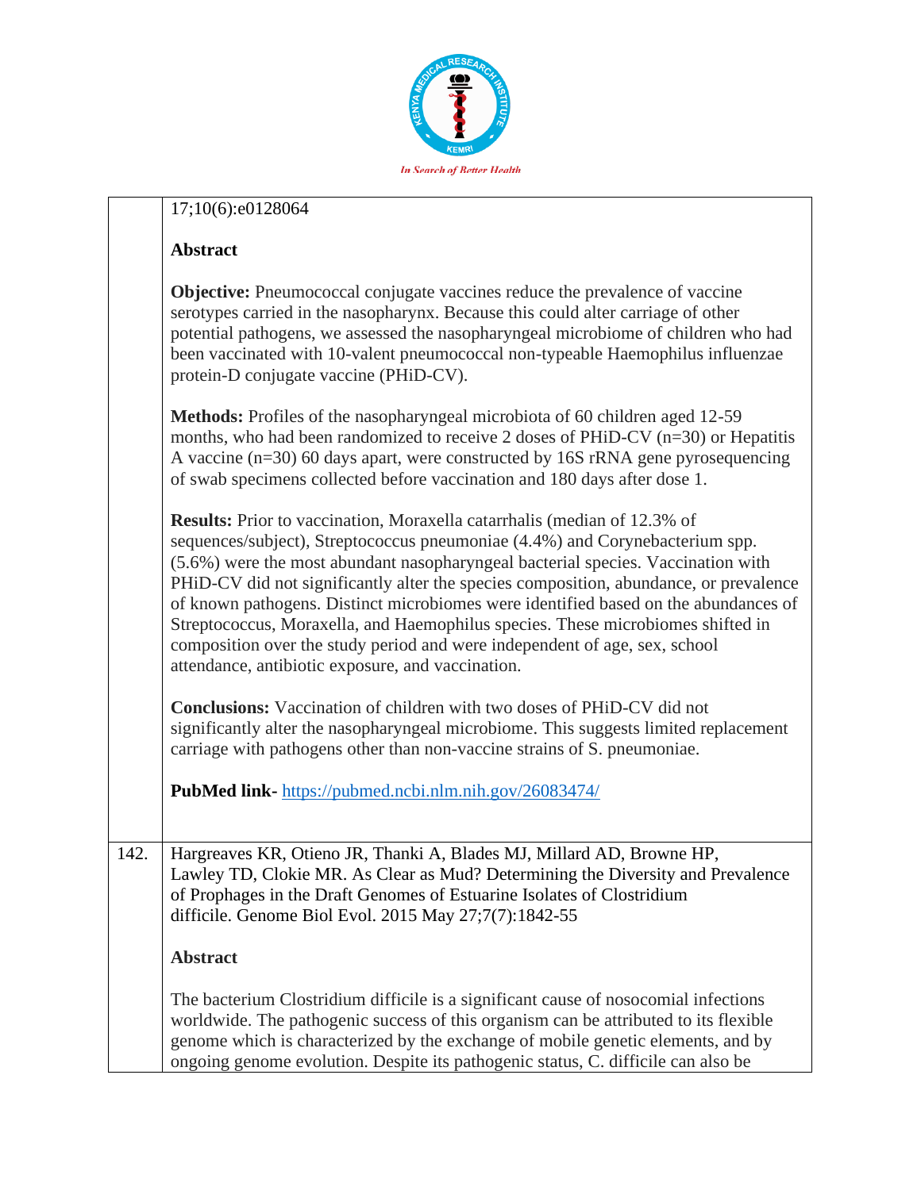| | |
|---|---|
| | 17;10(6):e0128064<br><br>**Abstract**<br><br>**Objective:** Pneumococcal conjugate vaccines reduce the prevalence of vaccine serotypes carried in the nasopharynx. Because this could alter carriage of other potential pathogens, we assessed the nasopharyngeal microbiome of children who had been vaccinated with 10-valent pneumococcal non-typeable Haemophilus influenzae protein-D conjugate vaccine (PHiD-CV).<br><br>**Methods:** Profiles of the nasopharyngeal microbiota of 60 children aged 12-59 months, who had been randomized to receive 2 doses of PHiD-CV (n=30) or Hepatitis A vaccine (n=30) 60 days apart, were constructed by 16S rRNA gene pyrosequencing of swab specimens collected before vaccination and 180 days after dose 1.<br><br>**Results:** Prior to vaccination, Moraxella catarrhalis (median of 12.3% of sequences/subject), Streptococcus pneumoniae (4.4%) and Corynebacterium spp. (5.6%) were the most abundant nasopharyngeal bacterial species. Vaccination with PHiD-CV did not significantly alter the species composition, abundance, or prevalence of known pathogens. Distinct microbiomes were identified based on the abundances of Streptococcus, Moraxella, and Haemophilus species. These microbiomes shifted in composition over the study period and were independent of age, sex, school attendance, antibiotic exposure, and vaccination.<br><br>**Conclusions:** Vaccination of children with two doses of PHiD-CV did not significantly alter the nasopharyngeal microbiome. This suggests limited replacement carriage with pathogens other than non-vaccine strains of S. pneumoniae.<br><br>**PubMed link-** https://pubmed.ncbi.nlm.nih.gov/26083474/ |
| 142. | Hargreaves KR, Otieno JR, Thanki A, Blades MJ, Millard AD, Browne HP, Lawley TD, Clokie MR. As Clear as Mud? Determining the Diversity and Prevalence of Prophages in the Draft Genomes of Estuarine Isolates of Clostridium difficile. Genome Biol Evol. 2015 May 27;7(7):1842-55<br><br>**Abstract**<br><br>The bacterium Clostridium difficile is a significant cause of nosocomial infections worldwide. The pathogenic success of this organism can be attributed to its flexible genome which is characterized by the exchange of mobile genetic elements, and by ongoing genome evolution. Despite its pathogenic status, C. difficile can also be |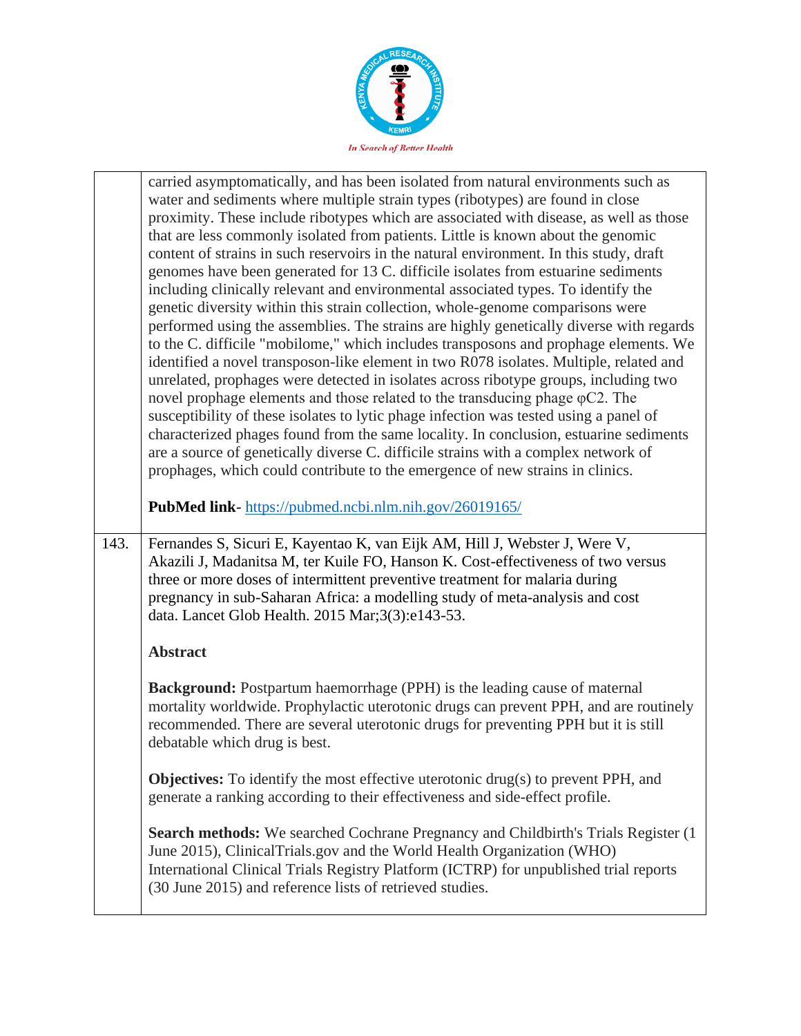| | |
|---|---|
| | carried asymptomatically, and has been isolated from natural environments such as water and sediments where multiple strain types (ribotypes) are found in close proximity. These include ribotypes which are associated with disease, as well as those that are less commonly isolated from patients. Little is known about the genomic content of strains in such reservoirs in the natural environment. In this study, draft genomes have been generated for 13 C. difficile isolates from estuarine sediments including clinically relevant and environmental associated types. To identify the genetic diversity within this strain collection, whole-genome comparisons were performed using the assemblies. The strains are highly genetically diverse with regards to the C. difficile "mobilome," which includes transposons and prophage elements. We identified a novel transposon-like element in two R078 isolates. Multiple, related and unrelated, prophages were detected in isolates across ribotype groups, including two novel prophage elements and those related to the transducing phage φC2. The susceptibility of these isolates to lytic phage infection was tested using a panel of characterized phages found from the same locality. In conclusion, estuarine sediments are a source of genetically diverse C. difficile strains with a complex network of prophages, which could contribute to the emergence of new strains in clinics.<br><br>**PubMed link**- https://pubmed.ncbi.nlm.nih.gov/26019165/ |
| 143. | Fernandes S, Sicuri E, Kayentao K, van Eijk AM, Hill J, Webster J, Were V, Akazili J, Madanitsa M, ter Kuile FO, Hanson K. Cost-effectiveness of two versus three or more doses of intermittent preventive treatment for malaria during pregnancy in sub-Saharan Africa: a modelling study of meta-analysis and cost data. Lancet Glob Health. 2015 Mar;3(3):e143-53.<br><br>**Abstract**<br><br>**Background:** Postpartum haemorrhage (PPH) is the leading cause of maternal mortality worldwide. Prophylactic uterotonic drugs can prevent PPH, and are routinely recommended. There are several uterotonic drugs for preventing PPH but it is still debatable which drug is best.<br><br>**Objectives:** To identify the most effective uterotonic drug(s) to prevent PPH, and generate a ranking according to their effectiveness and side-effect profile.<br><br>**Search methods:** We searched Cochrane Pregnancy and Childbirth's Trials Register (1 June 2015), ClinicalTrials.gov and the World Health Organization (WHO) International Clinical Trials Registry Platform (ICTRP) for unpublished trial reports (30 June 2015) and reference lists of retrieved studies. |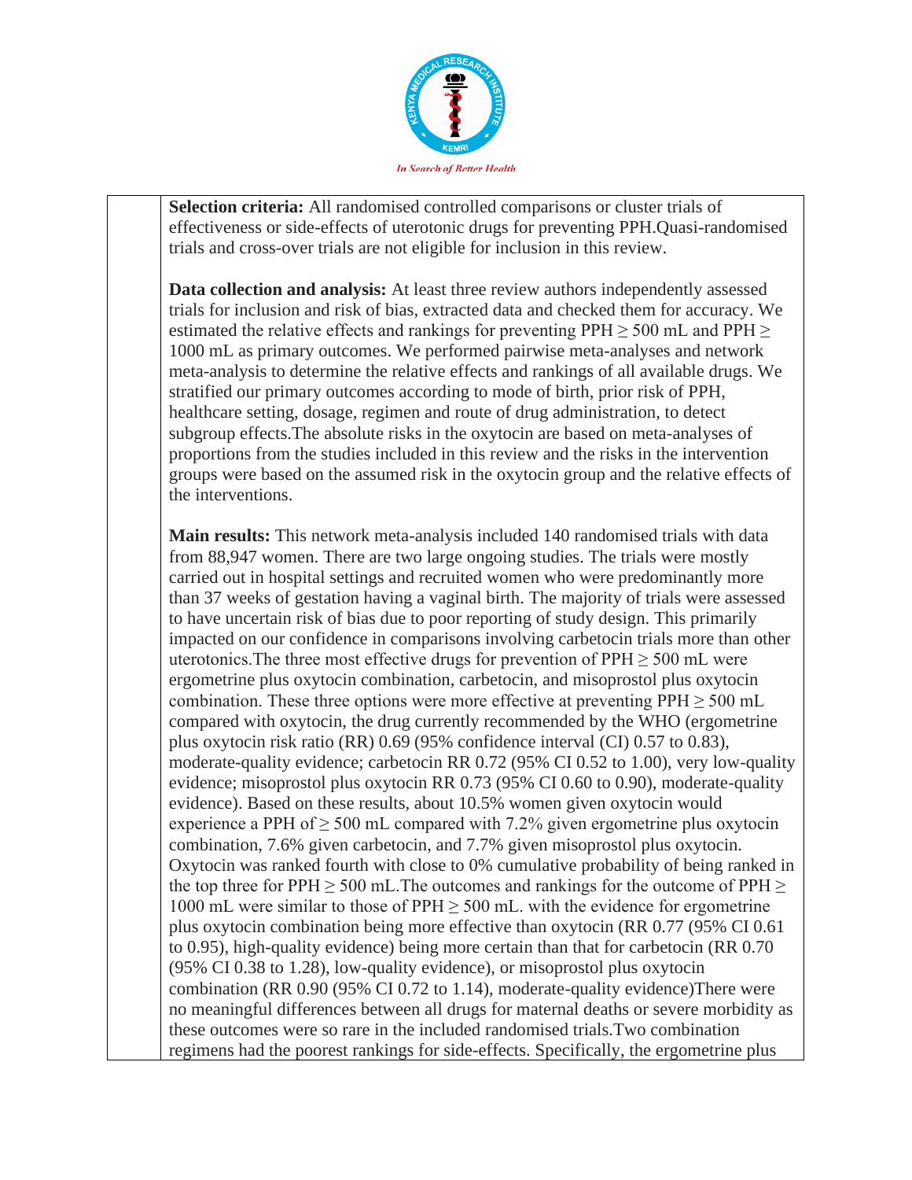**Selection criteria:** All randomised controlled comparisons or cluster trials of effectiveness or side-effects of uterotonic drugs for preventing PPH.Quasi-randomised trials and cross-over trials are not eligible for inclusion in this review.

**Data collection and analysis:** At least three review authors independently assessed trials for inclusion and risk of bias, extracted data and checked them for accuracy. We estimated the relative effects and rankings for preventing PPH ≥ 500 mL and PPH ≥ 1000 mL as primary outcomes. We performed pairwise meta-analyses and network meta-analysis to determine the relative effects and rankings of all available drugs. We stratified our primary outcomes according to mode of birth, prior risk of PPH, healthcare setting, dosage, regimen and route of drug administration, to detect subgroup effects.The absolute risks in the oxytocin are based on meta-analyses of proportions from the studies included in this review and the risks in the intervention groups were based on the assumed risk in the oxytocin group and the relative effects of the interventions.

**Main results:** This network meta-analysis included 140 randomised trials with data from 88,947 women. There are two large ongoing studies. The trials were mostly carried out in hospital settings and recruited women who were predominantly more than 37 weeks of gestation having a vaginal birth. The majority of trials were assessed to have uncertain risk of bias due to poor reporting of study design. This primarily impacted on our confidence in comparisons involving carbetocin trials more than other uterotonics.The three most effective drugs for prevention of PPH ≥ 500 mL were ergometrine plus oxytocin combination, carbetocin, and misoprostol plus oxytocin combination. These three options were more effective at preventing PPH ≥ 500 mL compared with oxytocin, the drug currently recommended by the WHO (ergometrine plus oxytocin risk ratio (RR) 0.69 (95% confidence interval (CI) 0.57 to 0.83), moderate-quality evidence; carbetocin RR 0.72 (95% CI 0.52 to 1.00), very low-quality evidence; misoprostol plus oxytocin RR 0.73 (95% CI 0.60 to 0.90), moderate-quality evidence). Based on these results, about 10.5% women given oxytocin would experience a PPH of ≥ 500 mL compared with 7.2% given ergometrine plus oxytocin combination, 7.6% given carbetocin, and 7.7% given misoprostol plus oxytocin. Oxytocin was ranked fourth with close to 0% cumulative probability of being ranked in the top three for PPH ≥ 500 mL.The outcomes and rankings for the outcome of PPH ≥ 1000 mL were similar to those of PPH ≥ 500 mL. with the evidence for ergometrine plus oxytocin combination being more effective than oxytocin (RR 0.77 (95% CI 0.61 to 0.95), high-quality evidence) being more certain than that for carbetocin (RR 0.70 (95% CI 0.38 to 1.28), low-quality evidence), or misoprostol plus oxytocin combination (RR 0.90 (95% CI 0.72 to 1.14), moderate-quality evidence)There were no meaningful differences between all drugs for maternal deaths or severe morbidity as these outcomes were so rare in the included randomised trials.Two combination regimens had the poorest rankings for side-effects. Specifically, the ergometrine plus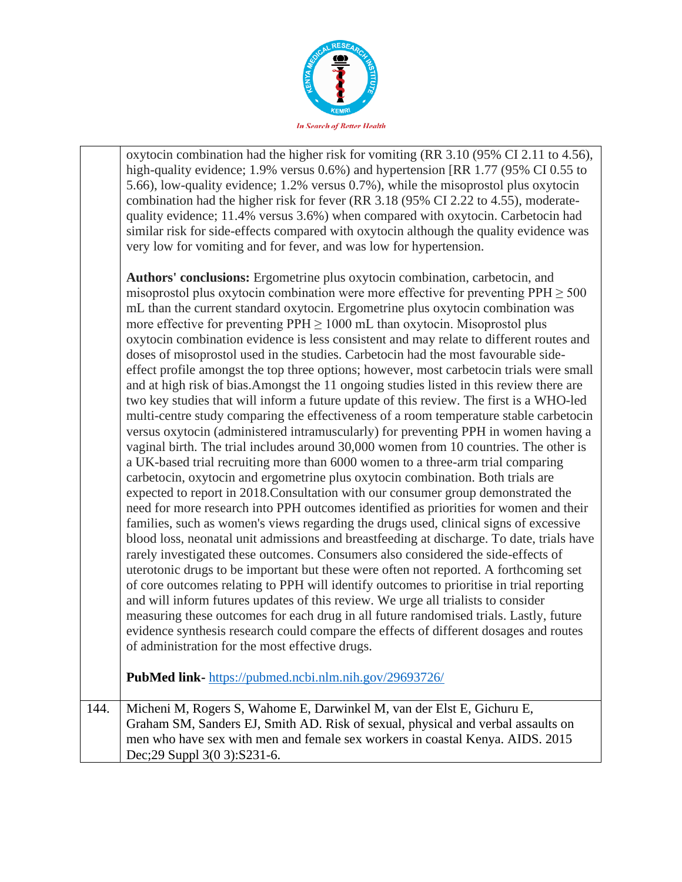| | |
|---|---|
| | oxytocin combination had the higher risk for vomiting (RR 3.10 (95% CI 2.11 to 4.56), high-quality evidence; 1.9% versus 0.6%) and hypertension [RR 1.77 (95% CI 0.55 to 5.66), low-quality evidence; 1.2% versus 0.7%), while the misoprostol plus oxytocin combination had the higher risk for fever (RR 3.18 (95% CI 2.22 to 4.55), moderate-quality evidence; 11.4% versus 3.6%) when compared with oxytocin. Carbetocin had similar risk for side-effects compared with oxytocin although the quality evidence was very low for vomiting and for fever, and was low for hypertension.<br><br>**Authors' conclusions:** Ergometrine plus oxytocin combination, carbetocin, and misoprostol plus oxytocin combination were more effective for preventing PPH ≥ 500 mL than the current standard oxytocin. Ergometrine plus oxytocin combination was more effective for preventing PPH ≥ 1000 mL than oxytocin. Misoprostol plus oxytocin combination evidence is less consistent and may relate to different routes and doses of misoprostol used in the studies. Carbetocin had the most favourable side-effect profile amongst the top three options; however, most carbetocin trials were small and at high risk of bias.Amongst the 11 ongoing studies listed in this review there are two key studies that will inform a future update of this review. The first is a WHO-led multi-centre study comparing the effectiveness of a room temperature stable carbetocin versus oxytocin (administered intramuscularly) for preventing PPH in women having a vaginal birth. The trial includes around 30,000 women from 10 countries. The other is a UK-based trial recruiting more than 6000 women to a three-arm trial comparing carbetocin, oxytocin and ergometrine plus oxytocin combination. Both trials are expected to report in 2018.Consultation with our consumer group demonstrated the need for more research into PPH outcomes identified as priorities for women and their families, such as women's views regarding the drugs used, clinical signs of excessive blood loss, neonatal unit admissions and breastfeeding at discharge. To date, trials have rarely investigated these outcomes. Consumers also considered the side-effects of uterotonic drugs to be important but these were often not reported. A forthcoming set of core outcomes relating to PPH will identify outcomes to prioritise in trial reporting and will inform futures updates of this review. We urge all trialists to consider measuring these outcomes for each drug in all future randomised trials. Lastly, future evidence synthesis research could compare the effects of different dosages and routes of administration for the most effective drugs.<br><br>**PubMed link-** [https://pubmed.ncbi.nlm.nih.gov/29693726/](https://pubmed.ncbi.nlm.nih.gov/29693726/) |
| 144. | Micheni M, Rogers S, Wahome E, Darwinkel M, van der Elst E, Gichuru E, Graham SM, Sanders EJ, Smith AD. Risk of sexual, physical and verbal assaults on men who have sex with men and female sex workers in coastal Kenya. AIDS. 2015 Dec;29 Suppl 3(0 3):S231-6. |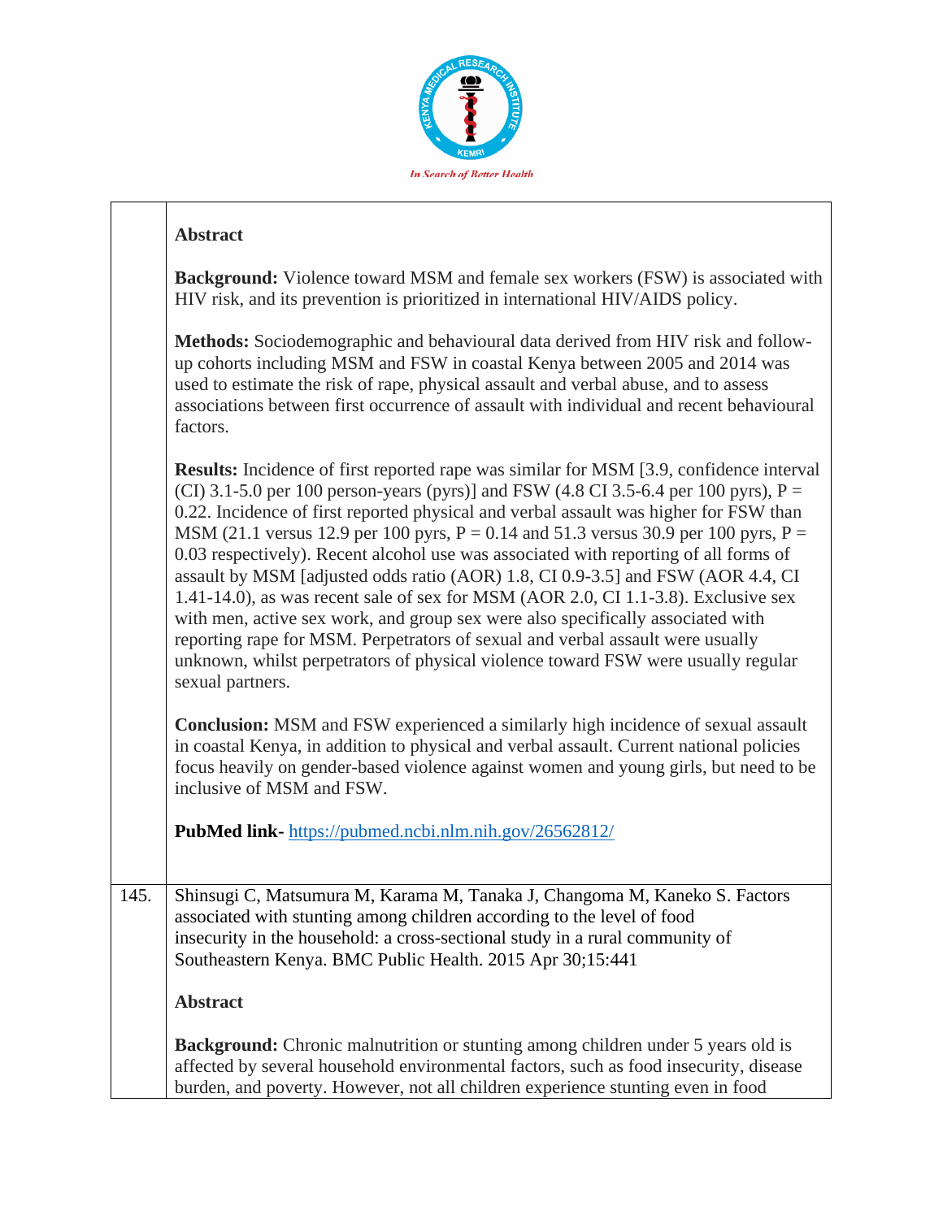**Abstract**

**Background:** Violence toward MSM and female sex workers (FSW) is associated with HIV risk, and its prevention is prioritized in international HIV/AIDS policy.

**Methods:** Sociodemographic and behavioural data derived from HIV risk and follow-up cohorts including MSM and FSW in coastal Kenya between 2005 and 2014 was used to estimate the risk of rape, physical assault and verbal abuse, and to assess associations between first occurrence of assault with individual and recent behavioural factors.

**Results:** Incidence of first reported rape was similar for MSM [3.9, confidence interval (CI) 3.1-5.0 per 100 person-years (pyrs)] and FSW (4.8 CI 3.5-6.4 per 100 pyrs), P = 0.22. Incidence of first reported physical and verbal assault was higher for FSW than MSM (21.1 versus 12.9 per 100 pyrs, P = 0.14 and 51.3 versus 30.9 per 100 pyrs, P = 0.03 respectively). Recent alcohol use was associated with reporting of all forms of assault by MSM [adjusted odds ratio (AOR) 1.8, CI 0.9-3.5] and FSW (AOR 4.4, CI 1.41-14.0), as was recent sale of sex for MSM (AOR 2.0, CI 1.1-3.8). Exclusive sex with men, active sex work, and group sex were also specifically associated with reporting rape for MSM. Perpetrators of sexual and verbal assault were usually unknown, whilst perpetrators of physical violence toward FSW were usually regular sexual partners.

**Conclusion:** MSM and FSW experienced a similarly high incidence of sexual assault in coastal Kenya, in addition to physical and verbal assault. Current national policies focus heavily on gender-based violence against women and young girls, but need to be inclusive of MSM and FSW.

**PubMed link-** https://pubmed.ncbi.nlm.nih.gov/26562812/

145. Shinsugi C, Matsumura M, Karama M, Tanaka J, Changoma M, Kaneko S. Factors associated with stunting among children according to the level of food insecurity in the household: a cross-sectional study in a rural community of Southeastern Kenya. BMC Public Health. 2015 Apr 30;15:441

**Abstract**

**Background:** Chronic malnutrition or stunting among children under 5 years old is affected by several household environmental factors, such as food insecurity, disease burden, and poverty. However, not all children experience stunting even in food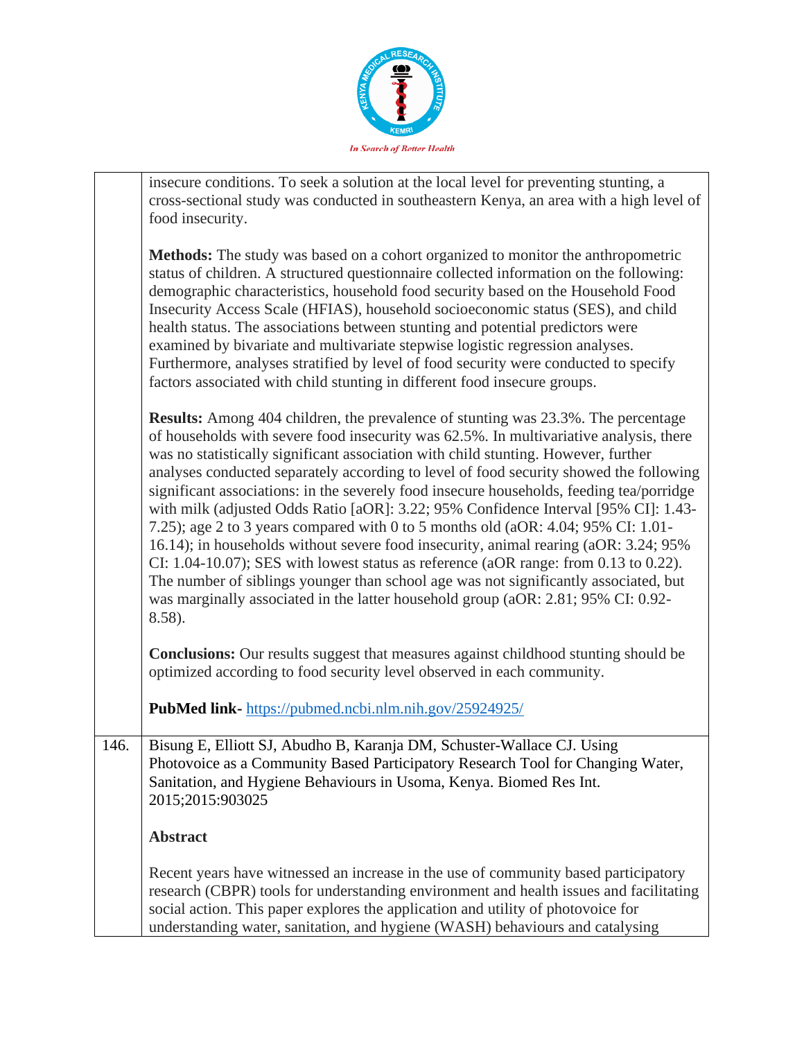insecure conditions. To seek a solution at the local level for preventing stunting, a cross-sectional study was conducted in southeastern Kenya, an area with a high level of food insecurity.

**Methods:** The study was based on a cohort organized to monitor the anthropometric status of children. A structured questionnaire collected information on the following: demographic characteristics, household food security based on the Household Food Insecurity Access Scale (HFIAS), household socioeconomic status (SES), and child health status. The associations between stunting and potential predictors were examined by bivariate and multivariate stepwise logistic regression analyses. Furthermore, analyses stratified by level of food security were conducted to specify factors associated with child stunting in different food insecure groups.

**Results:** Among 404 children, the prevalence of stunting was 23.3%. The percentage of households with severe food insecurity was 62.5%. In multivariative analysis, there was no statistically significant association with child stunting. However, further analyses conducted separately according to level of food security showed the following significant associations: in the severely food insecure households, feeding tea/porridge with milk (adjusted Odds Ratio [aOR]: 3.22; 95% Confidence Interval [95% CI]: 1.43-7.25); age 2 to 3 years compared with 0 to 5 months old (aOR: 4.04; 95% CI: 1.01-16.14); in households without severe food insecurity, animal rearing (aOR: 3.24; 95% CI: 1.04-10.07); SES with lowest status as reference (aOR range: from 0.13 to 0.22). The number of siblings younger than school age was not significantly associated, but was marginally associated in the latter household group (aOR: 2.81; 95% CI: 0.92-8.58).

**Conclusions:** Our results suggest that measures against childhood stunting should be optimized according to food security level observed in each community.

**PubMed link-** https://pubmed.ncbi.nlm.nih.gov/25924925/

146. Bisung E, Elliott SJ, Abudho B, Karanja DM, Schuster-Wallace CJ. Using Photovoice as a Community Based Participatory Research Tool for Changing Water, Sanitation, and Hygiene Behaviours in Usoma, Kenya. Biomed Res Int. 2015;2015:903025

**Abstract**

Recent years have witnessed an increase in the use of community based participatory research (CBPR) tools for understanding environment and health issues and facilitating social action. This paper explores the application and utility of photovoice for understanding water, sanitation, and hygiene (WASH) behaviours and catalysing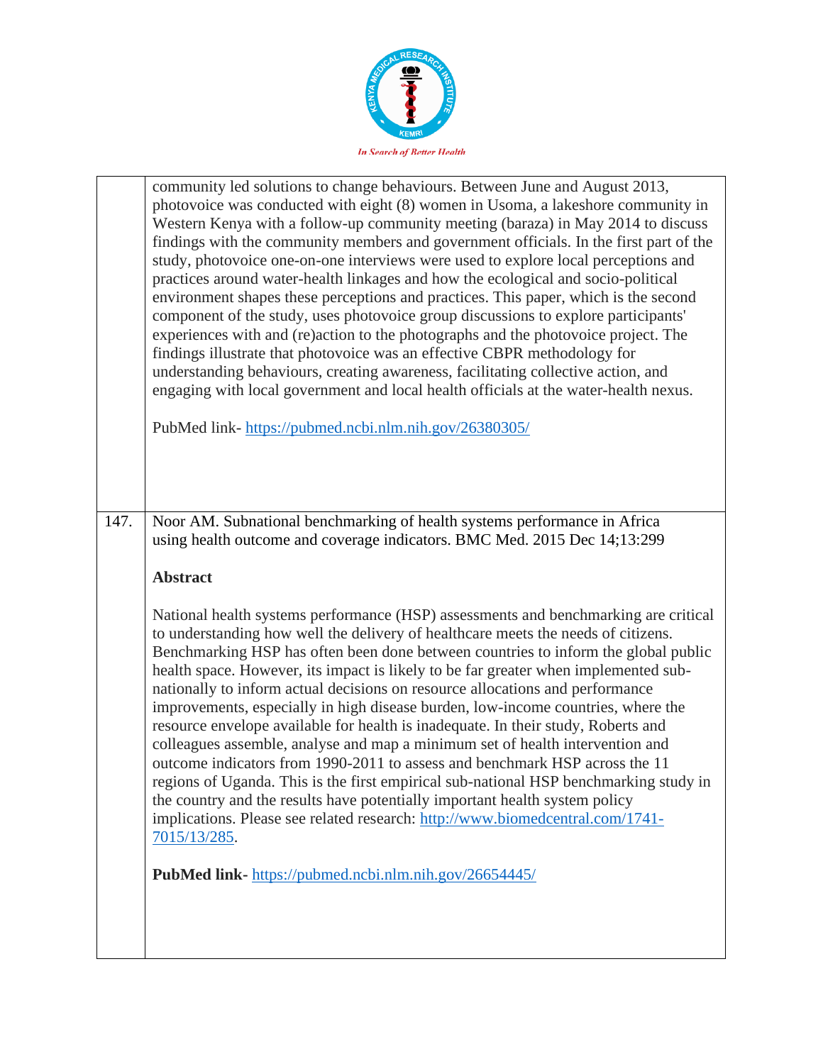| | |
|---|---|
| | community led solutions to change behaviours. Between June and August 2013, photovoice was conducted with eight (8) women in Usoma, a lakeshore community in Western Kenya with a follow-up community meeting (baraza) in May 2014 to discuss findings with the community members and government officials. In the first part of the study, photovoice one-on-one interviews were used to explore local perceptions and practices around water-health linkages and how the ecological and socio-political environment shapes these perceptions and practices. This paper, which is the second component of the study, uses photovoice group discussions to explore participants' experiences with and (re)action to the photographs and the photovoice project. The findings illustrate that photovoice was an effective CBPR methodology for understanding behaviours, creating awareness, facilitating collective action, and engaging with local government and local health officials at the water-health nexus.<br><br>PubMed link- https://pubmed.ncbi.nlm.nih.gov/26380305/ |
| 147. | Noor AM. Subnational benchmarking of health systems performance in Africa using health outcome and coverage indicators. BMC Med. 2015 Dec 14;13:299<br><br>**Abstract**<br><br>National health systems performance (HSP) assessments and benchmarking are critical to understanding how well the delivery of healthcare meets the needs of citizens. Benchmarking HSP has often been done between countries to inform the global public health space. However, its impact is likely to be far greater when implemented sub-nationally to inform actual decisions on resource allocations and performance improvements, especially in high disease burden, low-income countries, where the resource envelope available for health is inadequate. In their study, Roberts and colleagues assemble, analyse and map a minimum set of health intervention and outcome indicators from 1990-2011 to assess and benchmark HSP across the 11 regions of Uganda. This is the first empirical sub-national HSP benchmarking study in the country and the results have potentially important health system policy implications. Please see related research: http://www.biomedcentral.com/1741-7015/13/285.<br><br>**PubMed link-** https://pubmed.ncbi.nlm.nih.gov/26654445/ |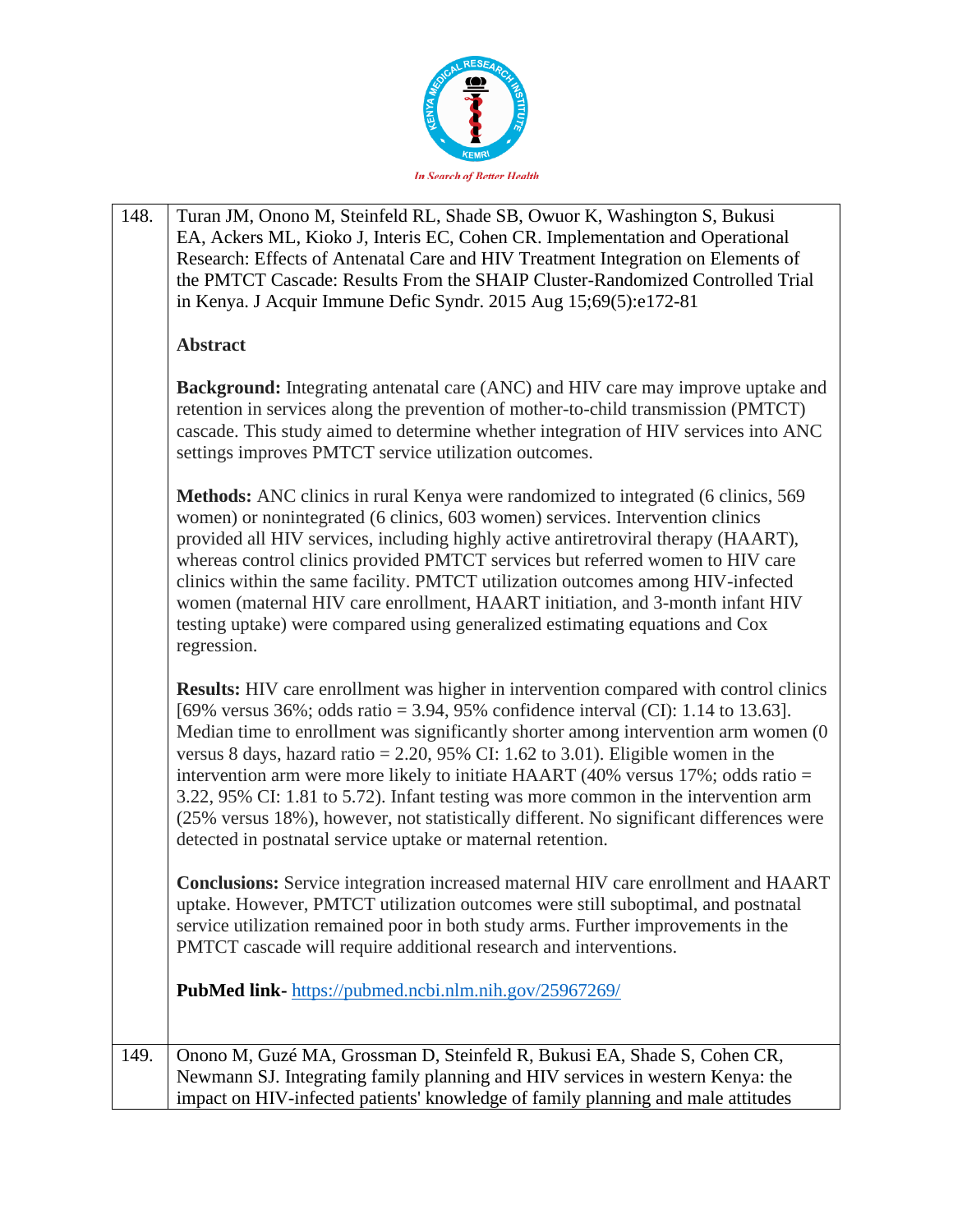| | |
|---|---|
| 148. | Turan JM, Onono M, Steinfeld RL, Shade SB, Owuor K, Washington S, Bukusi EA, Ackers ML, Kioko J, Interis EC, Cohen CR. Implementation and Operational Research: Effects of Antenatal Care and HIV Treatment Integration on Elements of the PMTCT Cascade: Results From the SHAIP Cluster-Randomized Controlled Trial in Kenya. J Acquir Immune Defic Syndr. 2015 Aug 15;69(5):e172-81<br><br>**Abstract**<br><br>**Background:** Integrating antenatal care (ANC) and HIV care may improve uptake and retention in services along the prevention of mother-to-child transmission (PMTCT) cascade. This study aimed to determine whether integration of HIV services into ANC settings improves PMTCT service utilization outcomes.<br><br>**Methods:** ANC clinics in rural Kenya were randomized to integrated (6 clinics, 569 women) or nonintegrated (6 clinics, 603 women) services. Intervention clinics provided all HIV services, including highly active antiretroviral therapy (HAART), whereas control clinics provided PMTCT services but referred women to HIV care clinics within the same facility. PMTCT utilization outcomes among HIV-infected women (maternal HIV care enrollment, HAART initiation, and 3-month infant HIV testing uptake) were compared using generalized estimating equations and Cox regression.<br><br>**Results:** HIV care enrollment was higher in intervention compared with control clinics [69% versus 36%; odds ratio = 3.94, 95% confidence interval (CI): 1.14 to 13.63]. Median time to enrollment was significantly shorter among intervention arm women (0 versus 8 days, hazard ratio = 2.20, 95% CI: 1.62 to 3.01). Eligible women in the intervention arm were more likely to initiate HAART (40% versus 17%; odds ratio = 3.22, 95% CI: 1.81 to 5.72). Infant testing was more common in the intervention arm (25% versus 18%), however, not statistically different. No significant differences were detected in postnatal service uptake or maternal retention.<br><br>**Conclusions:** Service integration increased maternal HIV care enrollment and HAART uptake. However, PMTCT utilization outcomes were still suboptimal, and postnatal service utilization remained poor in both study arms. Further improvements in the PMTCT cascade will require additional research and interventions.<br><br>**PubMed link-** https://pubmed.ncbi.nlm.nih.gov/25967269/ |
| 149. | Onono M, Guzé MA, Grossman D, Steinfeld R, Bukusi EA, Shade S, Cohen CR, Newmann SJ. Integrating family planning and HIV services in western Kenya: the impact on HIV-infected patients' knowledge of family planning and male attitudes |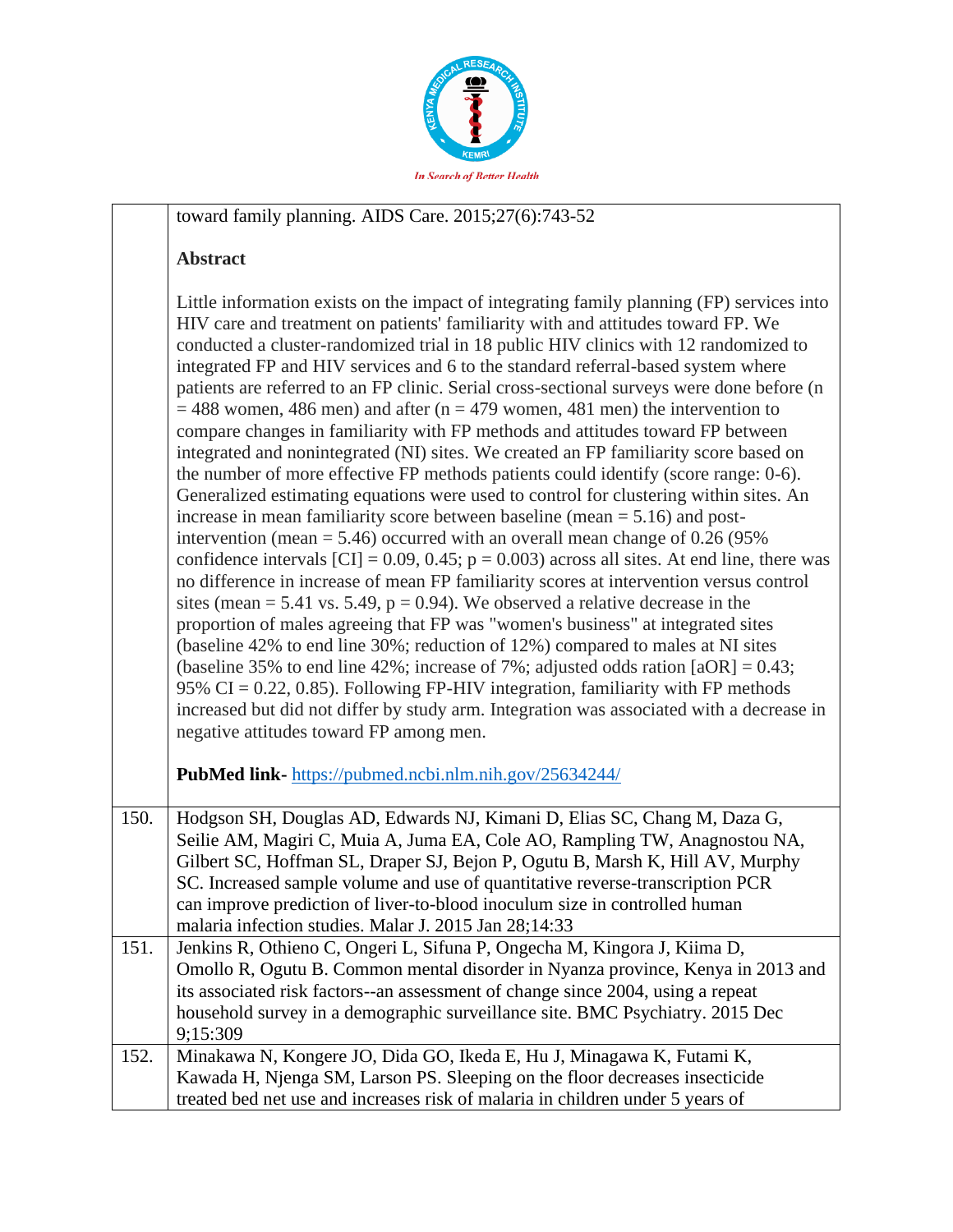| | |
|---|---|
| | toward family planning. AIDS Care. 2015;27(6):743-52<br><br>**Abstract**<br><br>Little information exists on the impact of integrating family planning (FP) services into HIV care and treatment on patients' familiarity with and attitudes toward FP. We conducted a cluster-randomized trial in 18 public HIV clinics with 12 randomized to integrated FP and HIV services and 6 to the standard referral-based system where patients are referred to an FP clinic. Serial cross-sectional surveys were done before (n = 488 women, 486 men) and after (n = 479 women, 481 men) the intervention to compare changes in familiarity with FP methods and attitudes toward FP between integrated and nonintegrated (NI) sites. We created an FP familiarity score based on the number of more effective FP methods patients could identify (score range: 0-6). Generalized estimating equations were used to control for clustering within sites. An increase in mean familiarity score between baseline (mean = 5.16) and post-intervention (mean = 5.46) occurred with an overall mean change of 0.26 (95% confidence intervals [CI] = 0.09, 0.45; p = 0.003) across all sites. At end line, there was no difference in increase of mean FP familiarity scores at intervention versus control sites (mean = 5.41 vs. 5.49, p = 0.94). We observed a relative decrease in the proportion of males agreeing that FP was "women's business" at integrated sites (baseline 42% to end line 30%; reduction of 12%) compared to males at NI sites (baseline 35% to end line 42%; increase of 7%; adjusted odds ration [aOR] = 0.43; 95% CI = 0.22, 0.85). Following FP-HIV integration, familiarity with FP methods increased but did not differ by study arm. Integration was associated with a decrease in negative attitudes toward FP among men.<br><br>**PubMed link-** https://pubmed.ncbi.nlm.nih.gov/25634244/ |
| 150. | Hodgson SH, Douglas AD, Edwards NJ, Kimani D, Elias SC, Chang M, Daza G, Seilie AM, Magiri C, Muia A, Juma EA, Cole AO, Rampling TW, Anagnostou NA, Gilbert SC, Hoffman SL, Draper SJ, Bejon P, Ogutu B, Marsh K, Hill AV, Murphy SC. Increased sample volume and use of quantitative reverse-transcription PCR can improve prediction of liver-to-blood inoculum size in controlled human malaria infection studies. Malar J. 2015 Jan 28;14:33 |
| 151. | Jenkins R, Othieno C, Ongeri L, Sifuna P, Ongecha M, Kingora J, Kiima D, Omollo R, Ogutu B. Common mental disorder in Nyanza province, Kenya in 2013 and its associated risk factors--an assessment of change since 2004, using a repeat household survey in a demographic surveillance site. BMC Psychiatry. 2015 Dec 9;15:309 |
| 152. | Minakawa N, Kongere JO, Dida GO, Ikeda E, Hu J, Minagawa K, Futami K, Kawada H, Njenga SM, Larson PS. Sleeping on the floor decreases insecticide treated bed net use and increases risk of malaria in children under 5 years of |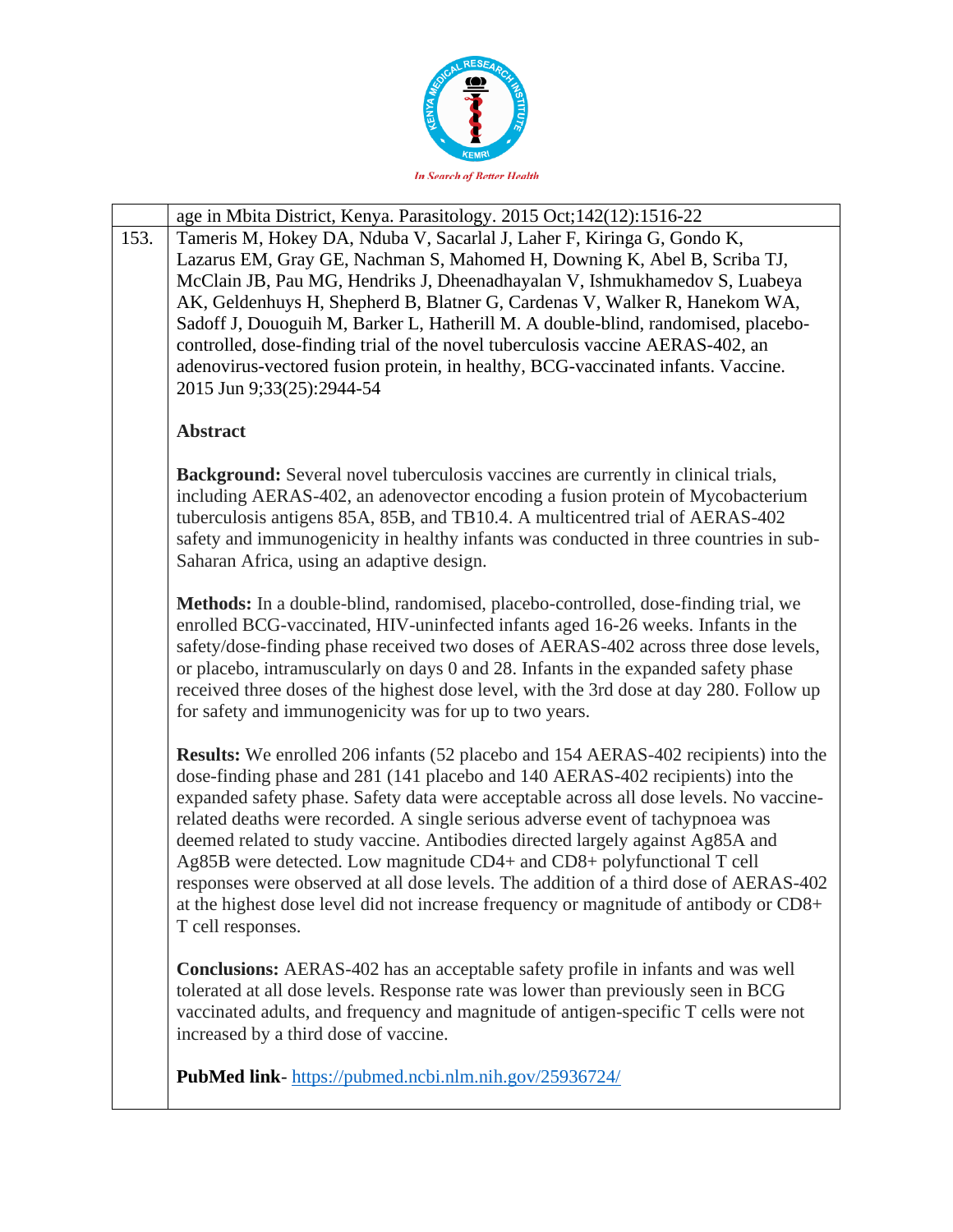| | |
|---|---|
| | age in Mbita District, Kenya. Parasitology. 2015 Oct;142(12):1516-22 |
| 153. | Tameris M, Hokey DA, Nduba V, Sacarlal J, Laher F, Kiringa G, Gondo K, Lazarus EM, Gray GE, Nachman S, Mahomed H, Downing K, Abel B, Scriba TJ, McClain JB, Pau MG, Hendriks J, Dheenadhayalan V, Ishmukhamedov S, Luabeya AK, Geldenhuys H, Shepherd B, Blatner G, Cardenas V, Walker R, Hanekom WA, Sadoff J, Douoguih M, Barker L, Hatherill M. A double-blind, randomised, placebo-controlled, dose-finding trial of the novel tuberculosis vaccine AERAS-402, an adenovirus-vectored fusion protein, in healthy, BCG-vaccinated infants. Vaccine. 2015 Jun 9;33(25):2944-54<br><br>**Abstract**<br><br>**Background:** Several novel tuberculosis vaccines are currently in clinical trials, including AERAS-402, an adenovector encoding a fusion protein of Mycobacterium tuberculosis antigens 85A, 85B, and TB10.4. A multicentred trial of AERAS-402 safety and immunogenicity in healthy infants was conducted in three countries in sub-Saharan Africa, using an adaptive design.<br><br>**Methods:** In a double-blind, randomised, placebo-controlled, dose-finding trial, we enrolled BCG-vaccinated, HIV-uninfected infants aged 16-26 weeks. Infants in the safety/dose-finding phase received two doses of AERAS-402 across three dose levels, or placebo, intramuscularly on days 0 and 28. Infants in the expanded safety phase received three doses of the highest dose level, with the 3rd dose at day 280. Follow up for safety and immunogenicity was for up to two years.<br><br>**Results:** We enrolled 206 infants (52 placebo and 154 AERAS-402 recipients) into the dose-finding phase and 281 (141 placebo and 140 AERAS-402 recipients) into the expanded safety phase. Safety data were acceptable across all dose levels. No vaccine-related deaths were recorded. A single serious adverse event of tachypnoea was deemed related to study vaccine. Antibodies directed largely against Ag85A and Ag85B were detected. Low magnitude CD4+ and CD8+ polyfunctional T cell responses were observed at all dose levels. The addition of a third dose of AERAS-402 at the highest dose level did not increase frequency or magnitude of antibody or CD8+ T cell responses.<br><br>**Conclusions:** AERAS-402 has an acceptable safety profile in infants and was well tolerated at all dose levels. Response rate was lower than previously seen in BCG vaccinated adults, and frequency and magnitude of antigen-specific T cells were not increased by a third dose of vaccine.<br><br>**PubMed link**- https://pubmed.ncbi.nlm.nih.gov/25936724/ |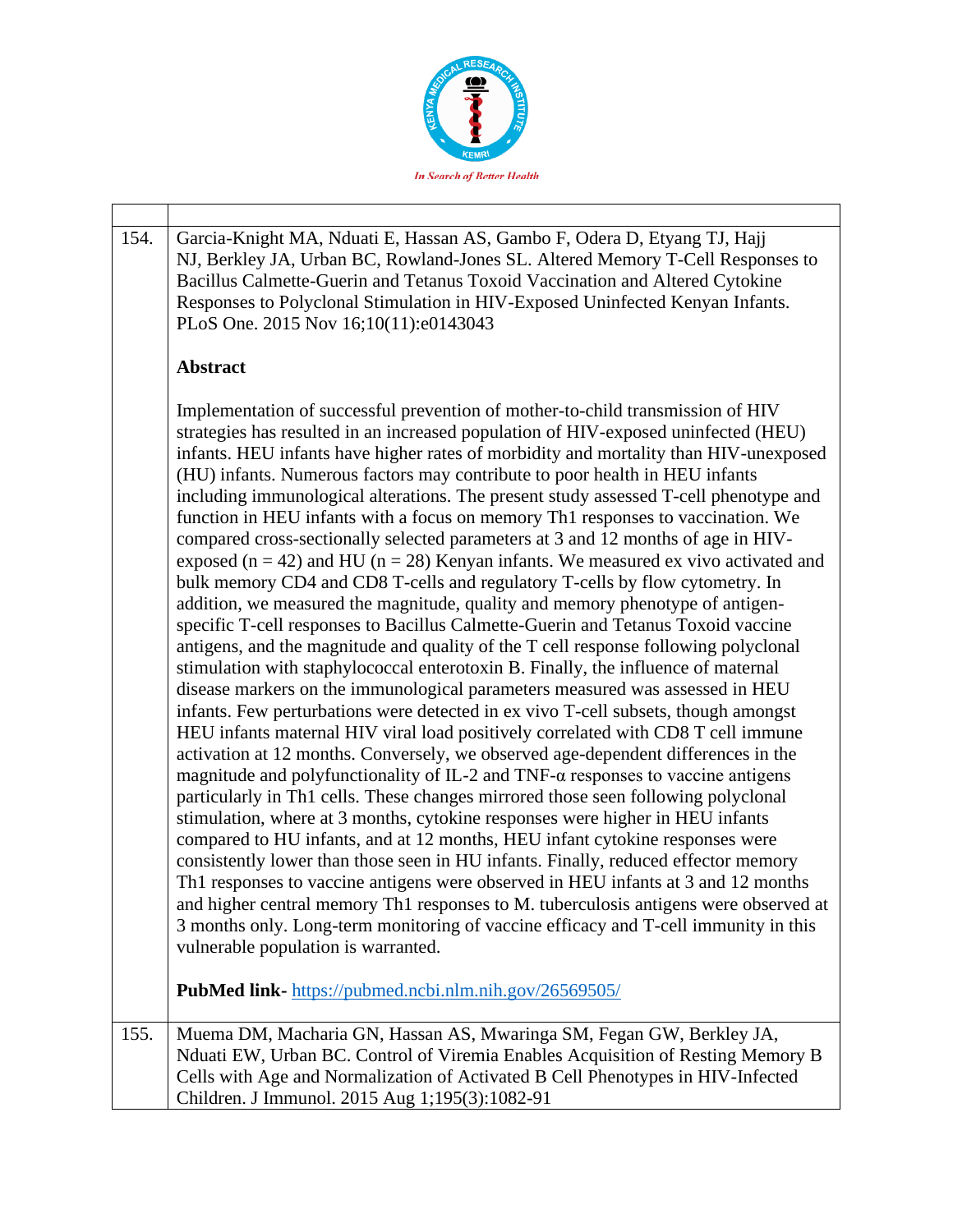| | |
|---|---|
| 154. | Garcia-Knight MA, Nduati E, Hassan AS, Gambo F, Odera D, Etyang TJ, Hajj NJ, Berkley JA, Urban BC, Rowland-Jones SL. Altered Memory T-Cell Responses to Bacillus Calmette-Guerin and Tetanus Toxoid Vaccination and Altered Cytokine Responses to Polyclonal Stimulation in HIV-Exposed Uninfected Kenyan Infants. PLoS One. 2015 Nov 16;10(11):e0143043<br><br>**Abstract**<br><br>Implementation of successful prevention of mother-to-child transmission of HIV strategies has resulted in an increased population of HIV-exposed uninfected (HEU) infants. HEU infants have higher rates of morbidity and mortality than HIV-unexposed (HU) infants. Numerous factors may contribute to poor health in HEU infants including immunological alterations. The present study assessed T-cell phenotype and function in HEU infants with a focus on memory Th1 responses to vaccination. We compared cross-sectionally selected parameters at 3 and 12 months of age in HIV-exposed (n = 42) and HU (n = 28) Kenyan infants. We measured ex vivo activated and bulk memory CD4 and CD8 T-cells and regulatory T-cells by flow cytometry. In addition, we measured the magnitude, quality and memory phenotype of antigen-specific T-cell responses to Bacillus Calmette-Guerin and Tetanus Toxoid vaccine antigens, and the magnitude and quality of the T cell response following polyclonal stimulation with staphylococcal enterotoxin B. Finally, the influence of maternal disease markers on the immunological parameters measured was assessed in HEU infants. Few perturbations were detected in ex vivo T-cell subsets, though amongst HEU infants maternal HIV viral load positively correlated with CD8 T cell immune activation at 12 months. Conversely, we observed age-dependent differences in the magnitude and polyfunctionality of IL-2 and TNF-α responses to vaccine antigens particularly in Th1 cells. These changes mirrored those seen following polyclonal stimulation, where at 3 months, cytokine responses were higher in HEU infants compared to HU infants, and at 12 months, HEU infant cytokine responses were consistently lower than those seen in HU infants. Finally, reduced effector memory Th1 responses to vaccine antigens were observed in HEU infants at 3 and 12 months and higher central memory Th1 responses to M. tuberculosis antigens were observed at 3 months only. Long-term monitoring of vaccine efficacy and T-cell immunity in this vulnerable population is warranted.<br><br>**PubMed link-** https://pubmed.ncbi.nlm.nih.gov/26569505/ |
| 155. | Muema DM, Macharia GN, Hassan AS, Mwaringa SM, Fegan GW, Berkley JA, Nduati EW, Urban BC. Control of Viremia Enables Acquisition of Resting Memory B Cells with Age and Normalization of Activated B Cell Phenotypes in HIV-Infected Children. J Immunol. 2015 Aug 1;195(3):1082-91 |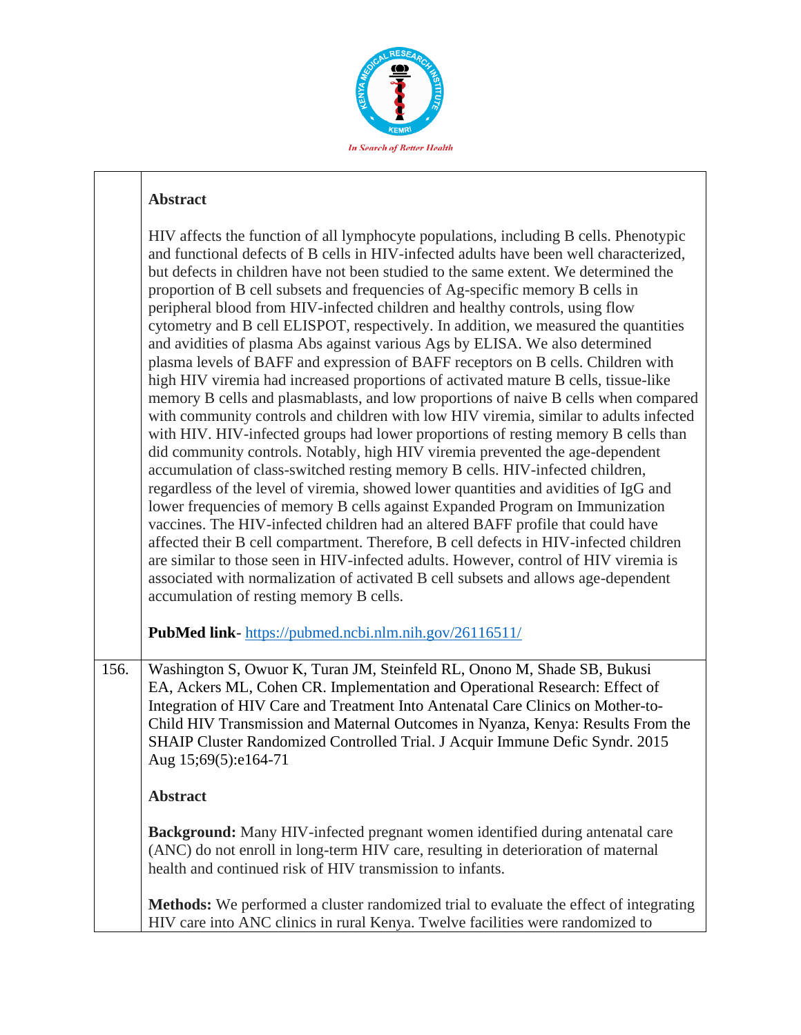| | |
|---|---|
| | **Abstract**<br><br>HIV affects the function of all lymphocyte populations, including B cells. Phenotypic and functional defects of B cells in HIV-infected adults have been well characterized, but defects in children have not been studied to the same extent. We determined the proportion of B cell subsets and frequencies of Ag-specific memory B cells in peripheral blood from HIV-infected children and healthy controls, using flow cytometry and B cell ELISPOT, respectively. In addition, we measured the quantities and avidities of plasma Abs against various Ags by ELISA. We also determined plasma levels of BAFF and expression of BAFF receptors on B cells. Children with high HIV viremia had increased proportions of activated mature B cells, tissue-like memory B cells and plasmablasts, and low proportions of naive B cells when compared with community controls and children with low HIV viremia, similar to adults infected with HIV. HIV-infected groups had lower proportions of resting memory B cells than did community controls. Notably, high HIV viremia prevented the age-dependent accumulation of class-switched resting memory B cells. HIV-infected children, regardless of the level of viremia, showed lower quantities and avidities of IgG and lower frequencies of memory B cells against Expanded Program on Immunization vaccines. The HIV-infected children had an altered BAFF profile that could have affected their B cell compartment. Therefore, B cell defects in HIV-infected children are similar to those seen in HIV-infected adults. However, control of HIV viremia is associated with normalization of activated B cell subsets and allows age-dependent accumulation of resting memory B cells.<br><br>**PubMed link**- [https://pubmed.ncbi.nlm.nih.gov/26116511/](https://pubmed.ncbi.nlm.nih.gov/26116511/) |
| 156. | Washington S, Owuor K, Turan JM, Steinfeld RL, Onono M, Shade SB, Bukusi EA, Ackers ML, Cohen CR. Implementation and Operational Research: Effect of Integration of HIV Care and Treatment Into Antenatal Care Clinics on Mother-to-Child HIV Transmission and Maternal Outcomes in Nyanza, Kenya: Results From the SHAIP Cluster Randomized Controlled Trial. J Acquir Immune Defic Syndr. 2015 Aug 15;69(5):e164-71<br><br>**Abstract**<br><br>**Background:** Many HIV-infected pregnant women identified during antenatal care (ANC) do not enroll in long-term HIV care, resulting in deterioration of maternal health and continued risk of HIV transmission to infants.<br><br>**Methods:** We performed a cluster randomized trial to evaluate the effect of integrating HIV care into ANC clinics in rural Kenya. Twelve facilities were randomized to |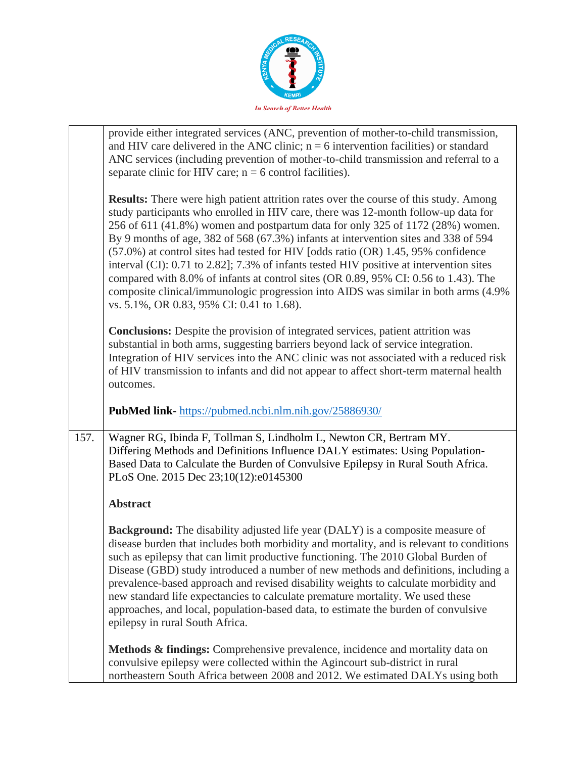| | |
|---|---|
| | provide either integrated services (ANC, prevention of mother-to-child transmission, and HIV care delivered in the ANC clinic; n = 6 intervention facilities) or standard ANC services (including prevention of mother-to-child transmission and referral to a separate clinic for HIV care; n = 6 control facilities).<br><br>**Results:** There were high patient attrition rates over the course of this study. Among study participants who enrolled in HIV care, there was 12-month follow-up data for 256 of 611 (41.8%) women and postpartum data for only 325 of 1172 (28%) women. By 9 months of age, 382 of 568 (67.3%) infants at intervention sites and 338 of 594 (57.0%) at control sites had tested for HIV [odds ratio (OR) 1.45, 95% confidence interval (CI): 0.71 to 2.82]; 7.3% of infants tested HIV positive at intervention sites compared with 8.0% of infants at control sites (OR 0.89, 95% CI: 0.56 to 1.43). The composite clinical/immunologic progression into AIDS was similar in both arms (4.9% vs. 5.1%, OR 0.83, 95% CI: 0.41 to 1.68).<br><br>**Conclusions:** Despite the provision of integrated services, patient attrition was substantial in both arms, suggesting barriers beyond lack of service integration. Integration of HIV services into the ANC clinic was not associated with a reduced risk of HIV transmission to infants and did not appear to affect short-term maternal health outcomes.<br><br>**PubMed link-** https://pubmed.ncbi.nlm.nih.gov/25886930/ |
| 157. | Wagner RG, Ibinda F, Tollman S, Lindholm L, Newton CR, Bertram MY. Differing Methods and Definitions Influence DALY estimates: Using Population-Based Data to Calculate the Burden of Convulsive Epilepsy in Rural South Africa. PLoS One. 2015 Dec 23;10(12):e0145300<br><br>**Abstract**<br><br>**Background:** The disability adjusted life year (DALY) is a composite measure of disease burden that includes both morbidity and mortality, and is relevant to conditions such as epilepsy that can limit productive functioning. The 2010 Global Burden of Disease (GBD) study introduced a number of new methods and definitions, including a prevalence-based approach and revised disability weights to calculate morbidity and new standard life expectancies to calculate premature mortality. We used these approaches, and local, population-based data, to estimate the burden of convulsive epilepsy in rural South Africa.<br><br>**Methods & findings:** Comprehensive prevalence, incidence and mortality data on convulsive epilepsy were collected within the Agincourt sub-district in rural northeastern South Africa between 2008 and 2012. We estimated DALYs using both |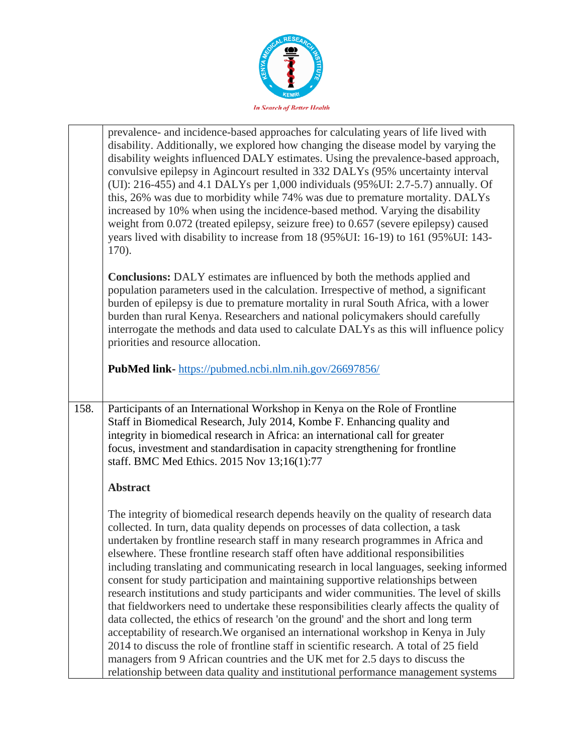|  | prevalence- and incidence-based approaches for calculating years of life lived with disability. Additionally, we explored how changing the disease model by varying the disability weights influenced DALY estimates. Using the prevalence-based approach, convulsive epilepsy in Agincourt resulted in 332 DALYs (95% uncertainty interval (UI): 216-455) and 4.1 DALYs per 1,000 individuals (95%UI: 2.7-5.7) annually. Of this, 26% was due to morbidity while 74% was due to premature mortality. DALYs increased by 10% when using the incidence-based method. Varying the disability weight from 0.072 (treated epilepsy, seizure free) to 0.657 (severe epilepsy) caused years lived with disability to increase from 18 (95%UI: 16-19) to 161 (95%UI: 143-170).<br><br>**Conclusions:** DALY estimates are influenced by both the methods applied and population parameters used in the calculation. Irrespective of method, a significant burden of epilepsy is due to premature mortality in rural South Africa, with a lower burden than rural Kenya. Researchers and national policymakers should carefully interrogate the methods and data used to calculate DALYs as this will influence policy priorities and resource allocation.<br><br>**PubMed link-** https://pubmed.ncbi.nlm.nih.gov/26697856/ |
|---|---|
| 158. | Participants of an International Workshop in Kenya on the Role of Frontline Staff in Biomedical Research, July 2014, Kombe F. Enhancing quality and integrity in biomedical research in Africa: an international call for greater focus, investment and standardisation in capacity strengthening for frontline staff. BMC Med Ethics. 2015 Nov 13;16(1):77<br><br>**Abstract**<br><br>The integrity of biomedical research depends heavily on the quality of research data collected. In turn, data quality depends on processes of data collection, a task undertaken by frontline research staff in many research programmes in Africa and elsewhere. These frontline research staff often have additional responsibilities including translating and communicating research in local languages, seeking informed consent for study participation and maintaining supportive relationships between research institutions and study participants and wider communities. The level of skills that fieldworkers need to undertake these responsibilities clearly affects the quality of data collected, the ethics of research 'on the ground' and the short and long term acceptability of research.We organised an international workshop in Kenya in July 2014 to discuss the role of frontline staff in scientific research. A total of 25 field managers from 9 African countries and the UK met for 2.5 days to discuss the relationship between data quality and institutional performance management systems |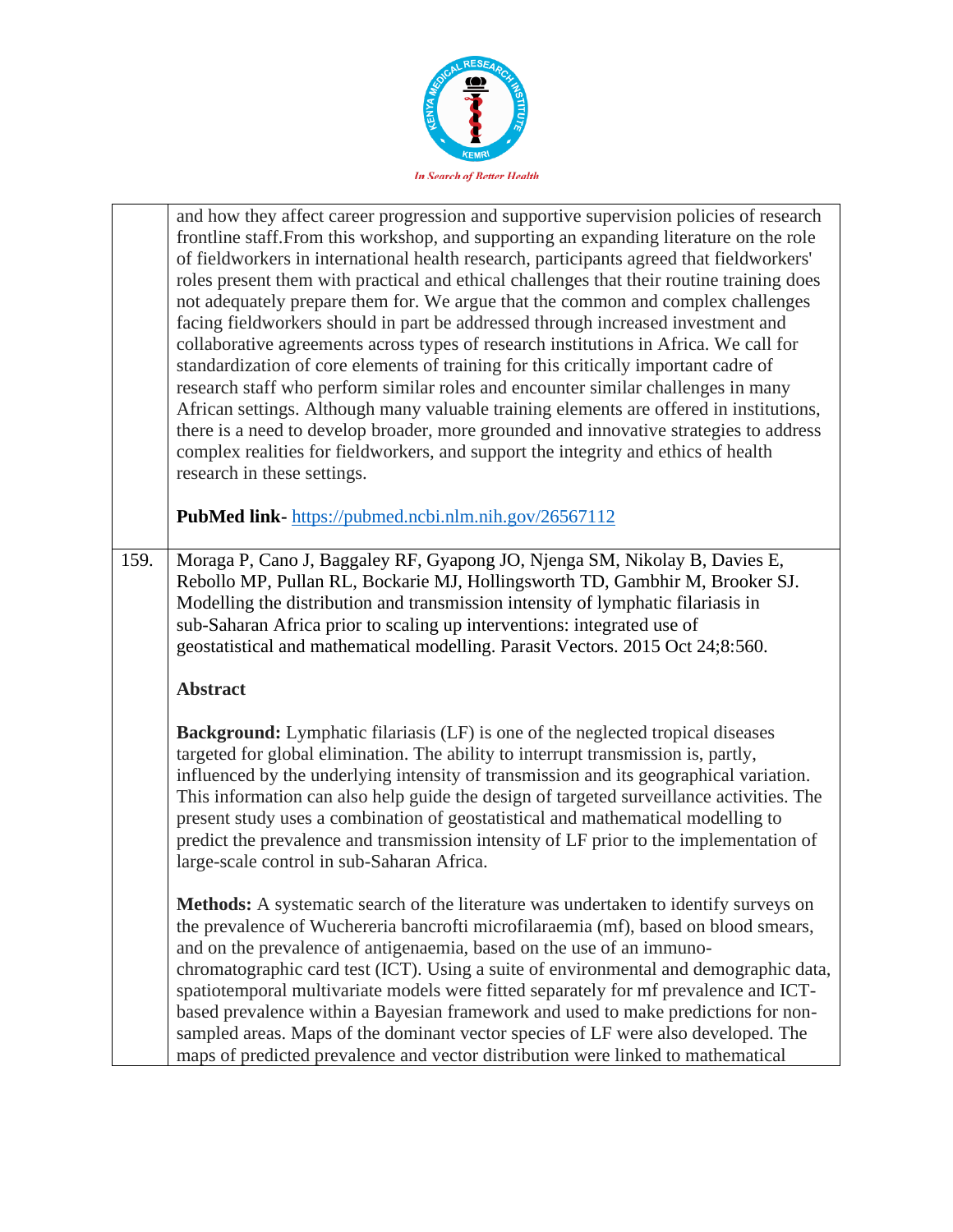|  |  |
|---|---|
|  | and how they affect career progression and supportive supervision policies of research frontline staff.From this workshop, and supporting an expanding literature on the role of fieldworkers in international health research, participants agreed that fieldworkers' roles present them with practical and ethical challenges that their routine training does not adequately prepare them for. We argue that the common and complex challenges facing fieldworkers should in part be addressed through increased investment and collaborative agreements across types of research institutions in Africa. We call for standardization of core elements of training for this critically important cadre of research staff who perform similar roles and encounter similar challenges in many African settings. Although many valuable training elements are offered in institutions, there is a need to develop broader, more grounded and innovative strategies to address complex realities for fieldworkers, and support the integrity and ethics of health research in these settings.<br><br>**PubMed link-** https://pubmed.ncbi.nlm.nih.gov/26567112 |
| 159. | Moraga P, Cano J, Baggaley RF, Gyapong JO, Njenga SM, Nikolay B, Davies E, Rebollo MP, Pullan RL, Bockarie MJ, Hollingsworth TD, Gambhir M, Brooker SJ. Modelling the distribution and transmission intensity of lymphatic filariasis in sub-Saharan Africa prior to scaling up interventions: integrated use of geostatistical and mathematical modelling. Parasit Vectors. 2015 Oct 24;8:560.<br><br>**Abstract**<br><br>**Background:** Lymphatic filariasis (LF) is one of the neglected tropical diseases targeted for global elimination. The ability to interrupt transmission is, partly, influenced by the underlying intensity of transmission and its geographical variation. This information can also help guide the design of targeted surveillance activities. The present study uses a combination of geostatistical and mathematical modelling to predict the prevalence and transmission intensity of LF prior to the implementation of large-scale control in sub-Saharan Africa.<br><br>**Methods:** A systematic search of the literature was undertaken to identify surveys on the prevalence of Wuchereria bancrofti microfilaraemia (mf), based on blood smears, and on the prevalence of antigenaemia, based on the use of an immuno-chromatographic card test (ICT). Using a suite of environmental and demographic data, spatiotemporal multivariate models were fitted separately for mf prevalence and ICT-based prevalence within a Bayesian framework and used to make predictions for non-sampled areas. Maps of the dominant vector species of LF were also developed. The maps of predicted prevalence and vector distribution were linked to mathematical |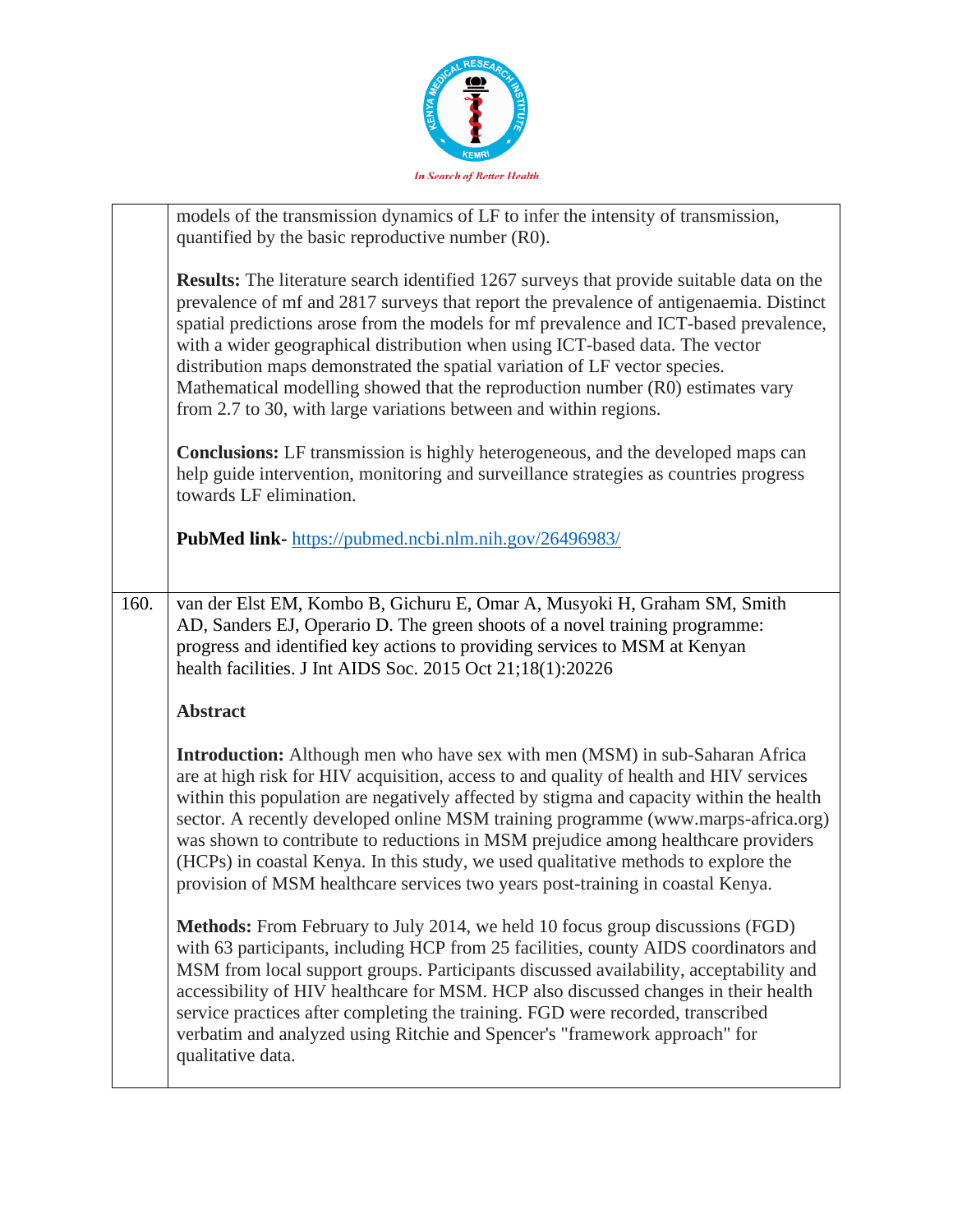| | |
|---|---|
| | models of the transmission dynamics of LF to infer the intensity of transmission, quantified by the basic reproductive number (R0).<br><br>**Results:** The literature search identified 1267 surveys that provide suitable data on the prevalence of mf and 2817 surveys that report the prevalence of antigenaemia. Distinct spatial predictions arose from the models for mf prevalence and ICT-based prevalence, with a wider geographical distribution when using ICT-based data. The vector distribution maps demonstrated the spatial variation of LF vector species. Mathematical modelling showed that the reproduction number (R0) estimates vary from 2.7 to 30, with large variations between and within regions.<br><br>**Conclusions:** LF transmission is highly heterogeneous, and the developed maps can help guide intervention, monitoring and surveillance strategies as countries progress towards LF elimination.<br><br>**PubMed link-** [https://pubmed.ncbi.nlm.nih.gov/26496983/](https://pubmed.ncbi.nlm.nih.gov/26496983/) |
| 160. | van der Elst EM, Kombo B, Gichuru E, Omar A, Musyoki H, Graham SM, Smith AD, Sanders EJ, Operario D. The green shoots of a novel training programme: progress and identified key actions to providing services to MSM at Kenyan health facilities. J Int AIDS Soc. 2015 Oct 21;18(1):20226<br><br>**Abstract**<br><br>**Introduction:** Although men who have sex with men (MSM) in sub-Saharan Africa are at high risk for HIV acquisition, access to and quality of health and HIV services within this population are negatively affected by stigma and capacity within the health sector. A recently developed online MSM training programme (www.marps-africa.org) was shown to contribute to reductions in MSM prejudice among healthcare providers (HCPs) in coastal Kenya. In this study, we used qualitative methods to explore the provision of MSM healthcare services two years post-training in coastal Kenya.<br><br>**Methods:** From February to July 2014, we held 10 focus group discussions (FGD) with 63 participants, including HCP from 25 facilities, county AIDS coordinators and MSM from local support groups. Participants discussed availability, acceptability and accessibility of HIV healthcare for MSM. HCP also discussed changes in their health service practices after completing the training. FGD were recorded, transcribed verbatim and analyzed using Ritchie and Spencer's "framework approach" for qualitative data. |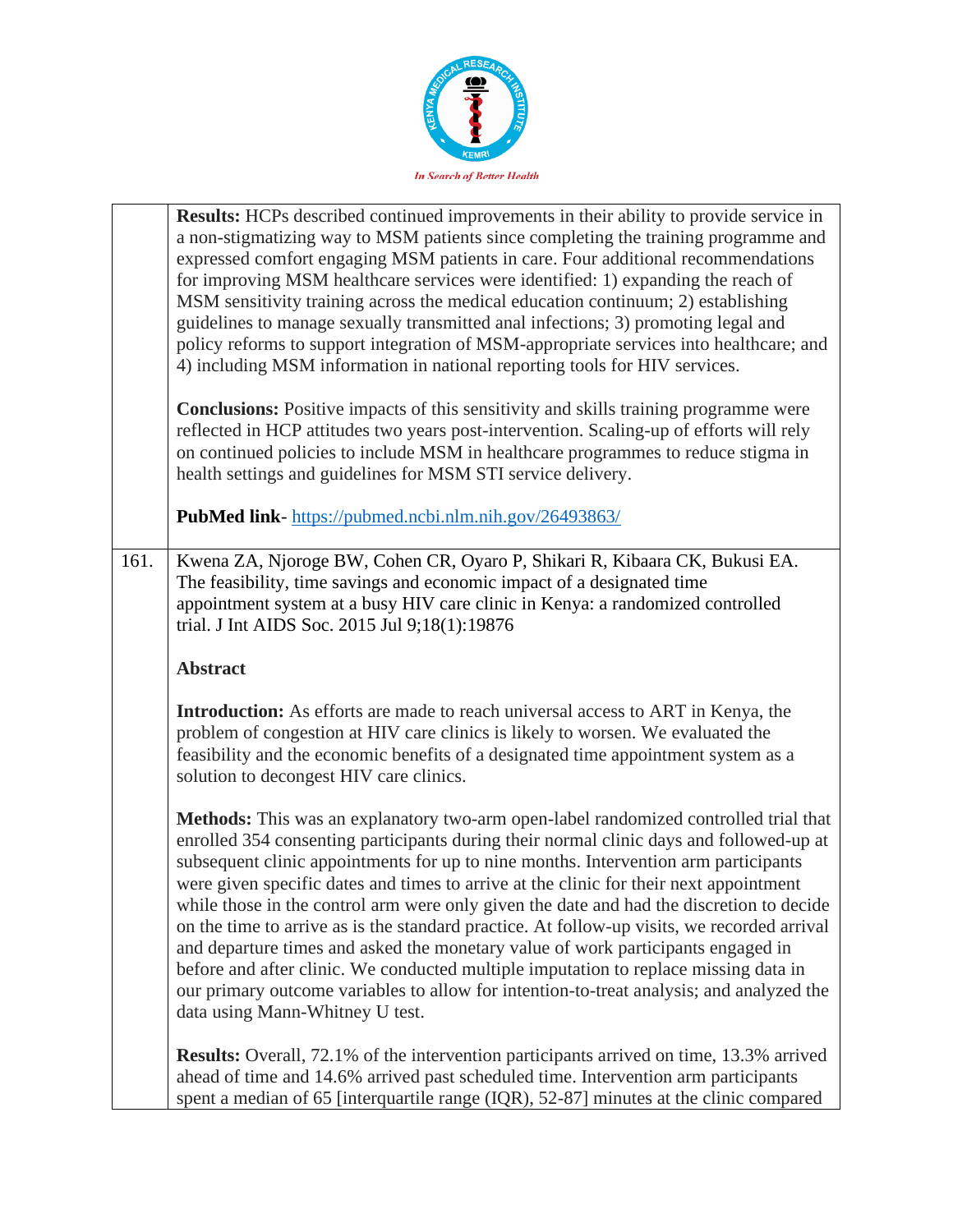**Results:** HCPs described continued improvements in their ability to provide service in a non-stigmatizing way to MSM patients since completing the training programme and expressed comfort engaging MSM patients in care. Four additional recommendations for improving MSM healthcare services were identified: 1) expanding the reach of MSM sensitivity training across the medical education continuum; 2) establishing guidelines to manage sexually transmitted anal infections; 3) promoting legal and policy reforms to support integration of MSM-appropriate services into healthcare; and 4) including MSM information in national reporting tools for HIV services.

**Conclusions:** Positive impacts of this sensitivity and skills training programme were reflected in HCP attitudes two years post-intervention. Scaling-up of efforts will rely on continued policies to include MSM in healthcare programmes to reduce stigma in health settings and guidelines for MSM STI service delivery.

**PubMed link**- https://pubmed.ncbi.nlm.nih.gov/26493863/

161. Kwena ZA, Njoroge BW, Cohen CR, Oyaro P, Shikari R, Kibaara CK, Bukusi EA. The feasibility, time savings and economic impact of a designated time appointment system at a busy HIV care clinic in Kenya: a randomized controlled trial. J Int AIDS Soc. 2015 Jul 9;18(1):19876

**Abstract**

**Introduction:** As efforts are made to reach universal access to ART in Kenya, the problem of congestion at HIV care clinics is likely to worsen. We evaluated the feasibility and the economic benefits of a designated time appointment system as a solution to decongest HIV care clinics.

**Methods:** This was an explanatory two-arm open-label randomized controlled trial that enrolled 354 consenting participants during their normal clinic days and followed-up at subsequent clinic appointments for up to nine months. Intervention arm participants were given specific dates and times to arrive at the clinic for their next appointment while those in the control arm were only given the date and had the discretion to decide on the time to arrive as is the standard practice. At follow-up visits, we recorded arrival and departure times and asked the monetary value of work participants engaged in before and after clinic. We conducted multiple imputation to replace missing data in our primary outcome variables to allow for intention-to-treat analysis; and analyzed the data using Mann-Whitney U test.

**Results:** Overall, 72.1% of the intervention participants arrived on time, 13.3% arrived ahead of time and 14.6% arrived past scheduled time. Intervention arm participants spent a median of 65 [interquartile range (IQR), 52-87] minutes at the clinic compared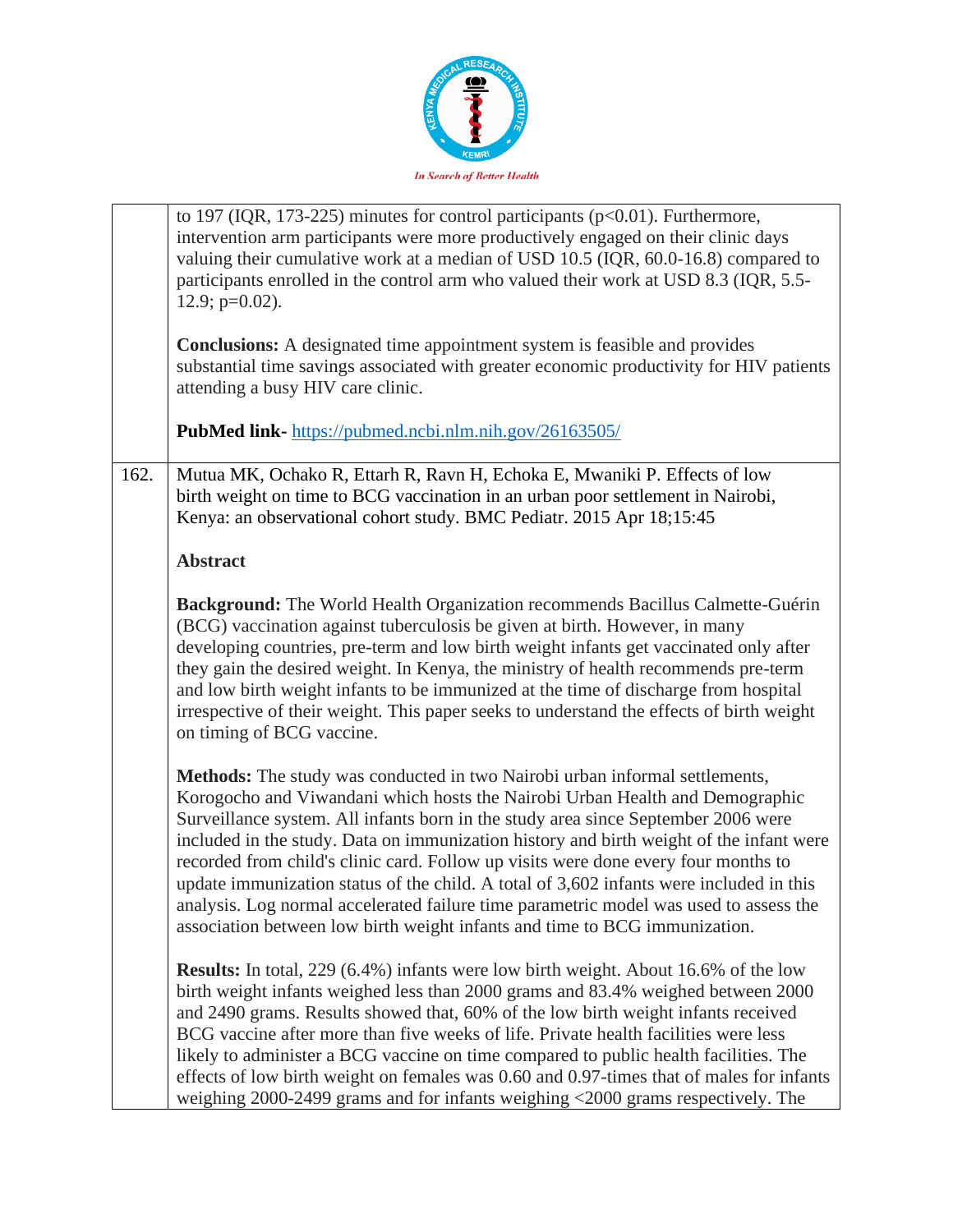| | |
|---|---|
| | to 197 (IQR, 173-225) minutes for control participants (p<0.01). Furthermore, intervention arm participants were more productively engaged on their clinic days valuing their cumulative work at a median of USD 10.5 (IQR, 60.0-16.8) compared to participants enrolled in the control arm who valued their work at USD 8.3 (IQR, 5.5-12.9; p=0.02).<br><br>**Conclusions:** A designated time appointment system is feasible and provides substantial time savings associated with greater economic productivity for HIV patients attending a busy HIV care clinic.<br><br>**PubMed link-** https://pubmed.ncbi.nlm.nih.gov/26163505/ |
| 162. | Mutua MK, Ochako R, Ettarh R, Ravn H, Echoka E, Mwaniki P. Effects of low birth weight on time to BCG vaccination in an urban poor settlement in Nairobi, Kenya: an observational cohort study. BMC Pediatr. 2015 Apr 18;15:45<br><br>**Abstract**<br><br>**Background:** The World Health Organization recommends Bacillus Calmette-Guérin (BCG) vaccination against tuberculosis be given at birth. However, in many developing countries, pre-term and low birth weight infants get vaccinated only after they gain the desired weight. In Kenya, the ministry of health recommends pre-term and low birth weight infants to be immunized at the time of discharge from hospital irrespective of their weight. This paper seeks to understand the effects of birth weight on timing of BCG vaccine.<br><br>**Methods:** The study was conducted in two Nairobi urban informal settlements, Korogocho and Viwandani which hosts the Nairobi Urban Health and Demographic Surveillance system. All infants born in the study area since September 2006 were included in the study. Data on immunization history and birth weight of the infant were recorded from child's clinic card. Follow up visits were done every four months to update immunization status of the child. A total of 3,602 infants were included in this analysis. Log normal accelerated failure time parametric model was used to assess the association between low birth weight infants and time to BCG immunization.<br><br>**Results:** In total, 229 (6.4%) infants were low birth weight. About 16.6% of the low birth weight infants weighed less than 2000 grams and 83.4% weighed between 2000 and 2490 grams. Results showed that, 60% of the low birth weight infants received BCG vaccine after more than five weeks of life. Private health facilities were less likely to administer a BCG vaccine on time compared to public health facilities. The effects of low birth weight on females was 0.60 and 0.97-times that of males for infants weighing 2000-2499 grams and for infants weighing <2000 grams respectively. The |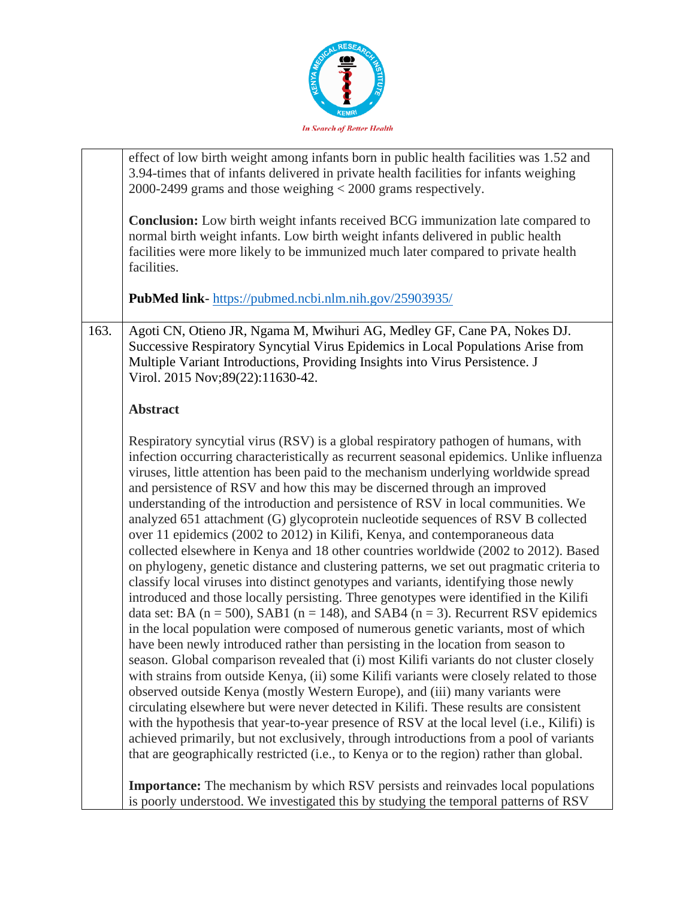| | |
|---|---|
| | effect of low birth weight among infants born in public health facilities was 1.52 and 3.94-times that of infants delivered in private health facilities for infants weighing 2000-2499 grams and those weighing < 2000 grams respectively.<br><br>**Conclusion:** Low birth weight infants received BCG immunization late compared to normal birth weight infants. Low birth weight infants delivered in public health facilities were more likely to be immunized much later compared to private health facilities.<br><br>**PubMed link**- https://pubmed.ncbi.nlm.nih.gov/25903935/ |
| 163. | Agoti CN, Otieno JR, Ngama M, Mwihuri AG, Medley GF, Cane PA, Nokes DJ. Successive Respiratory Syncytial Virus Epidemics in Local Populations Arise from Multiple Variant Introductions, Providing Insights into Virus Persistence. J Virol. 2015 Nov;89(22):11630-42.<br><br>**Abstract**<br><br>Respiratory syncytial virus (RSV) is a global respiratory pathogen of humans, with infection occurring characteristically as recurrent seasonal epidemics. Unlike influenza viruses, little attention has been paid to the mechanism underlying worldwide spread and persistence of RSV and how this may be discerned through an improved understanding of the introduction and persistence of RSV in local communities. We analyzed 651 attachment (G) glycoprotein nucleotide sequences of RSV B collected over 11 epidemics (2002 to 2012) in Kilifi, Kenya, and contemporaneous data collected elsewhere in Kenya and 18 other countries worldwide (2002 to 2012). Based on phylogeny, genetic distance and clustering patterns, we set out pragmatic criteria to classify local viruses into distinct genotypes and variants, identifying those newly introduced and those locally persisting. Three genotypes were identified in the Kilifi data set: BA (n = 500), SAB1 (n = 148), and SAB4 (n = 3). Recurrent RSV epidemics in the local population were composed of numerous genetic variants, most of which have been newly introduced rather than persisting in the location from season to season. Global comparison revealed that (i) most Kilifi variants do not cluster closely with strains from outside Kenya, (ii) some Kilifi variants were closely related to those observed outside Kenya (mostly Western Europe), and (iii) many variants were circulating elsewhere but were never detected in Kilifi. These results are consistent with the hypothesis that year-to-year presence of RSV at the local level (i.e., Kilifi) is achieved primarily, but not exclusively, through introductions from a pool of variants that are geographically restricted (i.e., to Kenya or to the region) rather than global.<br><br>**Importance:** The mechanism by which RSV persists and reinvades local populations is poorly understood. We investigated this by studying the temporal patterns of RSV |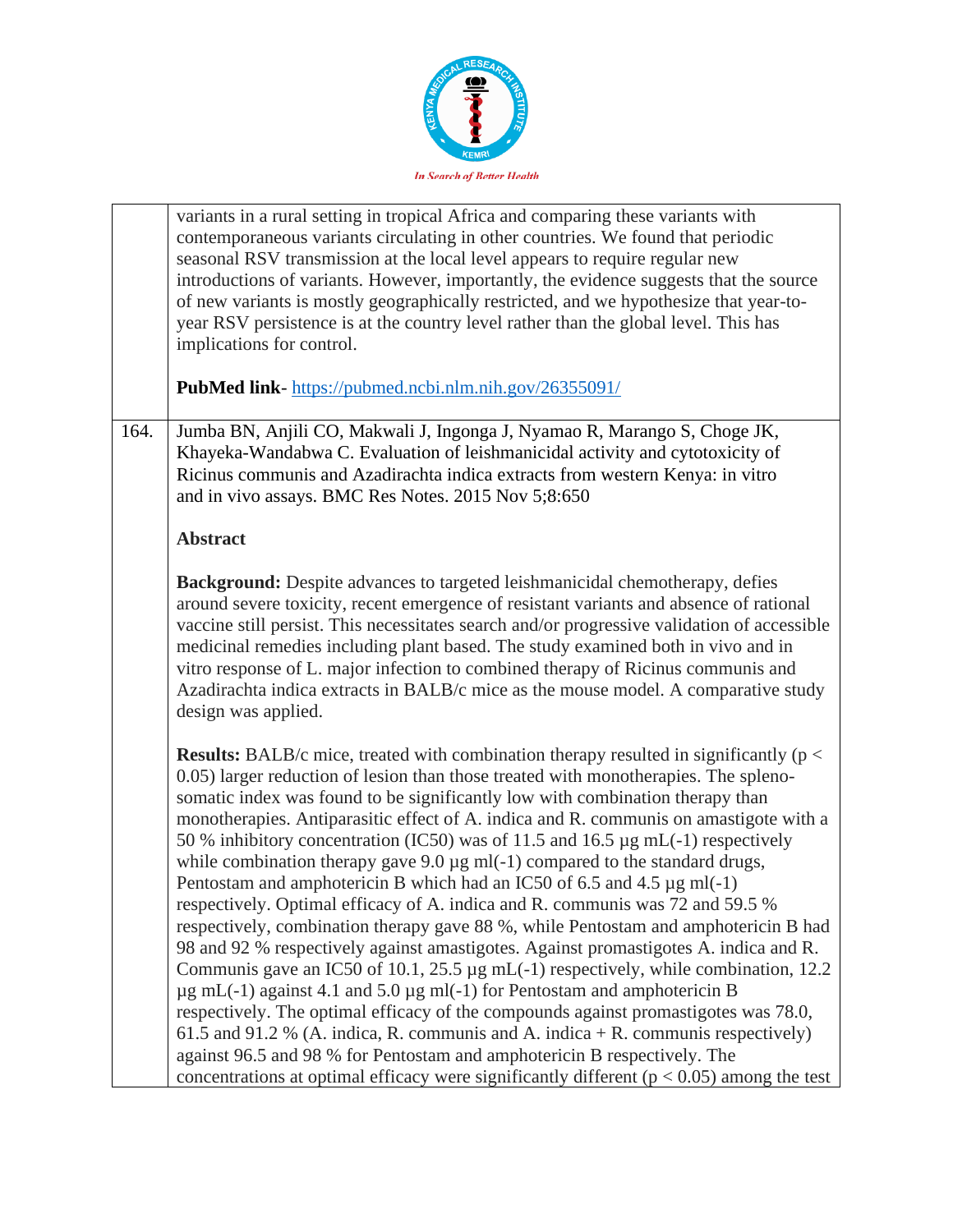| | |
|---|---|
| | variants in a rural setting in tropical Africa and comparing these variants with contemporaneous variants circulating in other countries. We found that periodic seasonal RSV transmission at the local level appears to require regular new introductions of variants. However, importantly, the evidence suggests that the source of new variants is mostly geographically restricted, and we hypothesize that year-to-year RSV persistence is at the country level rather than the global level. This has implications for control.<br><br>**PubMed link**- https://pubmed.ncbi.nlm.nih.gov/26355091/ |
| 164. | Jumba BN, Anjili CO, Makwali J, Ingonga J, Nyamao R, Marango S, Choge JK, Khayeka-Wandabwa C. Evaluation of leishmanicidal activity and cytotoxicity of Ricinus communis and Azadirachta indica extracts from western Kenya: in vitro and in vivo assays. BMC Res Notes. 2015 Nov 5;8:650<br><br>**Abstract**<br><br>**Background:** Despite advances to targeted leishmanicidal chemotherapy, defies around severe toxicity, recent emergence of resistant variants and absence of rational vaccine still persist. This necessitates search and/or progressive validation of accessible medicinal remedies including plant based. The study examined both in vivo and in vitro response of L. major infection to combined therapy of Ricinus communis and Azadirachta indica extracts in BALB/c mice as the mouse model. A comparative study design was applied.<br><br>**Results:** BALB/c mice, treated with combination therapy resulted in significantly ($p < 0.05$) larger reduction of lesion than those treated with monotherapies. The spleno-somatic index was found to be significantly low with combination therapy than monotherapies. Antiparasitic effect of A. indica and R. communis on amastigote with a 50 % inhibitory concentration (IC50) was of 11.5 and 16.5 µg mL(-1) respectively while combination therapy gave 9.0 µg ml(-1) compared to the standard drugs, Pentostam and amphotericin B which had an IC50 of 6.5 and 4.5 µg ml(-1) respectively. Optimal efficacy of A. indica and R. communis was 72 and 59.5 % respectively, combination therapy gave 88 %, while Pentostam and amphotericin B had 98 and 92 % respectively against amastigotes. Against promastigotes A. indica and R. Communis gave an IC50 of 10.1, 25.5 µg mL(-1) respectively, while combination, 12.2 µg mL(-1) against 4.1 and 5.0 µg ml(-1) for Pentostam and amphotericin B respectively. The optimal efficacy of the compounds against promastigotes was 78.0, 61.5 and 91.2 % (A. indica, R. communis and A. indica + R. communis respectively) against 96.5 and 98 % for Pentostam and amphotericin B respectively. The concentrations at optimal efficacy were significantly different ($p < 0.05$) among the test |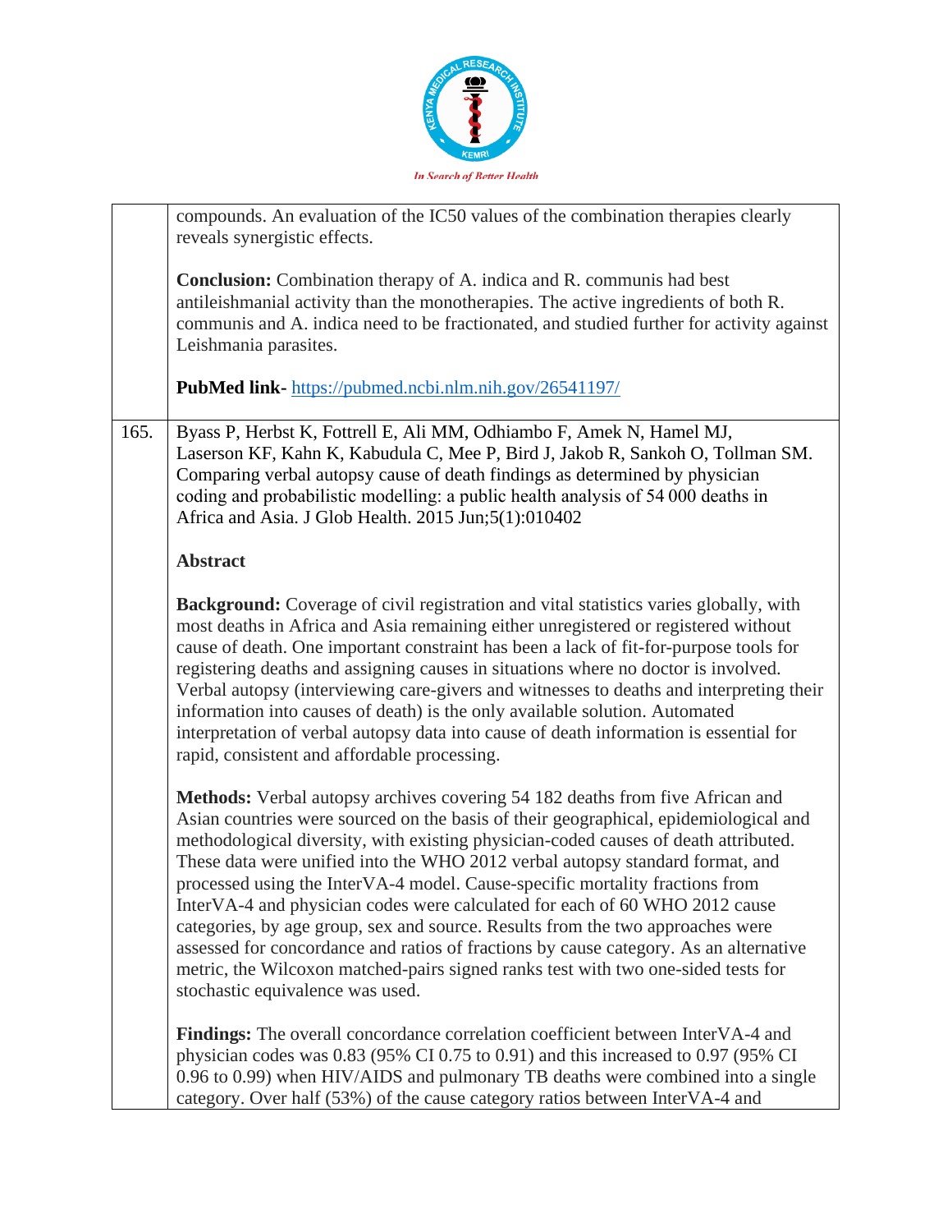| | |
|---|---|
| | compounds. An evaluation of the IC50 values of the combination therapies clearly reveals synergistic effects.<br><br>**Conclusion:** Combination therapy of A. indica and R. communis had best antileishmanial activity than the monotherapies. The active ingredients of both R. communis and A. indica need to be fractionated, and studied further for activity against Leishmania parasites.<br><br>**PubMed link-** https://pubmed.ncbi.nlm.nih.gov/26541197/ |
| 165. | Byass P, Herbst K, Fottrell E, Ali MM, Odhiambo F, Amek N, Hamel MJ, Laserson KF, Kahn K, Kabudula C, Mee P, Bird J, Jakob R, Sankoh O, Tollman SM. Comparing verbal autopsy cause of death findings as determined by physician coding and probabilistic modelling: a public health analysis of 54 000 deaths in Africa and Asia. J Glob Health. 2015 Jun;5(1):010402<br><br>**Abstract**<br><br>**Background:** Coverage of civil registration and vital statistics varies globally, with most deaths in Africa and Asia remaining either unregistered or registered without cause of death. One important constraint has been a lack of fit-for-purpose tools for registering deaths and assigning causes in situations where no doctor is involved. Verbal autopsy (interviewing care-givers and witnesses to deaths and interpreting their information into causes of death) is the only available solution. Automated interpretation of verbal autopsy data into cause of death information is essential for rapid, consistent and affordable processing.<br><br>**Methods:** Verbal autopsy archives covering 54 182 deaths from five African and Asian countries were sourced on the basis of their geographical, epidemiological and methodological diversity, with existing physician-coded causes of death attributed. These data were unified into the WHO 2012 verbal autopsy standard format, and processed using the InterVA-4 model. Cause-specific mortality fractions from InterVA-4 and physician codes were calculated for each of 60 WHO 2012 cause categories, by age group, sex and source. Results from the two approaches were assessed for concordance and ratios of fractions by cause category. As an alternative metric, the Wilcoxon matched-pairs signed ranks test with two one-sided tests for stochastic equivalence was used.<br><br>**Findings:** The overall concordance correlation coefficient between InterVA-4 and physician codes was 0.83 (95% CI 0.75 to 0.91) and this increased to 0.97 (95% CI 0.96 to 0.99) when HIV/AIDS and pulmonary TB deaths were combined into a single category. Over half (53%) of the cause category ratios between InterVA-4 and |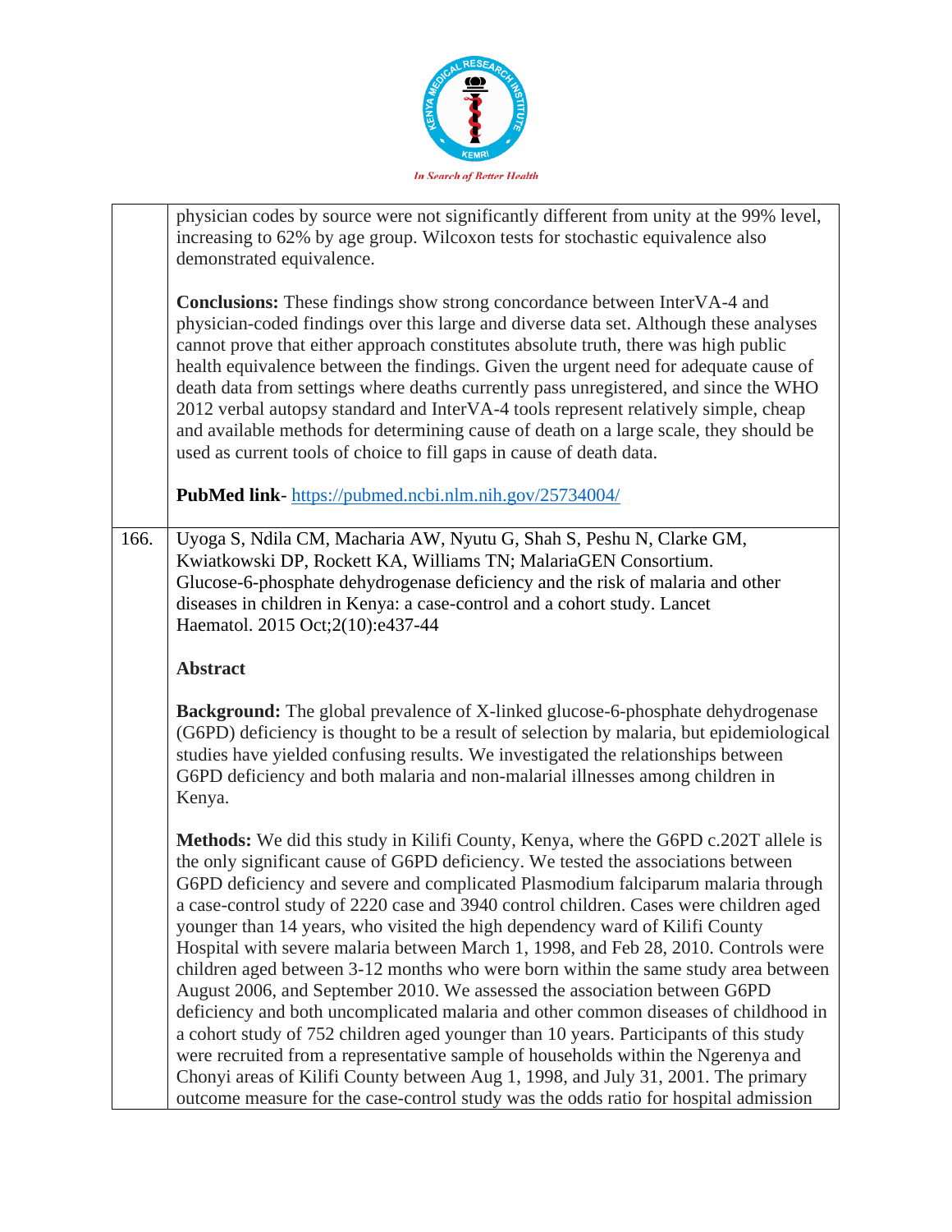| | |
|---|---|
| | physician codes by source were not significantly different from unity at the 99% level, increasing to 62% by age group. Wilcoxon tests for stochastic equivalence also demonstrated equivalence.<br><br>**Conclusions:** These findings show strong concordance between InterVA-4 and physician-coded findings over this large and diverse data set. Although these analyses cannot prove that either approach constitutes absolute truth, there was high public health equivalence between the findings. Given the urgent need for adequate cause of death data from settings where deaths currently pass unregistered, and since the WHO 2012 verbal autopsy standard and InterVA-4 tools represent relatively simple, cheap and available methods for determining cause of death on a large scale, they should be used as current tools of choice to fill gaps in cause of death data.<br><br>**PubMed link**- https://pubmed.ncbi.nlm.nih.gov/25734004/ |
| 166. | Uyoga S, Ndila CM, Macharia AW, Nyutu G, Shah S, Peshu N, Clarke GM, Kwiatkowski DP, Rockett KA, Williams TN; MalariaGEN Consortium. Glucose-6-phosphate dehydrogenase deficiency and the risk of malaria and other diseases in children in Kenya: a case-control and a cohort study. Lancet Haematol. 2015 Oct;2(10):e437-44<br><br>**Abstract**<br><br>**Background:** The global prevalence of X-linked glucose-6-phosphate dehydrogenase (G6PD) deficiency is thought to be a result of selection by malaria, but epidemiological studies have yielded confusing results. We investigated the relationships between G6PD deficiency and both malaria and non-malarial illnesses among children in Kenya.<br><br>**Methods:** We did this study in Kilifi County, Kenya, where the G6PD c.202T allele is the only significant cause of G6PD deficiency. We tested the associations between G6PD deficiency and severe and complicated Plasmodium falciparum malaria through a case-control study of 2220 case and 3940 control children. Cases were children aged younger than 14 years, who visited the high dependency ward of Kilifi County Hospital with severe malaria between March 1, 1998, and Feb 28, 2010. Controls were children aged between 3-12 months who were born within the same study area between August 2006, and September 2010. We assessed the association between G6PD deficiency and both uncomplicated malaria and other common diseases of childhood in a cohort study of 752 children aged younger than 10 years. Participants of this study were recruited from a representative sample of households within the Ngerenya and Chonyi areas of Kilifi County between Aug 1, 1998, and July 31, 2001. The primary outcome measure for the case-control study was the odds ratio for hospital admission |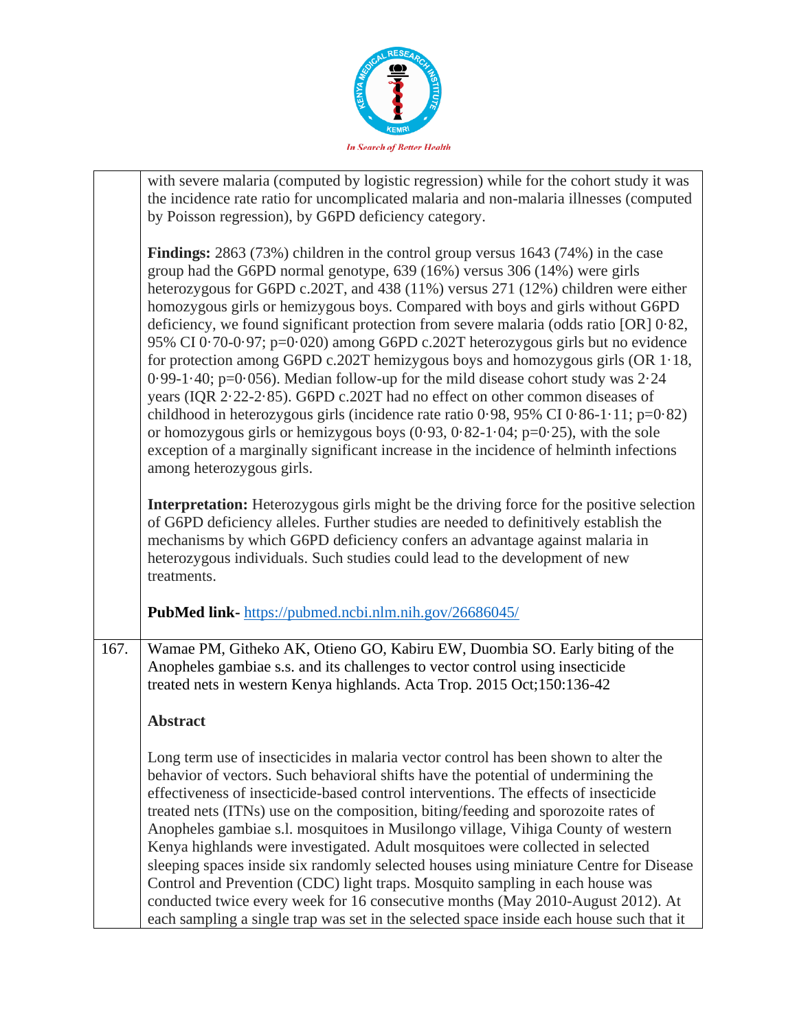| | |
|---|---|
| | with severe malaria (computed by logistic regression) while for the cohort study it was the incidence rate ratio for uncomplicated malaria and non-malaria illnesses (computed by Poisson regression), by G6PD deficiency category.<br><br>**Findings:** 2863 (73%) children in the control group versus 1643 (74%) in the case group had the G6PD normal genotype, 639 (16%) versus 306 (14%) were girls heterozygous for G6PD c.202T, and 438 (11%) versus 271 (12%) children were either homozygous girls or hemizygous boys. Compared with boys and girls without G6PD deficiency, we found significant protection from severe malaria (odds ratio [OR] 0·82, 95% CI 0·70-0·97; p=0·020) among G6PD c.202T heterozygous girls but no evidence for protection among G6PD c.202T hemizygous boys and homozygous girls (OR 1·18, 0·99-1·40; p=0·056). Median follow-up for the mild disease cohort study was 2·24 years (IQR 2·22-2·85). G6PD c.202T had no effect on other common diseases of childhood in heterozygous girls (incidence rate ratio 0·98, 95% CI 0·86-1·11; p=0·82) or homozygous girls or hemizygous boys (0·93, 0·82-1·04; p=0·25), with the sole exception of a marginally significant increase in the incidence of helminth infections among heterozygous girls.<br><br>**Interpretation:** Heterozygous girls might be the driving force for the positive selection of G6PD deficiency alleles. Further studies are needed to definitively establish the mechanisms by which G6PD deficiency confers an advantage against malaria in heterozygous individuals. Such studies could lead to the development of new treatments.<br><br>**PubMed link-** https://pubmed.ncbi.nlm.nih.gov/26686045/ |
| 167. | Wamae PM, Githeko AK, Otieno GO, Kabiru EW, Duombia SO. Early biting of the Anopheles gambiae s.s. and its challenges to vector control using insecticide treated nets in western Kenya highlands. Acta Trop. 2015 Oct;150:136-42<br><br>**Abstract**<br><br>Long term use of insecticides in malaria vector control has been shown to alter the behavior of vectors. Such behavioral shifts have the potential of undermining the effectiveness of insecticide-based control interventions. The effects of insecticide treated nets (ITNs) use on the composition, biting/feeding and sporozoite rates of Anopheles gambiae s.l. mosquitoes in Musilongo village, Vihiga County of western Kenya highlands were investigated. Adult mosquitoes were collected in selected sleeping spaces inside six randomly selected houses using miniature Centre for Disease Control and Prevention (CDC) light traps. Mosquito sampling in each house was conducted twice every week for 16 consecutive months (May 2010-August 2012). At each sampling a single trap was set in the selected space inside each house such that it |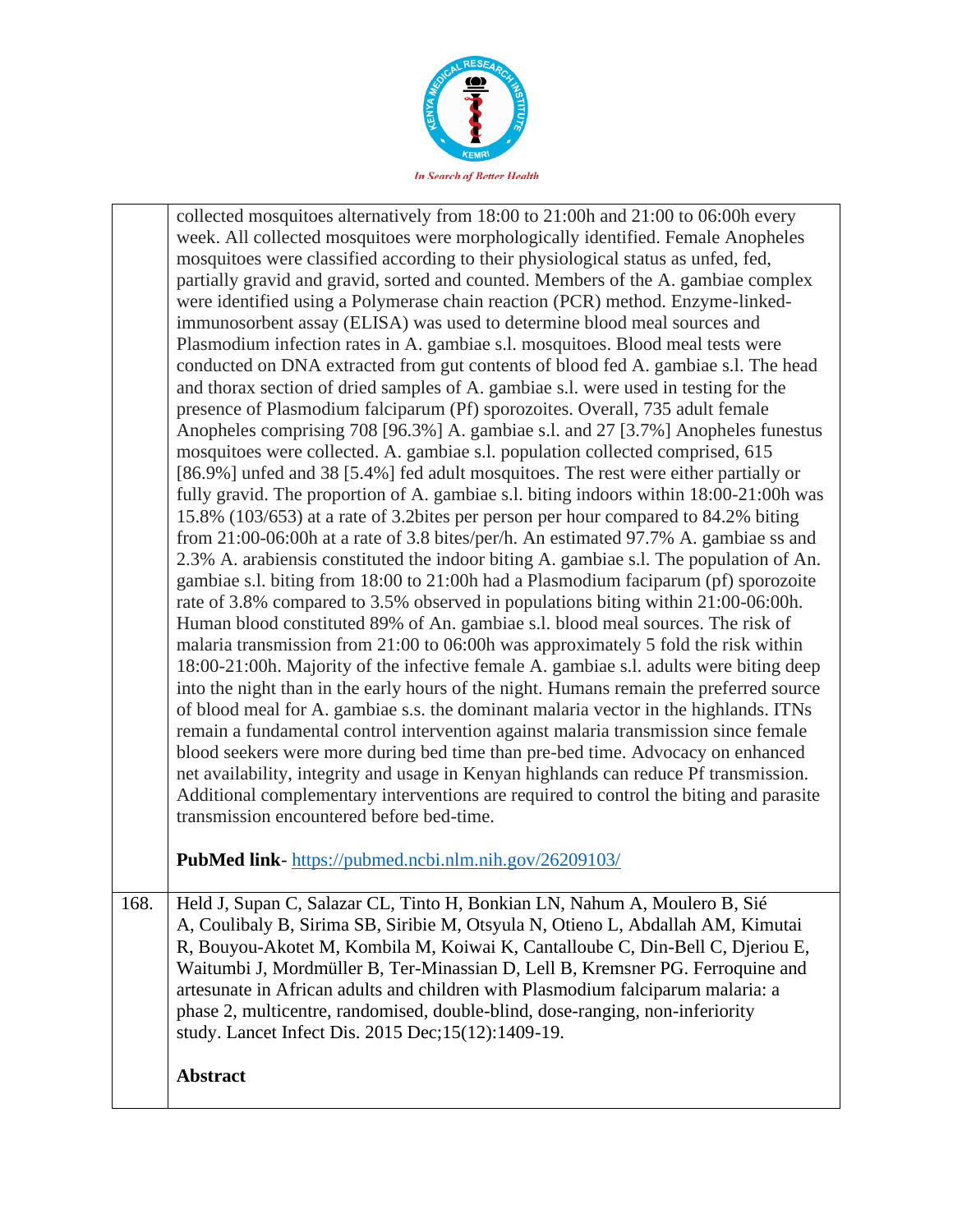| | |
|---|---|
| | collected mosquitoes alternatively from 18:00 to 21:00h and 21:00 to 06:00h every week. All collected mosquitoes were morphologically identified. Female Anopheles mosquitoes were classified according to their physiological status as unfed, fed, partially gravid and gravid, sorted and counted. Members of the A. gambiae complex were identified using a Polymerase chain reaction (PCR) method. Enzyme-linked-immunosorbent assay (ELISA) was used to determine blood meal sources and Plasmodium infection rates in A. gambiae s.l. mosquitoes. Blood meal tests were conducted on DNA extracted from gut contents of blood fed A. gambiae s.l. The head and thorax section of dried samples of A. gambiae s.l. were used in testing for the presence of Plasmodium falciparum (Pf) sporozoites. Overall, 735 adult female Anopheles comprising 708 [96.3%] A. gambiae s.l. and 27 [3.7%] Anopheles funestus mosquitoes were collected. A. gambiae s.l. population collected comprised, 615 [86.9%] unfed and 38 [5.4%] fed adult mosquitoes. The rest were either partially or fully gravid. The proportion of A. gambiae s.l. biting indoors within 18:00-21:00h was 15.8% (103/653) at a rate of 3.2bites per person per hour compared to 84.2% biting from 21:00-06:00h at a rate of 3.8 bites/per/h. An estimated 97.7% A. gambiae ss and 2.3% A. arabiensis constituted the indoor biting A. gambiae s.l. The population of An. gambiae s.l. biting from 18:00 to 21:00h had a Plasmodium faciparum (pf) sporozoite rate of 3.8% compared to 3.5% observed in populations biting within 21:00-06:00h. Human blood constituted 89% of An. gambiae s.l. blood meal sources. The risk of malaria transmission from 21:00 to 06:00h was approximately 5 fold the risk within 18:00-21:00h. Majority of the infective female A. gambiae s.l. adults were biting deep into the night than in the early hours of the night. Humans remain the preferred source of blood meal for A. gambiae s.s. the dominant malaria vector in the highlands. ITNs remain a fundamental control intervention against malaria transmission since female blood seekers were more during bed time than pre-bed time. Advocacy on enhanced net availability, integrity and usage in Kenyan highlands can reduce Pf transmission. Additional complementary interventions are required to control the biting and parasite transmission encountered before bed-time.<br><br>**PubMed link**- https://pubmed.ncbi.nlm.nih.gov/26209103/ |
| 168. | Held J, Supan C, Salazar CL, Tinto H, Bonkian LN, Nahum A, Moulero B, Sié A, Coulibaly B, Sirima SB, Siribie M, Otsyula N, Otieno L, Abdallah AM, Kimutai R, Bouyou-Akotet M, Kombila M, Koiwai K, Cantalloube C, Din-Bell C, Djeriou E, Waitumbi J, Mordmüller B, Ter-Minassian D, Lell B, Kremsner PG. Ferroquine and artesunate in African adults and children with Plasmodium falciparum malaria: a phase 2, multicentre, randomised, double-blind, dose-ranging, non-inferiority study. Lancet Infect Dis. 2015 Dec;15(12):1409-19.<br><br>**Abstract** |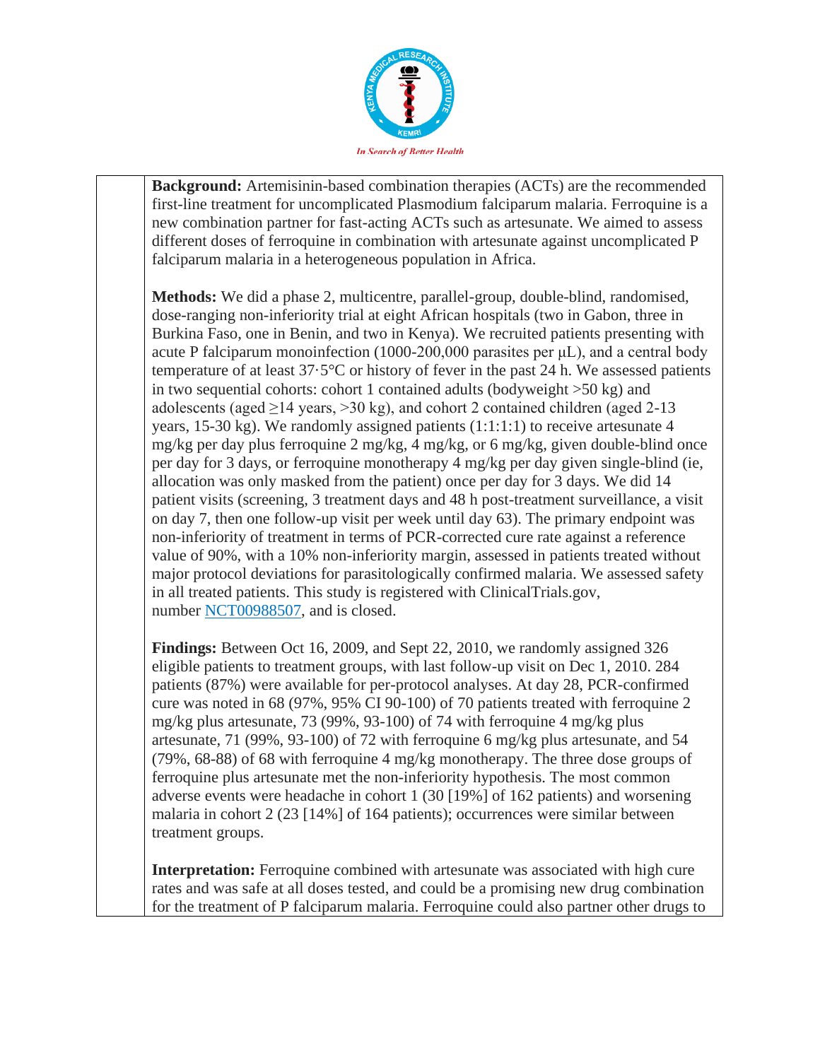**Background:** Artemisinin-based combination therapies (ACTs) are the recommended first-line treatment for uncomplicated Plasmodium falciparum malaria. Ferroquine is a new combination partner for fast-acting ACTs such as artesunate. We aimed to assess different doses of ferroquine in combination with artesunate against uncomplicated P falciparum malaria in a heterogeneous population in Africa.

**Methods:** We did a phase 2, multicentre, parallel-group, double-blind, randomised, dose-ranging non-inferiority trial at eight African hospitals (two in Gabon, three in Burkina Faso, one in Benin, and two in Kenya). We recruited patients presenting with acute P falciparum monoinfection (1000-200,000 parasites per μL), and a central body temperature of at least 37·5°C or history of fever in the past 24 h. We assessed patients in two sequential cohorts: cohort 1 contained adults (bodyweight >50 kg) and adolescents (aged ≥14 years, >30 kg), and cohort 2 contained children (aged 2-13 years, 15-30 kg). We randomly assigned patients (1:1:1:1) to receive artesunate 4 mg/kg per day plus ferroquine 2 mg/kg, 4 mg/kg, or 6 mg/kg, given double-blind once per day for 3 days, or ferroquine monotherapy 4 mg/kg per day given single-blind (ie, allocation was only masked from the patient) once per day for 3 days. We did 14 patient visits (screening, 3 treatment days and 48 h post-treatment surveillance, a visit on day 7, then one follow-up visit per week until day 63). The primary endpoint was non-inferiority of treatment in terms of PCR-corrected cure rate against a reference value of 90%, with a 10% non-inferiority margin, assessed in patients treated without major protocol deviations for parasitologically confirmed malaria. We assessed safety in all treated patients. This study is registered with ClinicalTrials.gov, number NCT00988507, and is closed.

**Findings:** Between Oct 16, 2009, and Sept 22, 2010, we randomly assigned 326 eligible patients to treatment groups, with last follow-up visit on Dec 1, 2010. 284 patients (87%) were available for per-protocol analyses. At day 28, PCR-confirmed cure was noted in 68 (97%, 95% CI 90-100) of 70 patients treated with ferroquine 2 mg/kg plus artesunate, 73 (99%, 93-100) of 74 with ferroquine 4 mg/kg plus artesunate, 71 (99%, 93-100) of 72 with ferroquine 6 mg/kg plus artesunate, and 54 (79%, 68-88) of 68 with ferroquine 4 mg/kg monotherapy. The three dose groups of ferroquine plus artesunate met the non-inferiority hypothesis. The most common adverse events were headache in cohort 1 (30 [19%] of 162 patients) and worsening malaria in cohort 2 (23 [14%] of 164 patients); occurrences were similar between treatment groups.

**Interpretation:** Ferroquine combined with artesunate was associated with high cure rates and was safe at all doses tested, and could be a promising new drug combination for the treatment of P falciparum malaria. Ferroquine could also partner other drugs to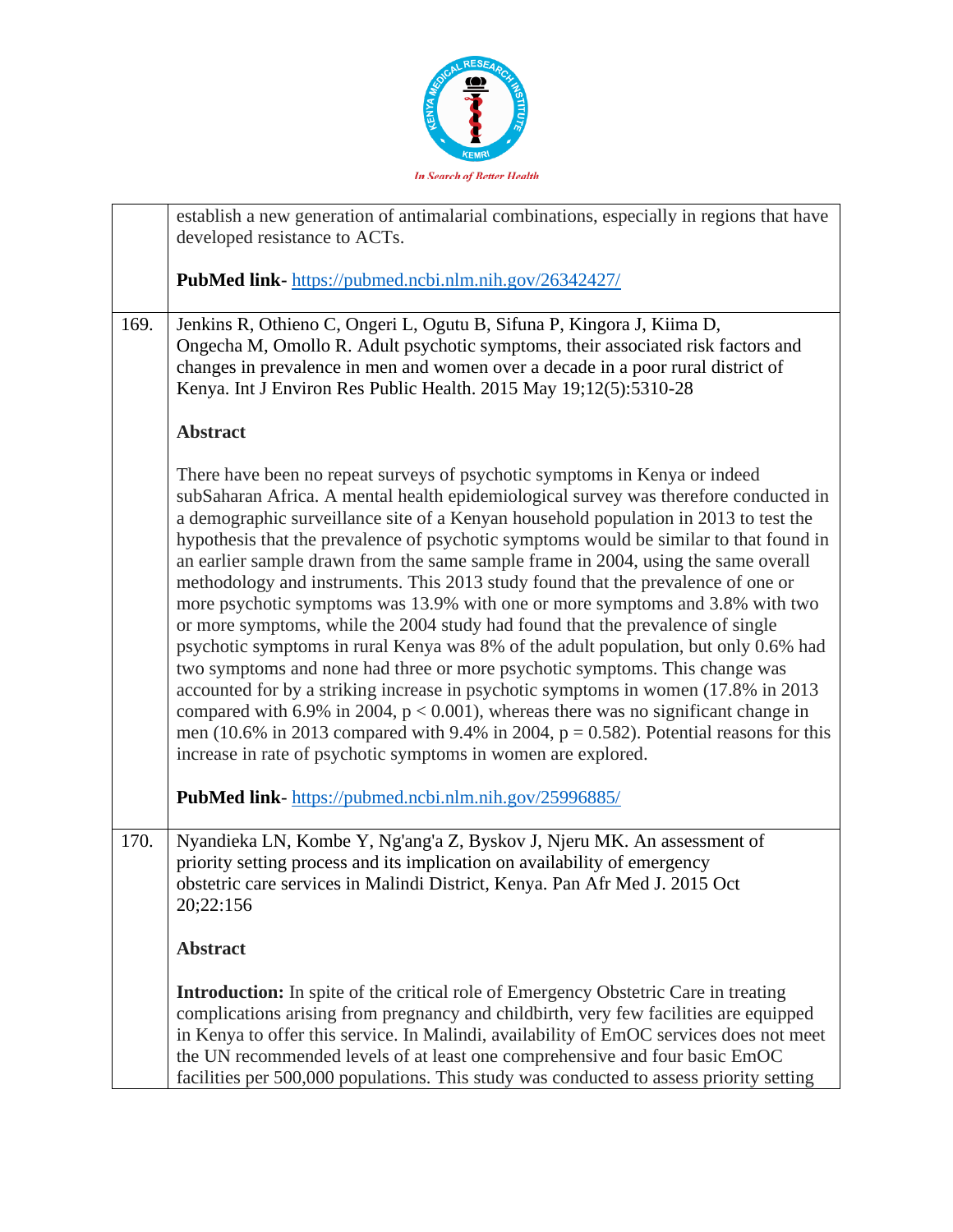| | |
|---|---|
| | establish a new generation of antimalarial combinations, especially in regions that have developed resistance to ACTs.<br><br>**PubMed link-** https://pubmed.ncbi.nlm.nih.gov/26342427/ |
| 169. | Jenkins R, Othieno C, Ongeri L, Ogutu B, Sifuna P, Kingora J, Kiima D, Ongecha M, Omollo R. Adult psychotic symptoms, their associated risk factors and changes in prevalence in men and women over a decade in a poor rural district of Kenya. Int J Environ Res Public Health. 2015 May 19;12(5):5310-28<br><br>**Abstract**<br><br>There have been no repeat surveys of psychotic symptoms in Kenya or indeed subSaharan Africa. A mental health epidemiological survey was therefore conducted in a demographic surveillance site of a Kenyan household population in 2013 to test the hypothesis that the prevalence of psychotic symptoms would be similar to that found in an earlier sample drawn from the same sample frame in 2004, using the same overall methodology and instruments. This 2013 study found that the prevalence of one or more psychotic symptoms was 13.9% with one or more symptoms and 3.8% with two or more symptoms, while the 2004 study had found that the prevalence of single psychotic symptoms in rural Kenya was 8% of the adult population, but only 0.6% had two symptoms and none had three or more psychotic symptoms. This change was accounted for by a striking increase in psychotic symptoms in women (17.8% in 2013 compared with 6.9% in 2004, $p < 0.001$), whereas there was no significant change in men (10.6% in 2013 compared with 9.4% in 2004, $p = 0.582$). Potential reasons for this increase in rate of psychotic symptoms in women are explored.<br><br>**PubMed link**- https://pubmed.ncbi.nlm.nih.gov/25996885/ |
| 170. | Nyandieka LN, Kombe Y, Ng'ang'a Z, Byskov J, Njeru MK. An assessment of priority setting process and its implication on availability of emergency obstetric care services in Malindi District, Kenya. Pan Afr Med J. 2015 Oct 20;22:156<br><br>**Abstract**<br><br>**Introduction:** In spite of the critical role of Emergency Obstetric Care in treating complications arising from pregnancy and childbirth, very few facilities are equipped in Kenya to offer this service. In Malindi, availability of EmOC services does not meet the UN recommended levels of at least one comprehensive and four basic EmOC facilities per 500,000 populations. This study was conducted to assess priority setting |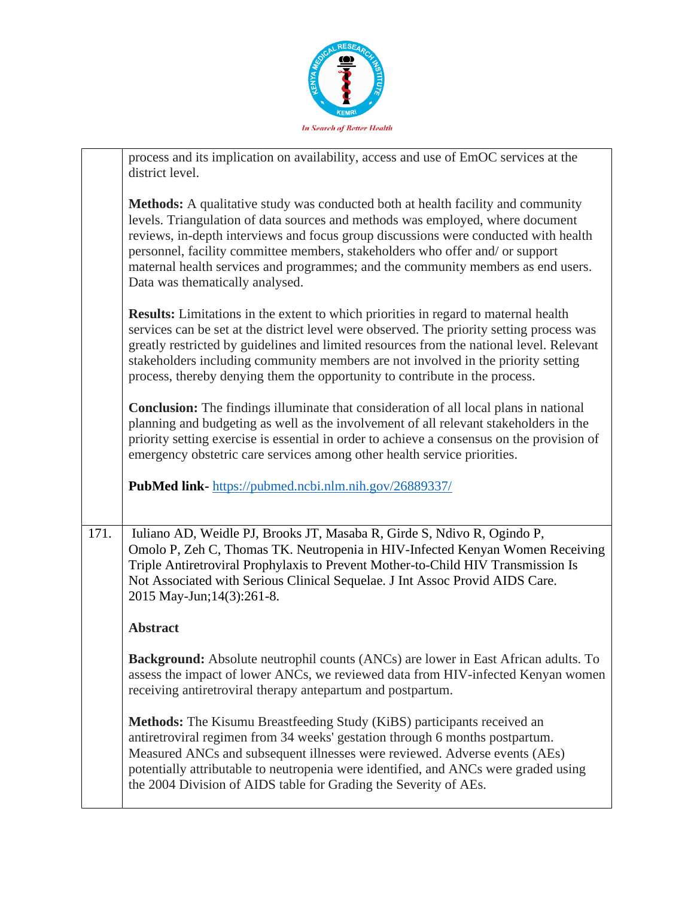| | |
|---|---|
| | process and its implication on availability, access and use of EmOC services at the district level.<br><br>**Methods:** A qualitative study was conducted both at health facility and community levels. Triangulation of data sources and methods was employed, where document reviews, in-depth interviews and focus group discussions were conducted with health personnel, facility committee members, stakeholders who offer and/ or support maternal health services and programmes; and the community members as end users. Data was thematically analysed.<br><br>**Results:** Limitations in the extent to which priorities in regard to maternal health services can be set at the district level were observed. The priority setting process was greatly restricted by guidelines and limited resources from the national level. Relevant stakeholders including community members are not involved in the priority setting process, thereby denying them the opportunity to contribute in the process.<br><br>**Conclusion:** The findings illuminate that consideration of all local plans in national planning and budgeting as well as the involvement of all relevant stakeholders in the priority setting exercise is essential in order to achieve a consensus on the provision of emergency obstetric care services among other health service priorities.<br><br>**PubMed link-** https://pubmed.ncbi.nlm.nih.gov/26889337/ |
| 171. | Iuliano AD, Weidle PJ, Brooks JT, Masaba R, Girde S, Ndivo R, Ogindo P, Omolo P, Zeh C, Thomas TK. Neutropenia in HIV-Infected Kenyan Women Receiving Triple Antiretroviral Prophylaxis to Prevent Mother-to-Child HIV Transmission Is Not Associated with Serious Clinical Sequelae. J Int Assoc Provid AIDS Care. 2015 May-Jun;14(3):261-8.<br><br>**Abstract**<br><br>**Background:** Absolute neutrophil counts (ANCs) are lower in East African adults. To assess the impact of lower ANCs, we reviewed data from HIV-infected Kenyan women receiving antiretroviral therapy antepartum and postpartum.<br><br>**Methods:** The Kisumu Breastfeeding Study (KiBS) participants received an antiretroviral regimen from 34 weeks' gestation through 6 months postpartum. Measured ANCs and subsequent illnesses were reviewed. Adverse events (AEs) potentially attributable to neutropenia were identified, and ANCs were graded using the 2004 Division of AIDS table for Grading the Severity of AEs. |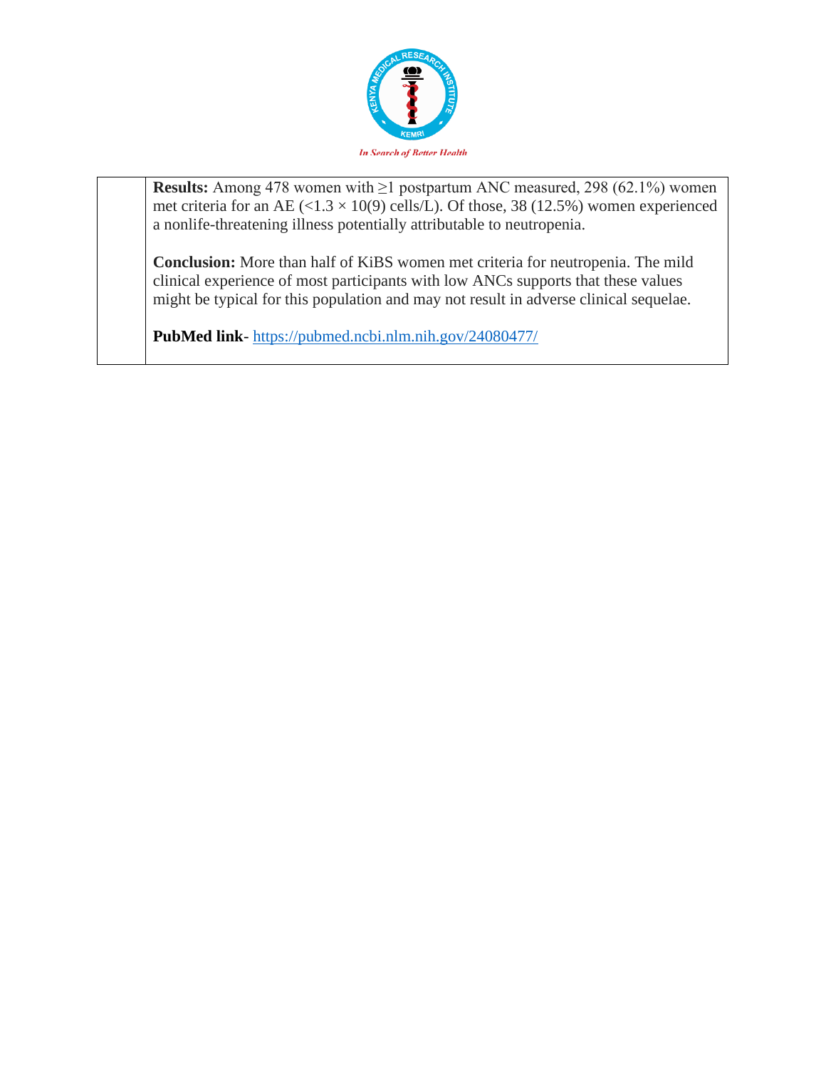| | |
|---|---|
| | **Results:** Among 478 women with ≥1 postpartum ANC measured, 298 (62.1%) women met criteria for an AE (<1.3 × 10(9) cells/L). Of those, 38 (12.5%) women experienced a nonlife-threatening illness potentially attributable to neutropenia.<br><br>**Conclusion:** More than half of KiBS women met criteria for neutropenia. The mild clinical experience of most participants with low ANCs supports that these values might be typical for this population and may not result in adverse clinical sequelae.<br><br>**PubMed link**- https://pubmed.ncbi.nlm.nih.gov/24080477/ |